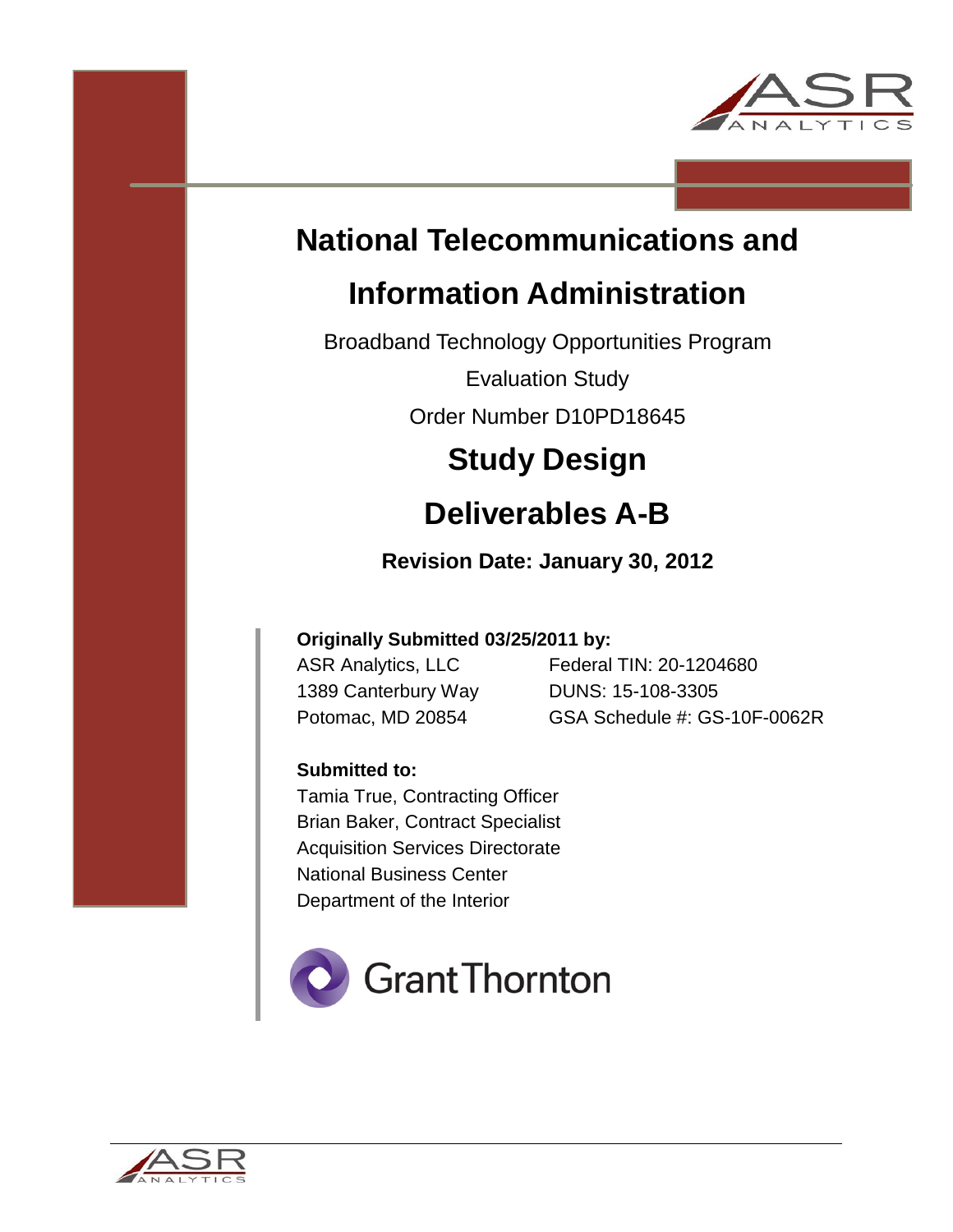# National Telecommunications and Information Administration

Broadband Technology Opportunities Program

Evaluation Study

Order Number D10PD18645

## Study Design

## Deliverables A-B

**Revision Date: January 30, 2012**

**Originally Submitted 03/25/2011 by:**

ASR Analytics, LLC
1389 Canterbury Way
Potomac, MD 20854

Federal TIN: 20-1204680
DUNS: 15-108-3305
GSA Schedule #: GS-10F-0062R

**Submitted to:**

Tamia True, Contracting Officer
Brian Baker, Contract Specialist
Acquisition Services Directorate
National Business Center
Department of the Interior

Grant Thornton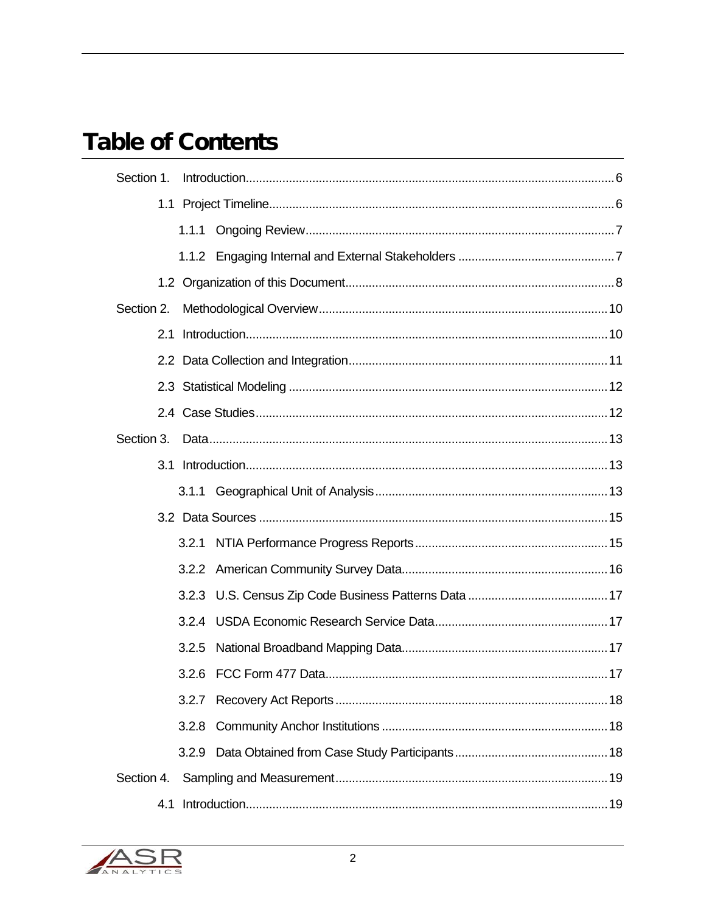# Table of Contents

Section 1. Introduction.....6

- 1.1 Project Timeline.....6
  - 1.1.1 Ongoing Review.....7
  - 1.1.2 Engaging Internal and External Stakeholders.....7
- 1.2 Organization of this Document.....8

Section 2. Methodological Overview.....10

- 2.1 Introduction.....10
- 2.2 Data Collection and Integration.....11
- 2.3 Statistical Modeling.....12
- 2.4 Case Studies.....12

Section 3. Data.....13

- 3.1 Introduction.....13
  - 3.1.1 Geographical Unit of Analysis.....13
- 3.2 Data Sources.....15
  - 3.2.1 NTIA Performance Progress Reports.....15
  - 3.2.2 American Community Survey Data.....16
  - 3.2.3 U.S. Census Zip Code Business Patterns Data.....17
  - 3.2.4 USDA Economic Research Service Data.....17
  - 3.2.5 National Broadband Mapping Data.....17
  - 3.2.6 FCC Form 477 Data.....17
  - 3.2.7 Recovery Act Reports.....18
  - 3.2.8 Community Anchor Institutions.....18
  - 3.2.9 Data Obtained from Case Study Participants.....18

Section 4. Sampling and Measurement.....19

- 4.1 Introduction.....19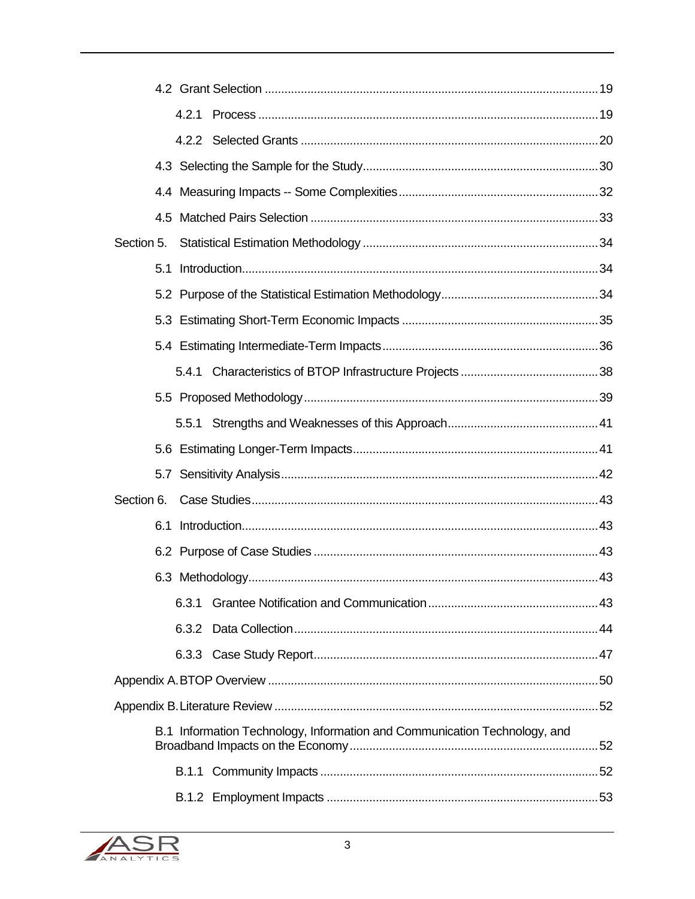- 4.2 Grant Selection ..................................................................................................... 19
  - 4.2.1 Process ....................................................................................................... 19
  - 4.2.2 Selected Grants .......................................................................................... 20
- 4.3 Selecting the Sample for the Study....................................................................... 30
- 4.4 Measuring Impacts -- Some Complexities............................................................ 32
- 4.5 Matched Pairs Selection ....................................................................................... 33

Section 5. Statistical Estimation Methodology ....................................................................... 34

- 5.1 Introduction............................................................................................................ 34
- 5.2 Purpose of the Statistical Estimation Methodology................................................ 34
- 5.3 Estimating Short-Term Economic Impacts ............................................................ 35
- 5.4 Estimating Intermediate-Term Impacts.................................................................. 36
  - 5.4.1 Characteristics of BTOP Infrastructure Projects .......................................... 38
- 5.5 Proposed Methodology.......................................................................................... 39
  - 5.5.1 Strengths and Weaknesses of this Approach.............................................. 41
- 5.6 Estimating Longer-Term Impacts........................................................................... 41
- 5.7 Sensitivity Analysis................................................................................................ 42

Section 6. Case Studies......................................................................................................... 43

- 6.1 Introduction............................................................................................................ 43
- 6.2 Purpose of Case Studies ...................................................................................... 43
- 6.3 Methodology.......................................................................................................... 43
  - 6.3.1 Grantee Notification and Communication.................................................... 43
  - 6.3.2 Data Collection............................................................................................ 44
  - 6.3.3 Case Study Report...................................................................................... 47

Appendix A. BTOP Overview .................................................................................................... 50

Appendix B. Literature Review .................................................................................................. 52

- B.1 Information Technology, Information and Communication Technology, and Broadband Impacts on the Economy ........................................................................... 52
  - B.1.1 Community Impacts .................................................................................... 52
  - B.1.2 Employment Impacts .................................................................................. 53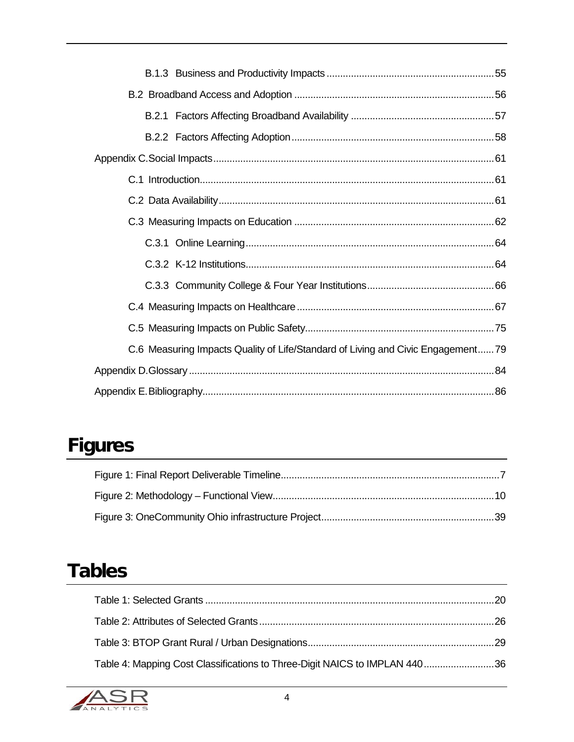B.1.3 Business and Productivity Impacts ..... 55

B.2 Broadband Access and Adoption ..... 56

B.2.1 Factors Affecting Broadband Availability ..... 57

B.2.2 Factors Affecting Adoption ..... 58

Appendix C. Social Impacts ..... 61

C.1 Introduction ..... 61

C.2 Data Availability ..... 61

C.3 Measuring Impacts on Education ..... 62

C.3.1 Online Learning ..... 64

C.3.2 K-12 Institutions ..... 64

C.3.3 Community College & Four Year Institutions ..... 66

C.4 Measuring Impacts on Healthcare ..... 67

C.5 Measuring Impacts on Public Safety ..... 75

C.6 Measuring Impacts Quality of Life/Standard of Living and Civic Engagement ..... 79

Appendix D. Glossary ..... 84

Appendix E. Bibliography ..... 86

# Figures

Figure 1: Final Report Deliverable Timeline ..... 7

Figure 2: Methodology – Functional View ..... 10

Figure 3: OneCommunity Ohio infrastructure Project ..... 39

# Tables

Table 1: Selected Grants ..... 20

Table 2: Attributes of Selected Grants ..... 26

Table 3: BTOP Grant Rural / Urban Designations ..... 29

Table 4: Mapping Cost Classifications to Three-Digit NAICS to IMPLAN 440 ..... 36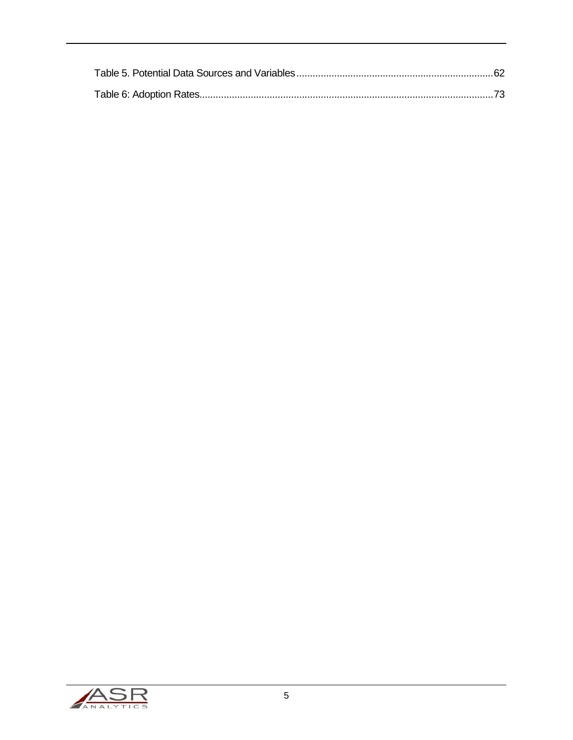Table 5. Potential Data Sources and Variables ........................................................................ 62

Table 6: Adoption Rates.......................................................................................................... 73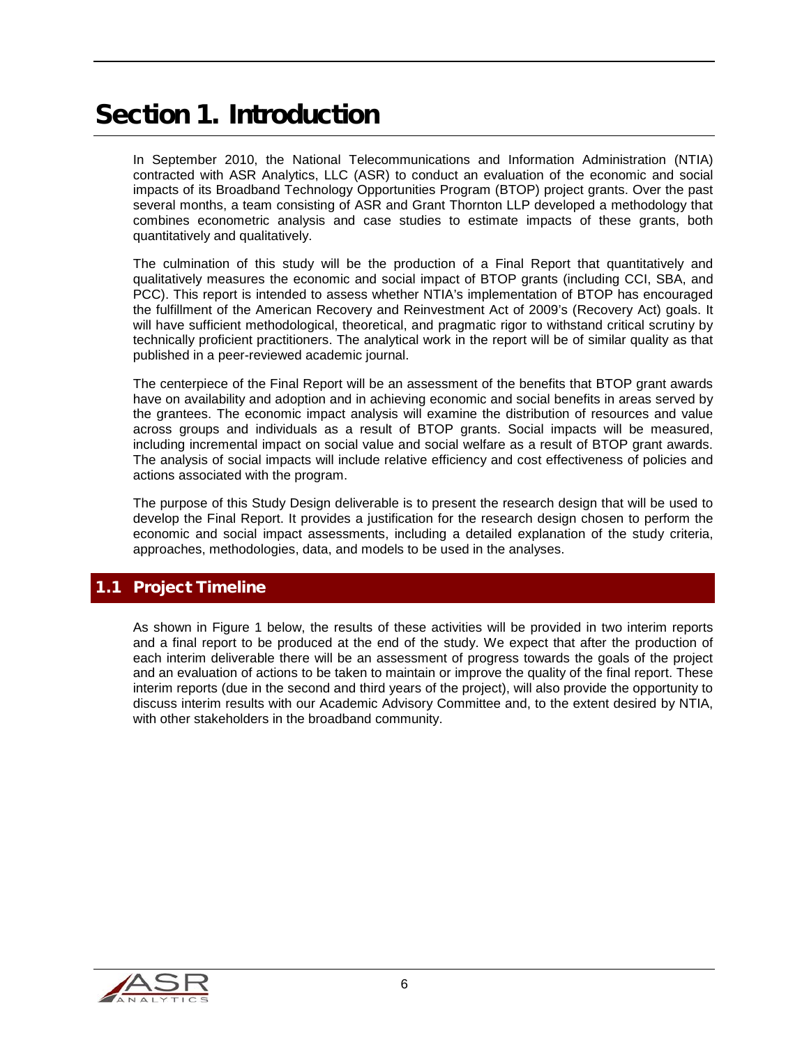# Section 1. Introduction

In September 2010, the National Telecommunications and Information Administration (NTIA) contracted with ASR Analytics, LLC (ASR) to conduct an evaluation of the economic and social impacts of its Broadband Technology Opportunities Program (BTOP) project grants. Over the past several months, a team consisting of ASR and Grant Thornton LLP developed a methodology that combines econometric analysis and case studies to estimate impacts of these grants, both quantitatively and qualitatively.

The culmination of this study will be the production of a Final Report that quantitatively and qualitatively measures the economic and social impact of BTOP grants (including CCI, SBA, and PCC). This report is intended to assess whether NTIA's implementation of BTOP has encouraged the fulfillment of the American Recovery and Reinvestment Act of 2009's (Recovery Act) goals. It will have sufficient methodological, theoretical, and pragmatic rigor to withstand critical scrutiny by technically proficient practitioners. The analytical work in the report will be of similar quality as that published in a peer-reviewed academic journal.

The centerpiece of the Final Report will be an assessment of the benefits that BTOP grant awards have on availability and adoption and in achieving economic and social benefits in areas served by the grantees. The economic impact analysis will examine the distribution of resources and value across groups and individuals as a result of BTOP grants. Social impacts will be measured, including incremental impact on social value and social welfare as a result of BTOP grant awards. The analysis of social impacts will include relative efficiency and cost effectiveness of policies and actions associated with the program.

The purpose of this Study Design deliverable is to present the research design that will be used to develop the Final Report. It provides a justification for the research design chosen to perform the economic and social impact assessments, including a detailed explanation of the study criteria, approaches, methodologies, data, and models to be used in the analyses.

## 1.1 Project Timeline

As shown in Figure 1 below, the results of these activities will be provided in two interim reports and a final report to be produced at the end of the study. We expect that after the production of each interim deliverable there will be an assessment of progress towards the goals of the project and an evaluation of actions to be taken to maintain or improve the quality of the final report. These interim reports (due in the second and third years of the project), will also provide the opportunity to discuss interim results with our Academic Advisory Committee and, to the extent desired by NTIA, with other stakeholders in the broadband community.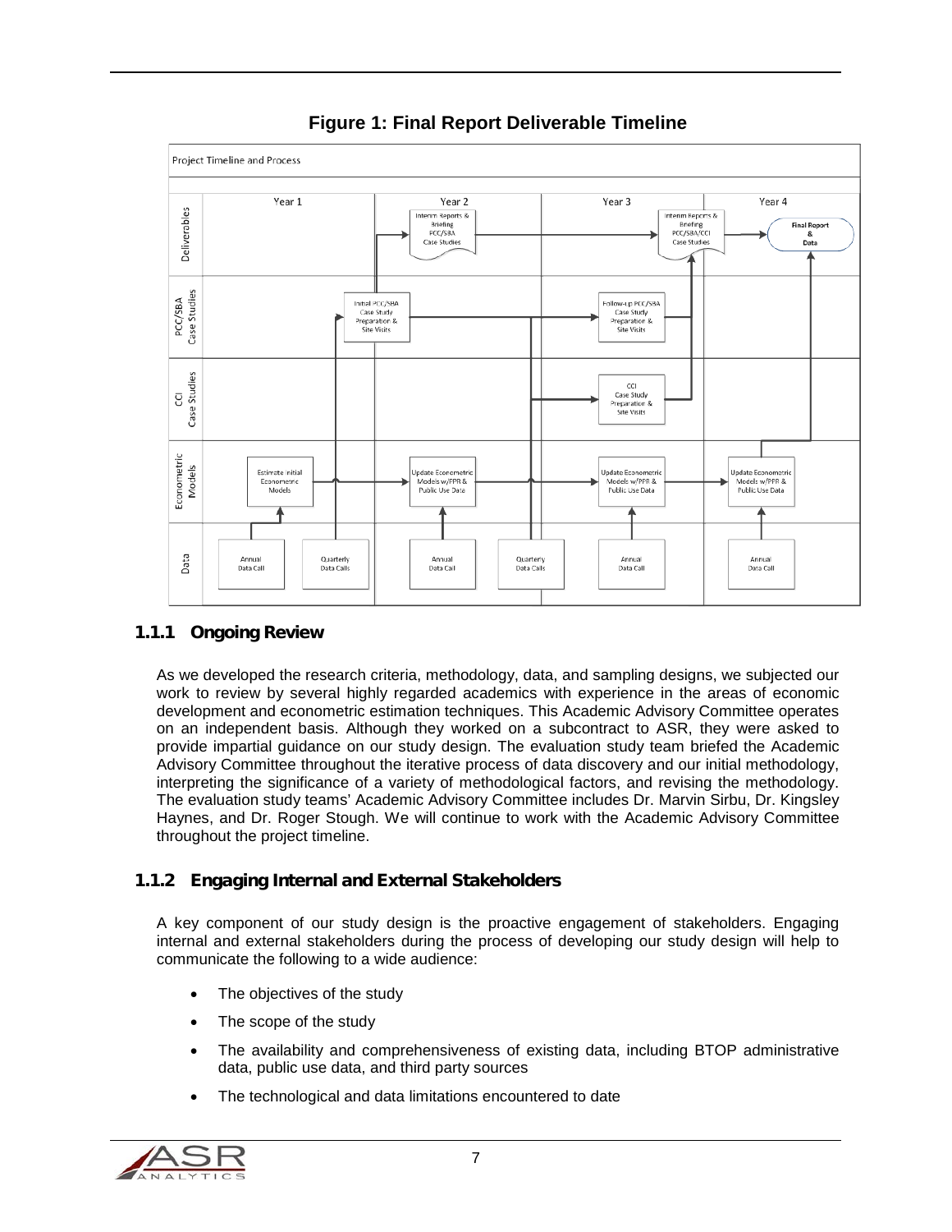**Figure 1: Final Report Deliverable Timeline**

### 1.1.1 Ongoing Review

As we developed the research criteria, methodology, data, and sampling designs, we subjected our work to review by several highly regarded academics with experience in the areas of economic development and econometric estimation techniques. This Academic Advisory Committee operates on an independent basis. Although they worked on a subcontract to ASR, they were asked to provide impartial guidance on our study design. The evaluation study team briefed the Academic Advisory Committee throughout the iterative process of data discovery and our initial methodology, interpreting the significance of a variety of methodological factors, and revising the methodology. The evaluation study teams' Academic Advisory Committee includes Dr. Marvin Sirbu, Dr. Kingsley Haynes, and Dr. Roger Stough. We will continue to work with the Academic Advisory Committee throughout the project timeline.

### 1.1.2 Engaging Internal and External Stakeholders

A key component of our study design is the proactive engagement of stakeholders. Engaging internal and external stakeholders during the process of developing our study design will help to communicate the following to a wide audience:

- The objectives of the study
- The scope of the study
- The availability and comprehensiveness of existing data, including BTOP administrative data, public use data, and third party sources
- The technological and data limitations encountered to date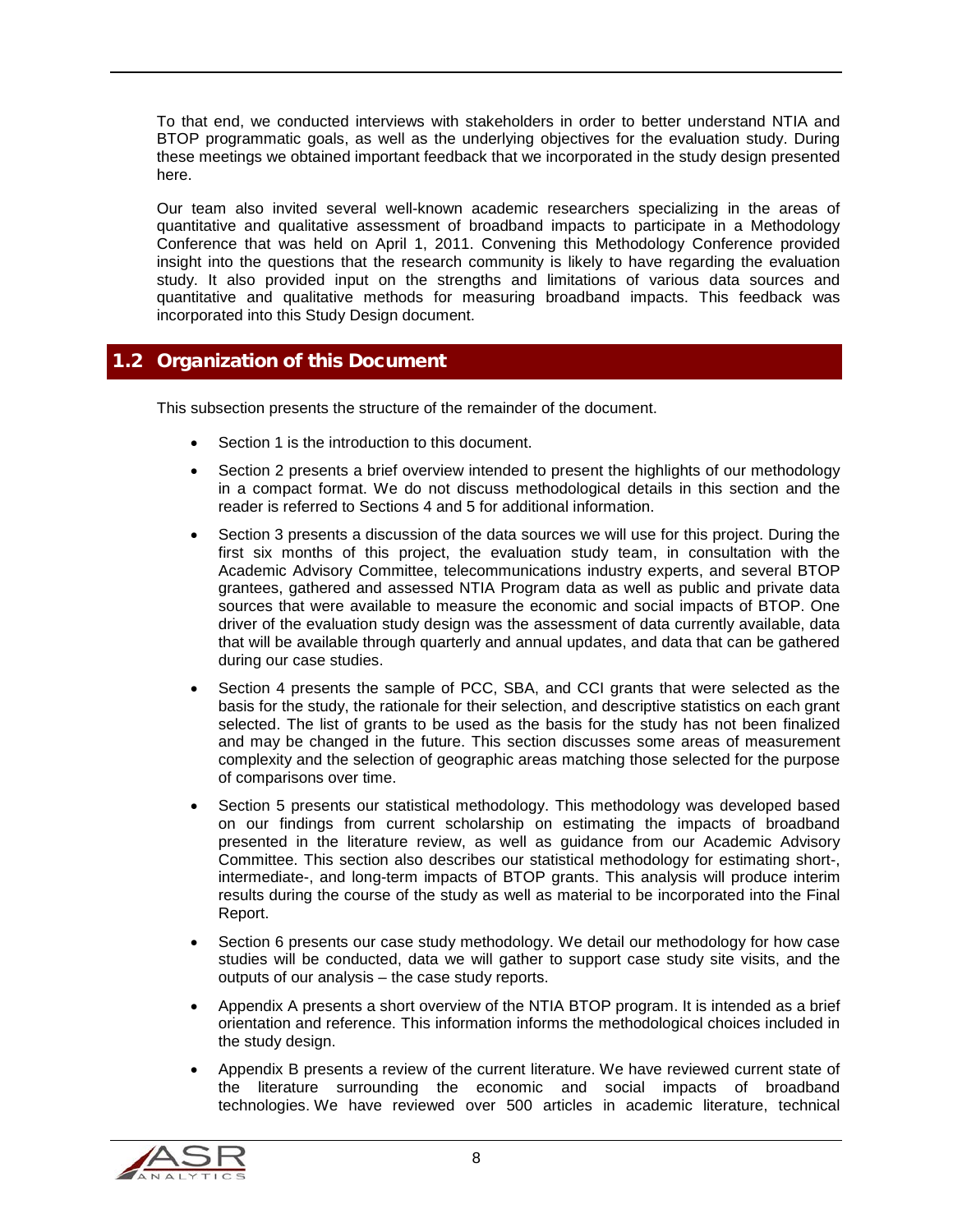To that end, we conducted interviews with stakeholders in order to better understand NTIA and BTOP programmatic goals, as well as the underlying objectives for the evaluation study. During these meetings we obtained important feedback that we incorporated in the study design presented here.

Our team also invited several well-known academic researchers specializing in the areas of quantitative and qualitative assessment of broadband impacts to participate in a Methodology Conference that was held on April 1, 2011. Convening this Methodology Conference provided insight into the questions that the research community is likely to have regarding the evaluation study. It also provided input on the strengths and limitations of various data sources and quantitative and qualitative methods for measuring broadband impacts. This feedback was incorporated into this Study Design document.

## 1.2 Organization of this Document

This subsection presents the structure of the remainder of the document.

- Section 1 is the introduction to this document.
- Section 2 presents a brief overview intended to present the highlights of our methodology in a compact format. We do not discuss methodological details in this section and the reader is referred to Sections 4 and 5 for additional information.
- Section 3 presents a discussion of the data sources we will use for this project. During the first six months of this project, the evaluation study team, in consultation with the Academic Advisory Committee, telecommunications industry experts, and several BTOP grantees, gathered and assessed NTIA Program data as well as public and private data sources that were available to measure the economic and social impacts of BTOP. One driver of the evaluation study design was the assessment of data currently available, data that will be available through quarterly and annual updates, and data that can be gathered during our case studies.
- Section 4 presents the sample of PCC, SBA, and CCI grants that were selected as the basis for the study, the rationale for their selection, and descriptive statistics on each grant selected. The list of grants to be used as the basis for the study has not been finalized and may be changed in the future. This section discusses some areas of measurement complexity and the selection of geographic areas matching those selected for the purpose of comparisons over time.
- Section 5 presents our statistical methodology. This methodology was developed based on our findings from current scholarship on estimating the impacts of broadband presented in the literature review, as well as guidance from our Academic Advisory Committee. This section also describes our statistical methodology for estimating short-, intermediate-, and long-term impacts of BTOP grants. This analysis will produce interim results during the course of the study as well as material to be incorporated into the Final Report.
- Section 6 presents our case study methodology. We detail our methodology for how case studies will be conducted, data we will gather to support case study site visits, and the outputs of our analysis – the case study reports.
- Appendix A presents a short overview of the NTIA BTOP program. It is intended as a brief orientation and reference. This information informs the methodological choices included in the study design.
- Appendix B presents a review of the current literature. We have reviewed current state of the literature surrounding the economic and social impacts of broadband technologies. We have reviewed over 500 articles in academic literature, technical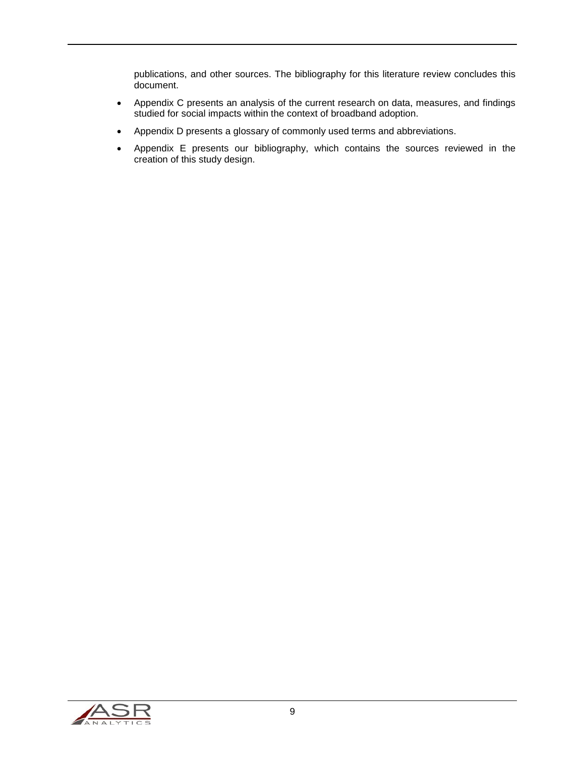publications, and other sources. The bibliography for this literature review concludes this document.

- Appendix C presents an analysis of the current research on data, measures, and findings studied for social impacts within the context of broadband adoption.
- Appendix D presents a glossary of commonly used terms and abbreviations.
- Appendix E presents our bibliography, which contains the sources reviewed in the creation of this study design.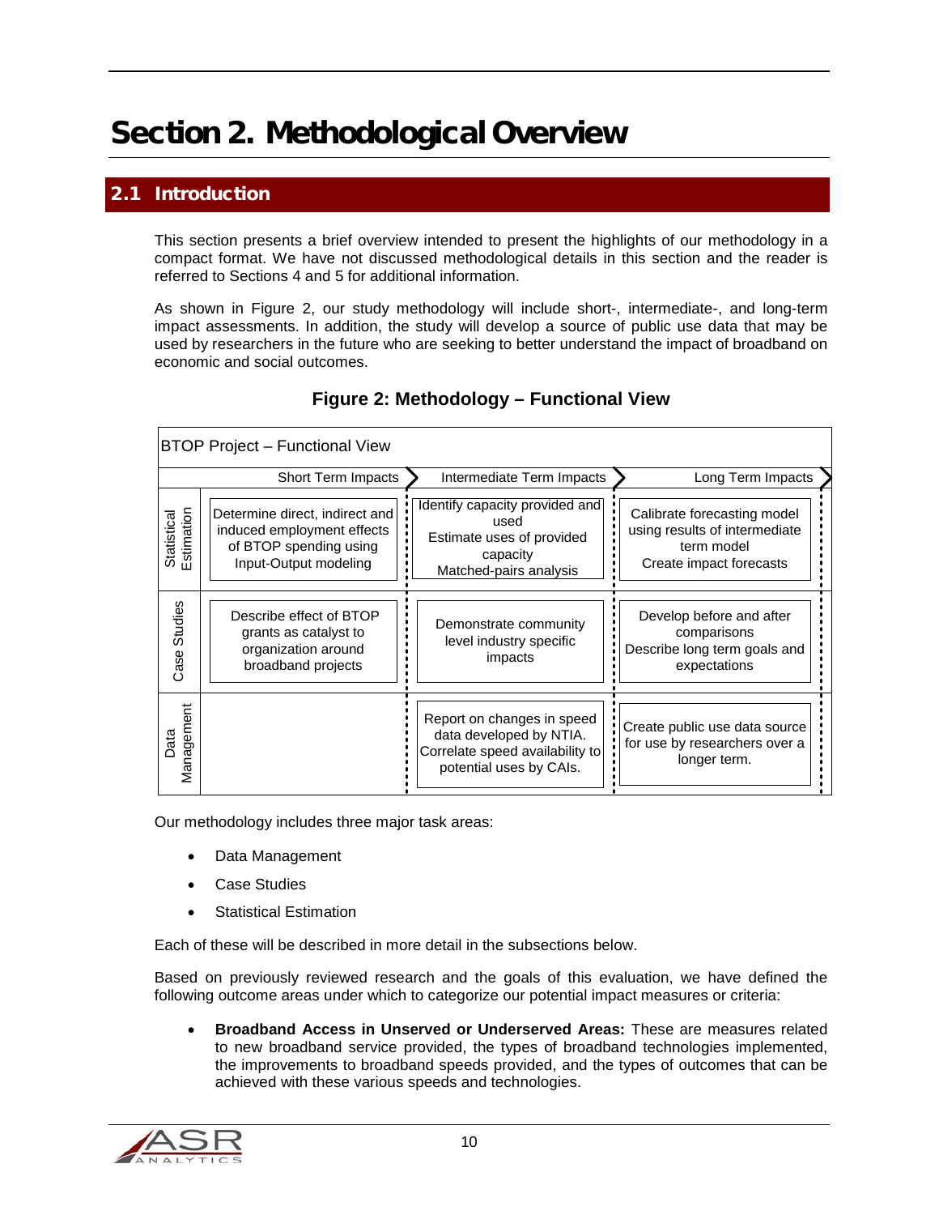# Section 2. Methodological Overview

## 2.1 Introduction

This section presents a brief overview intended to present the highlights of our methodology in a compact format. We have not discussed methodological details in this section and the reader is referred to Sections 4 and 5 for additional information.

As shown in Figure 2, our study methodology will include short-, intermediate-, and long-term impact assessments. In addition, the study will develop a source of public use data that may be used by researchers in the future who are seeking to better understand the impact of broadband on economic and social outcomes.

**Figure 2: Methodology – Functional View**

BTOP Project – Functional View

| | Short Term Impacts | Intermediate Term Impacts | Long Term Impacts |
|---|---|---|---|
| Statistical Estimation | Determine direct, indirect and induced employment effects of BTOP spending using Input-Output modeling | Identify capacity provided and used<br>Estimate uses of provided capacity<br>Matched-pairs analysis | Calibrate forecasting model using results of intermediate term model<br>Create impact forecasts |
| Case Studies | Describe effect of BTOP grants as catalyst to organization around broadband projects | Demonstrate community level industry specific impacts | Develop before and after comparisons<br>Describe long term goals and expectations |
| Data Management | | Report on changes in speed data developed by NTIA. Correlate speed availability to potential uses by CAIs. | Create public use data source for use by researchers over a longer term. |

Our methodology includes three major task areas:

- Data Management
- Case Studies
- Statistical Estimation

Each of these will be described in more detail in the subsections below.

Based on previously reviewed research and the goals of this evaluation, we have defined the following outcome areas under which to categorize our potential impact measures or criteria:

- **Broadband Access in Unserved or Underserved Areas:** These are measures related to new broadband service provided, the types of broadband technologies implemented, the improvements to broadband speeds provided, and the types of outcomes that can be achieved with these various speeds and technologies.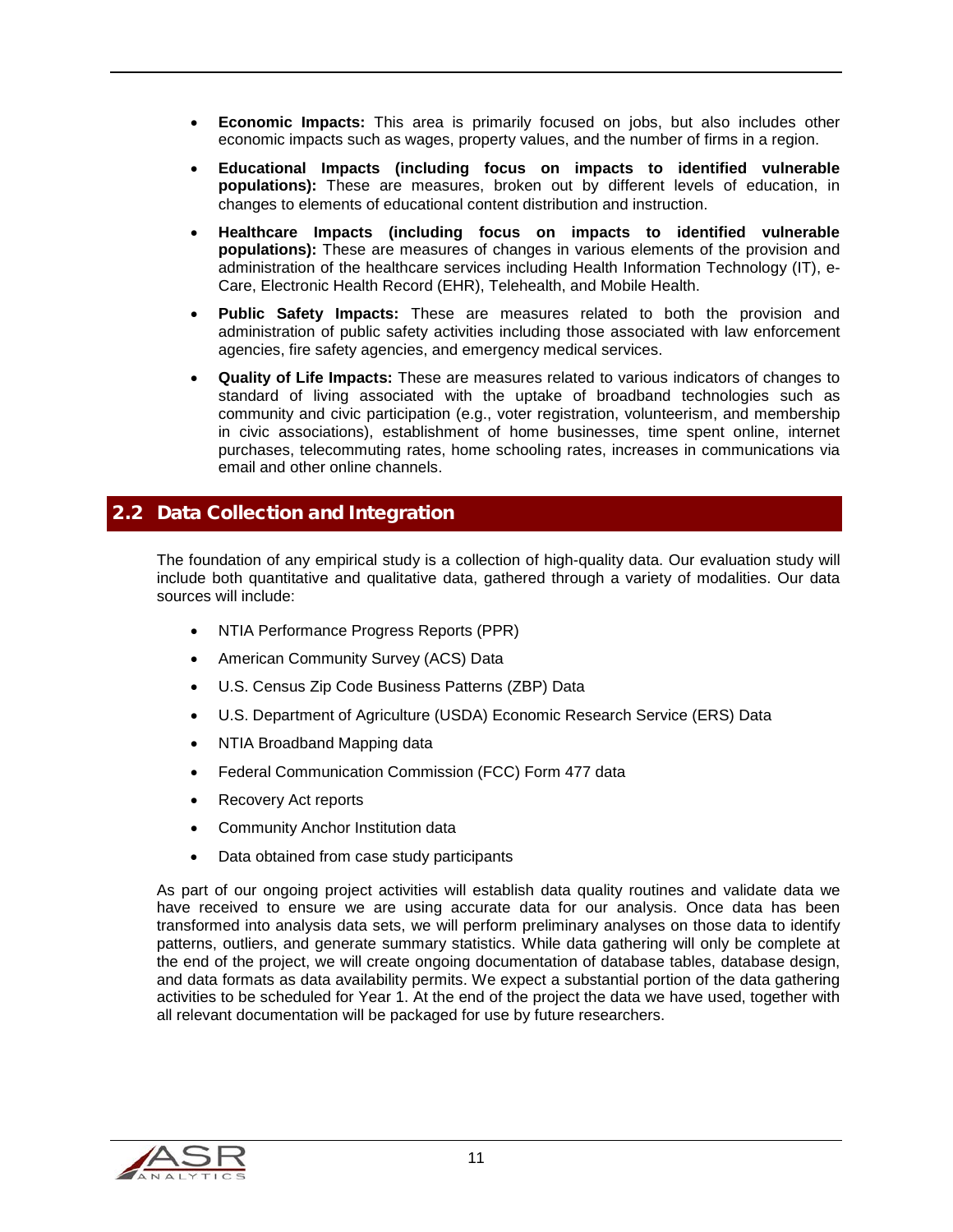- **Economic Impacts:** This area is primarily focused on jobs, but also includes other economic impacts such as wages, property values, and the number of firms in a region.
- **Educational Impacts (including focus on impacts to identified vulnerable populations):** These are measures, broken out by different levels of education, in changes to elements of educational content distribution and instruction.
- **Healthcare Impacts (including focus on impacts to identified vulnerable populations):** These are measures of changes in various elements of the provision and administration of the healthcare services including Health Information Technology (IT), e-Care, Electronic Health Record (EHR), Telehealth, and Mobile Health.
- **Public Safety Impacts:** These are measures related to both the provision and administration of public safety activities including those associated with law enforcement agencies, fire safety agencies, and emergency medical services.
- **Quality of Life Impacts:** These are measures related to various indicators of changes to standard of living associated with the uptake of broadband technologies such as community and civic participation (e.g., voter registration, volunteerism, and membership in civic associations), establishment of home businesses, time spent online, internet purchases, telecommuting rates, home schooling rates, increases in communications via email and other online channels.

## 2.2 Data Collection and Integration

The foundation of any empirical study is a collection of high-quality data. Our evaluation study will include both quantitative and qualitative data, gathered through a variety of modalities. Our data sources will include:

- NTIA Performance Progress Reports (PPR)
- American Community Survey (ACS) Data
- U.S. Census Zip Code Business Patterns (ZBP) Data
- U.S. Department of Agriculture (USDA) Economic Research Service (ERS) Data
- NTIA Broadband Mapping data
- Federal Communication Commission (FCC) Form 477 data
- Recovery Act reports
- Community Anchor Institution data
- Data obtained from case study participants

As part of our ongoing project activities will establish data quality routines and validate data we have received to ensure we are using accurate data for our analysis. Once data has been transformed into analysis data sets, we will perform preliminary analyses on those data to identify patterns, outliers, and generate summary statistics. While data gathering will only be complete at the end of the project, we will create ongoing documentation of database tables, database design, and data formats as data availability permits. We expect a substantial portion of the data gathering activities to be scheduled for Year 1. At the end of the project the data we have used, together with all relevant documentation will be packaged for use by future researchers.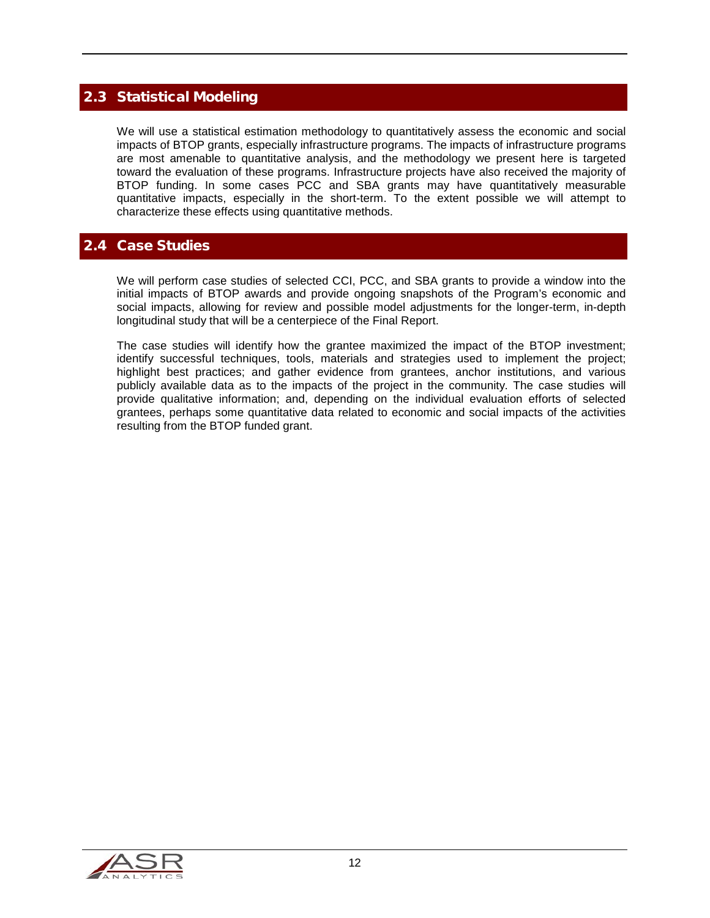## 2.3 Statistical Modeling

We will use a statistical estimation methodology to quantitatively assess the economic and social impacts of BTOP grants, especially infrastructure programs. The impacts of infrastructure programs are most amenable to quantitative analysis, and the methodology we present here is targeted toward the evaluation of these programs. Infrastructure projects have also received the majority of BTOP funding. In some cases PCC and SBA grants may have quantitatively measurable quantitative impacts, especially in the short-term. To the extent possible we will attempt to characterize these effects using quantitative methods.

## 2.4 Case Studies

We will perform case studies of selected CCI, PCC, and SBA grants to provide a window into the initial impacts of BTOP awards and provide ongoing snapshots of the Program's economic and social impacts, allowing for review and possible model adjustments for the longer-term, in-depth longitudinal study that will be a centerpiece of the Final Report.

The case studies will identify how the grantee maximized the impact of the BTOP investment; identify successful techniques, tools, materials and strategies used to implement the project; highlight best practices; and gather evidence from grantees, anchor institutions, and various publicly available data as to the impacts of the project in the community. The case studies will provide qualitative information; and, depending on the individual evaluation efforts of selected grantees, perhaps some quantitative data related to economic and social impacts of the activities resulting from the BTOP funded grant.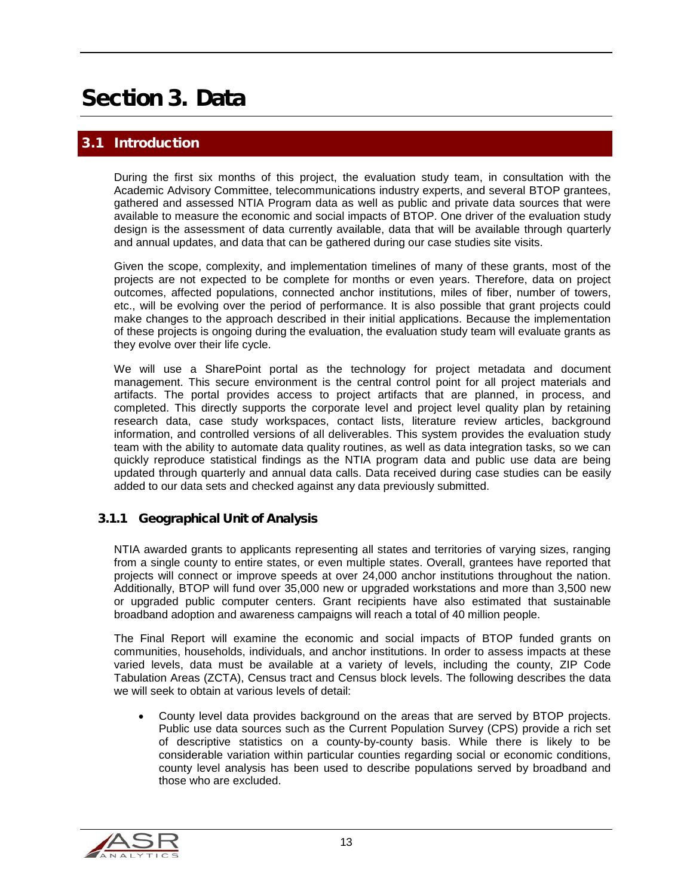# Section 3. Data

## 3.1 Introduction

During the first six months of this project, the evaluation study team, in consultation with the Academic Advisory Committee, telecommunications industry experts, and several BTOP grantees, gathered and assessed NTIA Program data as well as public and private data sources that were available to measure the economic and social impacts of BTOP. One driver of the evaluation study design is the assessment of data currently available, data that will be available through quarterly and annual updates, and data that can be gathered during our case studies site visits.

Given the scope, complexity, and implementation timelines of many of these grants, most of the projects are not expected to be complete for months or even years. Therefore, data on project outcomes, affected populations, connected anchor institutions, miles of fiber, number of towers, etc., will be evolving over the period of performance. It is also possible that grant projects could make changes to the approach described in their initial applications. Because the implementation of these projects is ongoing during the evaluation, the evaluation study team will evaluate grants as they evolve over their life cycle.

We will use a SharePoint portal as the technology for project metadata and document management. This secure environment is the central control point for all project materials and artifacts. The portal provides access to project artifacts that are planned, in process, and completed. This directly supports the corporate level and project level quality plan by retaining research data, case study workspaces, contact lists, literature review articles, background information, and controlled versions of all deliverables. This system provides the evaluation study team with the ability to automate data quality routines, as well as data integration tasks, so we can quickly reproduce statistical findings as the NTIA program data and public use data are being updated through quarterly and annual data calls. Data received during case studies can be easily added to our data sets and checked against any data previously submitted.

### 3.1.1 Geographical Unit of Analysis

NTIA awarded grants to applicants representing all states and territories of varying sizes, ranging from a single county to entire states, or even multiple states. Overall, grantees have reported that projects will connect or improve speeds at over 24,000 anchor institutions throughout the nation. Additionally, BTOP will fund over 35,000 new or upgraded workstations and more than 3,500 new or upgraded public computer centers. Grant recipients have also estimated that sustainable broadband adoption and awareness campaigns will reach a total of 40 million people.

The Final Report will examine the economic and social impacts of BTOP funded grants on communities, households, individuals, and anchor institutions. In order to assess impacts at these varied levels, data must be available at a variety of levels, including the county, ZIP Code Tabulation Areas (ZCTA), Census tract and Census block levels. The following describes the data we will seek to obtain at various levels of detail:

- County level data provides background on the areas that are served by BTOP projects. Public use data sources such as the Current Population Survey (CPS) provide a rich set of descriptive statistics on a county-by-county basis. While there is likely to be considerable variation within particular counties regarding social or economic conditions, county level analysis has been used to describe populations served by broadband and those who are excluded.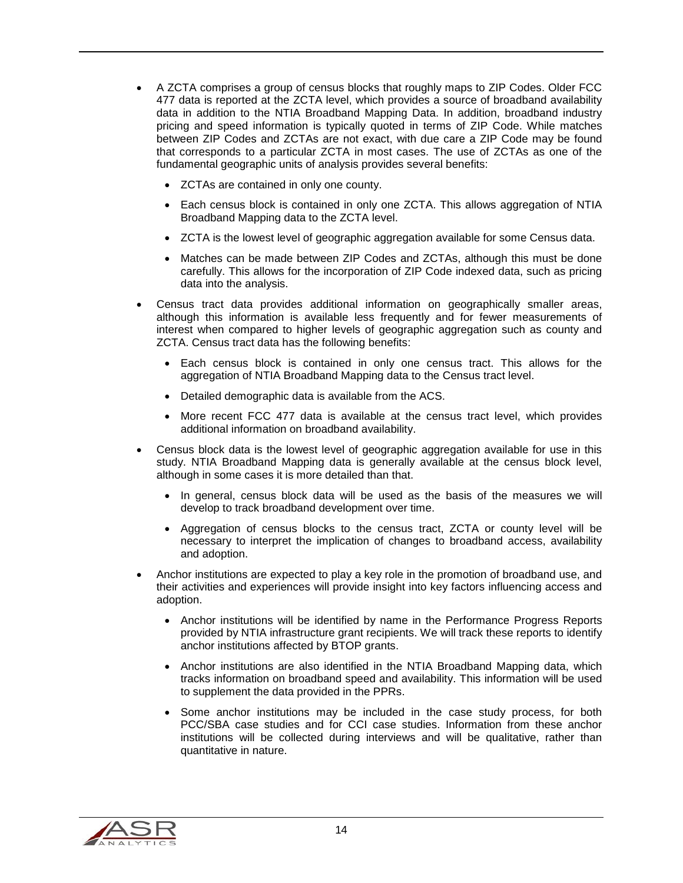- A ZCTA comprises a group of census blocks that roughly maps to ZIP Codes. Older FCC 477 data is reported at the ZCTA level, which provides a source of broadband availability data in addition to the NTIA Broadband Mapping Data. In addition, broadband industry pricing and speed information is typically quoted in terms of ZIP Code. While matches between ZIP Codes and ZCTAs are not exact, with due care a ZIP Code may be found that corresponds to a particular ZCTA in most cases. The use of ZCTAs as one of the fundamental geographic units of analysis provides several benefits:
  - ZCTAs are contained in only one county.
  - Each census block is contained in only one ZCTA. This allows aggregation of NTIA Broadband Mapping data to the ZCTA level.
  - ZCTA is the lowest level of geographic aggregation available for some Census data.
  - Matches can be made between ZIP Codes and ZCTAs, although this must be done carefully. This allows for the incorporation of ZIP Code indexed data, such as pricing data into the analysis.
- Census tract data provides additional information on geographically smaller areas, although this information is available less frequently and for fewer measurements of interest when compared to higher levels of geographic aggregation such as county and ZCTA. Census tract data has the following benefits:
  - Each census block is contained in only one census tract. This allows for the aggregation of NTIA Broadband Mapping data to the Census tract level.
  - Detailed demographic data is available from the ACS.
  - More recent FCC 477 data is available at the census tract level, which provides additional information on broadband availability.
- Census block data is the lowest level of geographic aggregation available for use in this study. NTIA Broadband Mapping data is generally available at the census block level, although in some cases it is more detailed than that.
  - In general, census block data will be used as the basis of the measures we will develop to track broadband development over time.
  - Aggregation of census blocks to the census tract, ZCTA or county level will be necessary to interpret the implication of changes to broadband access, availability and adoption.
- Anchor institutions are expected to play a key role in the promotion of broadband use, and their activities and experiences will provide insight into key factors influencing access and adoption.
  - Anchor institutions will be identified by name in the Performance Progress Reports provided by NTIA infrastructure grant recipients. We will track these reports to identify anchor institutions affected by BTOP grants.
  - Anchor institutions are also identified in the NTIA Broadband Mapping data, which tracks information on broadband speed and availability. This information will be used to supplement the data provided in the PPRs.
  - Some anchor institutions may be included in the case study process, for both PCC/SBA case studies and for CCI case studies. Information from these anchor institutions will be collected during interviews and will be qualitative, rather than quantitative in nature.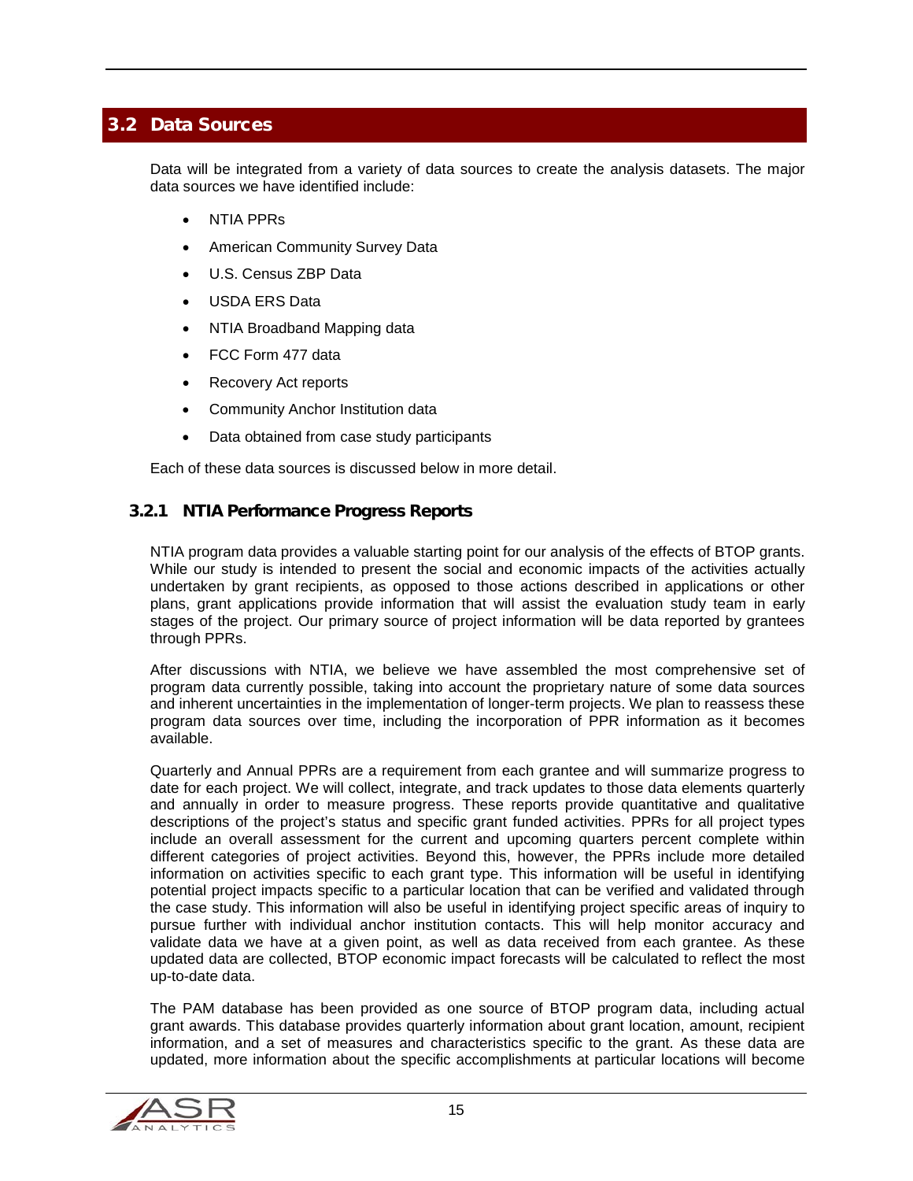## 3.2 Data Sources

Data will be integrated from a variety of data sources to create the analysis datasets. The major data sources we have identified include:

- NTIA PPRs
- American Community Survey Data
- U.S. Census ZBP Data
- USDA ERS Data
- NTIA Broadband Mapping data
- FCC Form 477 data
- Recovery Act reports
- Community Anchor Institution data
- Data obtained from case study participants

Each of these data sources is discussed below in more detail.

### 3.2.1 NTIA Performance Progress Reports

NTIA program data provides a valuable starting point for our analysis of the effects of BTOP grants. While our study is intended to present the social and economic impacts of the activities actually undertaken by grant recipients, as opposed to those actions described in applications or other plans, grant applications provide information that will assist the evaluation study team in early stages of the project. Our primary source of project information will be data reported by grantees through PPRs.

After discussions with NTIA, we believe we have assembled the most comprehensive set of program data currently possible, taking into account the proprietary nature of some data sources and inherent uncertainties in the implementation of longer-term projects. We plan to reassess these program data sources over time, including the incorporation of PPR information as it becomes available.

Quarterly and Annual PPRs are a requirement from each grantee and will summarize progress to date for each project. We will collect, integrate, and track updates to those data elements quarterly and annually in order to measure progress. These reports provide quantitative and qualitative descriptions of the project's status and specific grant funded activities. PPRs for all project types include an overall assessment for the current and upcoming quarters percent complete within different categories of project activities. Beyond this, however, the PPRs include more detailed information on activities specific to each grant type. This information will be useful in identifying potential project impacts specific to a particular location that can be verified and validated through the case study. This information will also be useful in identifying project specific areas of inquiry to pursue further with individual anchor institution contacts. This will help monitor accuracy and validate data we have at a given point, as well as data received from each grantee. As these updated data are collected, BTOP economic impact forecasts will be calculated to reflect the most up-to-date data.

The PAM database has been provided as one source of BTOP program data, including actual grant awards. This database provides quarterly information about grant location, amount, recipient information, and a set of measures and characteristics specific to the grant. As these data are updated, more information about the specific accomplishments at particular locations will become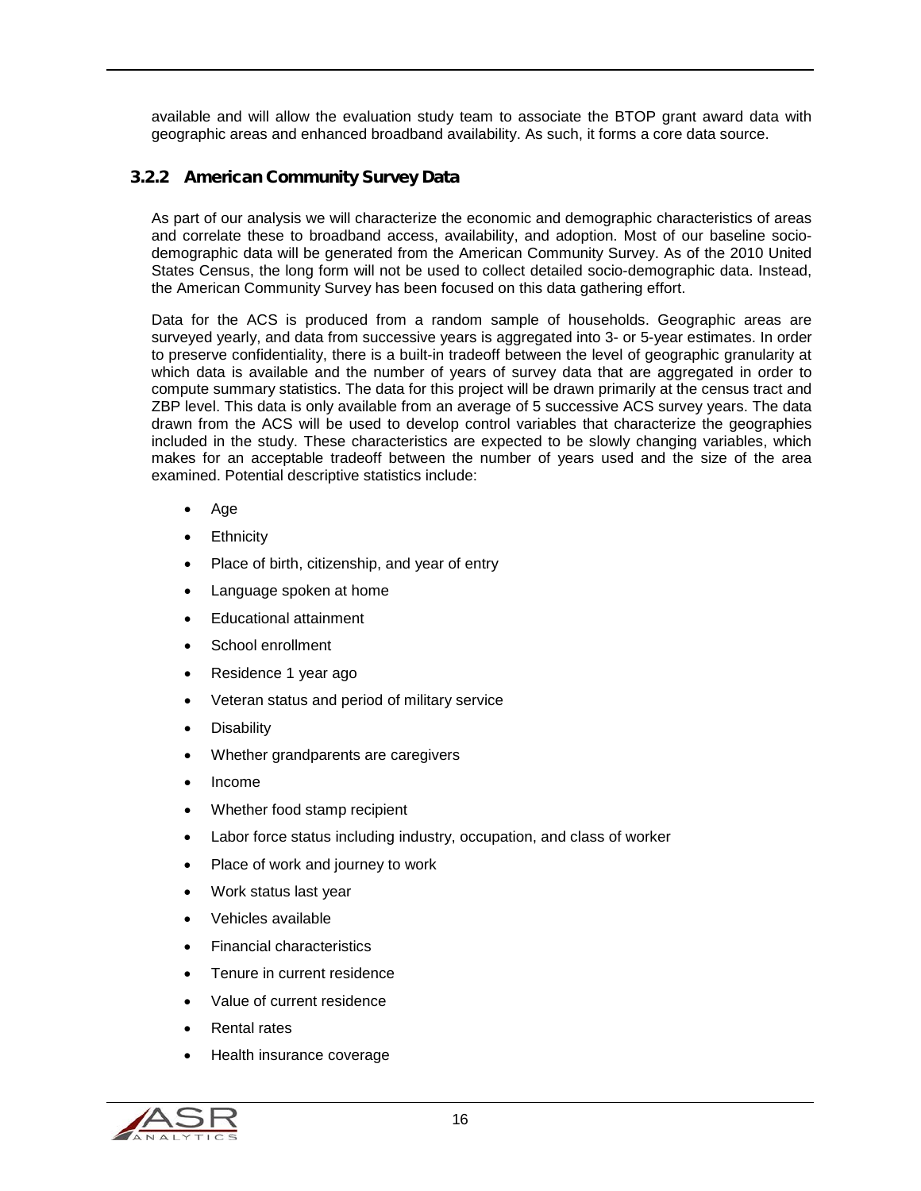available and will allow the evaluation study team to associate the BTOP grant award data with geographic areas and enhanced broadband availability. As such, it forms a core data source.

### 3.2.2 American Community Survey Data

As part of our analysis we will characterize the economic and demographic characteristics of areas and correlate these to broadband access, availability, and adoption. Most of our baseline socio-demographic data will be generated from the American Community Survey. As of the 2010 United States Census, the long form will not be used to collect detailed socio-demographic data. Instead, the American Community Survey has been focused on this data gathering effort.

Data for the ACS is produced from a random sample of households. Geographic areas are surveyed yearly, and data from successive years is aggregated into 3- or 5-year estimates. In order to preserve confidentiality, there is a built-in tradeoff between the level of geographic granularity at which data is available and the number of years of survey data that are aggregated in order to compute summary statistics. The data for this project will be drawn primarily at the census tract and ZBP level. This data is only available from an average of 5 successive ACS survey years. The data drawn from the ACS will be used to develop control variables that characterize the geographies included in the study. These characteristics are expected to be slowly changing variables, which makes for an acceptable tradeoff between the number of years used and the size of the area examined. Potential descriptive statistics include:

- Age
- Ethnicity
- Place of birth, citizenship, and year of entry
- Language spoken at home
- Educational attainment
- School enrollment
- Residence 1 year ago
- Veteran status and period of military service
- Disability
- Whether grandparents are caregivers
- Income
- Whether food stamp recipient
- Labor force status including industry, occupation, and class of worker
- Place of work and journey to work
- Work status last year
- Vehicles available
- Financial characteristics
- Tenure in current residence
- Value of current residence
- Rental rates
- Health insurance coverage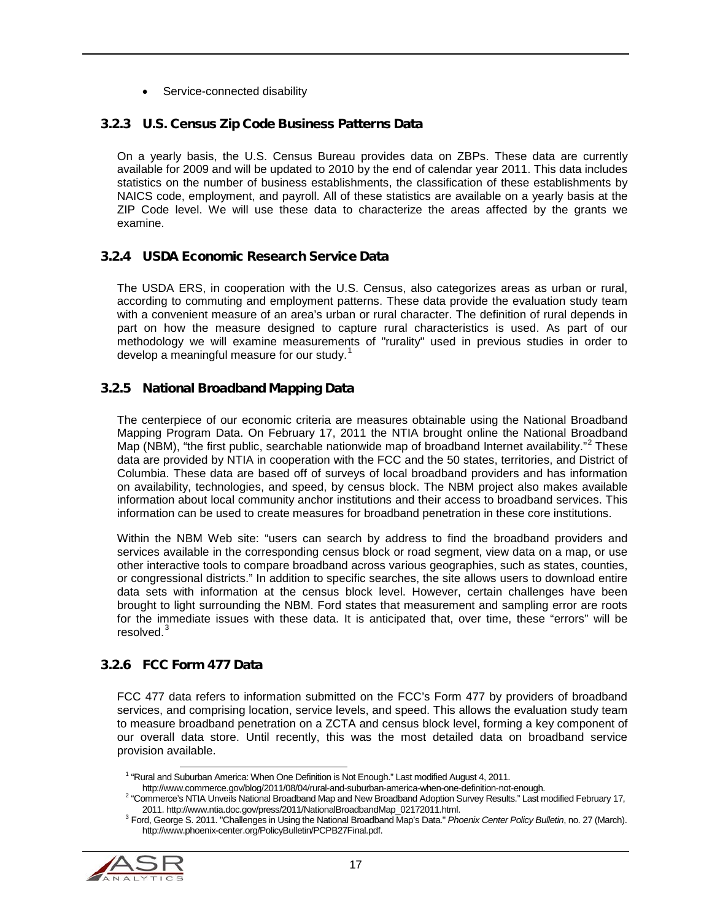- Service-connected disability

### 3.2.3 U.S. Census Zip Code Business Patterns Data

On a yearly basis, the U.S. Census Bureau provides data on ZBPs. These data are currently available for 2009 and will be updated to 2010 by the end of calendar year 2011. This data includes statistics on the number of business establishments, the classification of these establishments by NAICS code, employment, and payroll. All of these statistics are available on a yearly basis at the ZIP Code level. We will use these data to characterize the areas affected by the grants we examine.

### 3.2.4 USDA Economic Research Service Data

The USDA ERS, in cooperation with the U.S. Census, also categorizes areas as urban or rural, according to commuting and employment patterns. These data provide the evaluation study team with a convenient measure of an area's urban or rural character. The definition of rural depends in part on how the measure designed to capture rural characteristics is used. As part of our methodology we will examine measurements of "rurality" used in previous studies in order to develop a meaningful measure for our study.[1]

### 3.2.5 National Broadband Mapping Data

The centerpiece of our economic criteria are measures obtainable using the National Broadband Mapping Program Data. On February 17, 2011 the NTIA brought online the National Broadband Map (NBM), "the first public, searchable nationwide map of broadband Internet availability."[2] These data are provided by NTIA in cooperation with the FCC and the 50 states, territories, and District of Columbia. These data are based off of surveys of local broadband providers and has information on availability, technologies, and speed, by census block. The NBM project also makes available information about local community anchor institutions and their access to broadband services. This information can be used to create measures for broadband penetration in these core institutions.

Within the NBM Web site: "users can search by address to find the broadband providers and services available in the corresponding census block or road segment, view data on a map, or use other interactive tools to compare broadband across various geographies, such as states, counties, or congressional districts." In addition to specific searches, the site allows users to download entire data sets with information at the census block level. However, certain challenges have been brought to light surrounding the NBM. Ford states that measurement and sampling error are roots for the immediate issues with these data. It is anticipated that, over time, these "errors" will be resolved.[3]

### 3.2.6 FCC Form 477 Data

FCC 477 data refers to information submitted on the FCC's Form 477 by providers of broadband services, and comprising location, service levels, and speed. This allows the evaluation study team to measure broadband penetration on a ZCTA and census block level, forming a key component of our overall data store. Until recently, this was the most detailed data on broadband service provision available.

---

[1] "Rural and Suburban America: When One Definition is Not Enough." Last modified August 4, 2011. http://www.commerce.gov/blog/2011/08/04/rural-and-suburban-america-when-one-definition-not-enough.

[2] "Commerce's NTIA Unveils National Broadband Map and New Broadband Adoption Survey Results." Last modified February 17, 2011. http://www.ntia.doc.gov/press/2011/NationalBroadbandMap_02172011.html.

[3] Ford, George S. 2011. "Challenges in Using the National Broadband Map's Data." *Phoenix Center Policy Bulletin*, no. 27 (March). http://www.phoenix-center.org/PolicyBulletin/PCPB27Final.pdf.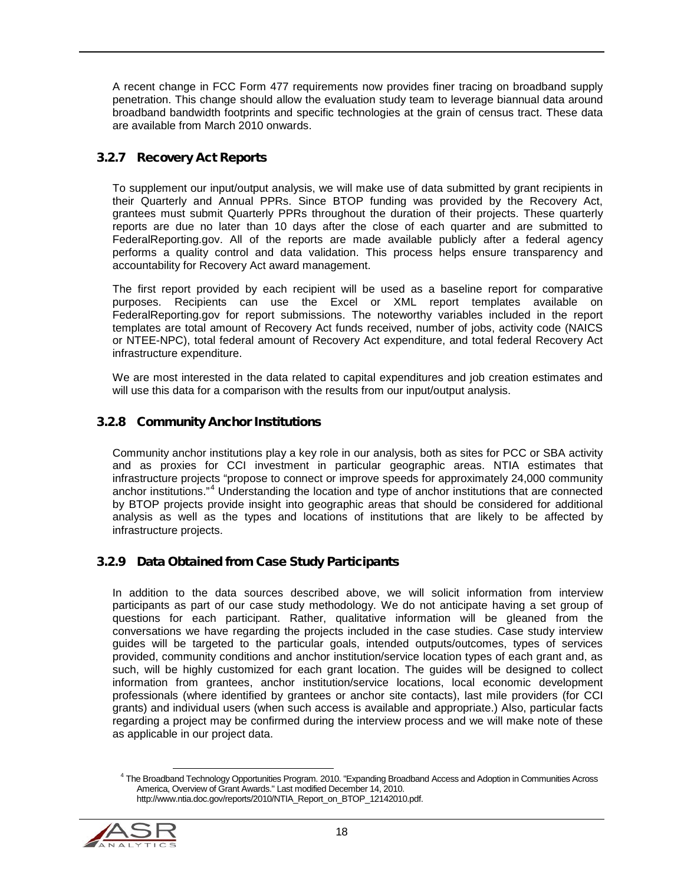A recent change in FCC Form 477 requirements now provides finer tracing on broadband supply penetration. This change should allow the evaluation study team to leverage biannual data around broadband bandwidth footprints and specific technologies at the grain of census tract. These data are available from March 2010 onwards.

### 3.2.7 Recovery Act Reports

To supplement our input/output analysis, we will make use of data submitted by grant recipients in their Quarterly and Annual PPRs. Since BTOP funding was provided by the Recovery Act, grantees must submit Quarterly PPRs throughout the duration of their projects. These quarterly reports are due no later than 10 days after the close of each quarter and are submitted to FederalReporting.gov. All of the reports are made available publicly after a federal agency performs a quality control and data validation. This process helps ensure transparency and accountability for Recovery Act award management.

The first report provided by each recipient will be used as a baseline report for comparative purposes. Recipients can use the Excel or XML report templates available on FederalReporting.gov for report submissions. The noteworthy variables included in the report templates are total amount of Recovery Act funds received, number of jobs, activity code (NAICS or NTEE-NPC), total federal amount of Recovery Act expenditure, and total federal Recovery Act infrastructure expenditure.

We are most interested in the data related to capital expenditures and job creation estimates and will use this data for a comparison with the results from our input/output analysis.

### 3.2.8 Community Anchor Institutions

Community anchor institutions play a key role in our analysis, both as sites for PCC or SBA activity and as proxies for CCI investment in particular geographic areas. NTIA estimates that infrastructure projects "propose to connect or improve speeds for approximately 24,000 community anchor institutions."[4] Understanding the location and type of anchor institutions that are connected by BTOP projects provide insight into geographic areas that should be considered for additional analysis as well as the types and locations of institutions that are likely to be affected by infrastructure projects.

### 3.2.9 Data Obtained from Case Study Participants

In addition to the data sources described above, we will solicit information from interview participants as part of our case study methodology. We do not anticipate having a set group of questions for each participant. Rather, qualitative information will be gleaned from the conversations we have regarding the projects included in the case studies. Case study interview guides will be targeted to the particular goals, intended outputs/outcomes, types of services provided, community conditions and anchor institution/service location types of each grant and, as such, will be highly customized for each grant location. The guides will be designed to collect information from grantees, anchor institution/service locations, local economic development professionals (where identified by grantees or anchor site contacts), last mile providers (for CCI grants) and individual users (when such access is available and appropriate.) Also, particular facts regarding a project may be confirmed during the interview process and we will make note of these as applicable in our project data.

[4] The Broadband Technology Opportunities Program. 2010. "Expanding Broadband Access and Adoption in Communities Across America, Overview of Grant Awards." Last modified December 14, 2010. http://www.ntia.doc.gov/reports/2010/NTIA_Report_on_BTOP_12142010.pdf.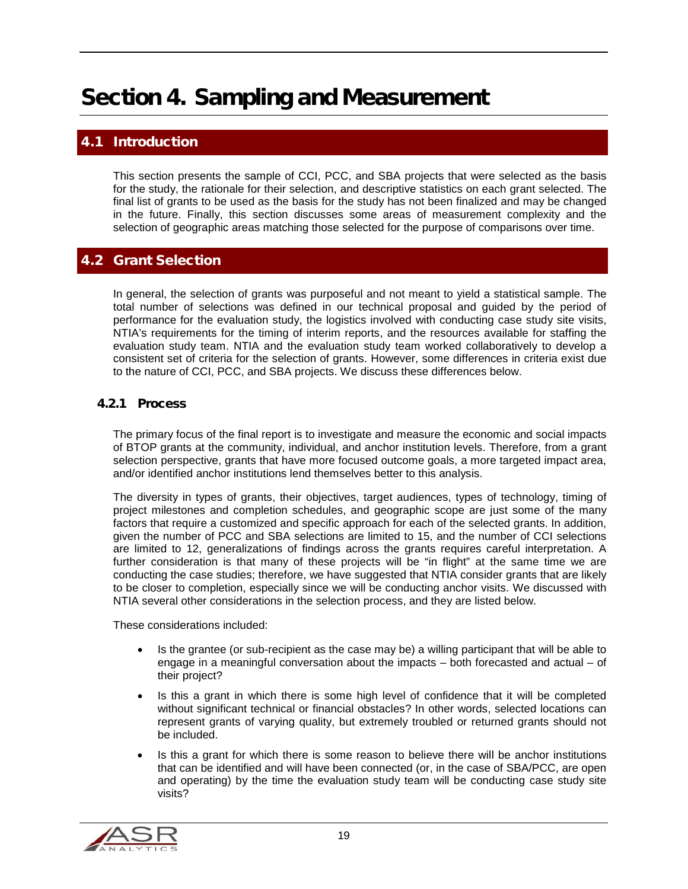# Section 4. Sampling and Measurement

## 4.1 Introduction

This section presents the sample of CCI, PCC, and SBA projects that were selected as the basis for the study, the rationale for their selection, and descriptive statistics on each grant selected. The final list of grants to be used as the basis for the study has not been finalized and may be changed in the future. Finally, this section discusses some areas of measurement complexity and the selection of geographic areas matching those selected for the purpose of comparisons over time.

## 4.2 Grant Selection

In general, the selection of grants was purposeful and not meant to yield a statistical sample. The total number of selections was defined in our technical proposal and guided by the period of performance for the evaluation study, the logistics involved with conducting case study site visits, NTIA's requirements for the timing of interim reports, and the resources available for staffing the evaluation study team. NTIA and the evaluation study team worked collaboratively to develop a consistent set of criteria for the selection of grants. However, some differences in criteria exist due to the nature of CCI, PCC, and SBA projects. We discuss these differences below.

### 4.2.1 Process

The primary focus of the final report is to investigate and measure the economic and social impacts of BTOP grants at the community, individual, and anchor institution levels. Therefore, from a grant selection perspective, grants that have more focused outcome goals, a more targeted impact area, and/or identified anchor institutions lend themselves better to this analysis.

The diversity in types of grants, their objectives, target audiences, types of technology, timing of project milestones and completion schedules, and geographic scope are just some of the many factors that require a customized and specific approach for each of the selected grants. In addition, given the number of PCC and SBA selections are limited to 15, and the number of CCI selections are limited to 12, generalizations of findings across the grants requires careful interpretation. A further consideration is that many of these projects will be "in flight" at the same time we are conducting the case studies; therefore, we have suggested that NTIA consider grants that are likely to be closer to completion, especially since we will be conducting anchor visits. We discussed with NTIA several other considerations in the selection process, and they are listed below.

These considerations included:

- Is the grantee (or sub-recipient as the case may be) a willing participant that will be able to engage in a meaningful conversation about the impacts – both forecasted and actual – of their project?
- Is this a grant in which there is some high level of confidence that it will be completed without significant technical or financial obstacles? In other words, selected locations can represent grants of varying quality, but extremely troubled or returned grants should not be included.
- Is this a grant for which there is some reason to believe there will be anchor institutions that can be identified and will have been connected (or, in the case of SBA/PCC, are open and operating) by the time the evaluation study team will be conducting case study site visits?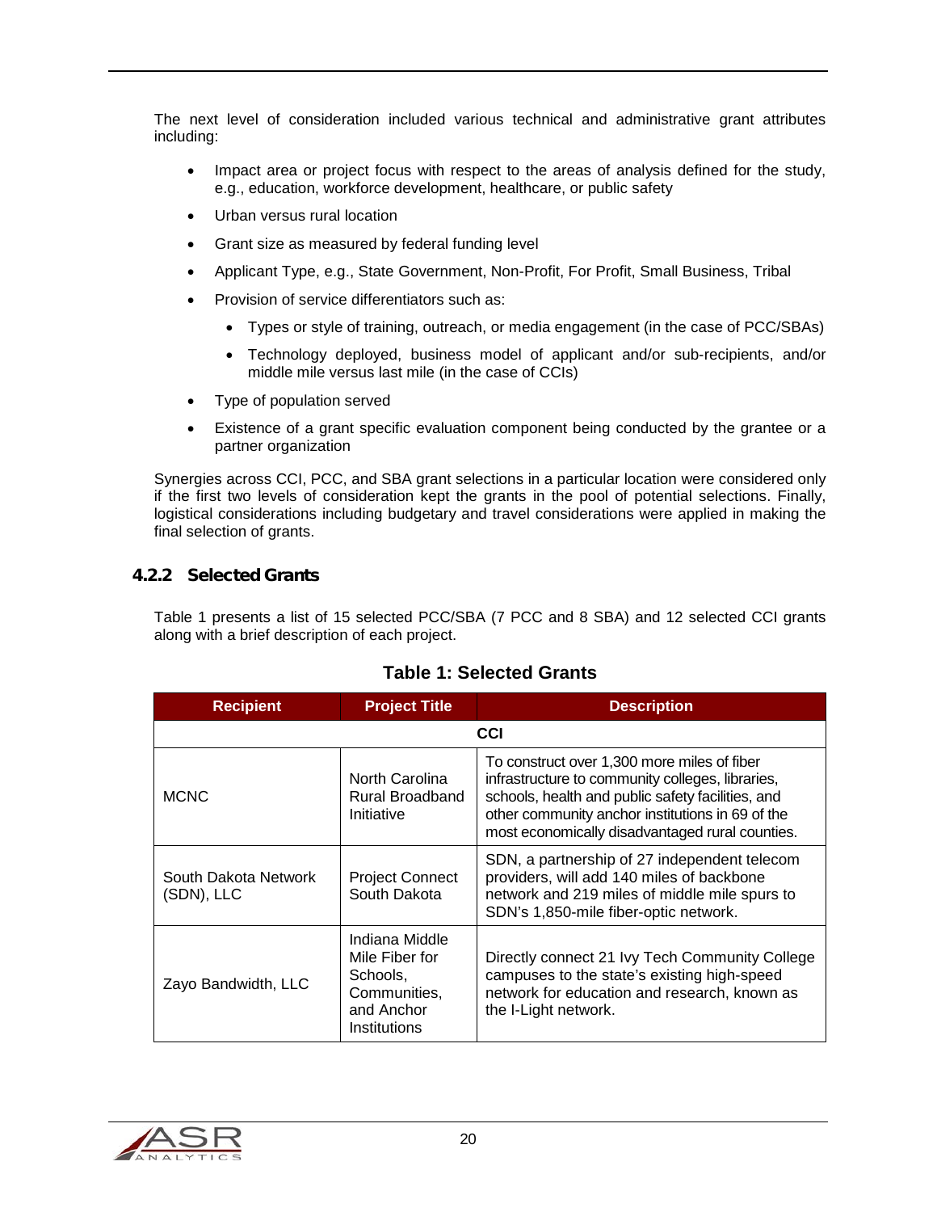The next level of consideration included various technical and administrative grant attributes including:

- Impact area or project focus with respect to the areas of analysis defined for the study, e.g., education, workforce development, healthcare, or public safety
- Urban versus rural location
- Grant size as measured by federal funding level
- Applicant Type, e.g., State Government, Non-Profit, For Profit, Small Business, Tribal
- Provision of service differentiators such as:
  - Types or style of training, outreach, or media engagement (in the case of PCC/SBAs)
  - Technology deployed, business model of applicant and/or sub-recipients, and/or middle mile versus last mile (in the case of CCIs)
- Type of population served
- Existence of a grant specific evaluation component being conducted by the grantee or a partner organization

Synergies across CCI, PCC, and SBA grant selections in a particular location were considered only if the first two levels of consideration kept the grants in the pool of potential selections. Finally, logistical considerations including budgetary and travel considerations were applied in making the final selection of grants.

### 4.2.2 Selected Grants

Table 1 presents a list of 15 selected PCC/SBA (7 PCC and 8 SBA) and 12 selected CCI grants along with a brief description of each project.

**Table 1: Selected Grants**

| Recipient | Project Title | Description |
|---|---|---|
| | CCI | |
| MCNC | North Carolina Rural Broadband Initiative | To construct over 1,300 more miles of fiber infrastructure to community colleges, libraries, schools, health and public safety facilities, and other community anchor institutions in 69 of the most economically disadvantaged rural counties. |
| South Dakota Network (SDN), LLC | Project Connect South Dakota | SDN, a partnership of 27 independent telecom providers, will add 140 miles of backbone network and 219 miles of middle mile spurs to SDN's 1,850-mile fiber-optic network. |
| Zayo Bandwidth, LLC | Indiana Middle Mile Fiber for Schools, Communities, and Anchor Institutions | Directly connect 21 Ivy Tech Community College campuses to the state's existing high-speed network for education and research, known as the I-Light network. |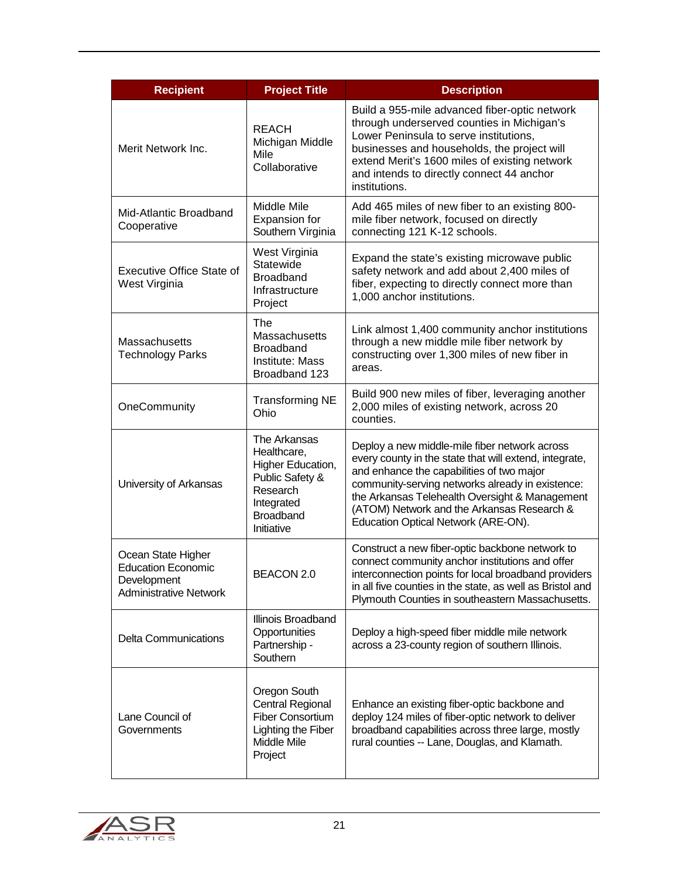| Recipient | Project Title | Description |
|---|---|---|
| Merit Network Inc. | REACH Michigan Middle Mile Collaborative | Build a 955-mile advanced fiber-optic network through underserved counties in Michigan's Lower Peninsula to serve institutions, businesses and households, the project will extend Merit's 1600 miles of existing network and intends to directly connect 44 anchor institutions. |
| Mid-Atlantic Broadband Cooperative | Middle Mile Expansion for Southern Virginia | Add 465 miles of new fiber to an existing 800-mile fiber network, focused on directly connecting 121 K-12 schools. |
| Executive Office State of West Virginia | West Virginia Statewide Broadband Infrastructure Project | Expand the state's existing microwave public safety network and add about 2,400 miles of fiber, expecting to directly connect more than 1,000 anchor institutions. |
| Massachusetts Technology Parks | The Massachusetts Broadband Institute: Mass Broadband 123 | Link almost 1,400 community anchor institutions through a new middle mile fiber network by constructing over 1,300 miles of new fiber in areas. |
| OneCommunity | Transforming NE Ohio | Build 900 new miles of fiber, leveraging another 2,000 miles of existing network, across 20 counties. |
| University of Arkansas | The Arkansas Healthcare, Higher Education, Public Safety & Research Integrated Broadband Initiative | Deploy a new middle-mile fiber network across every county in the state that will extend, integrate, and enhance the capabilities of two major community-serving networks already in existence: the Arkansas Telehealth Oversight & Management (ATOM) Network and the Arkansas Research & Education Optical Network (ARE-ON). |
| Ocean State Higher Education Economic Development Administrative Network | BEACON 2.0 | Construct a new fiber-optic backbone network to connect community anchor institutions and offer interconnection points for local broadband providers in all five counties in the state, as well as Bristol and Plymouth Counties in southeastern Massachusetts. |
| Delta Communications | Illinois Broadband Opportunities Partnership - Southern | Deploy a high-speed fiber middle mile network across a 23-county region of southern Illinois. |
| Lane Council of Governments | Oregon South Central Regional Fiber Consortium Lighting the Fiber Middle Mile Project | Enhance an existing fiber-optic backbone and deploy 124 miles of fiber-optic network to deliver broadband capabilities across three large, mostly rural counties -- Lane, Douglas, and Klamath. |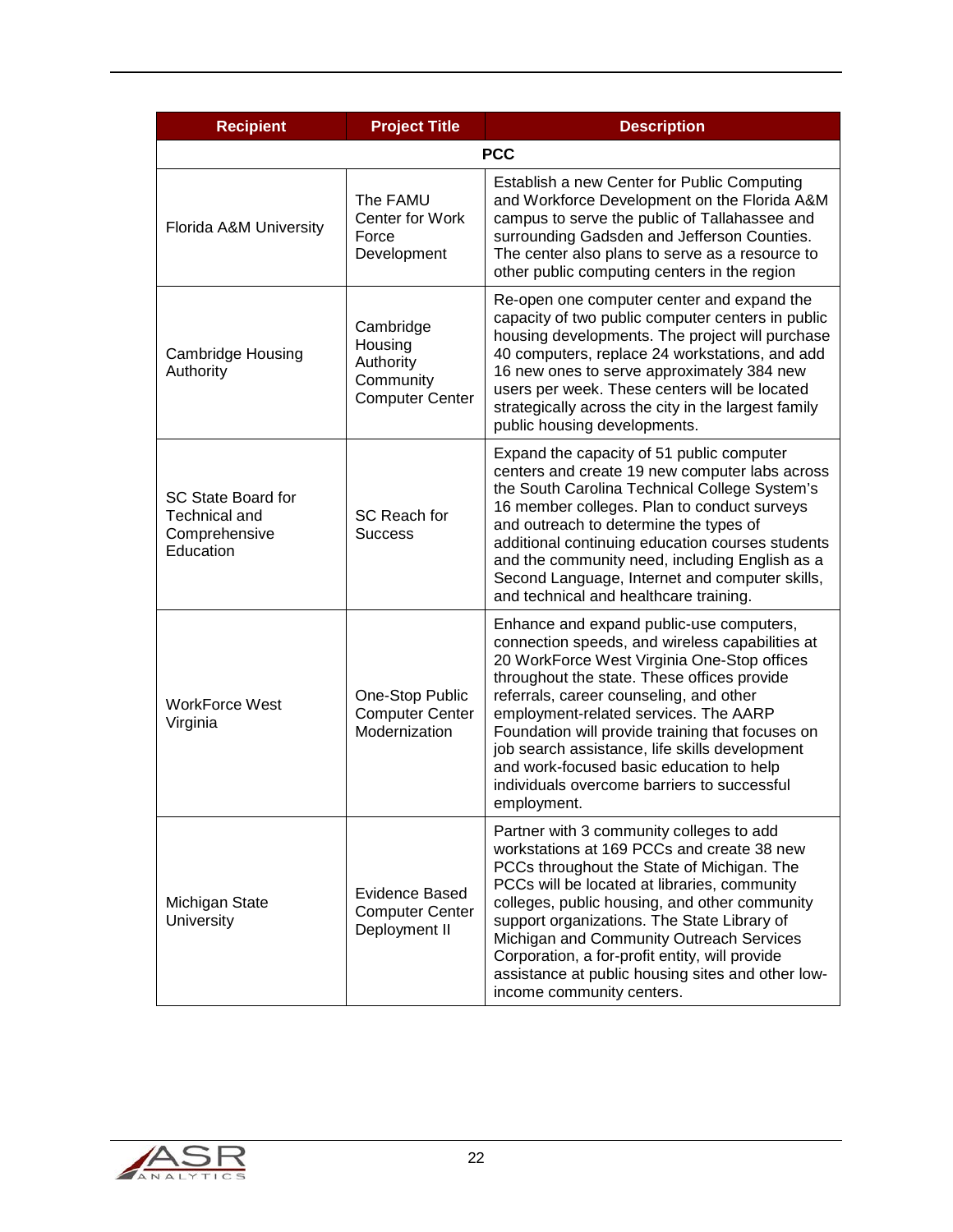| Recipient | Project Title | Description |
|---|---|---|
| **PCC** | | |
| Florida A&M University | The FAMU Center for Work Force Development | Establish a new Center for Public Computing and Workforce Development on the Florida A&M campus to serve the public of Tallahassee and surrounding Gadsden and Jefferson Counties. The center also plans to serve as a resource to other public computing centers in the region |
| Cambridge Housing Authority | Cambridge Housing Authority Community Computer Center | Re-open one computer center and expand the capacity of two public computer centers in public housing developments. The project will purchase 40 computers, replace 24 workstations, and add 16 new ones to serve approximately 384 new users per week. These centers will be located strategically across the city in the largest family public housing developments. |
| SC State Board for Technical and Comprehensive Education | SC Reach for Success | Expand the capacity of 51 public computer centers and create 19 new computer labs across the South Carolina Technical College System's 16 member colleges. Plan to conduct surveys and outreach to determine the types of additional continuing education courses students and the community need, including English as a Second Language, Internet and computer skills, and technical and healthcare training. |
| WorkForce West Virginia | One-Stop Public Computer Center Modernization | Enhance and expand public-use computers, connection speeds, and wireless capabilities at 20 WorkForce West Virginia One-Stop offices throughout the state. These offices provide referrals, career counseling, and other employment-related services. The AARP Foundation will provide training that focuses on job search assistance, life skills development and work-focused basic education to help individuals overcome barriers to successful employment. |
| Michigan State University | Evidence Based Computer Center Deployment II | Partner with 3 community colleges to add workstations at 169 PCCs and create 38 new PCCs throughout the State of Michigan. The PCCs will be located at libraries, community colleges, public housing, and other community support organizations. The State Library of Michigan and Community Outreach Services Corporation, a for-profit entity, will provide assistance at public housing sites and other low-income community centers. |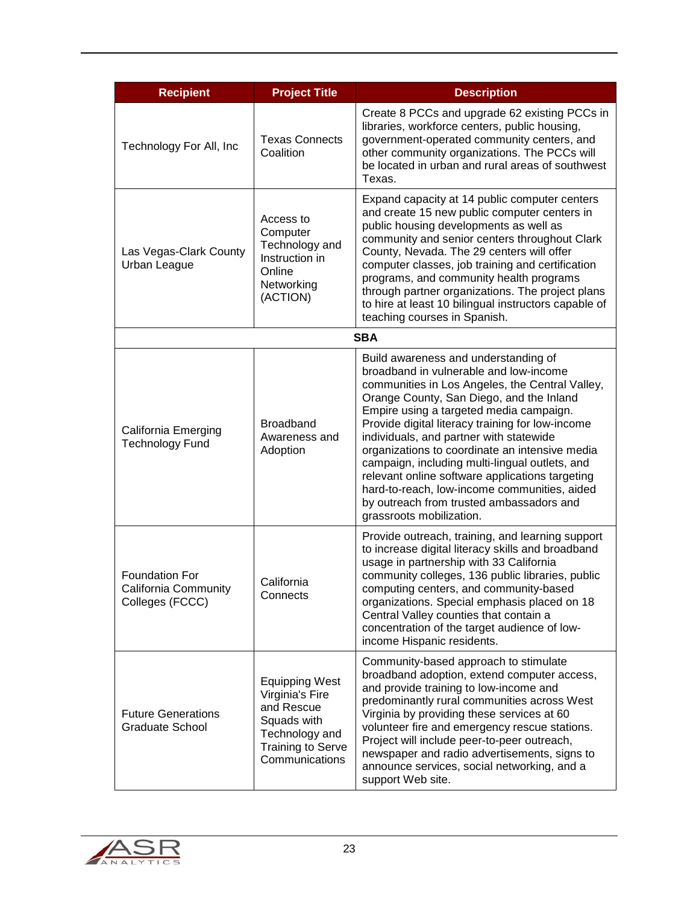| Recipient | Project Title | Description |
|---|---|---|
| Technology For All, Inc | Texas Connects Coalition | Create 8 PCCs and upgrade 62 existing PCCs in libraries, workforce centers, public housing, government-operated community centers, and other community organizations. The PCCs will be located in urban and rural areas of southwest Texas. |
| Las Vegas-Clark County Urban League | Access to Computer Technology and Instruction in Online Networking (ACTION) | Expand capacity at 14 public computer centers and create 15 new public computer centers in public housing developments as well as community and senior centers throughout Clark County, Nevada. The 29 centers will offer computer classes, job training and certification programs, and community health programs through partner organizations. The project plans to hire at least 10 bilingual instructors capable of teaching courses in Spanish. |
| | **SBA** | |
| California Emerging Technology Fund | Broadband Awareness and Adoption | Build awareness and understanding of broadband in vulnerable and low-income communities in Los Angeles, the Central Valley, Orange County, San Diego, and the Inland Empire using a targeted media campaign. Provide digital literacy training for low-income individuals, and partner with statewide organizations to coordinate an intensive media campaign, including multi-lingual outlets, and relevant online software applications targeting hard-to-reach, low-income communities, aided by outreach from trusted ambassadors and grassroots mobilization. |
| Foundation For California Community Colleges (FCCC) | California Connects | Provide outreach, training, and learning support to increase digital literacy skills and broadband usage in partnership with 33 California community colleges, 136 public libraries, public computing centers, and community-based organizations. Special emphasis placed on 18 Central Valley counties that contain a concentration of the target audience of low-income Hispanic residents. |
| Future Generations Graduate School | Equipping West Virginia's Fire and Rescue Squads with Technology and Training to Serve Communications | Community-based approach to stimulate broadband adoption, extend computer access, and provide training to low-income and predominantly rural communities across West Virginia by providing these services at 60 volunteer fire and emergency rescue stations. Project will include peer-to-peer outreach, newspaper and radio advertisements, signs to announce services, social networking, and a support Web site. |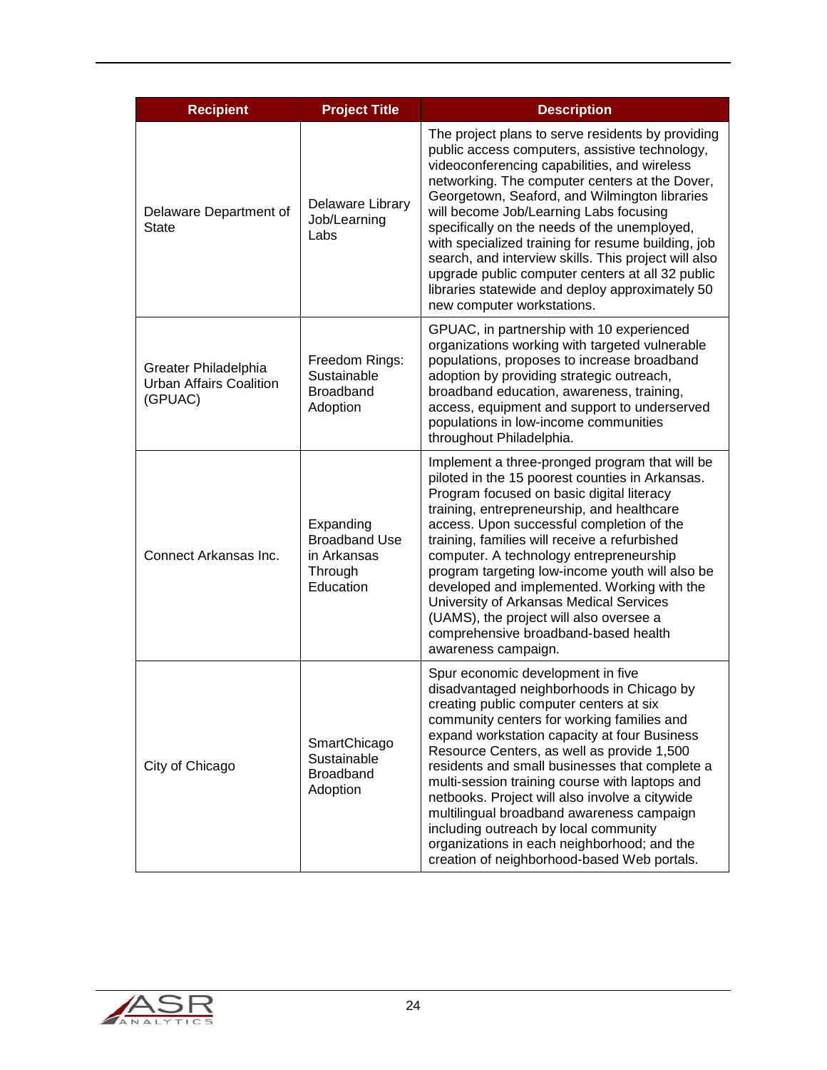| Recipient | Project Title | Description |
| --- | --- | --- |
| Delaware Department of State | Delaware Library Job/Learning Labs | The project plans to serve residents by providing public access computers, assistive technology, videoconferencing capabilities, and wireless networking. The computer centers at the Dover, Georgetown, Seaford, and Wilmington libraries will become Job/Learning Labs focusing specifically on the needs of the unemployed, with specialized training for resume building, job search, and interview skills. This project will also upgrade public computer centers at all 32 public libraries statewide and deploy approximately 50 new computer workstations. |
| Greater Philadelphia Urban Affairs Coalition (GPUAC) | Freedom Rings: Sustainable Broadband Adoption | GPUAC, in partnership with 10 experienced organizations working with targeted vulnerable populations, proposes to increase broadband adoption by providing strategic outreach, broadband education, awareness, training, access, equipment and support to underserved populations in low-income communities throughout Philadelphia. |
| Connect Arkansas Inc. | Expanding Broadband Use in Arkansas Through Education | Implement a three-pronged program that will be piloted in the 15 poorest counties in Arkansas. Program focused on basic digital literacy training, entrepreneurship, and healthcare access. Upon successful completion of the training, families will receive a refurbished computer. A technology entrepreneurship program targeting low-income youth will also be developed and implemented. Working with the University of Arkansas Medical Services (UAMS), the project will also oversee a comprehensive broadband-based health awareness campaign. |
| City of Chicago | SmartChicago Sustainable Broadband Adoption | Spur economic development in five disadvantaged neighborhoods in Chicago by creating public computer centers at six community centers for working families and expand workstation capacity at four Business Resource Centers, as well as provide 1,500 residents and small businesses that complete a multi-session training course with laptops and netbooks. Project will also involve a citywide multilingual broadband awareness campaign including outreach by local community organizations in each neighborhood; and the creation of neighborhood-based Web portals. |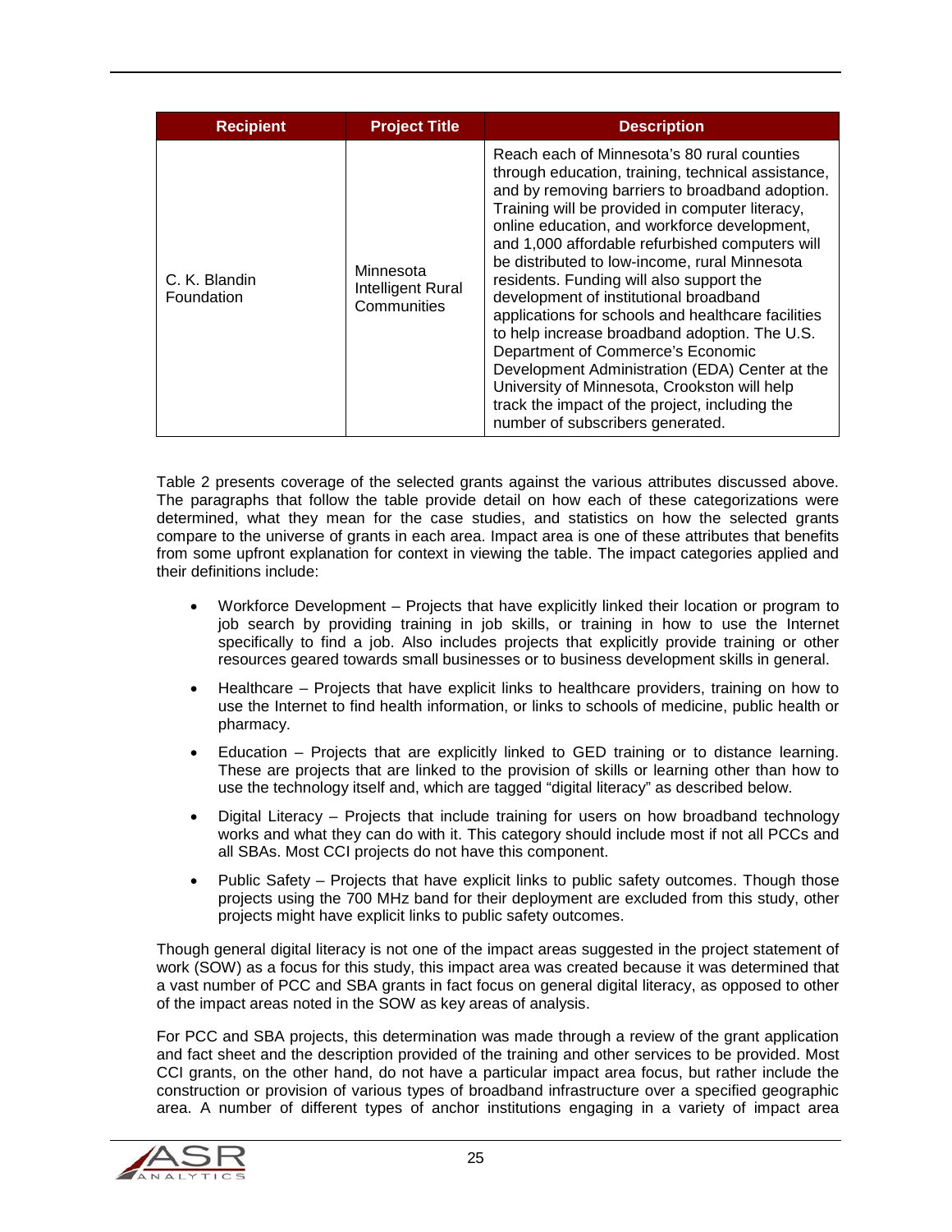| Recipient | Project Title | Description |
|---|---|---|
| C. K. Blandin Foundation | Minnesota Intelligent Rural Communities | Reach each of Minnesota's 80 rural counties through education, training, technical assistance, and by removing barriers to broadband adoption. Training will be provided in computer literacy, online education, and workforce development, and 1,000 affordable refurbished computers will be distributed to low-income, rural Minnesota residents. Funding will also support the development of institutional broadband applications for schools and healthcare facilities to help increase broadband adoption. The U.S. Department of Commerce's Economic Development Administration (EDA) Center at the University of Minnesota, Crookston will help track the impact of the project, including the number of subscribers generated. |

Table 2 presents coverage of the selected grants against the various attributes discussed above. The paragraphs that follow the table provide detail on how each of these categorizations were determined, what they mean for the case studies, and statistics on how the selected grants compare to the universe of grants in each area. Impact area is one of these attributes that benefits from some upfront explanation for context in viewing the table. The impact categories applied and their definitions include:

- Workforce Development – Projects that have explicitly linked their location or program to job search by providing training in job skills, or training in how to use the Internet specifically to find a job. Also includes projects that explicitly provide training or other resources geared towards small businesses or to business development skills in general.
- Healthcare – Projects that have explicit links to healthcare providers, training on how to use the Internet to find health information, or links to schools of medicine, public health or pharmacy.
- Education – Projects that are explicitly linked to GED training or to distance learning. These are projects that are linked to the provision of skills or learning other than how to use the technology itself and, which are tagged "digital literacy" as described below.
- Digital Literacy – Projects that include training for users on how broadband technology works and what they can do with it. This category should include most if not all PCCs and all SBAs. Most CCI projects do not have this component.
- Public Safety – Projects that have explicit links to public safety outcomes. Though those projects using the 700 MHz band for their deployment are excluded from this study, other projects might have explicit links to public safety outcomes.

Though general digital literacy is not one of the impact areas suggested in the project statement of work (SOW) as a focus for this study, this impact area was created because it was determined that a vast number of PCC and SBA grants in fact focus on general digital literacy, as opposed to other of the impact areas noted in the SOW as key areas of analysis.

For PCC and SBA projects, this determination was made through a review of the grant application and fact sheet and the description provided of the training and other services to be provided. Most CCI grants, on the other hand, do not have a particular impact area focus, but rather include the construction or provision of various types of broadband infrastructure over a specified geographic area. A number of different types of anchor institutions engaging in a variety of impact area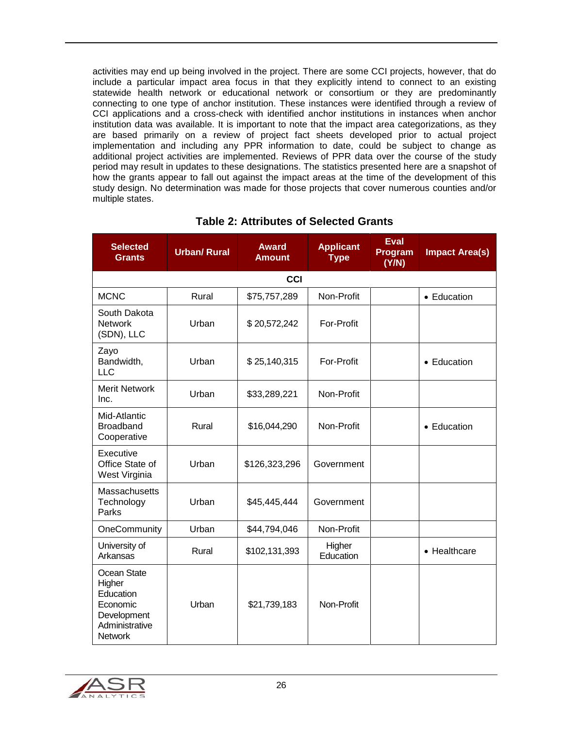activities may end up being involved in the project. There are some CCI projects, however, that do include a particular impact area focus in that they explicitly intend to connect to an existing statewide health network or educational network or consortium or they are predominantly connecting to one type of anchor institution. These instances were identified through a review of CCI applications and a cross-check with identified anchor institutions in instances when anchor institution data was available. It is important to note that the impact area categorizations, as they are based primarily on a review of project fact sheets developed prior to actual project implementation and including any PPR information to date, could be subject to change as additional project activities are implemented. Reviews of PPR data over the course of the study period may result in updates to these designations. The statistics presented here are a snapshot of how the grants appear to fall out against the impact areas at the time of the development of this study design. No determination was made for those projects that cover numerous counties and/or multiple states.

**Table 2: Attributes of Selected Grants**

| Selected Grants | Urban/ Rural | Award Amount | Applicant Type | Eval Program (Y/N) | Impact Area(s) |
|---|---|---|---|---|---|
| **CCI** | | | | | |
| MCNC | Rural | $75,757,289 | Non-Profit | | • Education |
| South Dakota Network (SDN), LLC | Urban | $ 20,572,242 | For-Profit | | |
| Zayo Bandwidth, LLC | Urban | $ 25,140,315 | For-Profit | | • Education |
| Merit Network Inc. | Urban | $33,289,221 | Non-Profit | | |
| Mid-Atlantic Broadband Cooperative | Rural | $16,044,290 | Non-Profit | | • Education |
| Executive Office State of West Virginia | Urban | $126,323,296 | Government | | |
| Massachusetts Technology Parks | Urban | $45,445,444 | Government | | |
| OneCommunity | Urban | $44,794,046 | Non-Profit | | |
| University of Arkansas | Rural | $102,131,393 | Higher Education | | • Healthcare |
| Ocean State Higher Education Economic Development Administrative Network | Urban | $21,739,183 | Non-Profit | | |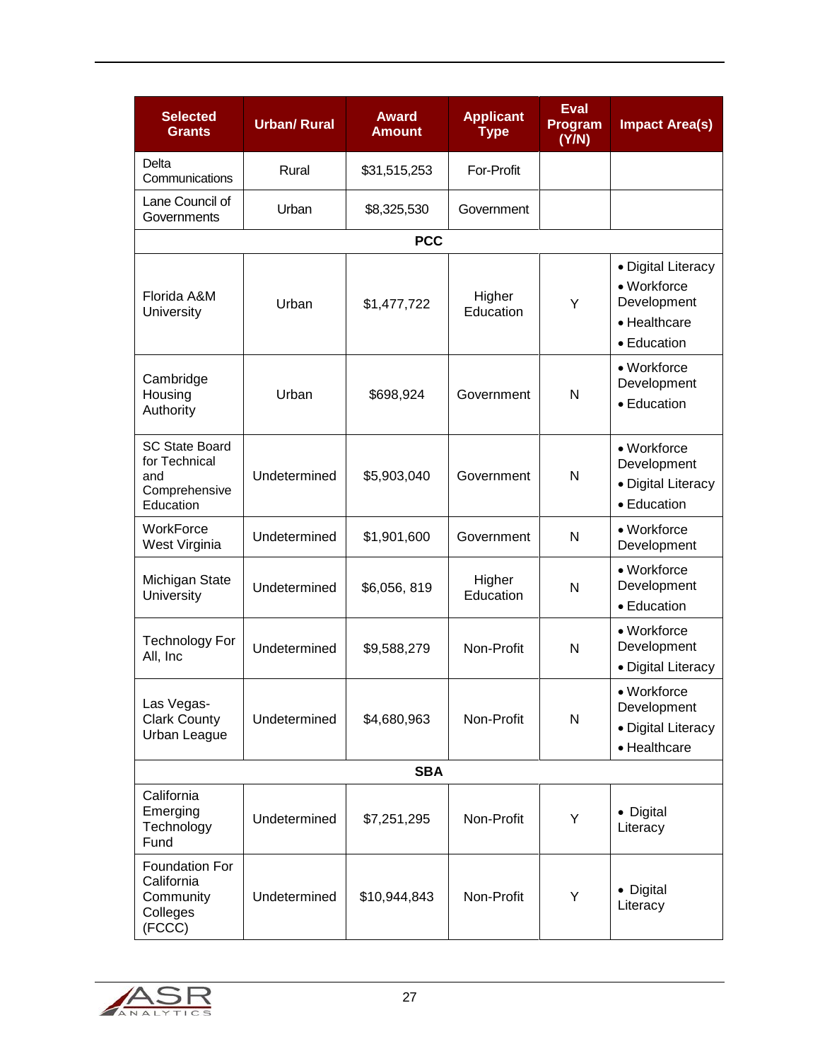| Selected Grants | Urban/ Rural | Award Amount | Applicant Type | Eval Program (Y/N) | Impact Area(s) |
|---|---|---|---|---|---|
| Delta Communications | Rural | $31,515,253 | For-Profit | | |
| Lane Council of Governments | Urban | $8,325,530 | Government | | |
| **PCC** | | | | | |
| Florida A&M University | Urban | $1,477,722 | Higher Education | Y | • Digital Literacy<br>• Workforce Development<br>• Healthcare<br>• Education |
| Cambridge Housing Authority | Urban | $698,924 | Government | N | • Workforce Development<br>• Education |
| SC State Board for Technical and Comprehensive Education | Undetermined | $5,903,040 | Government | N | • Workforce Development<br>• Digital Literacy<br>• Education |
| WorkForce West Virginia | Undetermined | $1,901,600 | Government | N | • Workforce Development |
| Michigan State University | Undetermined | $6,056, 819 | Higher Education | N | • Workforce Development<br>• Education |
| Technology For All, Inc | Undetermined | $9,588,279 | Non-Profit | N | • Workforce Development<br>• Digital Literacy |
| Las Vegas-Clark County Urban League | Undetermined | $4,680,963 | Non-Profit | N | • Workforce Development<br>• Digital Literacy<br>• Healthcare |
| **SBA** | | | | | |
| California Emerging Technology Fund | Undetermined | $7,251,295 | Non-Profit | Y | • Digital Literacy |
| Foundation For California Community Colleges (FCCC) | Undetermined | $10,944,843 | Non-Profit | Y | • Digital Literacy |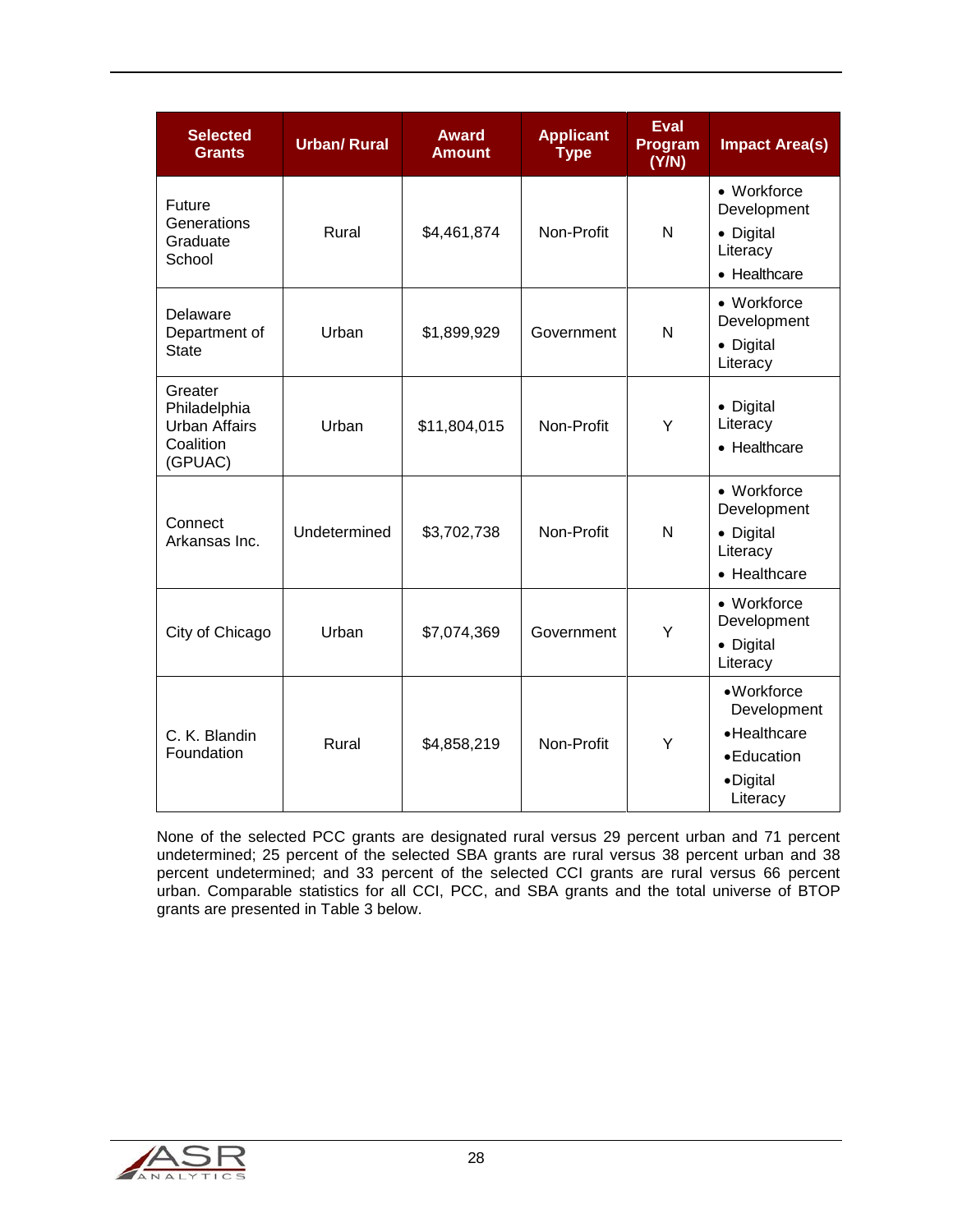| Selected Grants | Urban/ Rural | Award Amount | Applicant Type | Eval Program (Y/N) | Impact Area(s) |
|---|---|---|---|---|---|
| Future Generations Graduate School | Rural | $4,461,874 | Non-Profit | N | • Workforce Development<br>• Digital Literacy<br>• Healthcare |
| Delaware Department of State | Urban | $1,899,929 | Government | N | • Workforce Development<br>• Digital Literacy |
| Greater Philadelphia Urban Affairs Coalition (GPUAC) | Urban | $11,804,015 | Non-Profit | Y | • Digital Literacy<br>• Healthcare |
| Connect Arkansas Inc. | Undetermined | $3,702,738 | Non-Profit | N | • Workforce Development<br>• Digital Literacy<br>• Healthcare |
| City of Chicago | Urban | $7,074,369 | Government | Y | • Workforce Development<br>• Digital Literacy |
| C. K. Blandin Foundation | Rural | $4,858,219 | Non-Profit | Y | • Workforce Development<br>• Healthcare<br>• Education<br>• Digital Literacy |

None of the selected PCC grants are designated rural versus 29 percent urban and 71 percent undetermined; 25 percent of the selected SBA grants are rural versus 38 percent urban and 38 percent undetermined; and 33 percent of the selected CCI grants are rural versus 66 percent urban. Comparable statistics for all CCI, PCC, and SBA grants and the total universe of BTOP grants are presented in Table 3 below.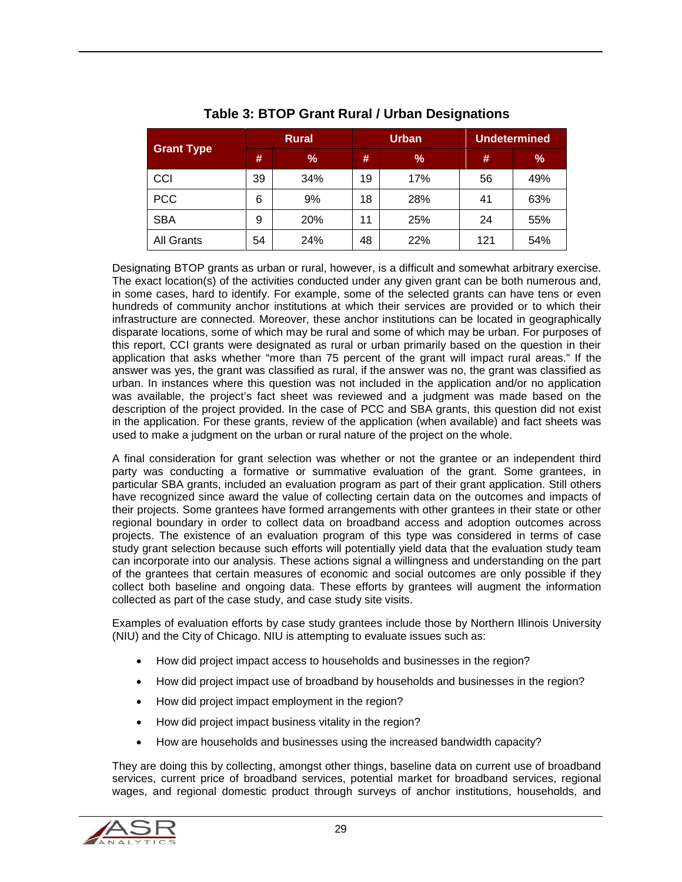**Table 3: BTOP Grant Rural / Urban Designations**

| Grant Type | Rural | | Urban | | Undetermined | |
|---|---|---|---|---|---|---|
| | # | % | # | % | # | % |
| CCI | 39 | 34% | 19 | 17% | 56 | 49% |
| PCC | 6 | 9% | 18 | 28% | 41 | 63% |
| SBA | 9 | 20% | 11 | 25% | 24 | 55% |
| All Grants | 54 | 24% | 48 | 22% | 121 | 54% |

Designating BTOP grants as urban or rural, however, is a difficult and somewhat arbitrary exercise. The exact location(s) of the activities conducted under any given grant can be both numerous and, in some cases, hard to identify. For example, some of the selected grants can have tens or even hundreds of community anchor institutions at which their services are provided or to which their infrastructure are connected. Moreover, these anchor institutions can be located in geographically disparate locations, some of which may be rural and some of which may be urban. For purposes of this report, CCI grants were designated as rural or urban primarily based on the question in their application that asks whether "more than 75 percent of the grant will impact rural areas." If the answer was yes, the grant was classified as rural, if the answer was no, the grant was classified as urban. In instances where this question was not included in the application and/or no application was available, the project's fact sheet was reviewed and a judgment was made based on the description of the project provided. In the case of PCC and SBA grants, this question did not exist in the application. For these grants, review of the application (when available) and fact sheets was used to make a judgment on the urban or rural nature of the project on the whole.

A final consideration for grant selection was whether or not the grantee or an independent third party was conducting a formative or summative evaluation of the grant. Some grantees, in particular SBA grants, included an evaluation program as part of their grant application. Still others have recognized since award the value of collecting certain data on the outcomes and impacts of their projects. Some grantees have formed arrangements with other grantees in their state or other regional boundary in order to collect data on broadband access and adoption outcomes across projects. The existence of an evaluation program of this type was considered in terms of case study grant selection because such efforts will potentially yield data that the evaluation study team can incorporate into our analysis. These actions signal a willingness and understanding on the part of the grantees that certain measures of economic and social outcomes are only possible if they collect both baseline and ongoing data. These efforts by grantees will augment the information collected as part of the case study, and case study site visits.

Examples of evaluation efforts by case study grantees include those by Northern Illinois University (NIU) and the City of Chicago. NIU is attempting to evaluate issues such as:

- How did project impact access to households and businesses in the region?
- How did project impact use of broadband by households and businesses in the region?
- How did project impact employment in the region?
- How did project impact business vitality in the region?
- How are households and businesses using the increased bandwidth capacity?

They are doing this by collecting, amongst other things, baseline data on current use of broadband services, current price of broadband services, potential market for broadband services, regional wages, and regional domestic product through surveys of anchor institutions, households, and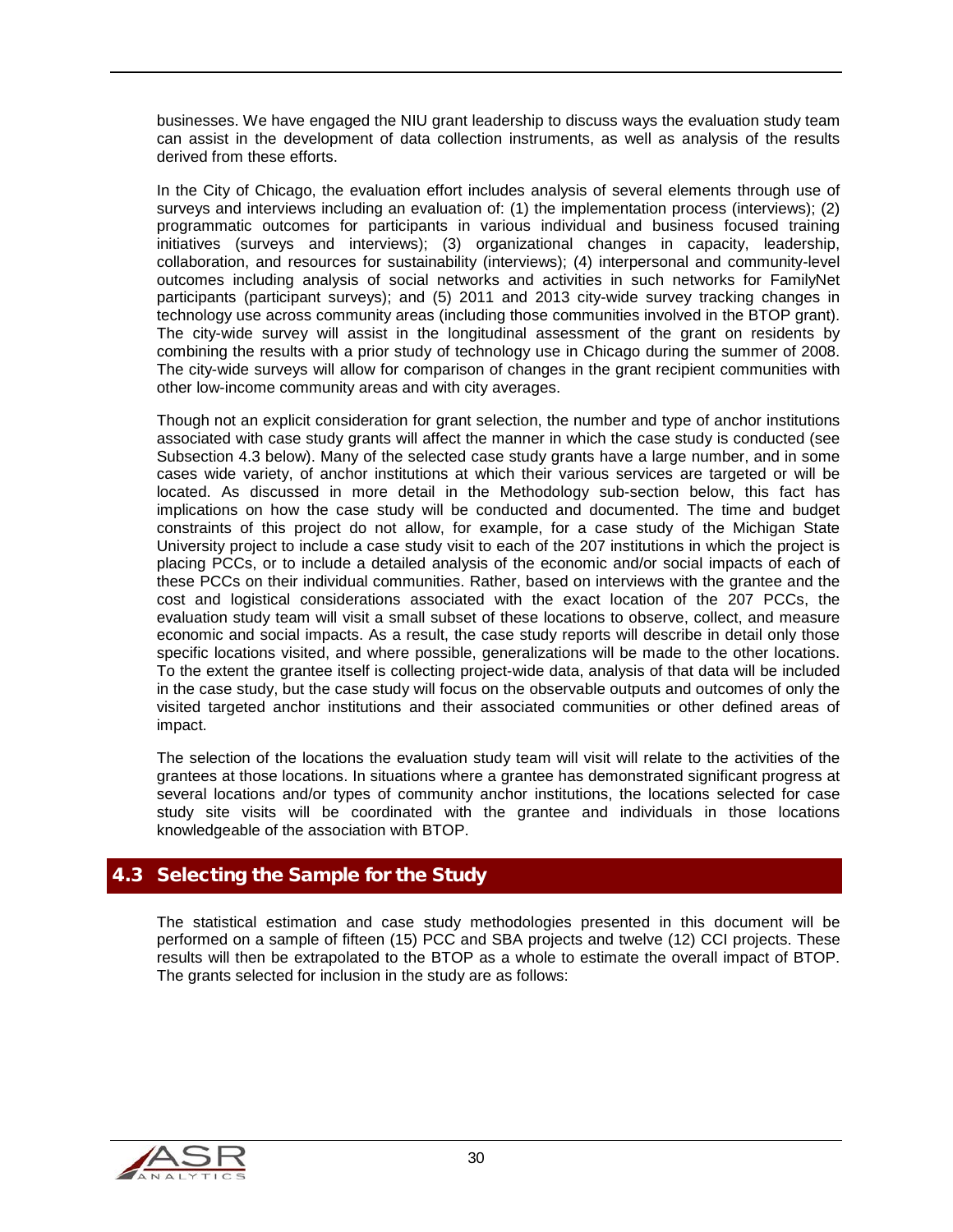businesses. We have engaged the NIU grant leadership to discuss ways the evaluation study team can assist in the development of data collection instruments, as well as analysis of the results derived from these efforts.

In the City of Chicago, the evaluation effort includes analysis of several elements through use of surveys and interviews including an evaluation of: (1) the implementation process (interviews); (2) programmatic outcomes for participants in various individual and business focused training initiatives (surveys and interviews); (3) organizational changes in capacity, leadership, collaboration, and resources for sustainability (interviews); (4) interpersonal and community-level outcomes including analysis of social networks and activities in such networks for FamilyNet participants (participant surveys); and (5) 2011 and 2013 city-wide survey tracking changes in technology use across community areas (including those communities involved in the BTOP grant). The city-wide survey will assist in the longitudinal assessment of the grant on residents by combining the results with a prior study of technology use in Chicago during the summer of 2008. The city-wide surveys will allow for comparison of changes in the grant recipient communities with other low-income community areas and with city averages.

Though not an explicit consideration for grant selection, the number and type of anchor institutions associated with case study grants will affect the manner in which the case study is conducted (see Subsection 4.3 below). Many of the selected case study grants have a large number, and in some cases wide variety, of anchor institutions at which their various services are targeted or will be located. As discussed in more detail in the Methodology sub-section below, this fact has implications on how the case study will be conducted and documented. The time and budget constraints of this project do not allow, for example, for a case study of the Michigan State University project to include a case study visit to each of the 207 institutions in which the project is placing PCCs, or to include a detailed analysis of the economic and/or social impacts of each of these PCCs on their individual communities. Rather, based on interviews with the grantee and the cost and logistical considerations associated with the exact location of the 207 PCCs, the evaluation study team will visit a small subset of these locations to observe, collect, and measure economic and social impacts. As a result, the case study reports will describe in detail only those specific locations visited, and where possible, generalizations will be made to the other locations. To the extent the grantee itself is collecting project-wide data, analysis of that data will be included in the case study, but the case study will focus on the observable outputs and outcomes of only the visited targeted anchor institutions and their associated communities or other defined areas of impact.

The selection of the locations the evaluation study team will visit will relate to the activities of the grantees at those locations. In situations where a grantee has demonstrated significant progress at several locations and/or types of community anchor institutions, the locations selected for case study site visits will be coordinated with the grantee and individuals in those locations knowledgeable of the association with BTOP.

## 4.3 Selecting the Sample for the Study

The statistical estimation and case study methodologies presented in this document will be performed on a sample of fifteen (15) PCC and SBA projects and twelve (12) CCI projects. These results will then be extrapolated to the BTOP as a whole to estimate the overall impact of BTOP. The grants selected for inclusion in the study are as follows: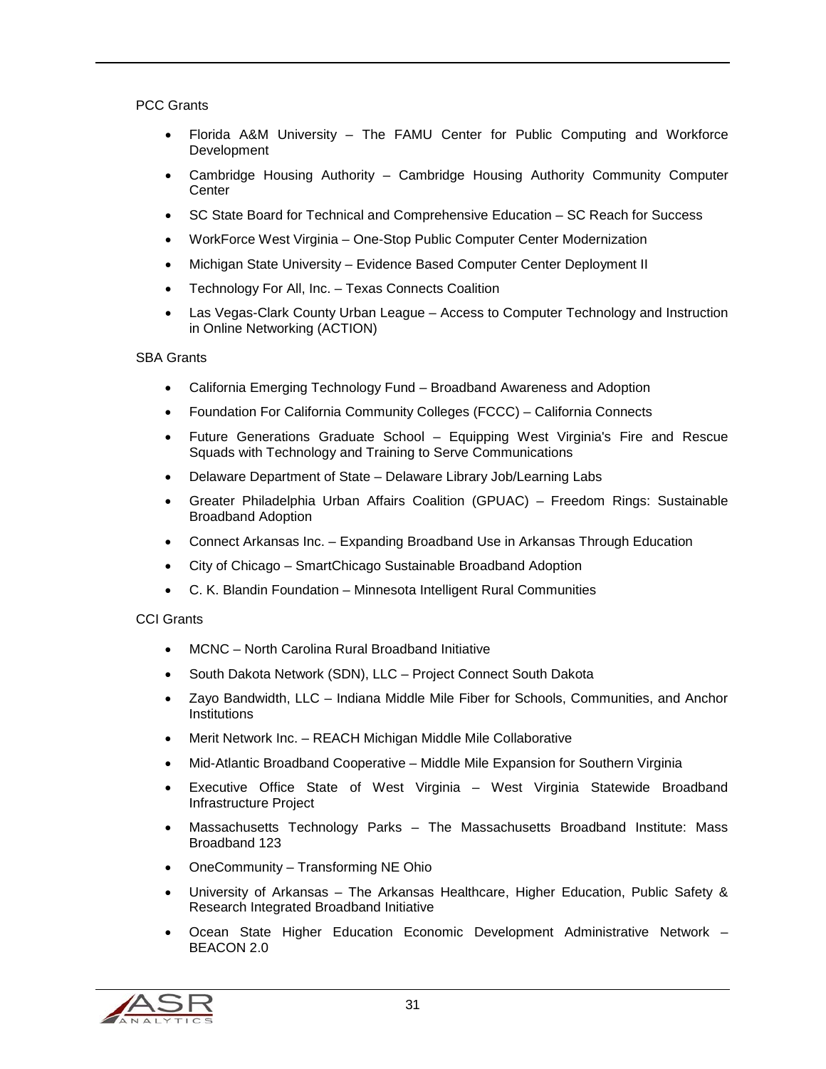PCC Grants

- Florida A&M University – The FAMU Center for Public Computing and Workforce Development
- Cambridge Housing Authority – Cambridge Housing Authority Community Computer Center
- SC State Board for Technical and Comprehensive Education – SC Reach for Success
- WorkForce West Virginia – One-Stop Public Computer Center Modernization
- Michigan State University – Evidence Based Computer Center Deployment II
- Technology For All, Inc. – Texas Connects Coalition
- Las Vegas-Clark County Urban League – Access to Computer Technology and Instruction in Online Networking (ACTION)

SBA Grants

- California Emerging Technology Fund – Broadband Awareness and Adoption
- Foundation For California Community Colleges (FCCC) – California Connects
- Future Generations Graduate School – Equipping West Virginia's Fire and Rescue Squads with Technology and Training to Serve Communications
- Delaware Department of State – Delaware Library Job/Learning Labs
- Greater Philadelphia Urban Affairs Coalition (GPUAC) – Freedom Rings: Sustainable Broadband Adoption
- Connect Arkansas Inc. – Expanding Broadband Use in Arkansas Through Education
- City of Chicago – SmartChicago Sustainable Broadband Adoption
- C. K. Blandin Foundation – Minnesota Intelligent Rural Communities

CCI Grants

- MCNC – North Carolina Rural Broadband Initiative
- South Dakota Network (SDN), LLC – Project Connect South Dakota
- Zayo Bandwidth, LLC – Indiana Middle Mile Fiber for Schools, Communities, and Anchor Institutions
- Merit Network Inc. – REACH Michigan Middle Mile Collaborative
- Mid-Atlantic Broadband Cooperative – Middle Mile Expansion for Southern Virginia
- Executive Office State of West Virginia – West Virginia Statewide Broadband Infrastructure Project
- Massachusetts Technology Parks – The Massachusetts Broadband Institute: Mass Broadband 123
- OneCommunity – Transforming NE Ohio
- University of Arkansas – The Arkansas Healthcare, Higher Education, Public Safety & Research Integrated Broadband Initiative
- Ocean State Higher Education Economic Development Administrative Network – BEACON 2.0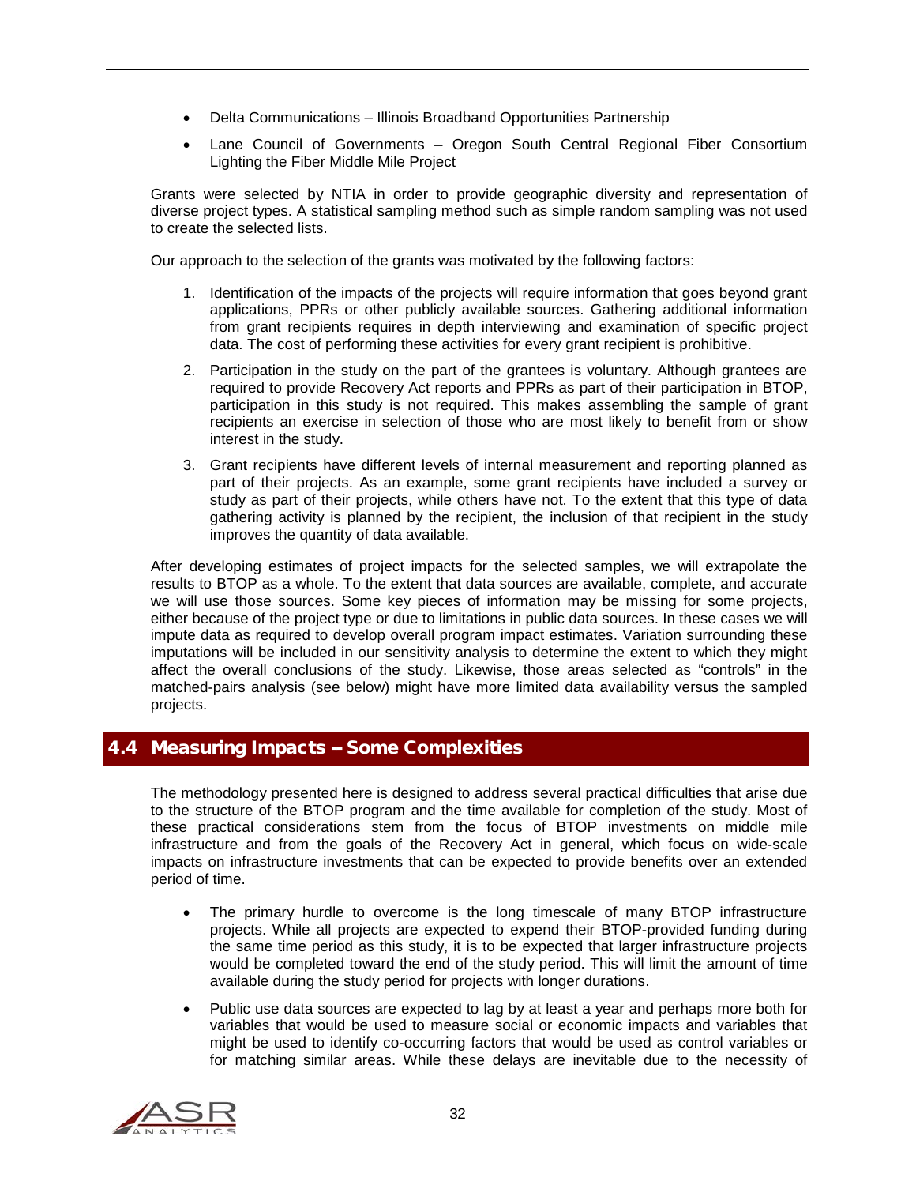- Delta Communications – Illinois Broadband Opportunities Partnership
- Lane Council of Governments – Oregon South Central Regional Fiber Consortium Lighting the Fiber Middle Mile Project

Grants were selected by NTIA in order to provide geographic diversity and representation of diverse project types. A statistical sampling method such as simple random sampling was not used to create the selected lists.

Our approach to the selection of the grants was motivated by the following factors:

1. Identification of the impacts of the projects will require information that goes beyond grant applications, PPRs or other publicly available sources. Gathering additional information from grant recipients requires in depth interviewing and examination of specific project data. The cost of performing these activities for every grant recipient is prohibitive.
2. Participation in the study on the part of the grantees is voluntary. Although grantees are required to provide Recovery Act reports and PPRs as part of their participation in BTOP, participation in this study is not required. This makes assembling the sample of grant recipients an exercise in selection of those who are most likely to benefit from or show interest in the study.
3. Grant recipients have different levels of internal measurement and reporting planned as part of their projects. As an example, some grant recipients have included a survey or study as part of their projects, while others have not. To the extent that this type of data gathering activity is planned by the recipient, the inclusion of that recipient in the study improves the quantity of data available.

After developing estimates of project impacts for the selected samples, we will extrapolate the results to BTOP as a whole. To the extent that data sources are available, complete, and accurate we will use those sources. Some key pieces of information may be missing for some projects, either because of the project type or due to limitations in public data sources. In these cases we will impute data as required to develop overall program impact estimates. Variation surrounding these imputations will be included in our sensitivity analysis to determine the extent to which they might affect the overall conclusions of the study. Likewise, those areas selected as "controls" in the matched-pairs analysis (see below) might have more limited data availability versus the sampled projects.

## 4.4 Measuring Impacts – Some Complexities

The methodology presented here is designed to address several practical difficulties that arise due to the structure of the BTOP program and the time available for completion of the study. Most of these practical considerations stem from the focus of BTOP investments on middle mile infrastructure and from the goals of the Recovery Act in general, which focus on wide-scale impacts on infrastructure investments that can be expected to provide benefits over an extended period of time.

- The primary hurdle to overcome is the long timescale of many BTOP infrastructure projects. While all projects are expected to expend their BTOP-provided funding during the same time period as this study, it is to be expected that larger infrastructure projects would be completed toward the end of the study period. This will limit the amount of time available during the study period for projects with longer durations.
- Public use data sources are expected to lag by at least a year and perhaps more both for variables that would be used to measure social or economic impacts and variables that might be used to identify co-occurring factors that would be used as control variables or for matching similar areas. While these delays are inevitable due to the necessity of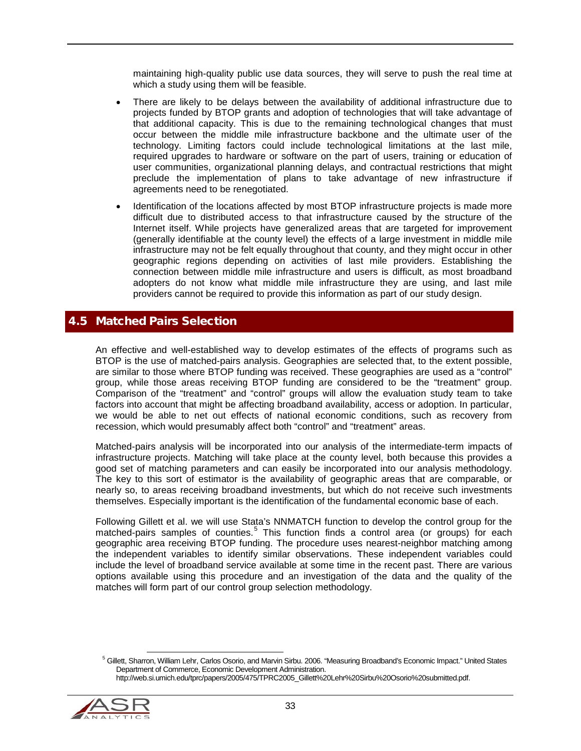maintaining high-quality public use data sources, they will serve to push the real time at which a study using them will be feasible.

- There are likely to be delays between the availability of additional infrastructure due to projects funded by BTOP grants and adoption of technologies that will take advantage of that additional capacity. This is due to the remaining technological changes that must occur between the middle mile infrastructure backbone and the ultimate user of the technology. Limiting factors could include technological limitations at the last mile, required upgrades to hardware or software on the part of users, training or education of user communities, organizational planning delays, and contractual restrictions that might preclude the implementation of plans to take advantage of new infrastructure if agreements need to be renegotiated.
- Identification of the locations affected by most BTOP infrastructure projects is made more difficult due to distributed access to that infrastructure caused by the structure of the Internet itself. While projects have generalized areas that are targeted for improvement (generally identifiable at the county level) the effects of a large investment in middle mile infrastructure may not be felt equally throughout that county, and they might occur in other geographic regions depending on activities of last mile providers. Establishing the connection between middle mile infrastructure and users is difficult, as most broadband adopters do not know what middle mile infrastructure they are using, and last mile providers cannot be required to provide this information as part of our study design.

## 4.5 Matched Pairs Selection

An effective and well-established way to develop estimates of the effects of programs such as BTOP is the use of matched-pairs analysis. Geographies are selected that, to the extent possible, are similar to those where BTOP funding was received. These geographies are used as a "control" group, while those areas receiving BTOP funding are considered to be the "treatment" group. Comparison of the "treatment" and "control" groups will allow the evaluation study team to take factors into account that might be affecting broadband availability, access or adoption. In particular, we would be able to net out effects of national economic conditions, such as recovery from recession, which would presumably affect both "control" and "treatment" areas.

Matched-pairs analysis will be incorporated into our analysis of the intermediate-term impacts of infrastructure projects. Matching will take place at the county level, both because this provides a good set of matching parameters and can easily be incorporated into our analysis methodology. The key to this sort of estimator is the availability of geographic areas that are comparable, or nearly so, to areas receiving broadband investments, but which do not receive such investments themselves. Especially important is the identification of the fundamental economic base of each.

Following Gillett et al. we will use Stata's NNMATCH function to develop the control group for the matched-pairs samples of counties.[5] This function finds a control area (or groups) for each geographic area receiving BTOP funding. The procedure uses nearest-neighbor matching among the independent variables to identify similar observations. These independent variables could include the level of broadband service available at some time in the recent past. There are various options available using this procedure and an investigation of the data and the quality of the matches will form part of our control group selection methodology.

[5] Gillett, Sharron, William Lehr, Carlos Osorio, and Marvin Sirbu. 2006. "Measuring Broadband's Economic Impact." United States Department of Commerce, Economic Development Administration. http://web.si.umich.edu/tprc/papers/2005/475/TPRC2005_Gillett%20Lehr%20Sirbu%20Osorio%20submitted.pdf.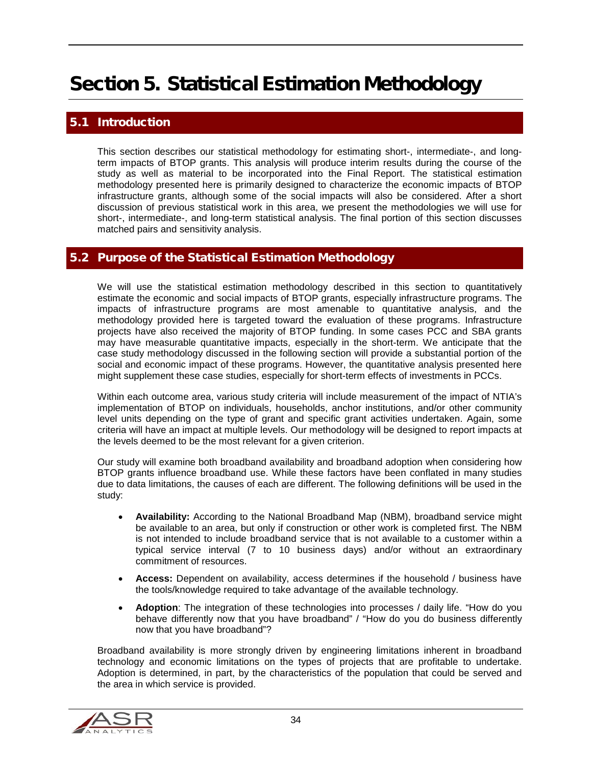# Section 5. Statistical Estimation Methodology

## 5.1 Introduction

This section describes our statistical methodology for estimating short-, intermediate-, and long-term impacts of BTOP grants. This analysis will produce interim results during the course of the study as well as material to be incorporated into the Final Report. The statistical estimation methodology presented here is primarily designed to characterize the economic impacts of BTOP infrastructure grants, although some of the social impacts will also be considered. After a short discussion of previous statistical work in this area, we present the methodologies we will use for short-, intermediate-, and long-term statistical analysis. The final portion of this section discusses matched pairs and sensitivity analysis.

## 5.2 Purpose of the Statistical Estimation Methodology

We will use the statistical estimation methodology described in this section to quantitatively estimate the economic and social impacts of BTOP grants, especially infrastructure programs. The impacts of infrastructure programs are most amenable to quantitative analysis, and the methodology provided here is targeted toward the evaluation of these programs. Infrastructure projects have also received the majority of BTOP funding. In some cases PCC and SBA grants may have measurable quantitative impacts, especially in the short-term. We anticipate that the case study methodology discussed in the following section will provide a substantial portion of the social and economic impact of these programs. However, the quantitative analysis presented here might supplement these case studies, especially for short-term effects of investments in PCCs.

Within each outcome area, various study criteria will include measurement of the impact of NTIA's implementation of BTOP on individuals, households, anchor institutions, and/or other community level units depending on the type of grant and specific grant activities undertaken. Again, some criteria will have an impact at multiple levels. Our methodology will be designed to report impacts at the levels deemed to be the most relevant for a given criterion.

Our study will examine both broadband availability and broadband adoption when considering how BTOP grants influence broadband use. While these factors have been conflated in many studies due to data limitations, the causes of each are different. The following definitions will be used in the study:

- **Availability:** According to the National Broadband Map (NBM), broadband service might be available to an area, but only if construction or other work is completed first. The NBM is not intended to include broadband service that is not available to a customer within a typical service interval (7 to 10 business days) and/or without an extraordinary commitment of resources.
- **Access:** Dependent on availability, access determines if the household / business have the tools/knowledge required to take advantage of the available technology.
- **Adoption**: The integration of these technologies into processes / daily life. "How do you behave differently now that you have broadband" / "How do you do business differently now that you have broadband"?

Broadband availability is more strongly driven by engineering limitations inherent in broadband technology and economic limitations on the types of projects that are profitable to undertake. Adoption is determined, in part, by the characteristics of the population that could be served and the area in which service is provided.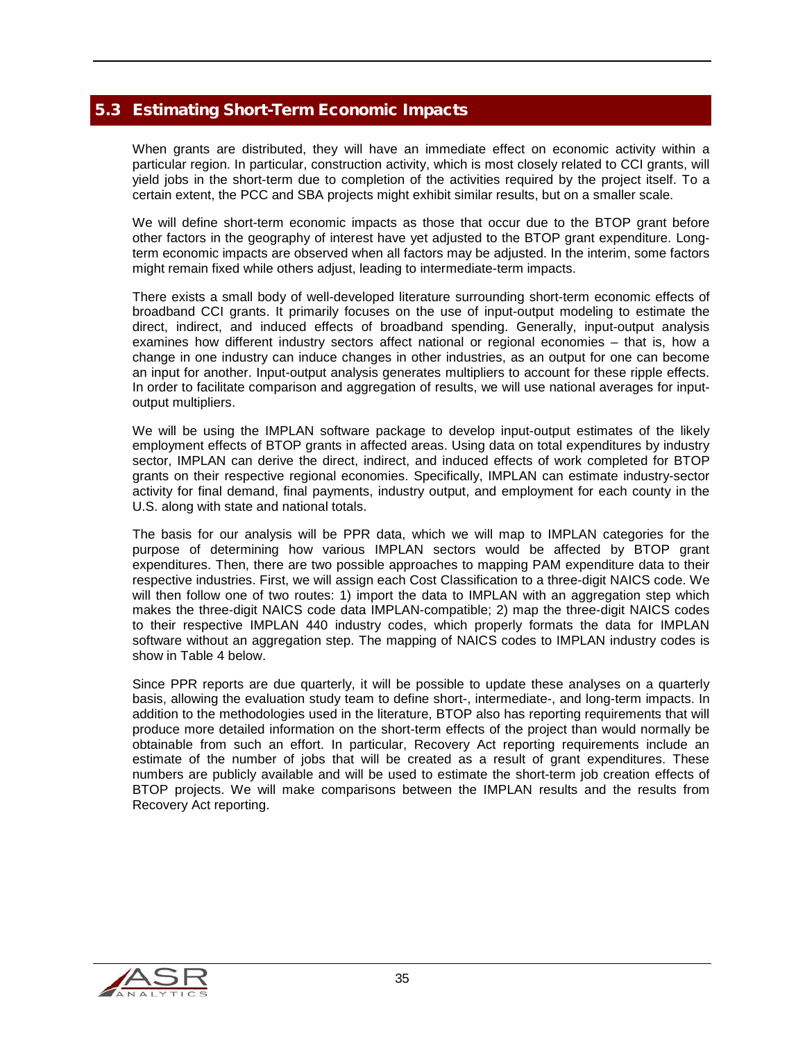## 5.3 Estimating Short-Term Economic Impacts

When grants are distributed, they will have an immediate effect on economic activity within a particular region. In particular, construction activity, which is most closely related to CCI grants, will yield jobs in the short-term due to completion of the activities required by the project itself. To a certain extent, the PCC and SBA projects might exhibit similar results, but on a smaller scale.

We will define short-term economic impacts as those that occur due to the BTOP grant before other factors in the geography of interest have yet adjusted to the BTOP grant expenditure. Long-term economic impacts are observed when all factors may be adjusted. In the interim, some factors might remain fixed while others adjust, leading to intermediate-term impacts.

There exists a small body of well-developed literature surrounding short-term economic effects of broadband CCI grants. It primarily focuses on the use of input-output modeling to estimate the direct, indirect, and induced effects of broadband spending. Generally, input-output analysis examines how different industry sectors affect national or regional economies – that is, how a change in one industry can induce changes in other industries, as an output for one can become an input for another. Input-output analysis generates multipliers to account for these ripple effects. In order to facilitate comparison and aggregation of results, we will use national averages for input-output multipliers.

We will be using the IMPLAN software package to develop input-output estimates of the likely employment effects of BTOP grants in affected areas. Using data on total expenditures by industry sector, IMPLAN can derive the direct, indirect, and induced effects of work completed for BTOP grants on their respective regional economies. Specifically, IMPLAN can estimate industry-sector activity for final demand, final payments, industry output, and employment for each county in the U.S. along with state and national totals.

The basis for our analysis will be PPR data, which we will map to IMPLAN categories for the purpose of determining how various IMPLAN sectors would be affected by BTOP grant expenditures. Then, there are two possible approaches to mapping PAM expenditure data to their respective industries. First, we will assign each Cost Classification to a three-digit NAICS code. We will then follow one of two routes: 1) import the data to IMPLAN with an aggregation step which makes the three-digit NAICS code data IMPLAN-compatible; 2) map the three-digit NAICS codes to their respective IMPLAN 440 industry codes, which properly formats the data for IMPLAN software without an aggregation step. The mapping of NAICS codes to IMPLAN industry codes is show in Table 4 below.

Since PPR reports are due quarterly, it will be possible to update these analyses on a quarterly basis, allowing the evaluation study team to define short-, intermediate-, and long-term impacts. In addition to the methodologies used in the literature, BTOP also has reporting requirements that will produce more detailed information on the short-term effects of the project than would normally be obtainable from such an effort. In particular, Recovery Act reporting requirements include an estimate of the number of jobs that will be created as a result of grant expenditures. These numbers are publicly available and will be used to estimate the short-term job creation effects of BTOP projects. We will make comparisons between the IMPLAN results and the results from Recovery Act reporting.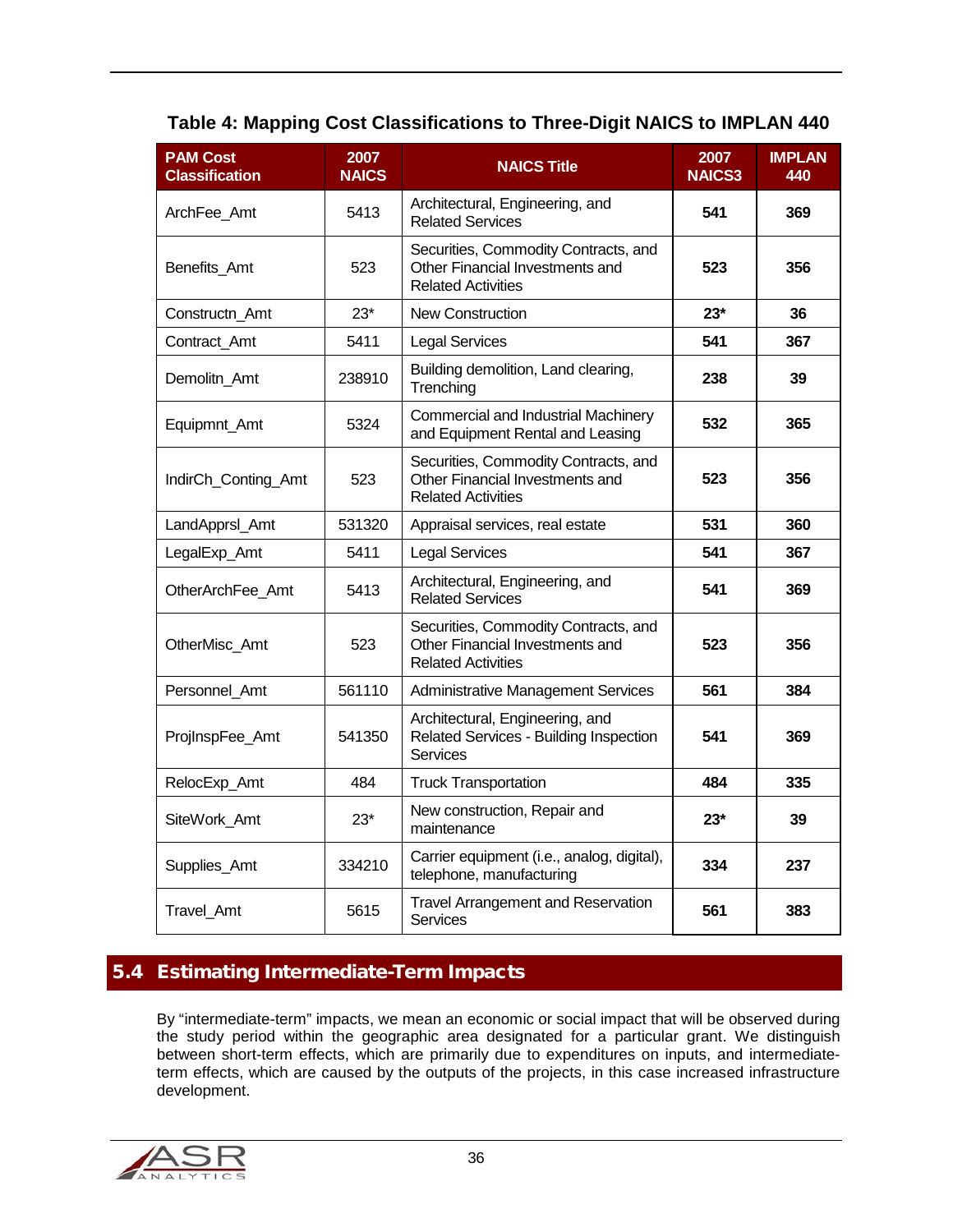### Table 4: Mapping Cost Classifications to Three-Digit NAICS to IMPLAN 440

| PAM Cost Classification | 2007 NAICS | NAICS Title | 2007 NAICS3 | IMPLAN 440 |
|---|---|---|---|---|
| ArchFee_Amt | 5413 | Architectural, Engineering, and Related Services | **541** | **369** |
| Benefits_Amt | 523 | Securities, Commodity Contracts, and Other Financial Investments and Related Activities | **523** | **356** |
| Constructn_Amt | 23* | New Construction | **23*** | **36** |
| Contract_Amt | 5411 | Legal Services | **541** | **367** |
| Demolitn_Amt | 238910 | Building demolition, Land clearing, Trenching | **238** | **39** |
| Equipmnt_Amt | 5324 | Commercial and Industrial Machinery and Equipment Rental and Leasing | **532** | **365** |
| IndirCh_Conting_Amt | 523 | Securities, Commodity Contracts, and Other Financial Investments and Related Activities | **523** | **356** |
| LandApprsl_Amt | 531320 | Appraisal services, real estate | **531** | **360** |
| LegalExp_Amt | 5411 | Legal Services | **541** | **367** |
| OtherArchFee_Amt | 5413 | Architectural, Engineering, and Related Services | **541** | **369** |
| OtherMisc_Amt | 523 | Securities, Commodity Contracts, and Other Financial Investments and Related Activities | **523** | **356** |
| Personnel_Amt | 561110 | Administrative Management Services | **561** | **384** |
| ProjInspFee_Amt | 541350 | Architectural, Engineering, and Related Services - Building Inspection Services | **541** | **369** |
| RelocExp_Amt | 484 | Truck Transportation | **484** | **335** |
| SiteWork_Amt | 23* | New construction, Repair and maintenance | **23*** | **39** |
| Supplies_Amt | 334210 | Carrier equipment (i.e., analog, digital), telephone, manufacturing | **334** | **237** |
| Travel_Amt | 5615 | Travel Arrangement and Reservation Services | **561** | **383** |

## 5.4 Estimating Intermediate-Term Impacts

By "intermediate-term" impacts, we mean an economic or social impact that will be observed during the study period within the geographic area designated for a particular grant. We distinguish between short-term effects, which are primarily due to expenditures on inputs, and intermediate-term effects, which are caused by the outputs of the projects, in this case increased infrastructure development.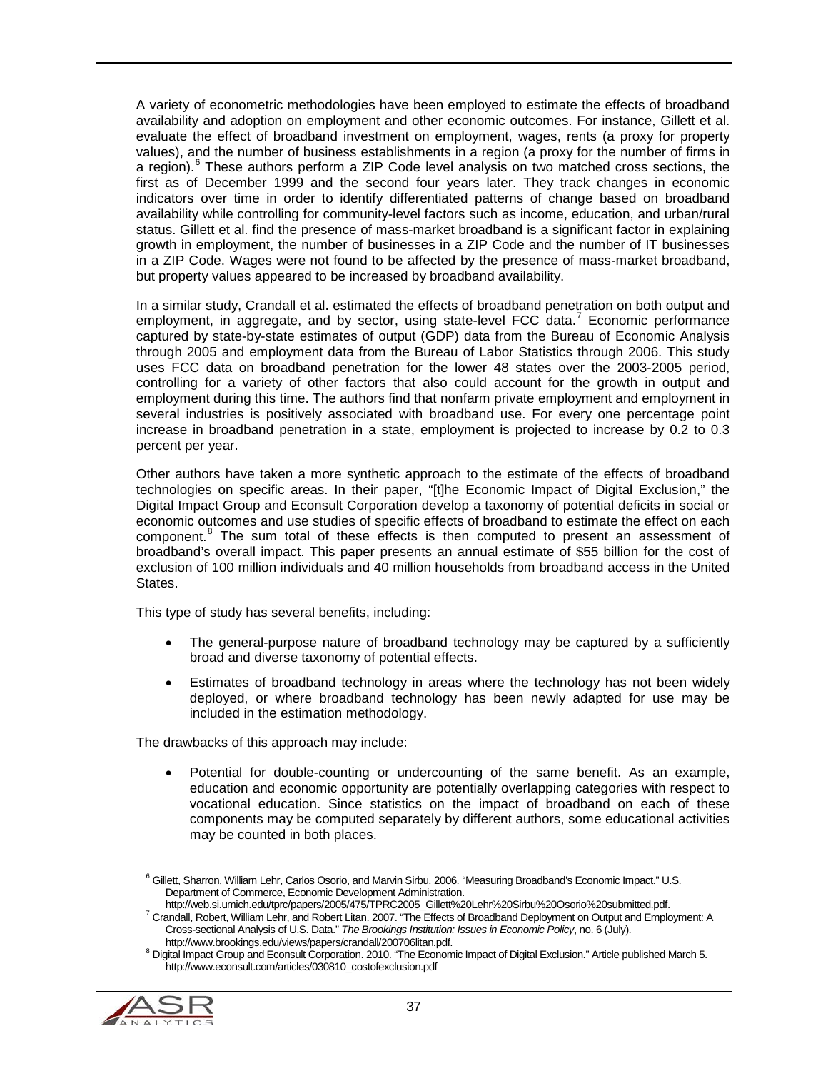A variety of econometric methodologies have been employed to estimate the effects of broadband availability and adoption on employment and other economic outcomes. For instance, Gillett et al. evaluate the effect of broadband investment on employment, wages, rents (a proxy for property values), and the number of business establishments in a region (a proxy for the number of firms in a region).[6] These authors perform a ZIP Code level analysis on two matched cross sections, the first as of December 1999 and the second four years later. They track changes in economic indicators over time in order to identify differentiated patterns of change based on broadband availability while controlling for community-level factors such as income, education, and urban/rural status. Gillett et al. find the presence of mass-market broadband is a significant factor in explaining growth in employment, the number of businesses in a ZIP Code and the number of IT businesses in a ZIP Code. Wages were not found to be affected by the presence of mass-market broadband, but property values appeared to be increased by broadband availability.

In a similar study, Crandall et al. estimated the effects of broadband penetration on both output and employment, in aggregate, and by sector, using state-level FCC data.[7] Economic performance captured by state-by-state estimates of output (GDP) data from the Bureau of Economic Analysis through 2005 and employment data from the Bureau of Labor Statistics through 2006. This study uses FCC data on broadband penetration for the lower 48 states over the 2003-2005 period, controlling for a variety of other factors that also could account for the growth in output and employment during this time. The authors find that nonfarm private employment and employment in several industries is positively associated with broadband use. For every one percentage point increase in broadband penetration in a state, employment is projected to increase by 0.2 to 0.3 percent per year.

Other authors have taken a more synthetic approach to the estimate of the effects of broadband technologies on specific areas. In their paper, "[t]he Economic Impact of Digital Exclusion," the Digital Impact Group and Econsult Corporation develop a taxonomy of potential deficits in social or economic outcomes and use studies of specific effects of broadband to estimate the effect on each component.[8] The sum total of these effects is then computed to present an assessment of broadband's overall impact. This paper presents an annual estimate of $55 billion for the cost of exclusion of 100 million individuals and 40 million households from broadband access in the United States.

This type of study has several benefits, including:

- The general-purpose nature of broadband technology may be captured by a sufficiently broad and diverse taxonomy of potential effects.
- Estimates of broadband technology in areas where the technology has not been widely deployed, or where broadband technology has been newly adapted for use may be included in the estimation methodology.

The drawbacks of this approach may include:

- Potential for double-counting or undercounting of the same benefit. As an example, education and economic opportunity are potentially overlapping categories with respect to vocational education. Since statistics on the impact of broadband on each of these components may be computed separately by different authors, some educational activities may be counted in both places.

---

[6] Gillett, Sharron, William Lehr, Carlos Osorio, and Marvin Sirbu. 2006. "Measuring Broadband's Economic Impact." U.S. Department of Commerce, Economic Development Administration. http://web.si.umich.edu/tprc/papers/2005/475/TPRC2005_Gillett%20Lehr%20Sirbu%20Osorio%20submitted.pdf.

[7] Crandall, Robert, William Lehr, and Robert Litan. 2007. "The Effects of Broadband Deployment on Output and Employment: A Cross-sectional Analysis of U.S. Data." *The Brookings Institution: Issues in Economic Policy*, no. 6 (July). http://www.brookings.edu/views/papers/crandall/200706litan.pdf.

[8] Digital Impact Group and Econsult Corporation. 2010. "The Economic Impact of Digital Exclusion." Article published March 5. http://www.econsult.com/articles/030810_costofexclusion.pdf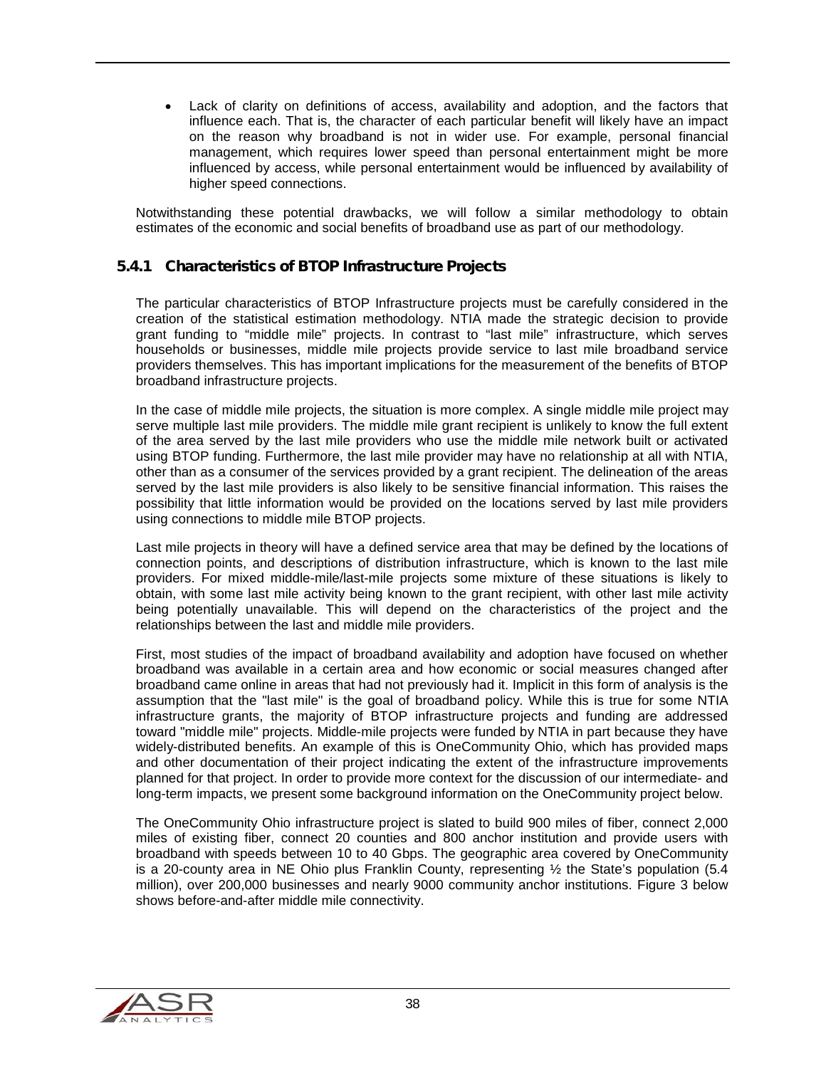- Lack of clarity on definitions of access, availability and adoption, and the factors that influence each. That is, the character of each particular benefit will likely have an impact on the reason why broadband is not in wider use. For example, personal financial management, which requires lower speed than personal entertainment might be more influenced by access, while personal entertainment would be influenced by availability of higher speed connections.

Notwithstanding these potential drawbacks, we will follow a similar methodology to obtain estimates of the economic and social benefits of broadband use as part of our methodology.

### 5.4.1 Characteristics of BTOP Infrastructure Projects

The particular characteristics of BTOP Infrastructure projects must be carefully considered in the creation of the statistical estimation methodology. NTIA made the strategic decision to provide grant funding to "middle mile" projects. In contrast to "last mile" infrastructure, which serves households or businesses, middle mile projects provide service to last mile broadband service providers themselves. This has important implications for the measurement of the benefits of BTOP broadband infrastructure projects.

In the case of middle mile projects, the situation is more complex. A single middle mile project may serve multiple last mile providers. The middle mile grant recipient is unlikely to know the full extent of the area served by the last mile providers who use the middle mile network built or activated using BTOP funding. Furthermore, the last mile provider may have no relationship at all with NTIA, other than as a consumer of the services provided by a grant recipient. The delineation of the areas served by the last mile providers is also likely to be sensitive financial information. This raises the possibility that little information would be provided on the locations served by last mile providers using connections to middle mile BTOP projects.

Last mile projects in theory will have a defined service area that may be defined by the locations of connection points, and descriptions of distribution infrastructure, which is known to the last mile providers. For mixed middle-mile/last-mile projects some mixture of these situations is likely to obtain, with some last mile activity being known to the grant recipient, with other last mile activity being potentially unavailable. This will depend on the characteristics of the project and the relationships between the last and middle mile providers.

First, most studies of the impact of broadband availability and adoption have focused on whether broadband was available in a certain area and how economic or social measures changed after broadband came online in areas that had not previously had it. Implicit in this form of analysis is the assumption that the "last mile" is the goal of broadband policy. While this is true for some NTIA infrastructure grants, the majority of BTOP infrastructure projects and funding are addressed toward "middle mile" projects. Middle-mile projects were funded by NTIA in part because they have widely-distributed benefits. An example of this is OneCommunity Ohio, which has provided maps and other documentation of their project indicating the extent of the infrastructure improvements planned for that project. In order to provide more context for the discussion of our intermediate- and long-term impacts, we present some background information on the OneCommunity project below.

The OneCommunity Ohio infrastructure project is slated to build 900 miles of fiber, connect 2,000 miles of existing fiber, connect 20 counties and 800 anchor institution and provide users with broadband with speeds between 10 to 40 Gbps. The geographic area covered by OneCommunity is a 20-county area in NE Ohio plus Franklin County, representing ½ the State's population (5.4 million), over 200,000 businesses and nearly 9000 community anchor institutions. Figure 3 below shows before-and-after middle mile connectivity.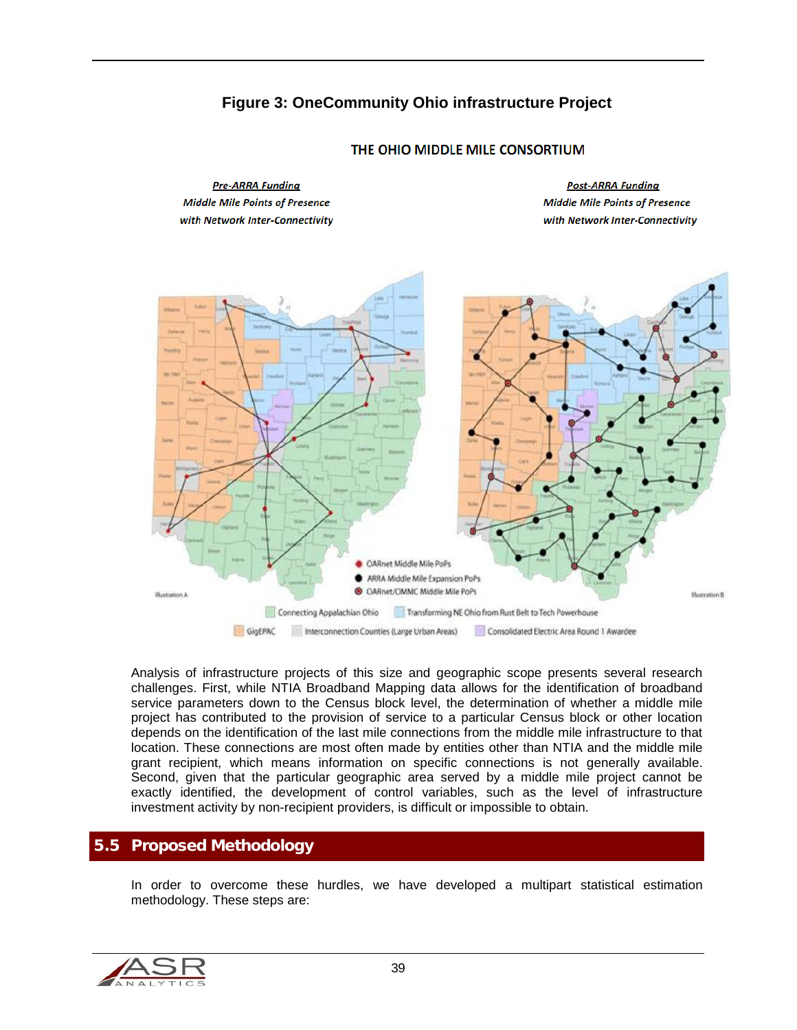**Figure 3: OneCommunity Ohio infrastructure Project**

Analysis of infrastructure projects of this size and geographic scope presents several research challenges. First, while NTIA Broadband Mapping data allows for the identification of broadband service parameters down to the Census block level, the determination of whether a middle mile project has contributed to the provision of service to a particular Census block or other location depends on the identification of the last mile connections from the middle mile infrastructure to that location. These connections are most often made by entities other than NTIA and the middle mile grant recipient, which means information on specific connections is not generally available. Second, given that the particular geographic area served by a middle mile project cannot be exactly identified, the development of control variables, such as the level of infrastructure investment activity by non-recipient providers, is difficult or impossible to obtain.

## 5.5 Proposed Methodology

In order to overcome these hurdles, we have developed a multipart statistical estimation methodology. These steps are: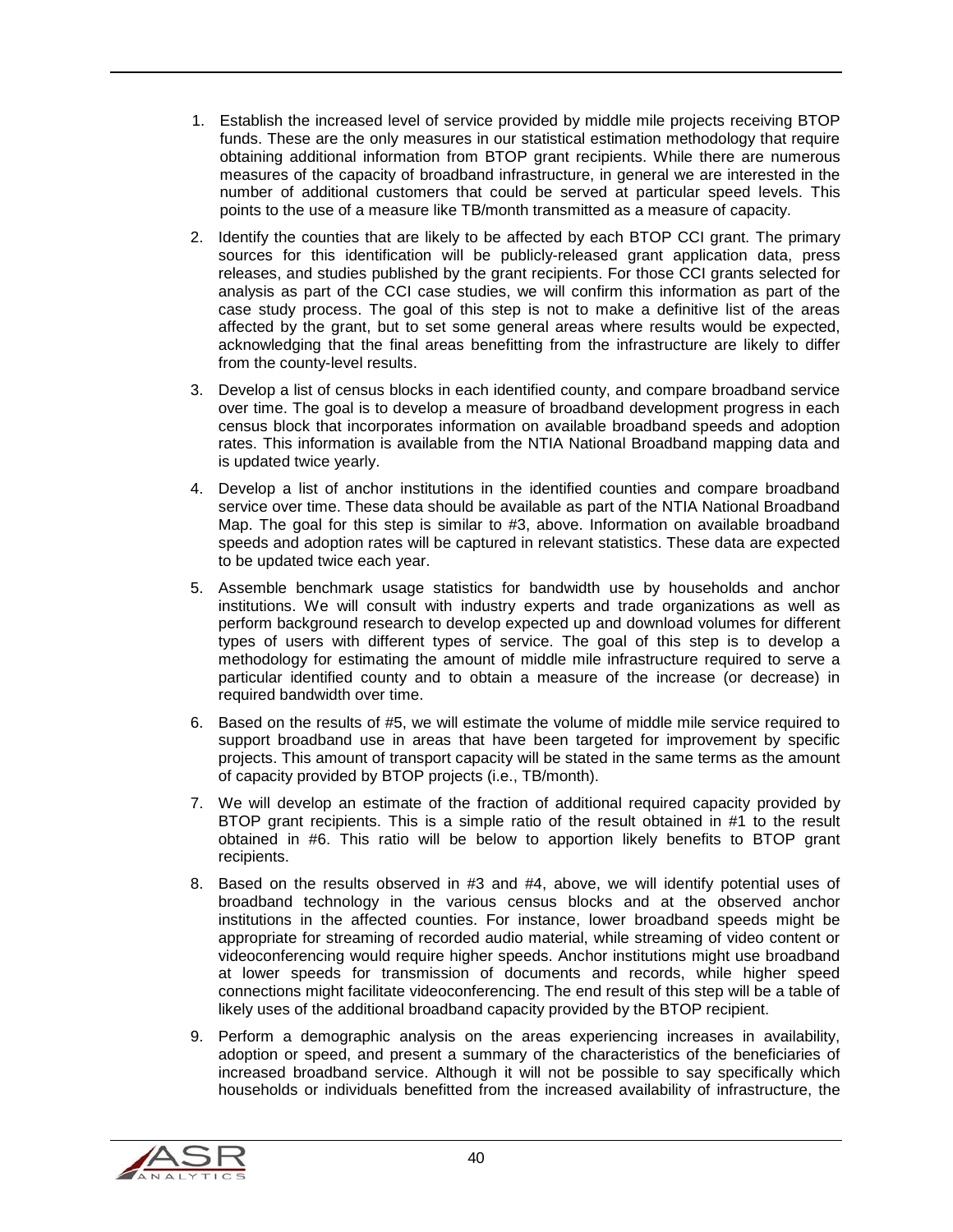1. Establish the increased level of service provided by middle mile projects receiving BTOP funds. These are the only measures in our statistical estimation methodology that require obtaining additional information from BTOP grant recipients. While there are numerous measures of the capacity of broadband infrastructure, in general we are interested in the number of additional customers that could be served at particular speed levels. This points to the use of a measure like TB/month transmitted as a measure of capacity.
2. Identify the counties that are likely to be affected by each BTOP CCI grant. The primary sources for this identification will be publicly-released grant application data, press releases, and studies published by the grant recipients. For those CCI grants selected for analysis as part of the CCI case studies, we will confirm this information as part of the case study process. The goal of this step is not to make a definitive list of the areas affected by the grant, but to set some general areas where results would be expected, acknowledging that the final areas benefitting from the infrastructure are likely to differ from the county-level results.
3. Develop a list of census blocks in each identified county, and compare broadband service over time. The goal is to develop a measure of broadband development progress in each census block that incorporates information on available broadband speeds and adoption rates. This information is available from the NTIA National Broadband mapping data and is updated twice yearly.
4. Develop a list of anchor institutions in the identified counties and compare broadband service over time. These data should be available as part of the NTIA National Broadband Map. The goal for this step is similar to #3, above. Information on available broadband speeds and adoption rates will be captured in relevant statistics. These data are expected to be updated twice each year.
5. Assemble benchmark usage statistics for bandwidth use by households and anchor institutions. We will consult with industry experts and trade organizations as well as perform background research to develop expected up and download volumes for different types of users with different types of service. The goal of this step is to develop a methodology for estimating the amount of middle mile infrastructure required to serve a particular identified county and to obtain a measure of the increase (or decrease) in required bandwidth over time.
6. Based on the results of #5, we will estimate the volume of middle mile service required to support broadband use in areas that have been targeted for improvement by specific projects. This amount of transport capacity will be stated in the same terms as the amount of capacity provided by BTOP projects (i.e., TB/month).
7. We will develop an estimate of the fraction of additional required capacity provided by BTOP grant recipients. This is a simple ratio of the result obtained in #1 to the result obtained in #6. This ratio will be below to apportion likely benefits to BTOP grant recipients.
8. Based on the results observed in #3 and #4, above, we will identify potential uses of broadband technology in the various census blocks and at the observed anchor institutions in the affected counties. For instance, lower broadband speeds might be appropriate for streaming of recorded audio material, while streaming of video content or videoconferencing would require higher speeds. Anchor institutions might use broadband at lower speeds for transmission of documents and records, while higher speed connections might facilitate videoconferencing. The end result of this step will be a table of likely uses of the additional broadband capacity provided by the BTOP recipient.
9. Perform a demographic analysis on the areas experiencing increases in availability, adoption or speed, and present a summary of the characteristics of the beneficiaries of increased broadband service. Although it will not be possible to say specifically which households or individuals benefitted from the increased availability of infrastructure, the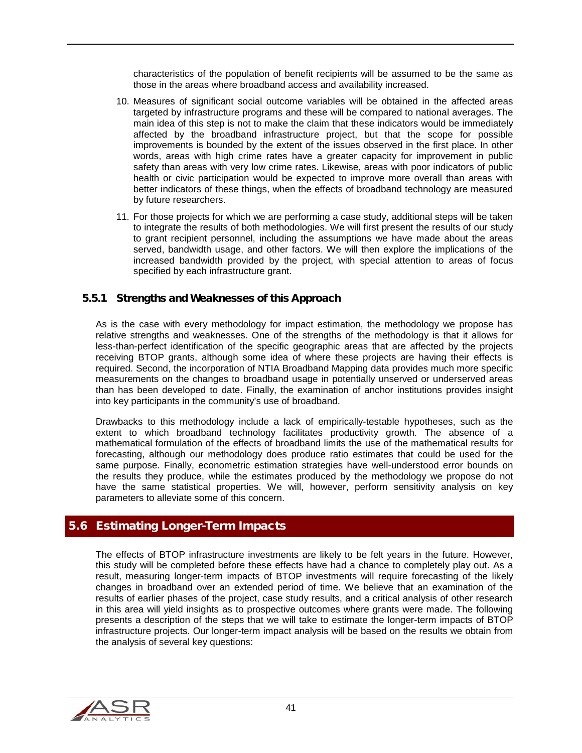characteristics of the population of benefit recipients will be assumed to be the same as those in the areas where broadband access and availability increased.

10. Measures of significant social outcome variables will be obtained in the affected areas targeted by infrastructure programs and these will be compared to national averages. The main idea of this step is not to make the claim that these indicators would be immediately affected by the broadband infrastructure project, but that the scope for possible improvements is bounded by the extent of the issues observed in the first place. In other words, areas with high crime rates have a greater capacity for improvement in public safety than areas with very low crime rates. Likewise, areas with poor indicators of public health or civic participation would be expected to improve more overall than areas with better indicators of these things, when the effects of broadband technology are measured by future researchers.

11. For those projects for which we are performing a case study, additional steps will be taken to integrate the results of both methodologies. We will first present the results of our study to grant recipient personnel, including the assumptions we have made about the areas served, bandwidth usage, and other factors. We will then explore the implications of the increased bandwidth provided by the project, with special attention to areas of focus specified by each infrastructure grant.

### 5.5.1 Strengths and Weaknesses of this Approach

As is the case with every methodology for impact estimation, the methodology we propose has relative strengths and weaknesses. One of the strengths of the methodology is that it allows for less-than-perfect identification of the specific geographic areas that are affected by the projects receiving BTOP grants, although some idea of where these projects are having their effects is required. Second, the incorporation of NTIA Broadband Mapping data provides much more specific measurements on the changes to broadband usage in potentially unserved or underserved areas than has been developed to date. Finally, the examination of anchor institutions provides insight into key participants in the community's use of broadband.

Drawbacks to this methodology include a lack of empirically-testable hypotheses, such as the extent to which broadband technology facilitates productivity growth. The absence of a mathematical formulation of the effects of broadband limits the use of the mathematical results for forecasting, although our methodology does produce ratio estimates that could be used for the same purpose. Finally, econometric estimation strategies have well-understood error bounds on the results they produce, while the estimates produced by the methodology we propose do not have the same statistical properties. We will, however, perform sensitivity analysis on key parameters to alleviate some of this concern.

## 5.6 Estimating Longer-Term Impacts

The effects of BTOP infrastructure investments are likely to be felt years in the future. However, this study will be completed before these effects have had a chance to completely play out. As a result, measuring longer-term impacts of BTOP investments will require forecasting of the likely changes in broadband over an extended period of time. We believe that an examination of the results of earlier phases of the project, case study results, and a critical analysis of other research in this area will yield insights as to prospective outcomes where grants were made. The following presents a description of the steps that we will take to estimate the longer-term impacts of BTOP infrastructure projects. Our longer-term impact analysis will be based on the results we obtain from the analysis of several key questions: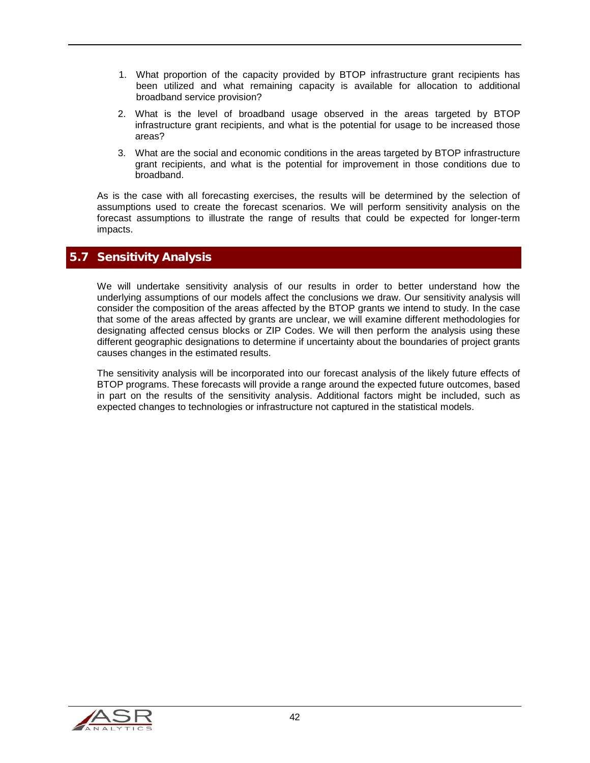1. What proportion of the capacity provided by BTOP infrastructure grant recipients has been utilized and what remaining capacity is available for allocation to additional broadband service provision?
2. What is the level of broadband usage observed in the areas targeted by BTOP infrastructure grant recipients, and what is the potential for usage to be increased those areas?
3. What are the social and economic conditions in the areas targeted by BTOP infrastructure grant recipients, and what is the potential for improvement in those conditions due to broadband.

As is the case with all forecasting exercises, the results will be determined by the selection of assumptions used to create the forecast scenarios. We will perform sensitivity analysis on the forecast assumptions to illustrate the range of results that could be expected for longer-term impacts.

## 5.7 Sensitivity Analysis

We will undertake sensitivity analysis of our results in order to better understand how the underlying assumptions of our models affect the conclusions we draw. Our sensitivity analysis will consider the composition of the areas affected by the BTOP grants we intend to study. In the case that some of the areas affected by grants are unclear, we will examine different methodologies for designating affected census blocks or ZIP Codes. We will then perform the analysis using these different geographic designations to determine if uncertainty about the boundaries of project grants causes changes in the estimated results.

The sensitivity analysis will be incorporated into our forecast analysis of the likely future effects of BTOP programs. These forecasts will provide a range around the expected future outcomes, based in part on the results of the sensitivity analysis. Additional factors might be included, such as expected changes to technologies or infrastructure not captured in the statistical models.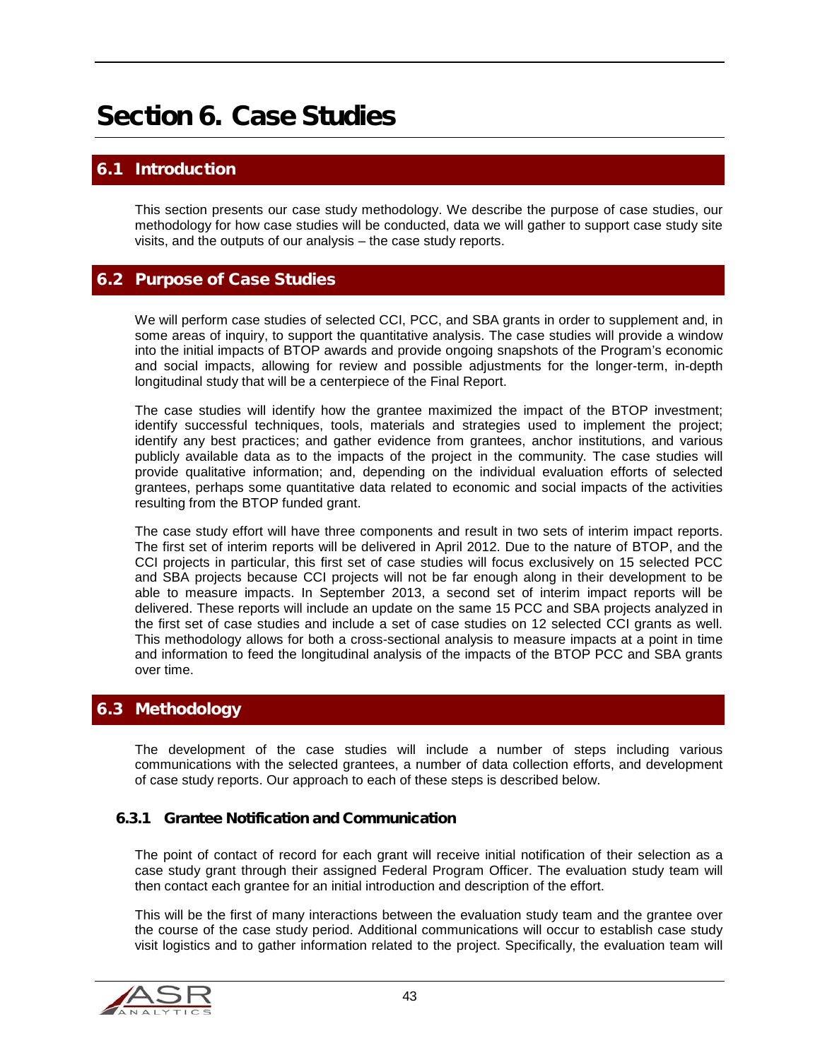# Section 6. Case Studies

## 6.1 Introduction

This section presents our case study methodology. We describe the purpose of case studies, our methodology for how case studies will be conducted, data we will gather to support case study site visits, and the outputs of our analysis – the case study reports.

## 6.2 Purpose of Case Studies

We will perform case studies of selected CCI, PCC, and SBA grants in order to supplement and, in some areas of inquiry, to support the quantitative analysis. The case studies will provide a window into the initial impacts of BTOP awards and provide ongoing snapshots of the Program's economic and social impacts, allowing for review and possible adjustments for the longer-term, in-depth longitudinal study that will be a centerpiece of the Final Report.

The case studies will identify how the grantee maximized the impact of the BTOP investment; identify successful techniques, tools, materials and strategies used to implement the project; identify any best practices; and gather evidence from grantees, anchor institutions, and various publicly available data as to the impacts of the project in the community. The case studies will provide qualitative information; and, depending on the individual evaluation efforts of selected grantees, perhaps some quantitative data related to economic and social impacts of the activities resulting from the BTOP funded grant.

The case study effort will have three components and result in two sets of interim impact reports. The first set of interim reports will be delivered in April 2012. Due to the nature of BTOP, and the CCI projects in particular, this first set of case studies will focus exclusively on 15 selected PCC and SBA projects because CCI projects will not be far enough along in their development to be able to measure impacts. In September 2013, a second set of interim impact reports will be delivered. These reports will include an update on the same 15 PCC and SBA projects analyzed in the first set of case studies and include a set of case studies on 12 selected CCI grants as well. This methodology allows for both a cross-sectional analysis to measure impacts at a point in time and information to feed the longitudinal analysis of the impacts of the BTOP PCC and SBA grants over time.

## 6.3 Methodology

The development of the case studies will include a number of steps including various communications with the selected grantees, a number of data collection efforts, and development of case study reports. Our approach to each of these steps is described below.

### 6.3.1 Grantee Notification and Communication

The point of contact of record for each grant will receive initial notification of their selection as a case study grant through their assigned Federal Program Officer. The evaluation study team will then contact each grantee for an initial introduction and description of the effort.

This will be the first of many interactions between the evaluation study team and the grantee over the course of the case study period. Additional communications will occur to establish case study visit logistics and to gather information related to the project. Specifically, the evaluation team will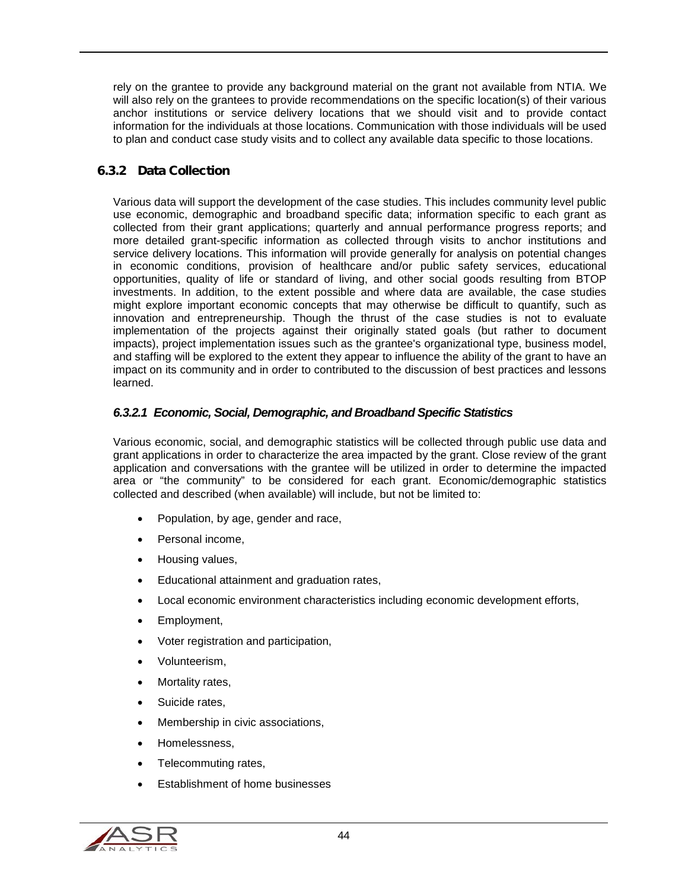rely on the grantee to provide any background material on the grant not available from NTIA. We will also rely on the grantees to provide recommendations on the specific location(s) of their various anchor institutions or service delivery locations that we should visit and to provide contact information for the individuals at those locations. Communication with those individuals will be used to plan and conduct case study visits and to collect any available data specific to those locations.

### 6.3.2 Data Collection

Various data will support the development of the case studies. This includes community level public use economic, demographic and broadband specific data; information specific to each grant as collected from their grant applications; quarterly and annual performance progress reports; and more detailed grant-specific information as collected through visits to anchor institutions and service delivery locations. This information will provide generally for analysis on potential changes in economic conditions, provision of healthcare and/or public safety services, educational opportunities, quality of life or standard of living, and other social goods resulting from BTOP investments. In addition, to the extent possible and where data are available, the case studies might explore important economic concepts that may otherwise be difficult to quantify, such as innovation and entrepreneurship. Though the thrust of the case studies is not to evaluate implementation of the projects against their originally stated goals (but rather to document impacts), project implementation issues such as the grantee's organizational type, business model, and staffing will be explored to the extent they appear to influence the ability of the grant to have an impact on its community and in order to contributed to the discussion of best practices and lessons learned.

#### *6.3.2.1 Economic, Social, Demographic, and Broadband Specific Statistics*

Various economic, social, and demographic statistics will be collected through public use data and grant applications in order to characterize the area impacted by the grant. Close review of the grant application and conversations with the grantee will be utilized in order to determine the impacted area or "the community" to be considered for each grant. Economic/demographic statistics collected and described (when available) will include, but not be limited to:

- Population, by age, gender and race,
- Personal income,
- Housing values,
- Educational attainment and graduation rates,
- Local economic environment characteristics including economic development efforts,
- Employment,
- Voter registration and participation,
- Volunteerism,
- Mortality rates,
- Suicide rates,
- Membership in civic associations,
- Homelessness,
- Telecommuting rates,
- Establishment of home businesses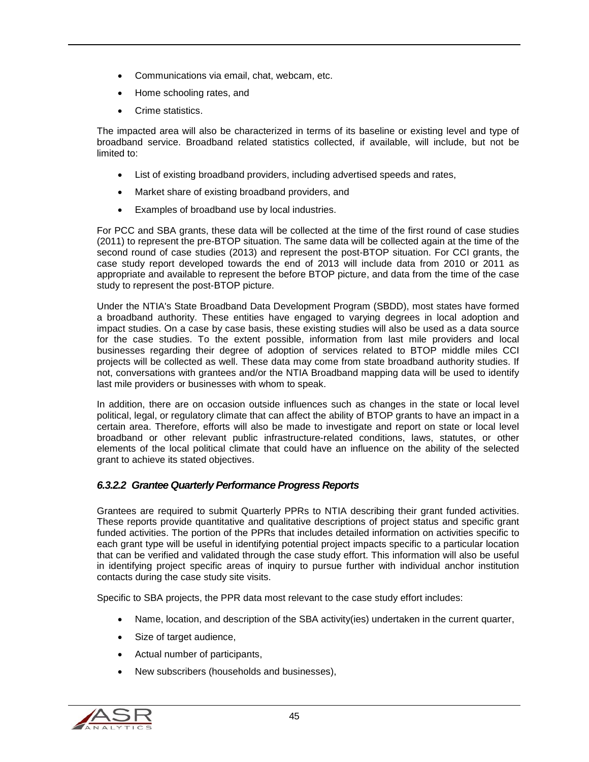- Communications via email, chat, webcam, etc.
- Home schooling rates, and
- Crime statistics.

The impacted area will also be characterized in terms of its baseline or existing level and type of broadband service. Broadband related statistics collected, if available, will include, but not be limited to:

- List of existing broadband providers, including advertised speeds and rates,
- Market share of existing broadband providers, and
- Examples of broadband use by local industries.

For PCC and SBA grants, these data will be collected at the time of the first round of case studies (2011) to represent the pre-BTOP situation. The same data will be collected again at the time of the second round of case studies (2013) and represent the post-BTOP situation. For CCI grants, the case study report developed towards the end of 2013 will include data from 2010 or 2011 as appropriate and available to represent the before BTOP picture, and data from the time of the case study to represent the post-BTOP picture.

Under the NTIA's State Broadband Data Development Program (SBDD), most states have formed a broadband authority. These entities have engaged to varying degrees in local adoption and impact studies. On a case by case basis, these existing studies will also be used as a data source for the case studies. To the extent possible, information from last mile providers and local businesses regarding their degree of adoption of services related to BTOP middle miles CCI projects will be collected as well. These data may come from state broadband authority studies. If not, conversations with grantees and/or the NTIA Broadband mapping data will be used to identify last mile providers or businesses with whom to speak.

In addition, there are on occasion outside influences such as changes in the state or local level political, legal, or regulatory climate that can affect the ability of BTOP grants to have an impact in a certain area. Therefore, efforts will also be made to investigate and report on state or local level broadband or other relevant public infrastructure-related conditions, laws, statutes, or other elements of the local political climate that could have an influence on the ability of the selected grant to achieve its stated objectives.

#### *6.3.2.2 Grantee Quarterly Performance Progress Reports*

Grantees are required to submit Quarterly PPRs to NTIA describing their grant funded activities. These reports provide quantitative and qualitative descriptions of project status and specific grant funded activities. The portion of the PPRs that includes detailed information on activities specific to each grant type will be useful in identifying potential project impacts specific to a particular location that can be verified and validated through the case study effort. This information will also be useful in identifying project specific areas of inquiry to pursue further with individual anchor institution contacts during the case study site visits.

Specific to SBA projects, the PPR data most relevant to the case study effort includes:

- Name, location, and description of the SBA activity(ies) undertaken in the current quarter,
- Size of target audience,
- Actual number of participants,
- New subscribers (households and businesses),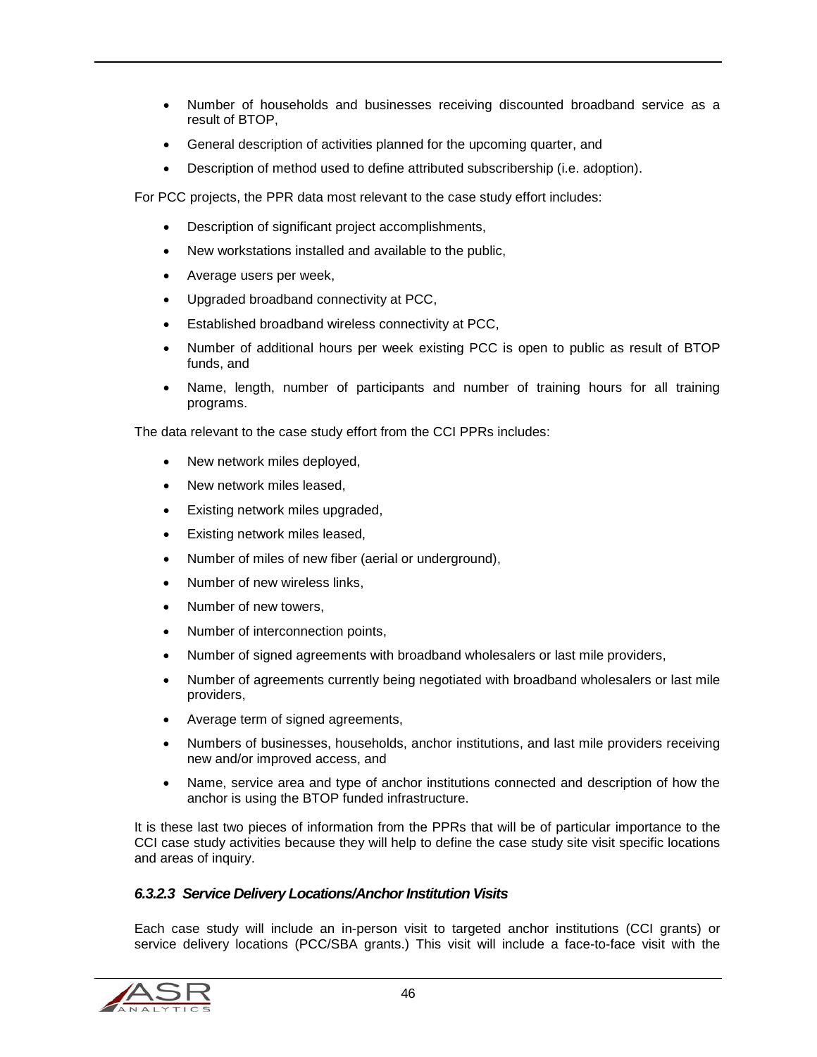- Number of households and businesses receiving discounted broadband service as a result of BTOP,
- General description of activities planned for the upcoming quarter, and
- Description of method used to define attributed subscribership (i.e. adoption).

For PCC projects, the PPR data most relevant to the case study effort includes:

- Description of significant project accomplishments,
- New workstations installed and available to the public,
- Average users per week,
- Upgraded broadband connectivity at PCC,
- Established broadband wireless connectivity at PCC,
- Number of additional hours per week existing PCC is open to public as result of BTOP funds, and
- Name, length, number of participants and number of training hours for all training programs.

The data relevant to the case study effort from the CCI PPRs includes:

- New network miles deployed,
- New network miles leased,
- Existing network miles upgraded,
- Existing network miles leased,
- Number of miles of new fiber (aerial or underground),
- Number of new wireless links,
- Number of new towers,
- Number of interconnection points,
- Number of signed agreements with broadband wholesalers or last mile providers,
- Number of agreements currently being negotiated with broadband wholesalers or last mile providers,
- Average term of signed agreements,
- Numbers of businesses, households, anchor institutions, and last mile providers receiving new and/or improved access, and
- Name, service area and type of anchor institutions connected and description of how the anchor is using the BTOP funded infrastructure.

It is these last two pieces of information from the PPRs that will be of particular importance to the CCI case study activities because they will help to define the case study site visit specific locations and areas of inquiry.

#### *6.3.2.3 Service Delivery Locations/Anchor Institution Visits*

Each case study will include an in-person visit to targeted anchor institutions (CCI grants) or service delivery locations (PCC/SBA grants.) This visit will include a face-to-face visit with the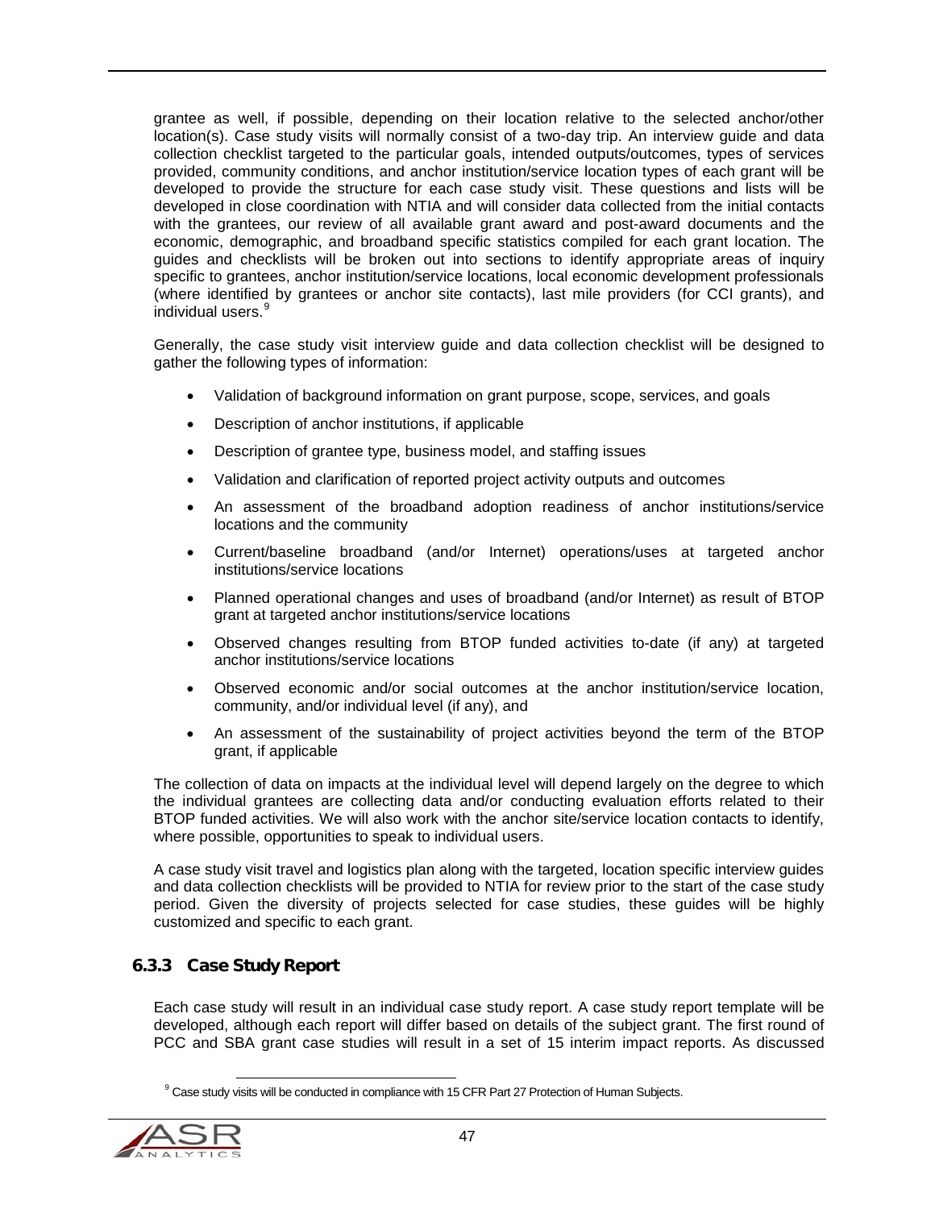grantee as well, if possible, depending on their location relative to the selected anchor/other location(s). Case study visits will normally consist of a two-day trip. An interview guide and data collection checklist targeted to the particular goals, intended outputs/outcomes, types of services provided, community conditions, and anchor institution/service location types of each grant will be developed to provide the structure for each case study visit. These questions and lists will be developed in close coordination with NTIA and will consider data collected from the initial contacts with the grantees, our review of all available grant award and post-award documents and the economic, demographic, and broadband specific statistics compiled for each grant location. The guides and checklists will be broken out into sections to identify appropriate areas of inquiry specific to grantees, anchor institution/service locations, local economic development professionals (where identified by grantees or anchor site contacts), last mile providers (for CCI grants), and individual users.[9]

Generally, the case study visit interview guide and data collection checklist will be designed to gather the following types of information:

- Validation of background information on grant purpose, scope, services, and goals
- Description of anchor institutions, if applicable
- Description of grantee type, business model, and staffing issues
- Validation and clarification of reported project activity outputs and outcomes
- An assessment of the broadband adoption readiness of anchor institutions/service locations and the community
- Current/baseline broadband (and/or Internet) operations/uses at targeted anchor institutions/service locations
- Planned operational changes and uses of broadband (and/or Internet) as result of BTOP grant at targeted anchor institutions/service locations
- Observed changes resulting from BTOP funded activities to-date (if any) at targeted anchor institutions/service locations
- Observed economic and/or social outcomes at the anchor institution/service location, community, and/or individual level (if any), and
- An assessment of the sustainability of project activities beyond the term of the BTOP grant, if applicable

The collection of data on impacts at the individual level will depend largely on the degree to which the individual grantees are collecting data and/or conducting evaluation efforts related to their BTOP funded activities. We will also work with the anchor site/service location contacts to identify, where possible, opportunities to speak to individual users.

A case study visit travel and logistics plan along with the targeted, location specific interview guides and data collection checklists will be provided to NTIA for review prior to the start of the case study period. Given the diversity of projects selected for case studies, these guides will be highly customized and specific to each grant.

### 6.3.3 Case Study Report

Each case study will result in an individual case study report. A case study report template will be developed, although each report will differ based on details of the subject grant. The first round of PCC and SBA grant case studies will result in a set of 15 interim impact reports. As discussed

[9] Case study visits will be conducted in compliance with 15 CFR Part 27 Protection of Human Subjects.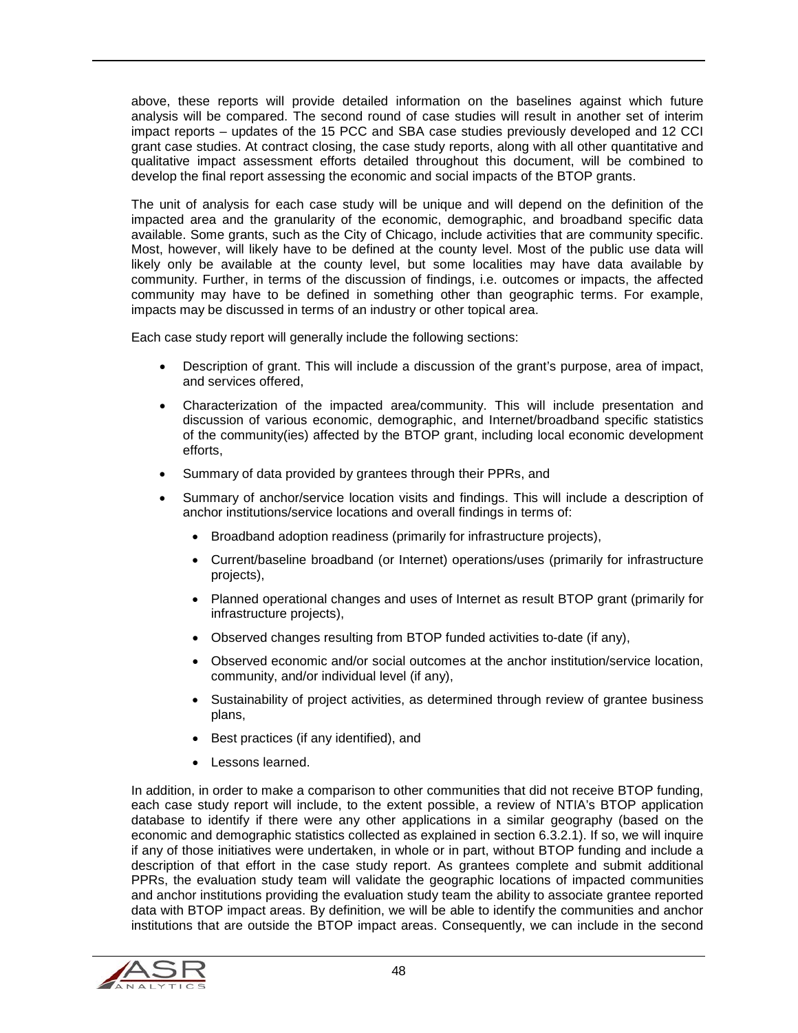above, these reports will provide detailed information on the baselines against which future analysis will be compared. The second round of case studies will result in another set of interim impact reports – updates of the 15 PCC and SBA case studies previously developed and 12 CCI grant case studies. At contract closing, the case study reports, along with all other quantitative and qualitative impact assessment efforts detailed throughout this document, will be combined to develop the final report assessing the economic and social impacts of the BTOP grants.

The unit of analysis for each case study will be unique and will depend on the definition of the impacted area and the granularity of the economic, demographic, and broadband specific data available. Some grants, such as the City of Chicago, include activities that are community specific. Most, however, will likely have to be defined at the county level. Most of the public use data will likely only be available at the county level, but some localities may have data available by community. Further, in terms of the discussion of findings, i.e. outcomes or impacts, the affected community may have to be defined in something other than geographic terms. For example, impacts may be discussed in terms of an industry or other topical area.

Each case study report will generally include the following sections:

- Description of grant. This will include a discussion of the grant's purpose, area of impact, and services offered,
- Characterization of the impacted area/community. This will include presentation and discussion of various economic, demographic, and Internet/broadband specific statistics of the community(ies) affected by the BTOP grant, including local economic development efforts,
- Summary of data provided by grantees through their PPRs, and
- Summary of anchor/service location visits and findings. This will include a description of anchor institutions/service locations and overall findings in terms of:
  - Broadband adoption readiness (primarily for infrastructure projects),
  - Current/baseline broadband (or Internet) operations/uses (primarily for infrastructure projects),
  - Planned operational changes and uses of Internet as result BTOP grant (primarily for infrastructure projects),
  - Observed changes resulting from BTOP funded activities to-date (if any),
  - Observed economic and/or social outcomes at the anchor institution/service location, community, and/or individual level (if any),
  - Sustainability of project activities, as determined through review of grantee business plans,
  - Best practices (if any identified), and
  - Lessons learned.

In addition, in order to make a comparison to other communities that did not receive BTOP funding, each case study report will include, to the extent possible, a review of NTIA's BTOP application database to identify if there were any other applications in a similar geography (based on the economic and demographic statistics collected as explained in section 6.3.2.1). If so, we will inquire if any of those initiatives were undertaken, in whole or in part, without BTOP funding and include a description of that effort in the case study report. As grantees complete and submit additional PPRs, the evaluation study team will validate the geographic locations of impacted communities and anchor institutions providing the evaluation study team the ability to associate grantee reported data with BTOP impact areas. By definition, we will be able to identify the communities and anchor institutions that are outside the BTOP impact areas. Consequently, we can include in the second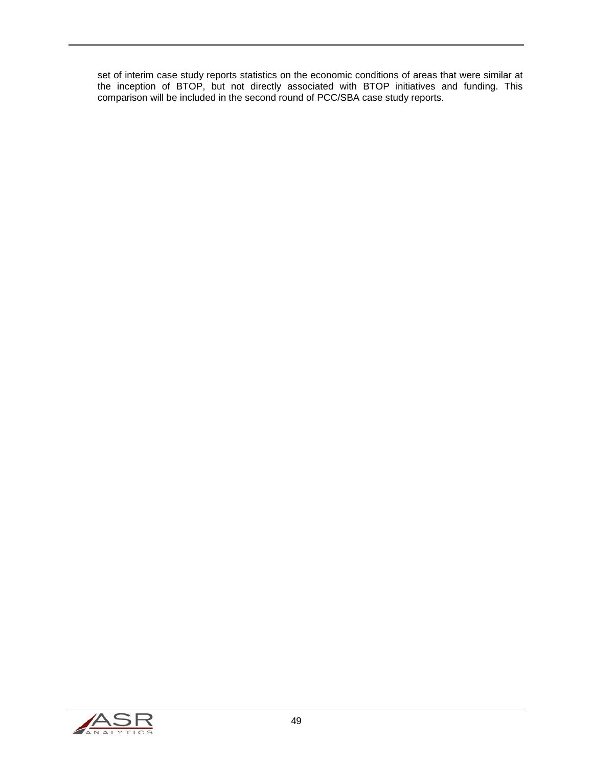set of interim case study reports statistics on the economic conditions of areas that were similar at the inception of BTOP, but not directly associated with BTOP initiatives and funding. This comparison will be included in the second round of PCC/SBA case study reports.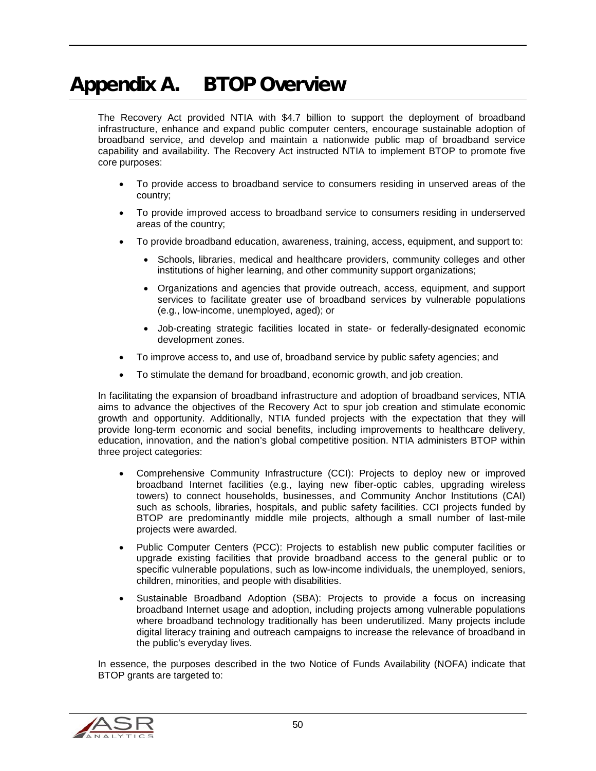# Appendix A. BTOP Overview

The Recovery Act provided NTIA with $4.7 billion to support the deployment of broadband infrastructure, enhance and expand public computer centers, encourage sustainable adoption of broadband service, and develop and maintain a nationwide public map of broadband service capability and availability. The Recovery Act instructed NTIA to implement BTOP to promote five core purposes:

- To provide access to broadband service to consumers residing in unserved areas of the country;
- To provide improved access to broadband service to consumers residing in underserved areas of the country;
- To provide broadband education, awareness, training, access, equipment, and support to:
  - Schools, libraries, medical and healthcare providers, community colleges and other institutions of higher learning, and other community support organizations;
  - Organizations and agencies that provide outreach, access, equipment, and support services to facilitate greater use of broadband services by vulnerable populations (e.g., low-income, unemployed, aged); or
  - Job-creating strategic facilities located in state- or federally-designated economic development zones.
- To improve access to, and use of, broadband service by public safety agencies; and
- To stimulate the demand for broadband, economic growth, and job creation.

In facilitating the expansion of broadband infrastructure and adoption of broadband services, NTIA aims to advance the objectives of the Recovery Act to spur job creation and stimulate economic growth and opportunity. Additionally, NTIA funded projects with the expectation that they will provide long-term economic and social benefits, including improvements to healthcare delivery, education, innovation, and the nation's global competitive position. NTIA administers BTOP within three project categories:

- Comprehensive Community Infrastructure (CCI): Projects to deploy new or improved broadband Internet facilities (e.g., laying new fiber-optic cables, upgrading wireless towers) to connect households, businesses, and Community Anchor Institutions (CAI) such as schools, libraries, hospitals, and public safety facilities. CCI projects funded by BTOP are predominantly middle mile projects, although a small number of last-mile projects were awarded.
- Public Computer Centers (PCC): Projects to establish new public computer facilities or upgrade existing facilities that provide broadband access to the general public or to specific vulnerable populations, such as low-income individuals, the unemployed, seniors, children, minorities, and people with disabilities.
- Sustainable Broadband Adoption (SBA): Projects to provide a focus on increasing broadband Internet usage and adoption, including projects among vulnerable populations where broadband technology traditionally has been underutilized. Many projects include digital literacy training and outreach campaigns to increase the relevance of broadband in the public's everyday lives.

In essence, the purposes described in the two Notice of Funds Availability (NOFA) indicate that BTOP grants are targeted to: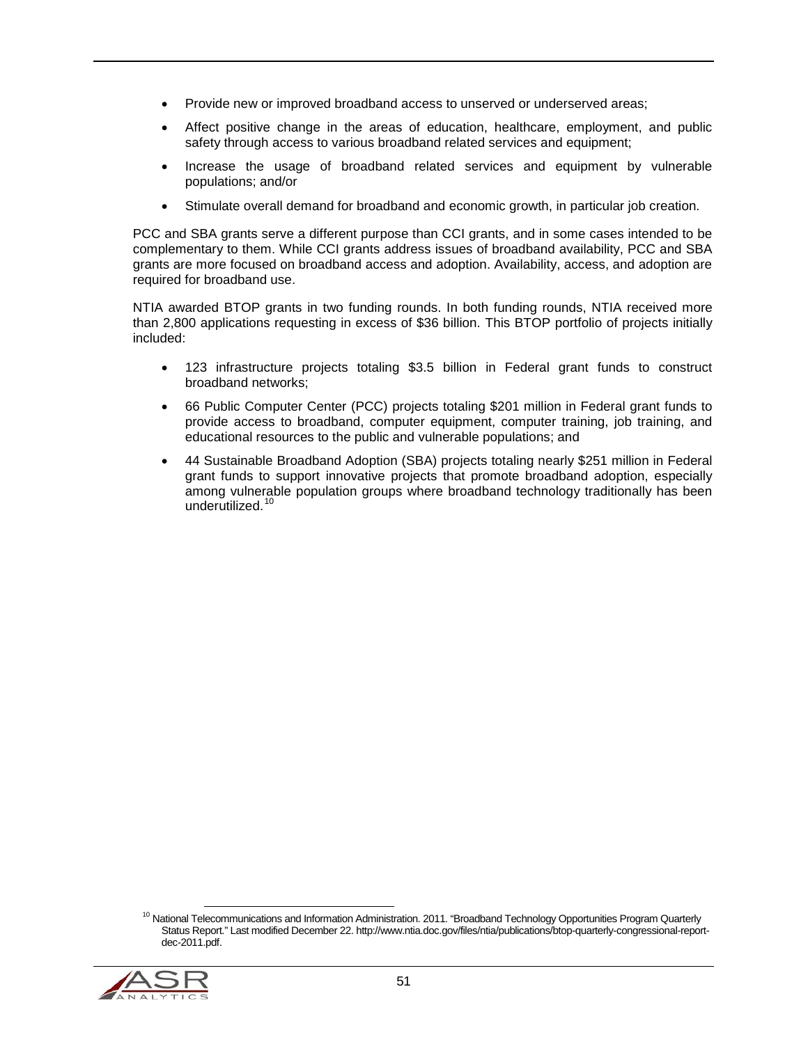- Provide new or improved broadband access to unserved or underserved areas;
- Affect positive change in the areas of education, healthcare, employment, and public safety through access to various broadband related services and equipment;
- Increase the usage of broadband related services and equipment by vulnerable populations; and/or
- Stimulate overall demand for broadband and economic growth, in particular job creation.

PCC and SBA grants serve a different purpose than CCI grants, and in some cases intended to be complementary to them. While CCI grants address issues of broadband availability, PCC and SBA grants are more focused on broadband access and adoption. Availability, access, and adoption are required for broadband use.

NTIA awarded BTOP grants in two funding rounds. In both funding rounds, NTIA received more than 2,800 applications requesting in excess of $36 billion. This BTOP portfolio of projects initially included:

- 123 infrastructure projects totaling $3.5 billion in Federal grant funds to construct broadband networks;
- 66 Public Computer Center (PCC) projects totaling $201 million in Federal grant funds to provide access to broadband, computer equipment, computer training, job training, and educational resources to the public and vulnerable populations; and
- 44 Sustainable Broadband Adoption (SBA) projects totaling nearly $251 million in Federal grant funds to support innovative projects that promote broadband adoption, especially among vulnerable population groups where broadband technology traditionally has been underutilized.[10]

[10] National Telecommunications and Information Administration. 2011. "Broadband Technology Opportunities Program Quarterly Status Report." Last modified December 22. http://www.ntia.doc.gov/files/ntia/publications/btop-quarterly-congressional-report-dec-2011.pdf.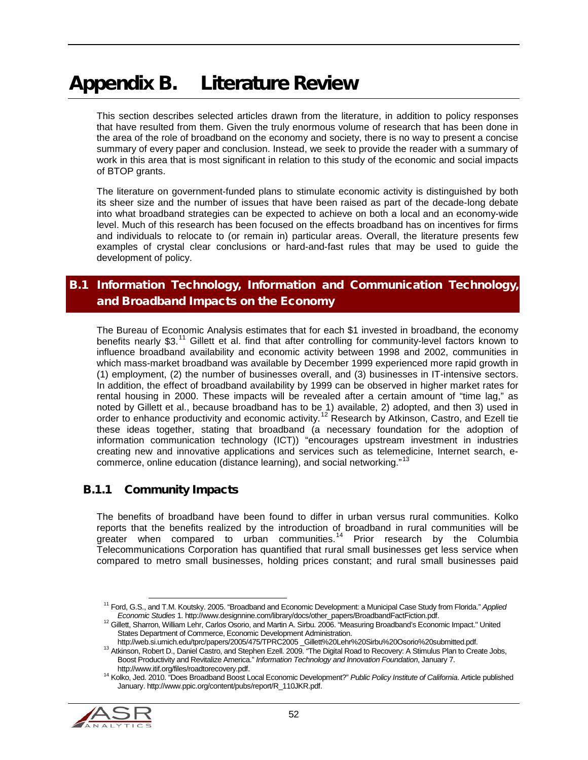# Appendix B. Literature Review

This section describes selected articles drawn from the literature, in addition to policy responses that have resulted from them. Given the truly enormous volume of research that has been done in the area of the role of broadband on the economy and society, there is no way to present a concise summary of every paper and conclusion. Instead, we seek to provide the reader with a summary of work in this area that is most significant in relation to this study of the economic and social impacts of BTOP grants.

The literature on government-funded plans to stimulate economic activity is distinguished by both its sheer size and the number of issues that have been raised as part of the decade-long debate into what broadband strategies can be expected to achieve on both a local and an economy-wide level. Much of this research has been focused on the effects broadband has on incentives for firms and individuals to relocate to (or remain in) particular areas. Overall, the literature presents few examples of crystal clear conclusions or hard-and-fast rules that may be used to guide the development of policy.

## B.1 Information Technology, Information and Communication Technology, and Broadband Impacts on the Economy

The Bureau of Economic Analysis estimates that for each $1 invested in broadband, the economy benefits nearly $3.[11] Gillett et al. find that after controlling for community-level factors known to influence broadband availability and economic activity between 1998 and 2002, communities in which mass-market broadband was available by December 1999 experienced more rapid growth in (1) employment, (2) the number of businesses overall, and (3) businesses in IT-intensive sectors. In addition, the effect of broadband availability by 1999 can be observed in higher market rates for rental housing in 2000. These impacts will be revealed after a certain amount of "time lag," as noted by Gillett et al., because broadband has to be 1) available, 2) adopted, and then 3) used in order to enhance productivity and economic activity.[12] Research by Atkinson, Castro, and Ezell tie these ideas together, stating that broadband (a necessary foundation for the adoption of information communication technology (ICT)) "encourages upstream investment in industries creating new and innovative applications and services such as telemedicine, Internet search, e-commerce, online education (distance learning), and social networking."[13]

### B.1.1 Community Impacts

The benefits of broadband have been found to differ in urban versus rural communities. Kolko reports that the benefits realized by the introduction of broadband in rural communities will be greater when compared to urban communities.[14] Prior research by the Columbia Telecommunications Corporation has quantified that rural small businesses get less service when compared to metro small businesses, holding prices constant; and rural small businesses paid

---

[11] Ford, G.S., and T.M. Koutsky. 2005. "Broadband and Economic Development: a Municipal Case Study from Florida." *Applied Economic Studies* 1. http://www.designnine.com/library/docs/other_papers/BroadbandFactFiction.pdf.

[12] Gillett, Sharron, William Lehr, Carlos Osorio, and Martin A. Sirbu. 2006. "Measuring Broadband's Economic Impact." United States Department of Commerce, Economic Development Administration. http://web.si.umich.edu/tprc/papers/2005/475/TPRC2005 _Gillett%20Lehr%20Sirbu%20Osorio%20submitted.pdf.

[13] Atkinson, Robert D., Daniel Castro, and Stephen Ezell. 2009. "The Digital Road to Recovery: A Stimulus Plan to Create Jobs, Boost Productivity and Revitalize America." *Information Technology and Innovation Foundation*, January 7. http://www.itif.org/files/roadtorecovery.pdf.

[14] Kolko, Jed. 2010. "Does Broadband Boost Local Economic Development?" *Public Policy Institute of California*. Article published January. http://www.ppic.org/content/pubs/report/R_110JKR.pdf.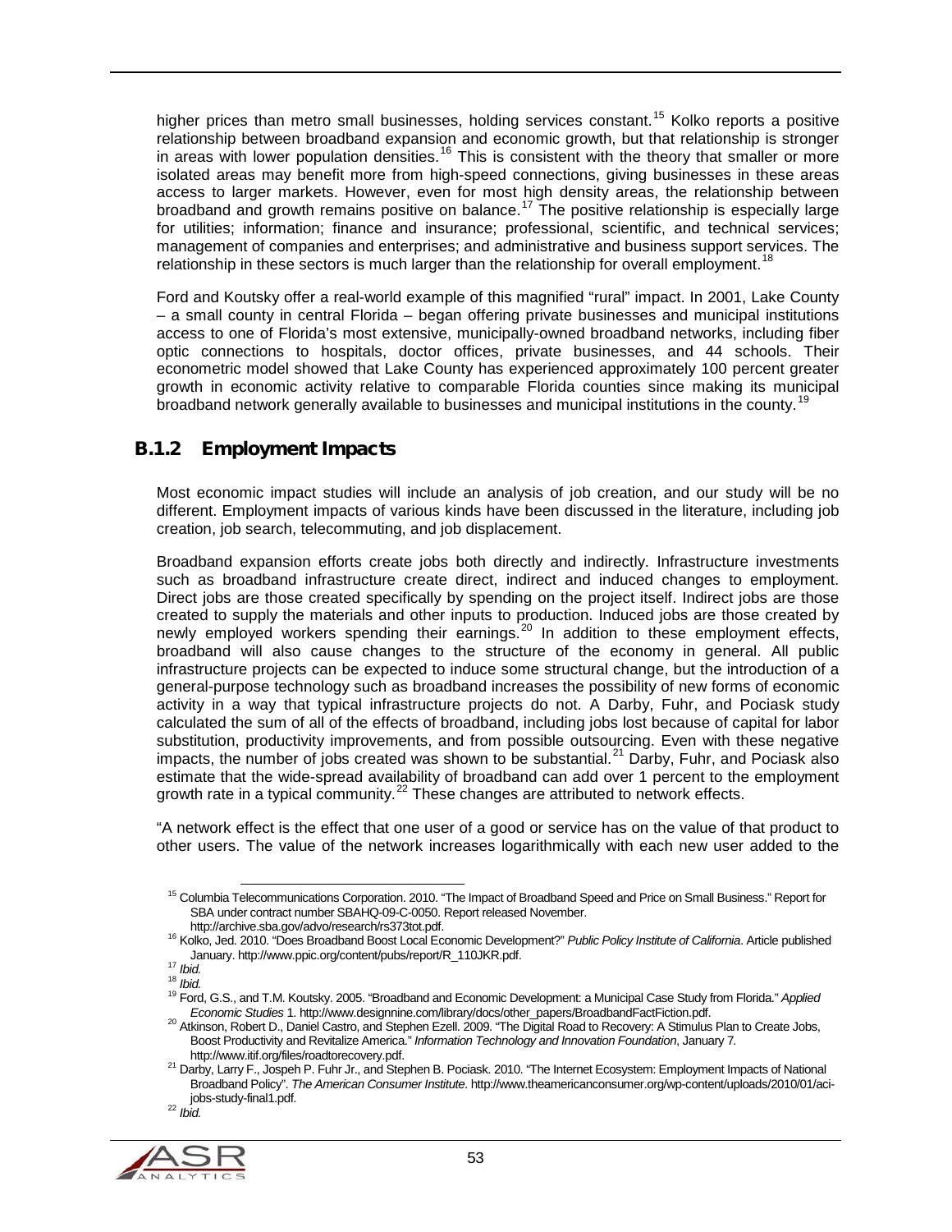higher prices than metro small businesses, holding services constant.[15] Kolko reports a positive relationship between broadband expansion and economic growth, but that relationship is stronger in areas with lower population densities.[16] This is consistent with the theory that smaller or more isolated areas may benefit more from high-speed connections, giving businesses in these areas access to larger markets. However, even for most high density areas, the relationship between broadband and growth remains positive on balance.[17] The positive relationship is especially large for utilities; information; finance and insurance; professional, scientific, and technical services; management of companies and enterprises; and administrative and business support services. The relationship in these sectors is much larger than the relationship for overall employment.[18]

Ford and Koutsky offer a real-world example of this magnified "rural" impact. In 2001, Lake County – a small county in central Florida – began offering private businesses and municipal institutions access to one of Florida's most extensive, municipally-owned broadband networks, including fiber optic connections to hospitals, doctor offices, private businesses, and 44 schools. Their econometric model showed that Lake County has experienced approximately 100 percent greater growth in economic activity relative to comparable Florida counties since making its municipal broadband network generally available to businesses and municipal institutions in the county.[19]

### B.1.2 Employment Impacts

Most economic impact studies will include an analysis of job creation, and our study will be no different. Employment impacts of various kinds have been discussed in the literature, including job creation, job search, telecommuting, and job displacement.

Broadband expansion efforts create jobs both directly and indirectly. Infrastructure investments such as broadband infrastructure create direct, indirect and induced changes to employment. Direct jobs are those created specifically by spending on the project itself. Indirect jobs are those created to supply the materials and other inputs to production. Induced jobs are those created by newly employed workers spending their earnings.[20] In addition to these employment effects, broadband will also cause changes to the structure of the economy in general. All public infrastructure projects can be expected to induce some structural change, but the introduction of a general-purpose technology such as broadband increases the possibility of new forms of economic activity in a way that typical infrastructure projects do not. A Darby, Fuhr, and Pociask study calculated the sum of all of the effects of broadband, including jobs lost because of capital for labor substitution, productivity improvements, and from possible outsourcing. Even with these negative impacts, the number of jobs created was shown to be substantial.[21] Darby, Fuhr, and Pociask also estimate that the wide-spread availability of broadband can add over 1 percent to the employment growth rate in a typical community.[22] These changes are attributed to network effects.

"A network effect is the effect that one user of a good or service has on the value of that product to other users. The value of the network increases logarithmically with each new user added to the

---

[15] Columbia Telecommunications Corporation. 2010. "The Impact of Broadband Speed and Price on Small Business." Report for SBA under contract number SBAHQ-09-C-0050. Report released November. http://archive.sba.gov/advo/research/rs373tot.pdf.

[16] Kolko, Jed. 2010. "Does Broadband Boost Local Economic Development?" *Public Policy Institute of California*. Article published January. http://www.ppic.org/content/pubs/report/R_110JKR.pdf.

[17] *Ibid.*

[18] *Ibid.*

[19] Ford, G.S., and T.M. Koutsky. 2005. "Broadband and Economic Development: a Municipal Case Study from Florida." *Applied Economic Studies* 1. http://www.designnine.com/library/docs/other_papers/BroadbandFactFiction.pdf.

[20] Atkinson, Robert D., Daniel Castro, and Stephen Ezell. 2009. "The Digital Road to Recovery: A Stimulus Plan to Create Jobs, Boost Productivity and Revitalize America." *Information Technology and Innovation Foundation*, January 7. http://www.itif.org/files/roadtorecovery.pdf.

[21] Darby, Larry F., Jospeh P. Fuhr Jr., and Stephen B. Pociask. 2010. "The Internet Ecosystem: Employment Impacts of National Broadband Policy". *The American Consumer Institute*. http://www.theamericanconsumer.org/wp-content/uploads/2010/01/aci-jobs-study-final1.pdf.

[22] *Ibid.*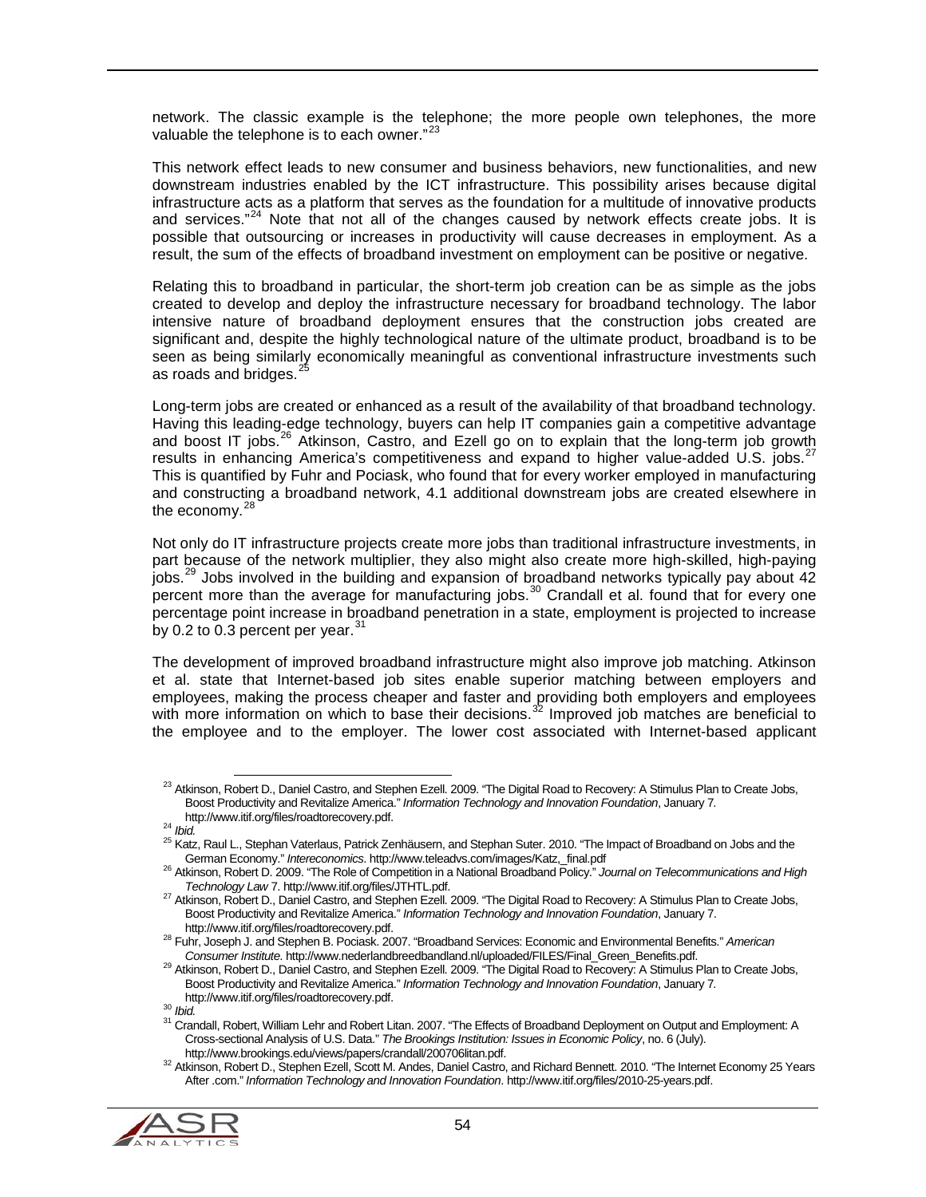network. The classic example is the telephone; the more people own telephones, the more valuable the telephone is to each owner."[23]

This network effect leads to new consumer and business behaviors, new functionalities, and new downstream industries enabled by the ICT infrastructure. This possibility arises because digital infrastructure acts as a platform that serves as the foundation for a multitude of innovative products and services."[24] Note that not all of the changes caused by network effects create jobs. It is possible that outsourcing or increases in productivity will cause decreases in employment. As a result, the sum of the effects of broadband investment on employment can be positive or negative.

Relating this to broadband in particular, the short-term job creation can be as simple as the jobs created to develop and deploy the infrastructure necessary for broadband technology. The labor intensive nature of broadband deployment ensures that the construction jobs created are significant and, despite the highly technological nature of the ultimate product, broadband is to be seen as being similarly economically meaningful as conventional infrastructure investments such as roads and bridges.[25]

Long-term jobs are created or enhanced as a result of the availability of that broadband technology. Having this leading-edge technology, buyers can help IT companies gain a competitive advantage and boost IT jobs.[26] Atkinson, Castro, and Ezell go on to explain that the long-term job growth results in enhancing America's competitiveness and expand to higher value-added U.S. jobs.[27] This is quantified by Fuhr and Pociask, who found that for every worker employed in manufacturing and constructing a broadband network, 4.1 additional downstream jobs are created elsewhere in the economy.[28]

Not only do IT infrastructure projects create more jobs than traditional infrastructure investments, in part because of the network multiplier, they also might also create more high-skilled, high-paying jobs.[29] Jobs involved in the building and expansion of broadband networks typically pay about 42 percent more than the average for manufacturing jobs.[30] Crandall et al. found that for every one percentage point increase in broadband penetration in a state, employment is projected to increase by 0.2 to 0.3 percent per year.[31]

The development of improved broadband infrastructure might also improve job matching. Atkinson et al. state that Internet-based job sites enable superior matching between employers and employees, making the process cheaper and faster and providing both employers and employees with more information on which to base their decisions.[32] Improved job matches are beneficial to the employee and to the employer. The lower cost associated with Internet-based applicant

[23] Atkinson, Robert D., Daniel Castro, and Stephen Ezell. 2009. "The Digital Road to Recovery: A Stimulus Plan to Create Jobs, Boost Productivity and Revitalize America." *Information Technology and Innovation Foundation*, January 7. http://www.itif.org/files/roadtorecovery.pdf.

[24] *Ibid.*

[25] Katz, Raul L., Stephan Vaterlaus, Patrick Zenhäusern, and Stephan Suter. 2010. "The Impact of Broadband on Jobs and the German Economy." *Intereconomics*. http://www.teleadvs.com/images/Katz,_final.pdf

[26] Atkinson, Robert D. 2009. "The Role of Competition in a National Broadband Policy." *Journal on Telecommunications and High Technology Law* 7. http://www.itif.org/files/JTHTL.pdf.

[27] Atkinson, Robert D., Daniel Castro, and Stephen Ezell. 2009. "The Digital Road to Recovery: A Stimulus Plan to Create Jobs, Boost Productivity and Revitalize America." *Information Technology and Innovation Foundation*, January 7. http://www.itif.org/files/roadtorecovery.pdf.

[28] Fuhr, Joseph J. and Stephen B. Pociask. 2007. "Broadband Services: Economic and Environmental Benefits." *American Consumer Institute*. http://www.nederlandbreedbandland.nl/uploaded/FILES/Final_Green_Benefits.pdf.

[29] Atkinson, Robert D., Daniel Castro, and Stephen Ezell. 2009. "The Digital Road to Recovery: A Stimulus Plan to Create Jobs, Boost Productivity and Revitalize America." *Information Technology and Innovation Foundation*, January 7. http://www.itif.org/files/roadtorecovery.pdf.

[30] *Ibid.*

[31] Crandall, Robert, William Lehr and Robert Litan. 2007. "The Effects of Broadband Deployment on Output and Employment: A Cross-sectional Analysis of U.S. Data." *The Brookings Institution: Issues in Economic Policy*, no. 6 (July). http://www.brookings.edu/views/papers/crandall/200706litan.pdf.

[32] Atkinson, Robert D., Stephen Ezell, Scott M. Andes, Daniel Castro, and Richard Bennett. 2010. "The Internet Economy 25 Years After .com." *Information Technology and Innovation Foundation*. http://www.itif.org/files/2010-25-years.pdf.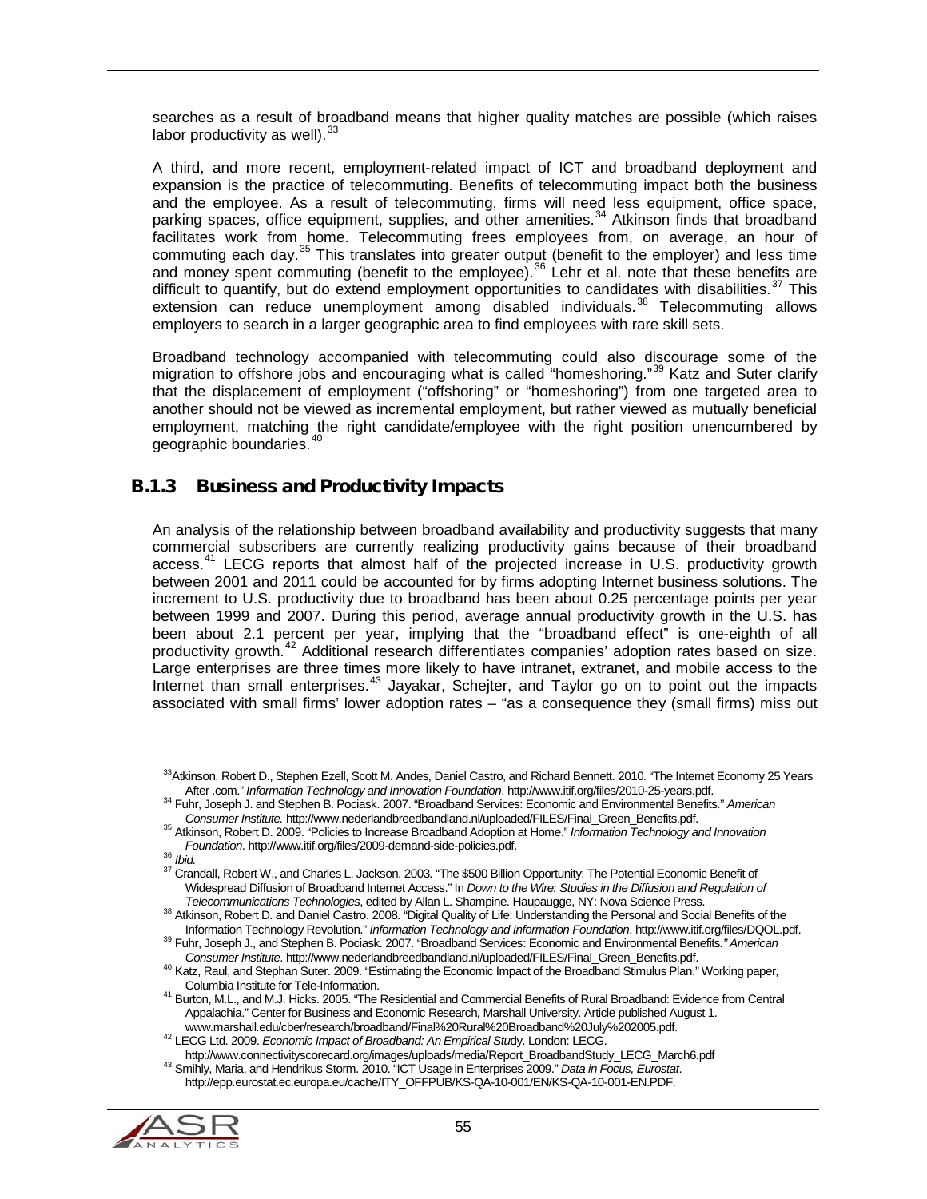searches as a result of broadband means that higher quality matches are possible (which raises labor productivity as well).[33]

A third, and more recent, employment-related impact of ICT and broadband deployment and expansion is the practice of telecommuting. Benefits of telecommuting impact both the business and the employee. As a result of telecommuting, firms will need less equipment, office space, parking spaces, office equipment, supplies, and other amenities.[34] Atkinson finds that broadband facilitates work from home. Telecommuting frees employees from, on average, an hour of commuting each day.[35] This translates into greater output (benefit to the employer) and less time and money spent commuting (benefit to the employee).[36] Lehr et al. note that these benefits are difficult to quantify, but do extend employment opportunities to candidates with disabilities.[37] This extension can reduce unemployment among disabled individuals.[38] Telecommuting allows employers to search in a larger geographic area to find employees with rare skill sets.

Broadband technology accompanied with telecommuting could also discourage some of the migration to offshore jobs and encouraging what is called "homeshoring."[39] Katz and Suter clarify that the displacement of employment ("offshoring" or "homeshoring") from one targeted area to another should not be viewed as incremental employment, but rather viewed as mutually beneficial employment, matching the right candidate/employee with the right position unencumbered by geographic boundaries.[40]

### B.1.3 Business and Productivity Impacts

An analysis of the relationship between broadband availability and productivity suggests that many commercial subscribers are currently realizing productivity gains because of their broadband access.[41] LECG reports that almost half of the projected increase in U.S. productivity growth between 2001 and 2011 could be accounted for by firms adopting Internet business solutions. The increment to U.S. productivity due to broadband has been about 0.25 percentage points per year between 1999 and 2007. During this period, average annual productivity growth in the U.S. has been about 2.1 percent per year, implying that the "broadband effect" is one-eighth of all productivity growth.[42] Additional research differentiates companies' adoption rates based on size. Large enterprises are three times more likely to have intranet, extranet, and mobile access to the Internet than small enterprises.[43] Jayakar, Schejter, and Taylor go on to point out the impacts associated with small firms' lower adoption rates – "as a consequence they (small firms) miss out

---

[33] Atkinson, Robert D., Stephen Ezell, Scott M. Andes, Daniel Castro, and Richard Bennett. 2010. "The Internet Economy 25 Years After .com." *Information Technology and Innovation Foundation*. http://www.itif.org/files/2010-25-years.pdf.

[34] Fuhr, Joseph J. and Stephen B. Pociask. 2007. "Broadband Services: Economic and Environmental Benefits." *American Consumer Institute.* http://www.nederlandbreedbandland.nl/uploaded/FILES/Final_Green_Benefits.pdf.

[35] Atkinson, Robert D. 2009. "Policies to Increase Broadband Adoption at Home." *Information Technology and Innovation Foundation*. http://www.itif.org/files/2009-demand-side-policies.pdf.

[36] *Ibid.*

[37] Crandall, Robert W., and Charles L. Jackson. 2003. "The $500 Billion Opportunity: The Potential Economic Benefit of Widespread Diffusion of Broadband Internet Access." In *Down to the Wire: Studies in the Diffusion and Regulation of Telecommunications Technologies*, edited by Allan L. Shampine. Haupaugge, NY: Nova Science Press.

[38] Atkinson, Robert D. and Daniel Castro. 2008. "Digital Quality of Life: Understanding the Personal and Social Benefits of the Information Technology Revolution." *Information Technology and Information Foundation*. http://www.itif.org/files/DQOL.pdf.

[39] Fuhr, Joseph J., and Stephen B. Pociask. 2007. "Broadband Services: Economic and Environmental Benefits*." American Consumer Institute*. http://www.nederlandbreedbandland.nl/uploaded/FILES/Final_Green_Benefits.pdf.

[40] Katz, Raul, and Stephan Suter. 2009. "Estimating the Economic Impact of the Broadband Stimulus Plan." Working paper, Columbia Institute for Tele-Information.

[41] Burton, M.L., and M.J. Hicks. 2005. "The Residential and Commercial Benefits of Rural Broadband: Evidence from Central Appalachia." Center for Business and Economic Research, Marshall University. Article published August 1. www.marshall.edu/cber/research/broadband/Final%20Rural%20Broadband%20July%202005.pdf.

[42] LECG Ltd. 2009. *Economic Impact of Broadband: An Empirical Stud*y. London: LECG. http://www.connectivityscorecard.org/images/uploads/media/Report_BroadbandStudy_LECG_March6.pdf

[43] Smihly, Maria, and Hendrikus Storm. 2010. "ICT Usage in Enterprises 2009." *Data in Focus, Eurostat*. http://epp.eurostat.ec.europa.eu/cache/ITY_OFFPUB/KS-QA-10-001/EN/KS-QA-10-001-EN.PDF.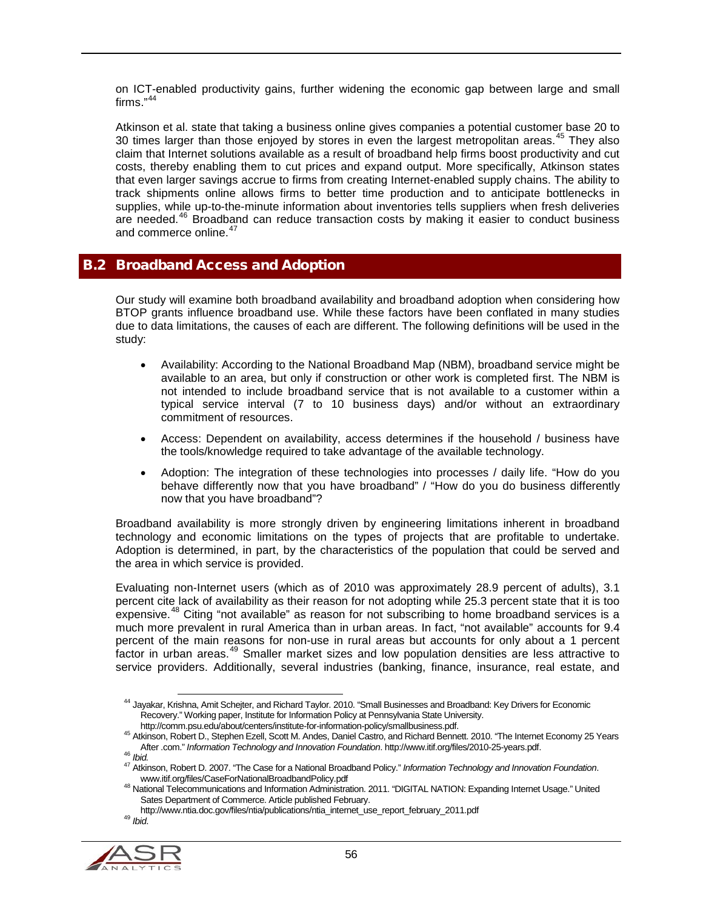on ICT-enabled productivity gains, further widening the economic gap between large and small firms."[44]

Atkinson et al. state that taking a business online gives companies a potential customer base 20 to 30 times larger than those enjoyed by stores in even the largest metropolitan areas.[45] They also claim that Internet solutions available as a result of broadband help firms boost productivity and cut costs, thereby enabling them to cut prices and expand output. More specifically, Atkinson states that even larger savings accrue to firms from creating Internet-enabled supply chains. The ability to track shipments online allows firms to better time production and to anticipate bottlenecks in supplies, while up-to-the-minute information about inventories tells suppliers when fresh deliveries are needed.[46] Broadband can reduce transaction costs by making it easier to conduct business and commerce online.[47]

## B.2 Broadband Access and Adoption

Our study will examine both broadband availability and broadband adoption when considering how BTOP grants influence broadband use. While these factors have been conflated in many studies due to data limitations, the causes of each are different. The following definitions will be used in the study:

- Availability: According to the National Broadband Map (NBM), broadband service might be available to an area, but only if construction or other work is completed first. The NBM is not intended to include broadband service that is not available to a customer within a typical service interval (7 to 10 business days) and/or without an extraordinary commitment of resources.
- Access: Dependent on availability, access determines if the household / business have the tools/knowledge required to take advantage of the available technology.
- Adoption: The integration of these technologies into processes / daily life. "How do you behave differently now that you have broadband" / "How do you do business differently now that you have broadband"?

Broadband availability is more strongly driven by engineering limitations inherent in broadband technology and economic limitations on the types of projects that are profitable to undertake. Adoption is determined, in part, by the characteristics of the population that could be served and the area in which service is provided.

Evaluating non-Internet users (which as of 2010 was approximately 28.9 percent of adults), 3.1 percent cite lack of availability as their reason for not adopting while 25.3 percent state that it is too expensive.[48] Citing "not available" as reason for not subscribing to home broadband services is a much more prevalent in rural America than in urban areas. In fact, "not available" accounts for 9.4 percent of the main reasons for non-use in rural areas but accounts for only about a 1 percent factor in urban areas.[49] Smaller market sizes and low population densities are less attractive to service providers. Additionally, several industries (banking, finance, insurance, real estate, and

---

[44] Jayakar, Krishna, Amit Schejter, and Richard Taylor. 2010. "Small Businesses and Broadband: Key Drivers for Economic Recovery." Working paper, Institute for Information Policy at Pennsylvania State University. http://comm.psu.edu/about/centers/institute-for-information-policy/smallbusiness.pdf.

[45] Atkinson, Robert D., Stephen Ezell, Scott M. Andes, Daniel Castro, and Richard Bennett. 2010. "The Internet Economy 25 Years After .com." *Information Technology and Innovation Foundation*. http://www.itif.org/files/2010-25-years.pdf.

[46] *Ibid.*

[47] Atkinson, Robert D. 2007. "The Case for a National Broadband Policy." *Information Technology and Innovation Foundation*. www.itif.org/files/CaseForNationalBroadbandPolicy.pdf

[48] National Telecommunications and Information Administration. 2011. "DIGITAL NATION: Expanding Internet Usage." United Sates Department of Commerce. Article published February. http://www.ntia.doc.gov/files/ntia/publications/ntia_internet_use_report_february_2011.pdf

[49] *Ibid.*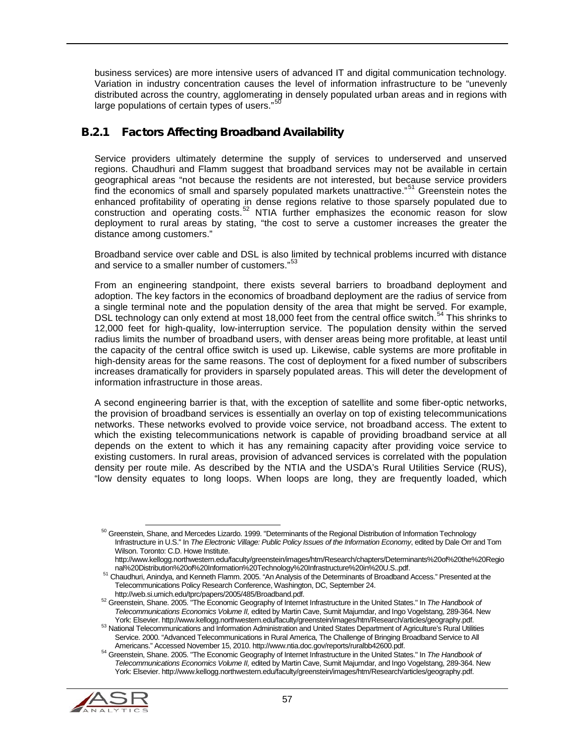business services) are more intensive users of advanced IT and digital communication technology. Variation in industry concentration causes the level of information infrastructure to be "unevenly distributed across the country, agglomerating in densely populated urban areas and in regions with large populations of certain types of users."[50]

### B.2.1 Factors Affecting Broadband Availability

Service providers ultimately determine the supply of services to underserved and unserved regions. Chaudhuri and Flamm suggest that broadband services may not be available in certain geographical areas "not because the residents are not interested, but because service providers find the economics of small and sparsely populated markets unattractive."[51] Greenstein notes the enhanced profitability of operating in dense regions relative to those sparsely populated due to construction and operating costs.[52] NTIA further emphasizes the economic reason for slow deployment to rural areas by stating, "the cost to serve a customer increases the greater the distance among customers."

Broadband service over cable and DSL is also limited by technical problems incurred with distance and service to a smaller number of customers."[53]

From an engineering standpoint, there exists several barriers to broadband deployment and adoption. The key factors in the economics of broadband deployment are the radius of service from a single terminal note and the population density of the area that might be served. For example, DSL technology can only extend at most 18,000 feet from the central office switch.[54] This shrinks to 12,000 feet for high-quality, low-interruption service. The population density within the served radius limits the number of broadband users, with denser areas being more profitable, at least until the capacity of the central office switch is used up. Likewise, cable systems are more profitable in high-density areas for the same reasons. The cost of deployment for a fixed number of subscribers increases dramatically for providers in sparsely populated areas. This will deter the development of information infrastructure in those areas.

A second engineering barrier is that, with the exception of satellite and some fiber-optic networks, the provision of broadband services is essentially an overlay on top of existing telecommunications networks. These networks evolved to provide voice service, not broadband access. The extent to which the existing telecommunications network is capable of providing broadband service at all depends on the extent to which it has any remaining capacity after providing voice service to existing customers. In rural areas, provision of advanced services is correlated with the population density per route mile. As described by the NTIA and the USDA's Rural Utilities Service (RUS), "low density equates to long loops. When loops are long, they are frequently loaded, which

---

[50] Greenstein, Shane, and Mercedes Lizardo. 1999. "Determinants of the Regional Distribution of Information Technology Infrastructure in U.S." In *The Electronic Village: Public Policy Issues of the Information Economy*, edited by Dale Orr and Tom Wilson. Toronto: C.D. Howe Institute. http://www.kellogg.northwestern.edu/faculty/greenstein/images/htm/Research/chapters/Determinants%20of%20the%20Regional%20Distribution%20of%20Information%20Technology%20Infrastructure%20in%20U.S..pdf.

[51] Chaudhuri, Anindya, and Kenneth Flamm. 2005. "An Analysis of the Determinants of Broadband Access." Presented at the Telecommunications Policy Research Conference, Washington, DC, September 24. http://web.si.umich.edu/tprc/papers/2005/485/Broadband.pdf.

[52] Greenstein, Shane. 2005. "The Economic Geography of Internet Infrastructure in the United States." In *The Handbook of Telecommunications Economics Volume II,* edited by Martin Cave, Sumit Majumdar, and Ingo Vogelstang, 289-364. New York: Elsevier. http://www.kellogg.northwestern.edu/faculty/greenstein/images/htm/Research/articles/geography.pdf.

[53] National Telecommunications and Information Administration and United States Department of Agriculture's Rural Utilities Service. 2000. "Advanced Telecommunications in Rural America, The Challenge of Bringing Broadband Service to All Americans." Accessed November 15, 2010. http://www.ntia.doc.gov/reports/ruralbb42600.pdf.

[54] Greenstein, Shane. 2005. "The Economic Geography of Internet Infrastructure in the United States." In *The Handbook of Telecommunications Economics Volume II,* edited by Martin Cave, Sumit Majumdar, and Ingo Vogelstang, 289-364. New York: Elsevier. http://www.kellogg.northwestern.edu/faculty/greenstein/images/htm/Research/articles/geography.pdf.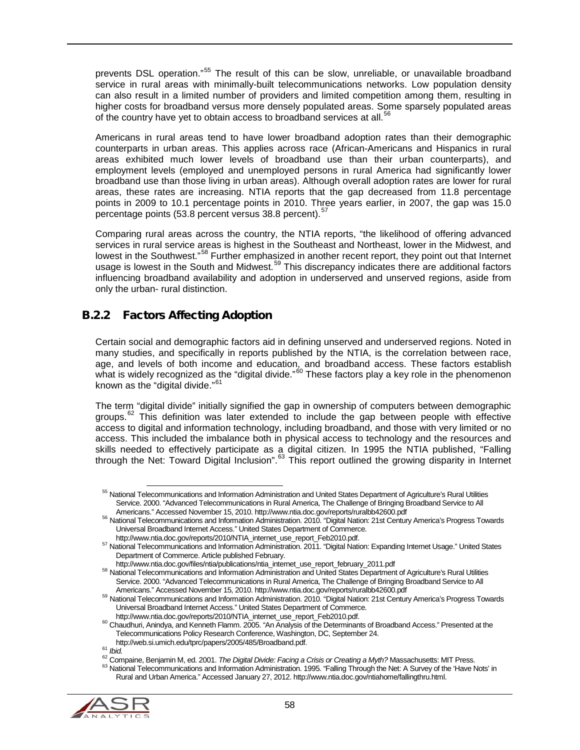prevents DSL operation."[55] The result of this can be slow, unreliable, or unavailable broadband service in rural areas with minimally-built telecommunications networks. Low population density can also result in a limited number of providers and limited competition among them, resulting in higher costs for broadband versus more densely populated areas. Some sparsely populated areas of the country have yet to obtain access to broadband services at all.[56]

Americans in rural areas tend to have lower broadband adoption rates than their demographic counterparts in urban areas. This applies across race (African-Americans and Hispanics in rural areas exhibited much lower levels of broadband use than their urban counterparts), and employment levels (employed and unemployed persons in rural America had significantly lower broadband use than those living in urban areas). Although overall adoption rates are lower for rural areas, these rates are increasing. NTIA reports that the gap decreased from 11.8 percentage points in 2009 to 10.1 percentage points in 2010. Three years earlier, in 2007, the gap was 15.0 percentage points (53.8 percent versus 38.8 percent).[57]

Comparing rural areas across the country, the NTIA reports, "the likelihood of offering advanced services in rural service areas is highest in the Southeast and Northeast, lower in the Midwest, and lowest in the Southwest."[58] Further emphasized in another recent report, they point out that Internet usage is lowest in the South and Midwest.[59] This discrepancy indicates there are additional factors influencing broadband availability and adoption in underserved and unserved regions, aside from only the urban- rural distinction.

### B.2.2 Factors Affecting Adoption

Certain social and demographic factors aid in defining unserved and underserved regions. Noted in many studies, and specifically in reports published by the NTIA, is the correlation between race, age, and levels of both income and education, and broadband access. These factors establish what is widely recognized as the "digital divide."[60] These factors play a key role in the phenomenon known as the "digital divide."[61]

The term "digital divide" initially signified the gap in ownership of computers between demographic groups.[62] This definition was later extended to include the gap between people with effective access to digital and information technology, including broadband, and those with very limited or no access. This included the imbalance both in physical access to technology and the resources and skills needed to effectively participate as a digital citizen. In 1995 the NTIA published, "Falling through the Net: Toward Digital Inclusion".[63] This report outlined the growing disparity in Internet

---

[55] National Telecommunications and Information Administration and United States Department of Agriculture's Rural Utilities Service. 2000. "Advanced Telecommunications in Rural America, The Challenge of Bringing Broadband Service to All Americans." Accessed November 15, 2010. http://www.ntia.doc.gov/reports/ruralbb42600.pdf

[56] National Telecommunications and Information Administration. 2010. "Digital Nation: 21st Century America's Progress Towards Universal Broadband Internet Access." United States Department of Commerce. http://www.ntia.doc.gov/reports/2010/NTIA_internet_use_report_Feb2010.pdf.

[57] National Telecommunications and Information Administration. 2011. "Digital Nation: Expanding Internet Usage." United States Department of Commerce. Article published February. http://www.ntia.doc.gov/files/ntia/publications/ntia_internet_use_report_february_2011.pdf

[58] National Telecommunications and Information Administration and United States Department of Agriculture's Rural Utilities Service. 2000. "Advanced Telecommunications in Rural America, The Challenge of Bringing Broadband Service to All Americans." Accessed November 15, 2010. http://www.ntia.doc.gov/reports/ruralbb42600.pdf

[59] National Telecommunications and Information Administration. 2010. "Digital Nation: 21st Century America's Progress Towards Universal Broadband Internet Access." United States Department of Commerce. http://www.ntia.doc.gov/reports/2010/NTIA_internet_use_report_Feb2010.pdf.

[60] Chaudhuri, Anindya, and Kenneth Flamm. 2005. "An Analysis of the Determinants of Broadband Access." Presented at the Telecommunications Policy Research Conference, Washington, DC, September 24. http://web.si.umich.edu/tprc/papers/2005/485/Broadband.pdf.

[61] *Ibid.*

[62] Compaine, Benjamin M, ed. 2001. *The Digital Divide: Facing a Crisis or Creating a Myth?* Massachusetts: MIT Press.

[63] National Telecommunications and Information Administration. 1995. "Falling Through the Net: A Survey of the 'Have Nots' in Rural and Urban America." Accessed January 27, 2012. http://www.ntia.doc.gov/ntiahome/fallingthru.html.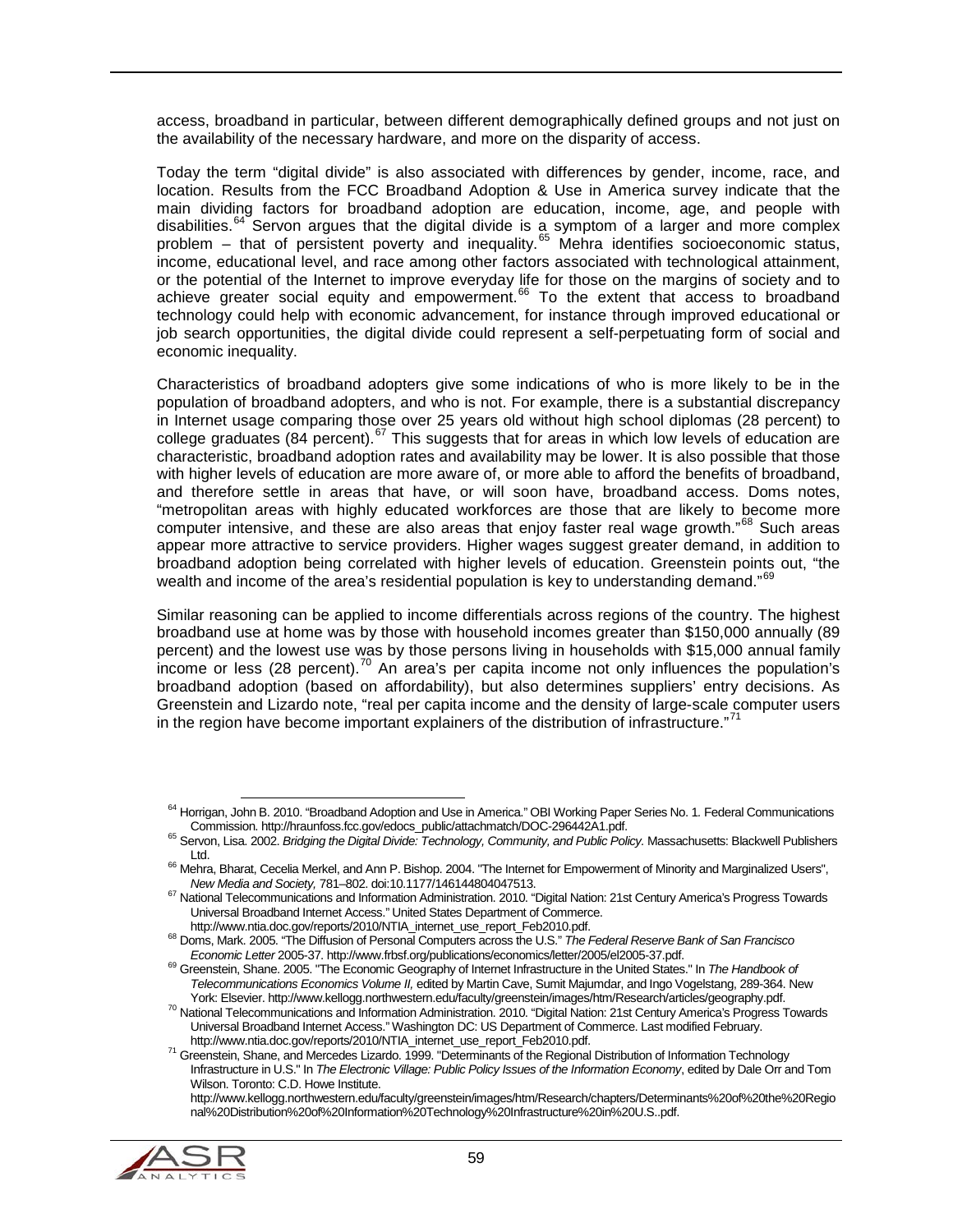access, broadband in particular, between different demographically defined groups and not just on the availability of the necessary hardware, and more on the disparity of access.

Today the term "digital divide" is also associated with differences by gender, income, race, and location. Results from the FCC Broadband Adoption & Use in America survey indicate that the main dividing factors for broadband adoption are education, income, age, and people with disabilities.[64] Servon argues that the digital divide is a symptom of a larger and more complex problem – that of persistent poverty and inequality.[65] Mehra identifies socioeconomic status, income, educational level, and race among other factors associated with technological attainment, or the potential of the Internet to improve everyday life for those on the margins of society and to achieve greater social equity and empowerment.[66] To the extent that access to broadband technology could help with economic advancement, for instance through improved educational or job search opportunities, the digital divide could represent a self-perpetuating form of social and economic inequality.

Characteristics of broadband adopters give some indications of who is more likely to be in the population of broadband adopters, and who is not. For example, there is a substantial discrepancy in Internet usage comparing those over 25 years old without high school diplomas (28 percent) to college graduates (84 percent).[67] This suggests that for areas in which low levels of education are characteristic, broadband adoption rates and availability may be lower. It is also possible that those with higher levels of education are more aware of, or more able to afford the benefits of broadband, and therefore settle in areas that have, or will soon have, broadband access. Doms notes, "metropolitan areas with highly educated workforces are those that are likely to become more computer intensive, and these are also areas that enjoy faster real wage growth."[68] Such areas appear more attractive to service providers. Higher wages suggest greater demand, in addition to broadband adoption being correlated with higher levels of education. Greenstein points out, "the wealth and income of the area's residential population is key to understanding demand."[69]

Similar reasoning can be applied to income differentials across regions of the country. The highest broadband use at home was by those with household incomes greater than $150,000 annually (89 percent) and the lowest use was by those persons living in households with $15,000 annual family income or less (28 percent).[70] An area's per capita income not only influences the population's broadband adoption (based on affordability), but also determines suppliers' entry decisions. As Greenstein and Lizardo note, "real per capita income and the density of large-scale computer users in the region have become important explainers of the distribution of infrastructure."[71]

---

[64] Horrigan, John B. 2010. "Broadband Adoption and Use in America." OBI Working Paper Series No. 1. Federal Communications Commission. http://hraunfoss.fcc.gov/edocs_public/attachmatch/DOC-296442A1.pdf.

[65] Servon, Lisa. 2002. *Bridging the Digital Divide: Technology, Community, and Public Policy.* Massachusetts: Blackwell Publishers Ltd.

[66] Mehra, Bharat, Cecelia Merkel, and Ann P. Bishop. 2004. "The Internet for Empowerment of Minority and Marginalized Users", *New Media and Society,* 781–802. doi:10.1177/146144804047513.

[67] National Telecommunications and Information Administration. 2010. "Digital Nation: 21st Century America's Progress Towards Universal Broadband Internet Access." United States Department of Commerce. http://www.ntia.doc.gov/reports/2010/NTIA_internet_use_report_Feb2010.pdf.

[68] Doms, Mark. 2005. "The Diffusion of Personal Computers across the U.S." *The Federal Reserve Bank of San Francisco Economic Letter* 2005-37. http://www.frbsf.org/publications/economics/letter/2005/el2005-37.pdf.

[69] Greenstein, Shane. 2005. "The Economic Geography of Internet Infrastructure in the United States." In *The Handbook of Telecommunications Economics Volume II,* edited by Martin Cave, Sumit Majumdar, and Ingo Vogelstang, 289-364. New York: Elsevier. http://www.kellogg.northwestern.edu/faculty/greenstein/images/htm/Research/articles/geography.pdf.

[70] National Telecommunications and Information Administration. 2010. "Digital Nation: 21st Century America's Progress Towards Universal Broadband Internet Access." Washington DC: US Department of Commerce. Last modified February. http://www.ntia.doc.gov/reports/2010/NTIA_internet_use_report_Feb2010.pdf.

[71] Greenstein, Shane, and Mercedes Lizardo. 1999. "Determinants of the Regional Distribution of Information Technology Infrastructure in U.S." In *The Electronic Village: Public Policy Issues of the Information Economy*, edited by Dale Orr and Tom Wilson. Toronto: C.D. Howe Institute. http://www.kellogg.northwestern.edu/faculty/greenstein/images/htm/Research/chapters/Determinants%20of%20the%20Regional%20Distribution%20of%20Information%20Technology%20Infrastructure%20in%20U.S..pdf.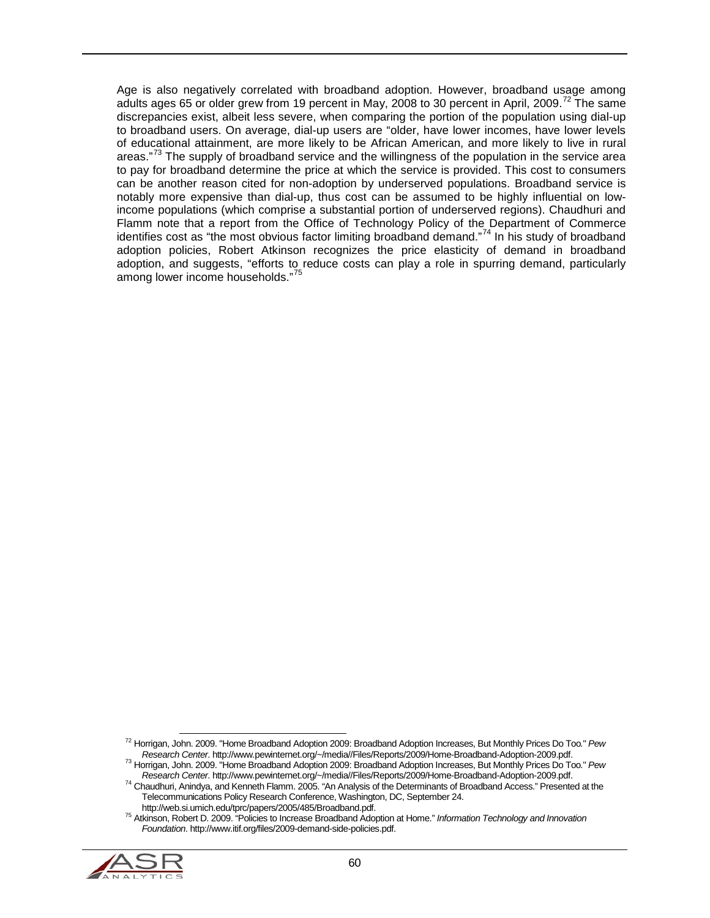Age is also negatively correlated with broadband adoption. However, broadband usage among adults ages 65 or older grew from 19 percent in May, 2008 to 30 percent in April, 2009.[72] The same discrepancies exist, albeit less severe, when comparing the portion of the population using dial-up to broadband users. On average, dial-up users are "older, have lower incomes, have lower levels of educational attainment, are more likely to be African American, and more likely to live in rural areas."[73] The supply of broadband service and the willingness of the population in the service area to pay for broadband determine the price at which the service is provided. This cost to consumers can be another reason cited for non-adoption by underserved populations. Broadband service is notably more expensive than dial-up, thus cost can be assumed to be highly influential on low-income populations (which comprise a substantial portion of underserved regions). Chaudhuri and Flamm note that a report from the Office of Technology Policy of the Department of Commerce identifies cost as "the most obvious factor limiting broadband demand."[74] In his study of broadband adoption policies, Robert Atkinson recognizes the price elasticity of demand in broadband adoption, and suggests, "efforts to reduce costs can play a role in spurring demand, particularly among lower income households."[75]

---

[72] Horrigan, John. 2009. "Home Broadband Adoption 2009: Broadband Adoption Increases, But Monthly Prices Do Too." *Pew Research Center*. http://www.pewinternet.org/~/media//Files/Reports/2009/Home-Broadband-Adoption-2009.pdf.

[73] Horrigan, John. 2009. "Home Broadband Adoption 2009: Broadband Adoption Increases, But Monthly Prices Do Too." *Pew Research Center*. http://www.pewinternet.org/~/media//Files/Reports/2009/Home-Broadband-Adoption-2009.pdf.

[74] Chaudhuri, Anindya, and Kenneth Flamm. 2005. "An Analysis of the Determinants of Broadband Access." Presented at the Telecommunications Policy Research Conference, Washington, DC, September 24. http://web.si.umich.edu/tprc/papers/2005/485/Broadband.pdf.

[75] Atkinson, Robert D. 2009. "Policies to Increase Broadband Adoption at Home." *Information Technology and Innovation Foundation*. http://www.itif.org/files/2009-demand-side-policies.pdf.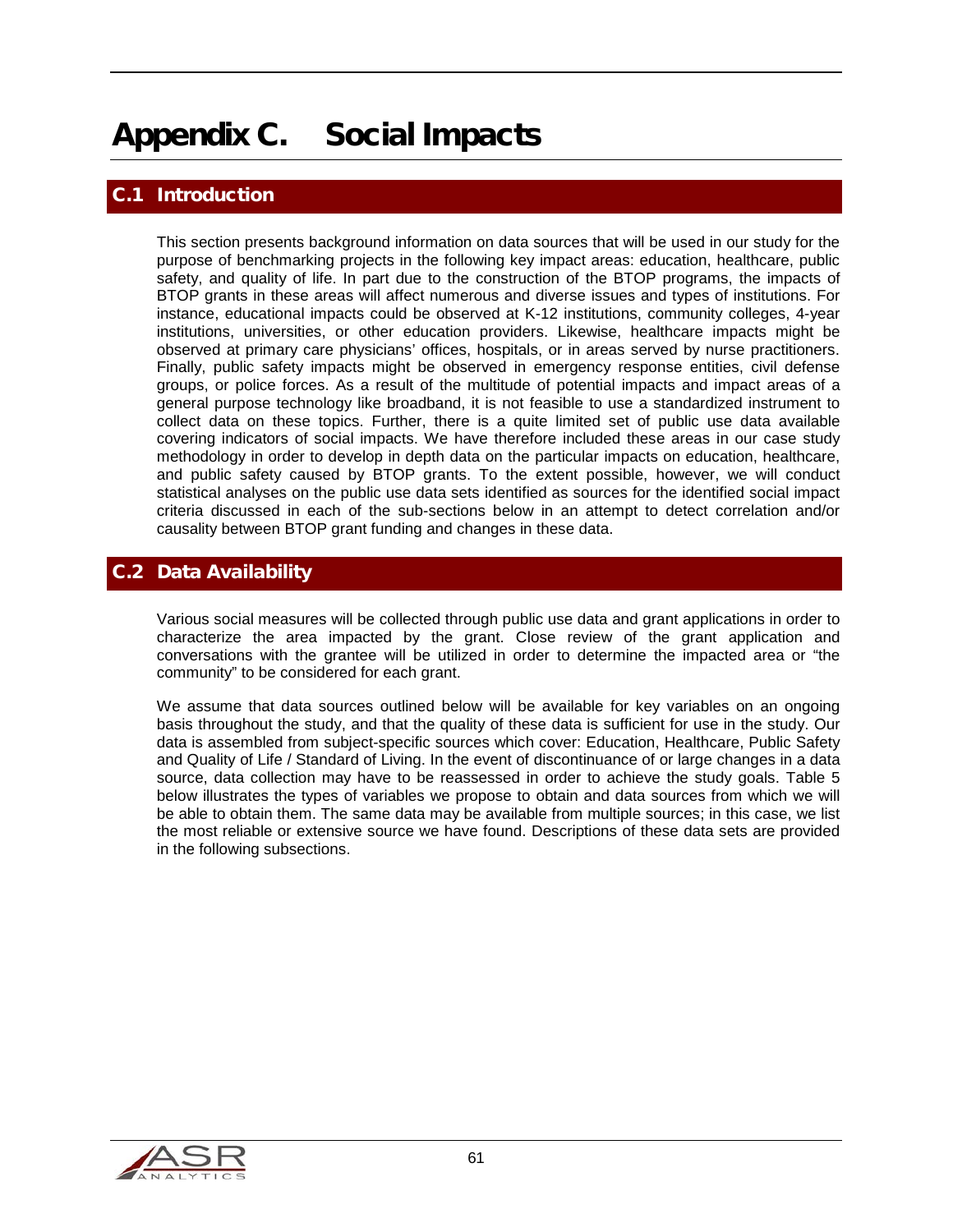# Appendix C. Social Impacts

## C.1 Introduction

This section presents background information on data sources that will be used in our study for the purpose of benchmarking projects in the following key impact areas: education, healthcare, public safety, and quality of life. In part due to the construction of the BTOP programs, the impacts of BTOP grants in these areas will affect numerous and diverse issues and types of institutions. For instance, educational impacts could be observed at K-12 institutions, community colleges, 4-year institutions, universities, or other education providers. Likewise, healthcare impacts might be observed at primary care physicians' offices, hospitals, or in areas served by nurse practitioners. Finally, public safety impacts might be observed in emergency response entities, civil defense groups, or police forces. As a result of the multitude of potential impacts and impact areas of a general purpose technology like broadband, it is not feasible to use a standardized instrument to collect data on these topics. Further, there is a quite limited set of public use data available covering indicators of social impacts. We have therefore included these areas in our case study methodology in order to develop in depth data on the particular impacts on education, healthcare, and public safety caused by BTOP grants. To the extent possible, however, we will conduct statistical analyses on the public use data sets identified as sources for the identified social impact criteria discussed in each of the sub-sections below in an attempt to detect correlation and/or causality between BTOP grant funding and changes in these data.

## C.2 Data Availability

Various social measures will be collected through public use data and grant applications in order to characterize the area impacted by the grant. Close review of the grant application and conversations with the grantee will be utilized in order to determine the impacted area or "the community" to be considered for each grant.

We assume that data sources outlined below will be available for key variables on an ongoing basis throughout the study, and that the quality of these data is sufficient for use in the study. Our data is assembled from subject-specific sources which cover: Education, Healthcare, Public Safety and Quality of Life / Standard of Living. In the event of discontinuance of or large changes in a data source, data collection may have to be reassessed in order to achieve the study goals. Table 5 below illustrates the types of variables we propose to obtain and data sources from which we will be able to obtain them. The same data may be available from multiple sources; in this case, we list the most reliable or extensive source we have found. Descriptions of these data sets are provided in the following subsections.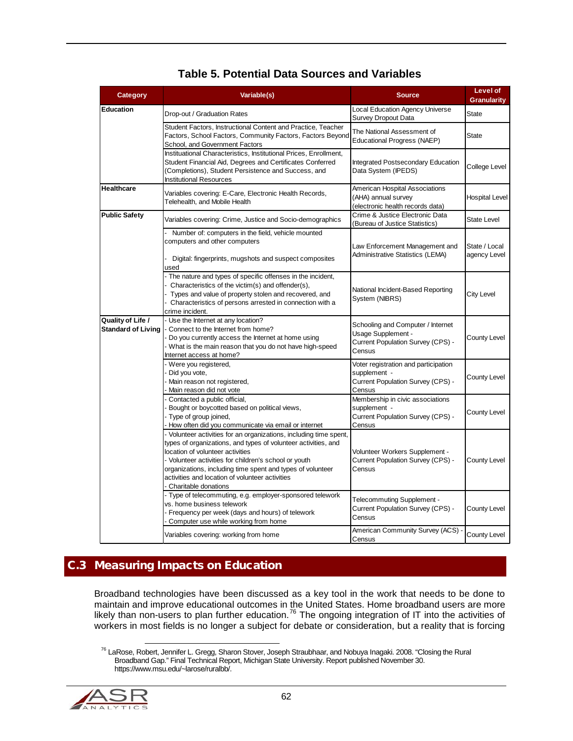**Table 5. Potential Data Sources and Variables**

| Category | Variable(s) | Source | Level of Granularity |
|---|---|---|---|
| **Education** | Drop-out / Graduation Rates | Local Education Agency Universe Survey Dropout Data | State |
| | Student Factors, Instructional Content and Practice, Teacher Factors, School Factors, Community Factors, Factors Beyond School, and Government Factors | The National Assessment of Educational Progress (NAEP) | State |
| | Institutional Characteristics, Institutional Prices, Enrollment, Student Financial Aid, Degrees and Certificates Conferred (Completions), Student Persistence and Success, and Institutional Resources | Integrated Postsecondary Education Data System (IPEDS) | College Level |
| **Healthcare** | Variables covering: E-Care, Electronic Health Records, Telehealth, and Mobile Health | American Hospital Associations (AHA) annual survey (electronic health records data) | Hospital Level |
| **Public Safety** | Variables covering: Crime, Justice and Socio-demographics | Crime & Justice Electronic Data (Bureau of Justice Statistics) | State Level |
| | - Number of: computers in the field, vehicle mounted computers and other computers<br>- Digital: fingerprints, mugshots and suspect composites used | Law Enforcement Management and Administrative Statistics (LEMA) | State / Local agency Level |
| | - The nature and types of specific offenses in the incident,<br>- Characteristics of the victim(s) and offender(s),<br>- Types and value of property stolen and recovered, and<br>- Characteristics of persons arrested in connection with a crime incident. | National Incident-Based Reporting System (NIBRS) | City Level |
| **Quality of Life / Standard of Living** | - Use the Internet at any location?<br>- Connect to the Internet from home?<br>- Do you currently access the Internet at home using<br>- What is the main reason that you do not have high-speed Internet access at home? | Schooling and Computer / Internet Usage Supplement - Current Population Survey (CPS) - Census | County Level |
| | - Were you registered,<br>- Did you vote,<br>- Main reason not registered,<br>- Main reason did not vote | Voter registration and participation supplement - Current Population Survey (CPS) - Census | County Level |
| | - Contacted a public official,<br>- Bought or boycotted based on political views,<br>- Type of group joined,<br>- How often did you communicate via email or internet | Membership in civic associations supplement - Current Population Survey (CPS) - Census | County Level |
| | - Volunteer activities for an organizations, including time spent, types of organizations, and types of volunteer activities, and location of volunteer activities<br>- Volunteer activities for children's school or youth organizations, including time spent and types of volunteer activities and location of volunteer activities<br>- Charitable donations | Volunteer Workers Supplement - Current Population Survey (CPS) - Census | County Level |
| | - Type of telecommuting, e.g. employer-sponsored telework vs. home business telework<br>- Frequency per week (days and hours) of telework<br>- Computer use while working from home | Telecommuting Supplement - Current Population Survey (CPS) - Census | County Level |
| | Variables covering: working from home | American Community Survey (ACS) - Census | County Level |

## C.3 Measuring Impacts on Education

Broadband technologies have been discussed as a key tool in the work that needs to be done to maintain and improve educational outcomes in the United States. Home broadband users are more likely than non-users to plan further education.[76] The ongoing integration of IT into the activities of workers in most fields is no longer a subject for debate or consideration, but a reality that is forcing

[76] LaRose, Robert, Jennifer L. Gregg, Sharon Stover, Joseph Straubhaar, and Nobuya Inagaki. 2008. "Closing the Rural Broadband Gap." Final Technical Report, Michigan State University. Report published November 30. https://www.msu.edu/~larose/ruralbb/.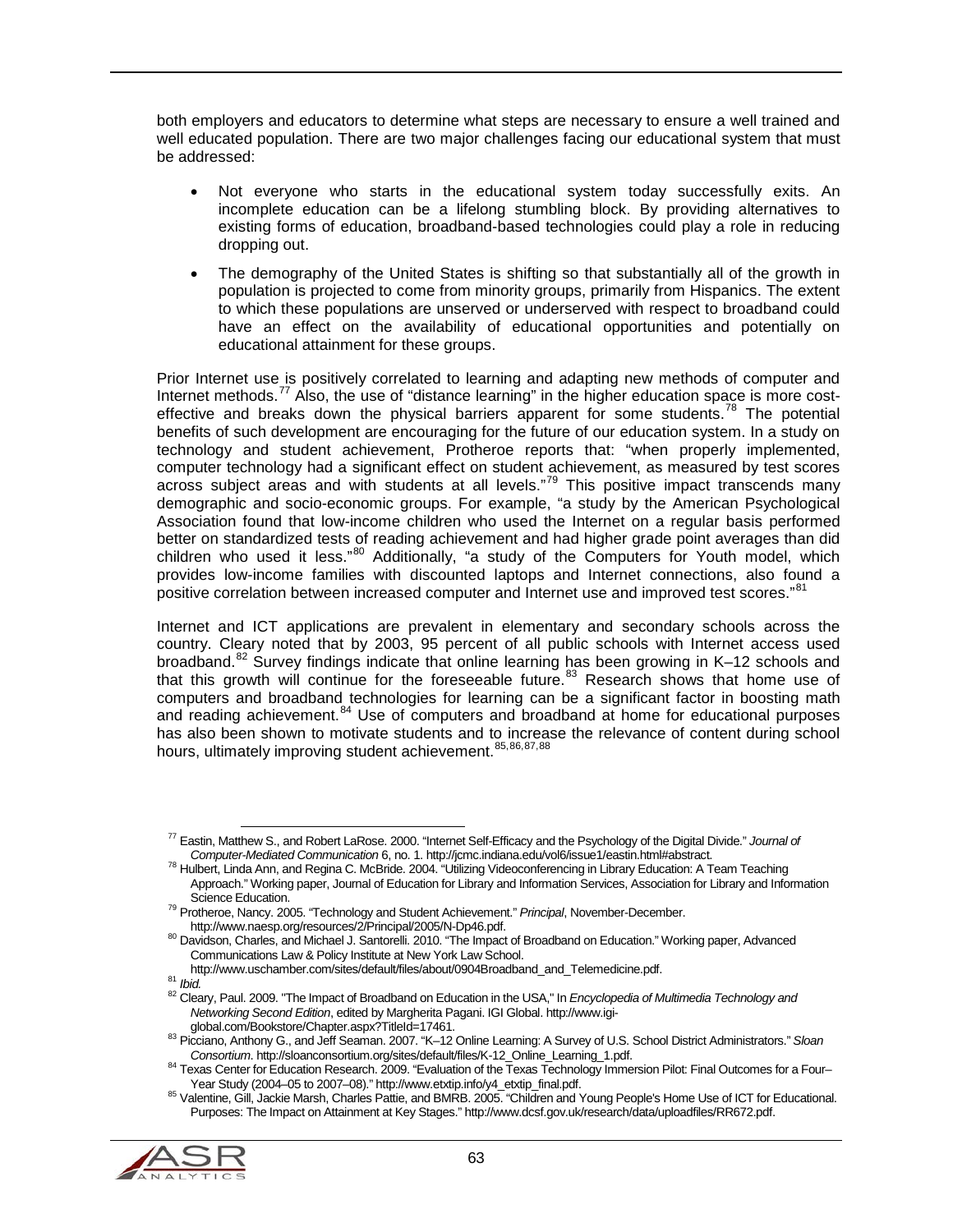both employers and educators to determine what steps are necessary to ensure a well trained and well educated population. There are two major challenges facing our educational system that must be addressed:

- Not everyone who starts in the educational system today successfully exits. An incomplete education can be a lifelong stumbling block. By providing alternatives to existing forms of education, broadband-based technologies could play a role in reducing dropping out.
- The demography of the United States is shifting so that substantially all of the growth in population is projected to come from minority groups, primarily from Hispanics. The extent to which these populations are unserved or underserved with respect to broadband could have an effect on the availability of educational opportunities and potentially on educational attainment for these groups.

Prior Internet use is positively correlated to learning and adapting new methods of computer and Internet methods.[77] Also, the use of "distance learning" in the higher education space is more cost-effective and breaks down the physical barriers apparent for some students.[78] The potential benefits of such development are encouraging for the future of our education system. In a study on technology and student achievement, Protheroe reports that: "when properly implemented, computer technology had a significant effect on student achievement, as measured by test scores across subject areas and with students at all levels."[79] This positive impact transcends many demographic and socio-economic groups. For example, "a study by the American Psychological Association found that low-income children who used the Internet on a regular basis performed better on standardized tests of reading achievement and had higher grade point averages than did children who used it less."[80] Additionally, "a study of the Computers for Youth model, which provides low-income families with discounted laptops and Internet connections, also found a positive correlation between increased computer and Internet use and improved test scores."[81]

Internet and ICT applications are prevalent in elementary and secondary schools across the country. Cleary noted that by 2003, 95 percent of all public schools with Internet access used broadband.[82] Survey findings indicate that online learning has been growing in K–12 schools and that this growth will continue for the foreseeable future.[83] Research shows that home use of computers and broadband technologies for learning can be a significant factor in boosting math and reading achievement.[84] Use of computers and broadband at home for educational purposes has also been shown to motivate students and to increase the relevance of content during school hours, ultimately improving student achievement.[85,86,87,88]

---

[77] Eastin, Matthew S., and Robert LaRose. 2000. "Internet Self-Efficacy and the Psychology of the Digital Divide." *Journal of Computer-Mediated Communication* 6, no. 1. http://jcmc.indiana.edu/vol6/issue1/eastin.html#abstract.

[78] Hulbert, Linda Ann, and Regina C. McBride. 2004. "Utilizing Videoconferencing in Library Education: A Team Teaching Approach." Working paper, Journal of Education for Library and Information Services, Association for Library and Information Science Education.

[79] Protheroe, Nancy. 2005. "Technology and Student Achievement." *Principal*, November-December. http://www.naesp.org/resources/2/Principal/2005/N-Dp46.pdf.

[80] Davidson, Charles, and Michael J. Santorelli. 2010. "The Impact of Broadband on Education." Working paper, Advanced Communications Law & Policy Institute at New York Law School. http://www.uschamber.com/sites/default/files/about/0904Broadband_and_Telemedicine.pdf.

[81] *Ibid.*

[82] Cleary, Paul. 2009. "The Impact of Broadband on Education in the USA," In *Encyclopedia of Multimedia Technology and Networking Second Edition*, edited by Margherita Pagani. IGI Global. http://www.igi-global.com/Bookstore/Chapter.aspx?TitleId=17461.

[83] Picciano, Anthony G., and Jeff Seaman. 2007. "K–12 Online Learning: A Survey of U.S. School District Administrators." *Sloan Consortium*. http://sloanconsortium.org/sites/default/files/K-12_Online_Learning_1.pdf.

[84] Texas Center for Education Research. 2009. "Evaluation of the Texas Technology Immersion Pilot: Final Outcomes for a Four–Year Study (2004–05 to 2007–08)." http://www.etxtip.info/y4_etxtip_final.pdf.

[85] Valentine, Gill, Jackie Marsh, Charles Pattie, and BMRB. 2005. "Children and Young People's Home Use of ICT for Educational. Purposes: The Impact on Attainment at Key Stages." http://www.dcsf.gov.uk/research/data/uploadfiles/RR672.pdf.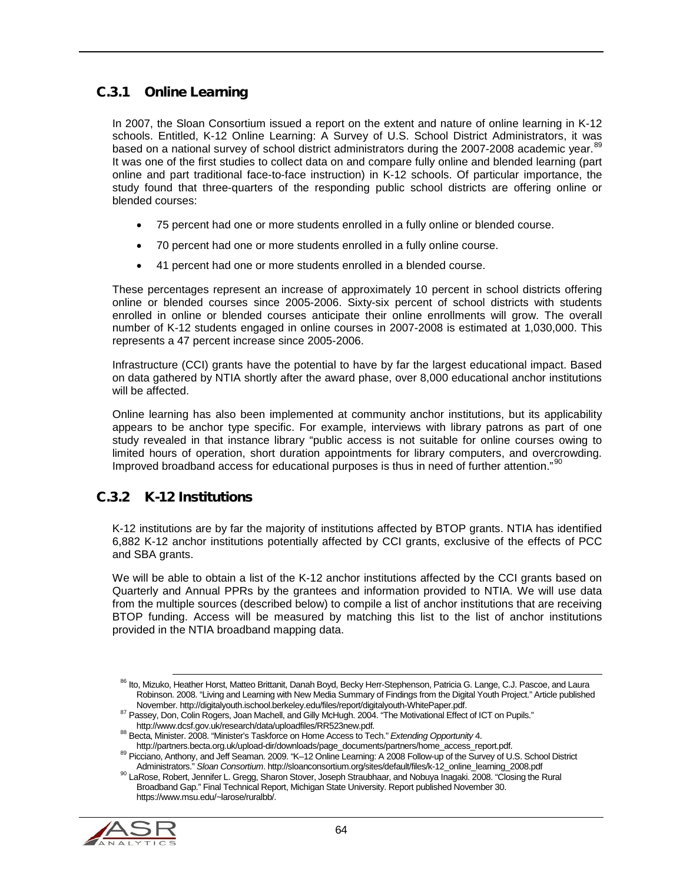### C.3.1 Online Learning

In 2007, the Sloan Consortium issued a report on the extent and nature of online learning in K-12 schools. Entitled, K-12 Online Learning: A Survey of U.S. School District Administrators, it was based on a national survey of school district administrators during the 2007-2008 academic year.[89] It was one of the first studies to collect data on and compare fully online and blended learning (part online and part traditional face-to-face instruction) in K-12 schools. Of particular importance, the study found that three-quarters of the responding public school districts are offering online or blended courses:

- 75 percent had one or more students enrolled in a fully online or blended course.
- 70 percent had one or more students enrolled in a fully online course.
- 41 percent had one or more students enrolled in a blended course.

These percentages represent an increase of approximately 10 percent in school districts offering online or blended courses since 2005-2006. Sixty-six percent of school districts with students enrolled in online or blended courses anticipate their online enrollments will grow. The overall number of K-12 students engaged in online courses in 2007-2008 is estimated at 1,030,000. This represents a 47 percent increase since 2005-2006.

Infrastructure (CCI) grants have the potential to have by far the largest educational impact. Based on data gathered by NTIA shortly after the award phase, over 8,000 educational anchor institutions will be affected.

Online learning has also been implemented at community anchor institutions, but its applicability appears to be anchor type specific. For example, interviews with library patrons as part of one study revealed in that instance library "public access is not suitable for online courses owing to limited hours of operation, short duration appointments for library computers, and overcrowding. Improved broadband access for educational purposes is thus in need of further attention."[90]

### C.3.2 K-12 Institutions

K-12 institutions are by far the majority of institutions affected by BTOP grants. NTIA has identified 6,882 K-12 anchor institutions potentially affected by CCI grants, exclusive of the effects of PCC and SBA grants.

We will be able to obtain a list of the K-12 anchor institutions affected by the CCI grants based on Quarterly and Annual PPRs by the grantees and information provided to NTIA. We will use data from the multiple sources (described below) to compile a list of anchor institutions that are receiving BTOP funding. Access will be measured by matching this list to the list of anchor institutions provided in the NTIA broadband mapping data.

---

[86] Ito, Mizuko, Heather Horst, Matteo Brittanit, Danah Boyd, Becky Herr-Stephenson, Patricia G. Lange, C.J. Pascoe, and Laura Robinson. 2008. "Living and Learning with New Media Summary of Findings from the Digital Youth Project." Article published November. http://digitalyouth.ischool.berkeley.edu/files/report/digitalyouth-WhitePaper.pdf.

[87] Passey, Don, Colin Rogers, Joan Machell, and Gilly McHugh. 2004. "The Motivational Effect of ICT on Pupils." http://www.dcsf.gov.uk/research/data/uploadfiles/RR523new.pdf.

[88] Becta, Minister. 2008. "Minister's Taskforce on Home Access to Tech." *Extending Opportunity* 4. http://partners.becta.org.uk/upload-dir/downloads/page_documents/partners/home_access_report.pdf.

[89] Picciano, Anthony, and Jeff Seaman. 2009. "K–12 Online Learning: A 2008 Follow-up of the Survey of U.S. School District Administrators." *Sloan Consortium*. http://sloanconsortium.org/sites/default/files/k-12_online_learning_2008.pdf

[90] LaRose, Robert, Jennifer L. Gregg, Sharon Stover, Joseph Straubhaar, and Nobuya Inagaki. 2008. "Closing the Rural Broadband Gap." Final Technical Report, Michigan State University. Report published November 30. https://www.msu.edu/~larose/ruralbb/.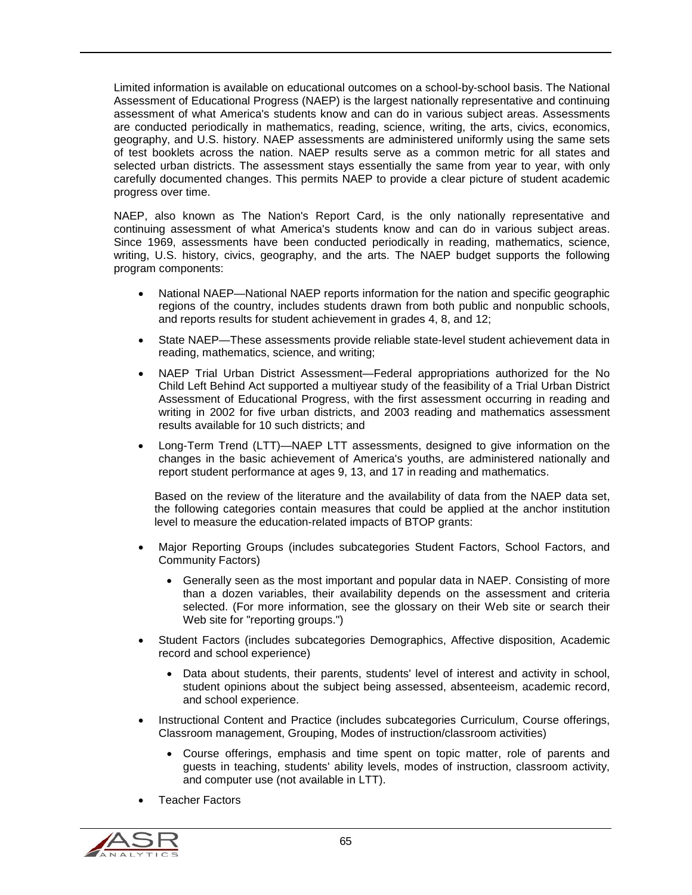Limited information is available on educational outcomes on a school-by-school basis. The National Assessment of Educational Progress (NAEP) is the largest nationally representative and continuing assessment of what America's students know and can do in various subject areas. Assessments are conducted periodically in mathematics, reading, science, writing, the arts, civics, economics, geography, and U.S. history. NAEP assessments are administered uniformly using the same sets of test booklets across the nation. NAEP results serve as a common metric for all states and selected urban districts. The assessment stays essentially the same from year to year, with only carefully documented changes. This permits NAEP to provide a clear picture of student academic progress over time.

NAEP, also known as The Nation's Report Card, is the only nationally representative and continuing assessment of what America's students know and can do in various subject areas. Since 1969, assessments have been conducted periodically in reading, mathematics, science, writing, U.S. history, civics, geography, and the arts. The NAEP budget supports the following program components:

- National NAEP—National NAEP reports information for the nation and specific geographic regions of the country, includes students drawn from both public and nonpublic schools, and reports results for student achievement in grades 4, 8, and 12;
- State NAEP—These assessments provide reliable state-level student achievement data in reading, mathematics, science, and writing;
- NAEP Trial Urban District Assessment—Federal appropriations authorized for the No Child Left Behind Act supported a multiyear study of the feasibility of a Trial Urban District Assessment of Educational Progress, with the first assessment occurring in reading and writing in 2002 for five urban districts, and 2003 reading and mathematics assessment results available for 10 such districts; and
- Long-Term Trend (LTT)—NAEP LTT assessments, designed to give information on the changes in the basic achievement of America's youths, are administered nationally and report student performance at ages 9, 13, and 17 in reading and mathematics.

Based on the review of the literature and the availability of data from the NAEP data set, the following categories contain measures that could be applied at the anchor institution level to measure the education-related impacts of BTOP grants:

- Major Reporting Groups (includes subcategories Student Factors, School Factors, and Community Factors)
  - Generally seen as the most important and popular data in NAEP. Consisting of more than a dozen variables, their availability depends on the assessment and criteria selected. (For more information, see the glossary on their Web site or search their Web site for "reporting groups.")
- Student Factors (includes subcategories Demographics, Affective disposition, Academic record and school experience)
  - Data about students, their parents, students' level of interest and activity in school, student opinions about the subject being assessed, absenteeism, academic record, and school experience.
- Instructional Content and Practice (includes subcategories Curriculum, Course offerings, Classroom management, Grouping, Modes of instruction/classroom activities)
  - Course offerings, emphasis and time spent on topic matter, role of parents and guests in teaching, students' ability levels, modes of instruction, classroom activity, and computer use (not available in LTT).
- Teacher Factors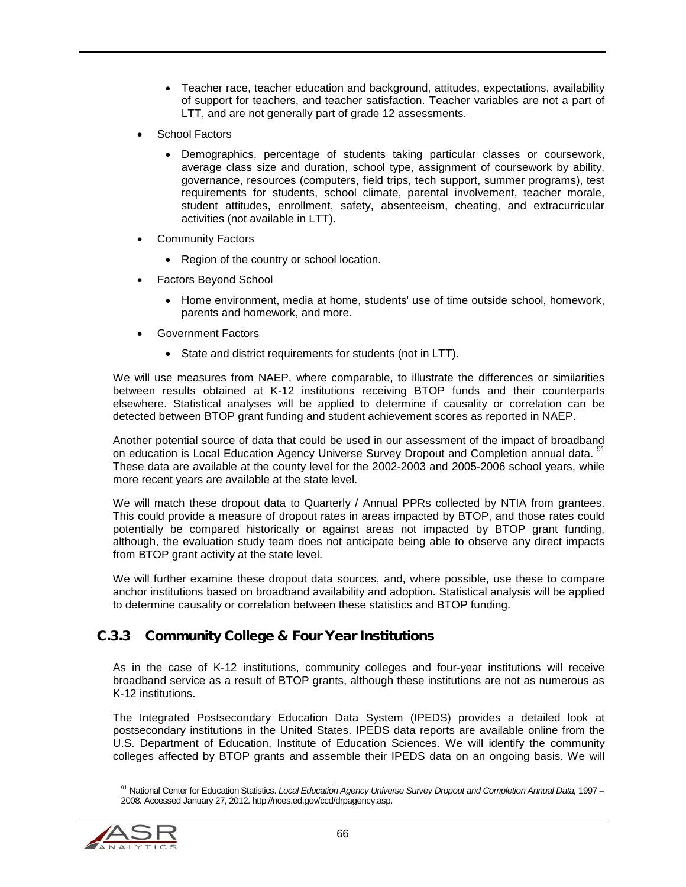- Teacher race, teacher education and background, attitudes, expectations, availability of support for teachers, and teacher satisfaction. Teacher variables are not a part of LTT, and are not generally part of grade 12 assessments.
- School Factors
  - Demographics, percentage of students taking particular classes or coursework, average class size and duration, school type, assignment of coursework by ability, governance, resources (computers, field trips, tech support, summer programs), test requirements for students, school climate, parental involvement, teacher morale, student attitudes, enrollment, safety, absenteeism, cheating, and extracurricular activities (not available in LTT).
- Community Factors
  - Region of the country or school location.
- Factors Beyond School
  - Home environment, media at home, students' use of time outside school, homework, parents and homework, and more.
- Government Factors
  - State and district requirements for students (not in LTT).

We will use measures from NAEP, where comparable, to illustrate the differences or similarities between results obtained at K-12 institutions receiving BTOP funds and their counterparts elsewhere. Statistical analyses will be applied to determine if causality or correlation can be detected between BTOP grant funding and student achievement scores as reported in NAEP.

Another potential source of data that could be used in our assessment of the impact of broadband on education is Local Education Agency Universe Survey Dropout and Completion annual data.[91] These data are available at the county level for the 2002-2003 and 2005-2006 school years, while more recent years are available at the state level.

We will match these dropout data to Quarterly / Annual PPRs collected by NTIA from grantees. This could provide a measure of dropout rates in areas impacted by BTOP, and those rates could potentially be compared historically or against areas not impacted by BTOP grant funding, although, the evaluation study team does not anticipate being able to observe any direct impacts from BTOP grant activity at the state level.

We will further examine these dropout data sources, and, where possible, use these to compare anchor institutions based on broadband availability and adoption. Statistical analysis will be applied to determine causality or correlation between these statistics and BTOP funding.

### C.3.3 Community College & Four Year Institutions

As in the case of K-12 institutions, community colleges and four-year institutions will receive broadband service as a result of BTOP grants, although these institutions are not as numerous as K-12 institutions.

The Integrated Postsecondary Education Data System (IPEDS) provides a detailed look at postsecondary institutions in the United States. IPEDS data reports are available online from the U.S. Department of Education, Institute of Education Sciences. We will identify the community colleges affected by BTOP grants and assemble their IPEDS data on an ongoing basis. We will

[91] National Center for Education Statistics. *Local Education Agency Universe Survey Dropout and Completion Annual Data,* 1997 – 2008. Accessed January 27, 2012. http://nces.ed.gov/ccd/drpagency.asp.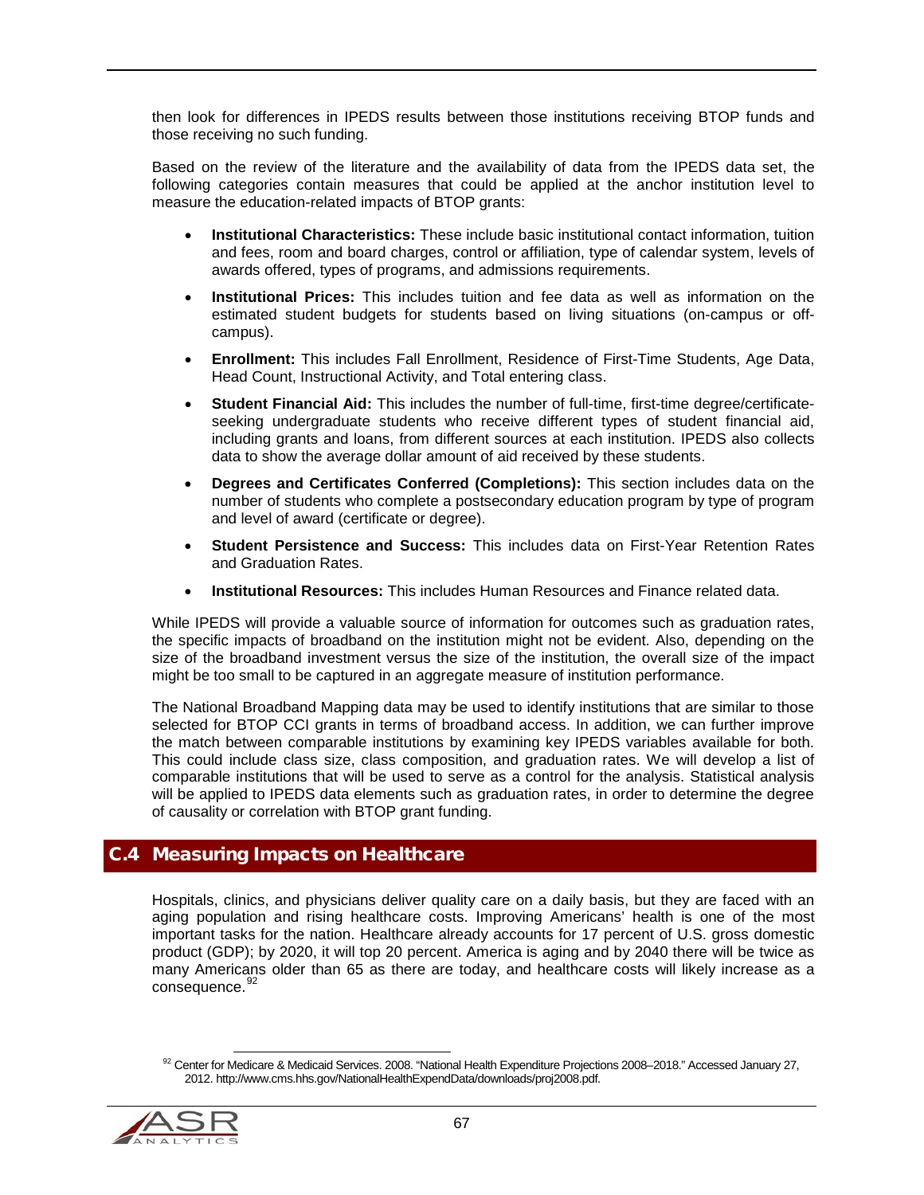then look for differences in IPEDS results between those institutions receiving BTOP funds and those receiving no such funding.

Based on the review of the literature and the availability of data from the IPEDS data set, the following categories contain measures that could be applied at the anchor institution level to measure the education-related impacts of BTOP grants:

- **Institutional Characteristics:** These include basic institutional contact information, tuition and fees, room and board charges, control or affiliation, type of calendar system, levels of awards offered, types of programs, and admissions requirements.
- **Institutional Prices:** This includes tuition and fee data as well as information on the estimated student budgets for students based on living situations (on-campus or off-campus).
- **Enrollment:** This includes Fall Enrollment, Residence of First-Time Students, Age Data, Head Count, Instructional Activity, and Total entering class.
- **Student Financial Aid:** This includes the number of full-time, first-time degree/certificate-seeking undergraduate students who receive different types of student financial aid, including grants and loans, from different sources at each institution. IPEDS also collects data to show the average dollar amount of aid received by these students.
- **Degrees and Certificates Conferred (Completions):** This section includes data on the number of students who complete a postsecondary education program by type of program and level of award (certificate or degree).
- **Student Persistence and Success:** This includes data on First-Year Retention Rates and Graduation Rates.
- **Institutional Resources:** This includes Human Resources and Finance related data.

While IPEDS will provide a valuable source of information for outcomes such as graduation rates, the specific impacts of broadband on the institution might not be evident. Also, depending on the size of the broadband investment versus the size of the institution, the overall size of the impact might be too small to be captured in an aggregate measure of institution performance.

The National Broadband Mapping data may be used to identify institutions that are similar to those selected for BTOP CCI grants in terms of broadband access. In addition, we can further improve the match between comparable institutions by examining key IPEDS variables available for both. This could include class size, class composition, and graduation rates. We will develop a list of comparable institutions that will be used to serve as a control for the analysis. Statistical analysis will be applied to IPEDS data elements such as graduation rates, in order to determine the degree of causality or correlation with BTOP grant funding.

## C.4 Measuring Impacts on Healthcare

Hospitals, clinics, and physicians deliver quality care on a daily basis, but they are faced with an aging population and rising healthcare costs. Improving Americans' health is one of the most important tasks for the nation. Healthcare already accounts for 17 percent of U.S. gross domestic product (GDP); by 2020, it will top 20 percent. America is aging and by 2040 there will be twice as many Americans older than 65 as there are today, and healthcare costs will likely increase as a consequence.[92]

[92] Center for Medicare & Medicaid Services. 2008. "National Health Expenditure Projections 2008–2018." Accessed January 27, 2012. http://www.cms.hhs.gov/NationalHealthExpendData/downloads/proj2008.pdf.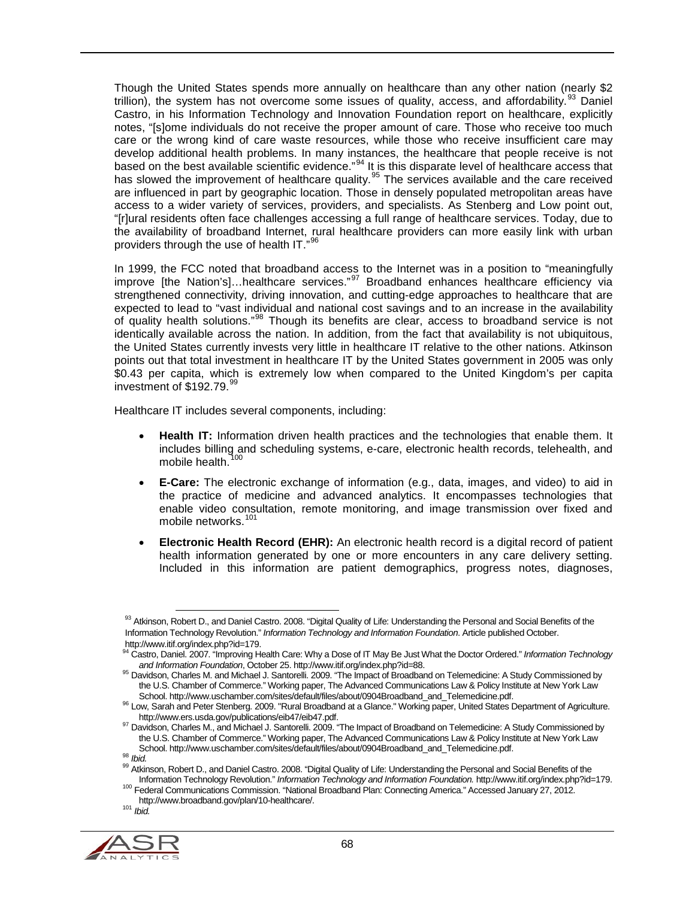Though the United States spends more annually on healthcare than any other nation (nearly $2 trillion), the system has not overcome some issues of quality, access, and affordability.[93] Daniel Castro, in his Information Technology and Innovation Foundation report on healthcare, explicitly notes, "[s]ome individuals do not receive the proper amount of care. Those who receive too much care or the wrong kind of care waste resources, while those who receive insufficient care may develop additional health problems. In many instances, the healthcare that people receive is not based on the best available scientific evidence."[94] It is this disparate level of healthcare access that has slowed the improvement of healthcare quality.[95] The services available and the care received are influenced in part by geographic location. Those in densely populated metropolitan areas have access to a wider variety of services, providers, and specialists. As Stenberg and Low point out, "[r]ural residents often face challenges accessing a full range of healthcare services. Today, due to the availability of broadband Internet, rural healthcare providers can more easily link with urban providers through the use of health IT."[96]

In 1999, the FCC noted that broadband access to the Internet was in a position to "meaningfully improve [the Nation's]…healthcare services."[97] Broadband enhances healthcare efficiency via strengthened connectivity, driving innovation, and cutting-edge approaches to healthcare that are expected to lead to "vast individual and national cost savings and to an increase in the availability of quality health solutions."[98] Though its benefits are clear, access to broadband service is not identically available across the nation. In addition, from the fact that availability is not ubiquitous, the United States currently invests very little in healthcare IT relative to the other nations. Atkinson points out that total investment in healthcare IT by the United States government in 2005 was only $0.43 per capita, which is extremely low when compared to the United Kingdom's per capita investment of $192.79.[99]

Healthcare IT includes several components, including:

- **Health IT:** Information driven health practices and the technologies that enable them. It includes billing and scheduling systems, e-care, electronic health records, telehealth, and mobile health.[100]
- **E-Care:** The electronic exchange of information (e.g., data, images, and video) to aid in the practice of medicine and advanced analytics. It encompasses technologies that enable video consultation, remote monitoring, and image transmission over fixed and mobile networks.[101]
- **Electronic Health Record (EHR):** An electronic health record is a digital record of patient health information generated by one or more encounters in any care delivery setting. Included in this information are patient demographics, progress notes, diagnoses,

---

[93] Atkinson, Robert D., and Daniel Castro. 2008. "Digital Quality of Life: Understanding the Personal and Social Benefits of the Information Technology Revolution." *Information Technology and Information Foundation*. Article published October. http://www.itif.org/index.php?id=179.

[94] Castro, Daniel. 2007. "Improving Health Care: Why a Dose of IT May Be Just What the Doctor Ordered." *Information Technology and Information Foundation*, October 25. http://www.itif.org/index.php?id=88.

[95] Davidson, Charles M. and Michael J. Santorelli. 2009. "The Impact of Broadband on Telemedicine: A Study Commissioned by the U.S. Chamber of Commerce." Working paper, The Advanced Communications Law & Policy Institute at New York Law School. http://www.uschamber.com/sites/default/files/about/0904Broadband_and_Telemedicine.pdf.

[96] Low, Sarah and Peter Stenberg. 2009. "Rural Broadband at a Glance." Working paper, United States Department of Agriculture. http://www.ers.usda.gov/publications/eib47/eib47.pdf.

[97] Davidson, Charles M., and Michael J. Santorelli. 2009. "The Impact of Broadband on Telemedicine: A Study Commissioned by the U.S. Chamber of Commerce." Working paper, The Advanced Communications Law & Policy Institute at New York Law School. http://www.uschamber.com/sites/default/files/about/0904Broadband_and_Telemedicine.pdf.

[98] *Ibid.*

[99] Atkinson, Robert D., and Daniel Castro. 2008. "Digital Quality of Life: Understanding the Personal and Social Benefits of the Information Technology Revolution." *Information Technology and Information Foundation.* http://www.itif.org/index.php?id=179.

[100] Federal Communications Commission. "National Broadband Plan: Connecting America." Accessed January 27, 2012. http://www.broadband.gov/plan/10-healthcare/.

[101] *Ibid.*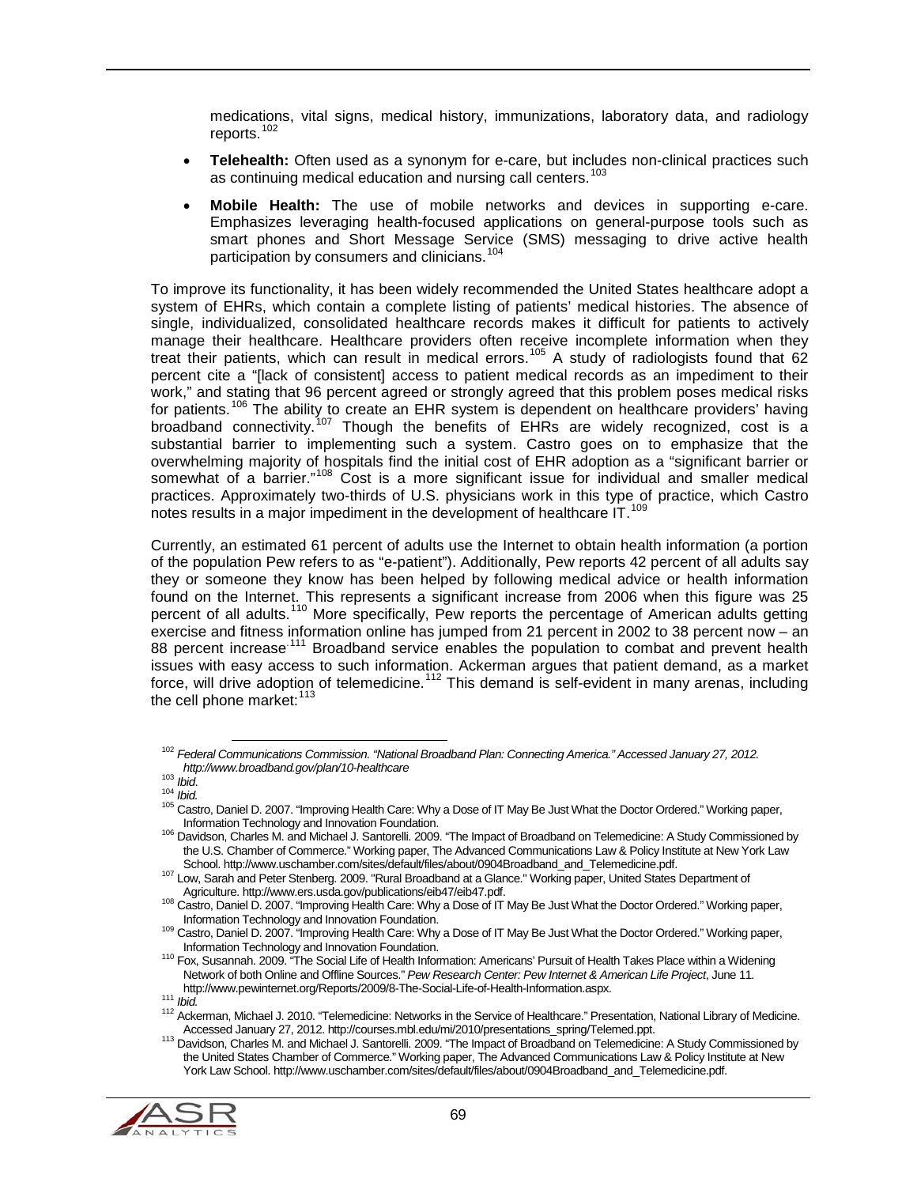medications, vital signs, medical history, immunizations, laboratory data, and radiology reports.[102]

- **Telehealth:** Often used as a synonym for e-care, but includes non-clinical practices such as continuing medical education and nursing call centers.[103]
- **Mobile Health:** The use of mobile networks and devices in supporting e-care. Emphasizes leveraging health-focused applications on general-purpose tools such as smart phones and Short Message Service (SMS) messaging to drive active health participation by consumers and clinicians.[104]

To improve its functionality, it has been widely recommended the United States healthcare adopt a system of EHRs, which contain a complete listing of patients' medical histories. The absence of single, individualized, consolidated healthcare records makes it difficult for patients to actively manage their healthcare. Healthcare providers often receive incomplete information when they treat their patients, which can result in medical errors.[105] A study of radiologists found that 62 percent cite a "[lack of consistent] access to patient medical records as an impediment to their work," and stating that 96 percent agreed or strongly agreed that this problem poses medical risks for patients.[106] The ability to create an EHR system is dependent on healthcare providers' having broadband connectivity.[107] Though the benefits of EHRs are widely recognized, cost is a substantial barrier to implementing such a system. Castro goes on to emphasize that the overwhelming majority of hospitals find the initial cost of EHR adoption as a "significant barrier or somewhat of a barrier."[108] Cost is a more significant issue for individual and smaller medical practices. Approximately two-thirds of U.S. physicians work in this type of practice, which Castro notes results in a major impediment in the development of healthcare IT.[109]

Currently, an estimated 61 percent of adults use the Internet to obtain health information (a portion of the population Pew refers to as "e-patient"). Additionally, Pew reports 42 percent of all adults say they or someone they know has been helped by following medical advice or health information found on the Internet. This represents a significant increase from 2006 when this figure was 25 percent of all adults.[110] More specifically, Pew reports the percentage of American adults getting exercise and fitness information online has jumped from 21 percent in 2002 to 38 percent now – an 88 percent increase.[111] Broadband service enables the population to combat and prevent health issues with easy access to such information. Ackerman argues that patient demand, as a market force, will drive adoption of telemedicine.[112] This demand is self-evident in many arenas, including the cell phone market:[113]

---

[102] *Federal Communications Commission. "National Broadband Plan: Connecting America." Accessed January 27, 2012. http://www.broadband.gov/plan/10-healthcare*

[103] *Ibid.*

[104] *Ibid.*

[105] Castro, Daniel D. 2007. "Improving Health Care: Why a Dose of IT May Be Just What the Doctor Ordered." Working paper, Information Technology and Innovation Foundation.

[106] Davidson, Charles M. and Michael J. Santorelli. 2009. "The Impact of Broadband on Telemedicine: A Study Commissioned by the U.S. Chamber of Commerce." Working paper, The Advanced Communications Law & Policy Institute at New York Law School. http://www.uschamber.com/sites/default/files/about/0904Broadband_and_Telemedicine.pdf.

[107] Low, Sarah and Peter Stenberg. 2009. "Rural Broadband at a Glance." Working paper, United States Department of Agriculture. http://www.ers.usda.gov/publications/eib47/eib47.pdf.

[108] Castro, Daniel D. 2007. "Improving Health Care: Why a Dose of IT May Be Just What the Doctor Ordered." Working paper, Information Technology and Innovation Foundation.

[109] Castro, Daniel D. 2007. "Improving Health Care: Why a Dose of IT May Be Just What the Doctor Ordered." Working paper, Information Technology and Innovation Foundation.

[110] Fox, Susannah. 2009. "The Social Life of Health Information: Americans' Pursuit of Health Takes Place within a Widening Network of both Online and Offline Sources." *Pew Research Center: Pew Internet & American Life Project*, June 11. http://www.pewinternet.org/Reports/2009/8-The-Social-Life-of-Health-Information.aspx.

[111] *Ibid.*

[112] Ackerman, Michael J. 2010. "Telemedicine: Networks in the Service of Healthcare." Presentation, National Library of Medicine. Accessed January 27, 2012. http://courses.mbl.edu/mi/2010/presentations_spring/Telemed.ppt.

[113] Davidson, Charles M. and Michael J. Santorelli. 2009. "The Impact of Broadband on Telemedicine: A Study Commissioned by the United States Chamber of Commerce." Working paper, The Advanced Communications Law & Policy Institute at New York Law School. http://www.uschamber.com/sites/default/files/about/0904Broadband_and_Telemedicine.pdf.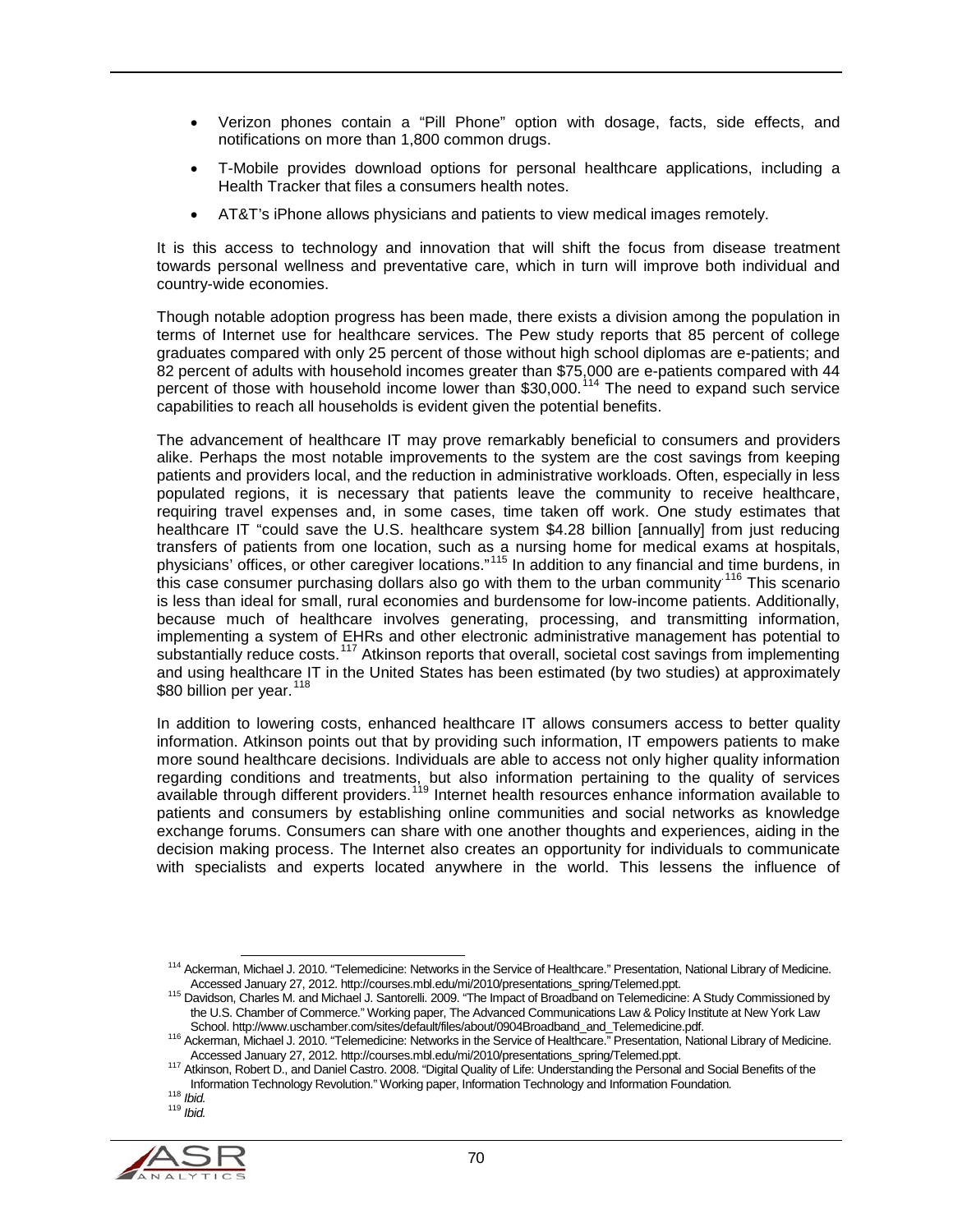- Verizon phones contain a "Pill Phone" option with dosage, facts, side effects, and notifications on more than 1,800 common drugs.
- T-Mobile provides download options for personal healthcare applications, including a Health Tracker that files a consumers health notes.
- AT&T's iPhone allows physicians and patients to view medical images remotely.

It is this access to technology and innovation that will shift the focus from disease treatment towards personal wellness and preventative care, which in turn will improve both individual and country-wide economies.

Though notable adoption progress has been made, there exists a division among the population in terms of Internet use for healthcare services. The Pew study reports that 85 percent of college graduates compared with only 25 percent of those without high school diplomas are e-patients; and 82 percent of adults with household incomes greater than $75,000 are e-patients compared with 44 percent of those with household income lower than $30,000.[114] The need to expand such service capabilities to reach all households is evident given the potential benefits.

The advancement of healthcare IT may prove remarkably beneficial to consumers and providers alike. Perhaps the most notable improvements to the system are the cost savings from keeping patients and providers local, and the reduction in administrative workloads. Often, especially in less populated regions, it is necessary that patients leave the community to receive healthcare, requiring travel expenses and, in some cases, time taken off work. One study estimates that healthcare IT "could save the U.S. healthcare system $4.28 billion [annually] from just reducing transfers of patients from one location, such as a nursing home for medical exams at hospitals, physicians' offices, or other caregiver locations."[115] In addition to any financial and time burdens, in this case consumer purchasing dollars also go with them to the urban community.[116] This scenario is less than ideal for small, rural economies and burdensome for low-income patients. Additionally, because much of healthcare involves generating, processing, and transmitting information, implementing a system of EHRs and other electronic administrative management has potential to substantially reduce costs.[117] Atkinson reports that overall, societal cost savings from implementing and using healthcare IT in the United States has been estimated (by two studies) at approximately $80 billion per year.[118]

In addition to lowering costs, enhanced healthcare IT allows consumers access to better quality information. Atkinson points out that by providing such information, IT empowers patients to make more sound healthcare decisions. Individuals are able to access not only higher quality information regarding conditions and treatments, but also information pertaining to the quality of services available through different providers.[119] Internet health resources enhance information available to patients and consumers by establishing online communities and social networks as knowledge exchange forums. Consumers can share with one another thoughts and experiences, aiding in the decision making process. The Internet also creates an opportunity for individuals to communicate with specialists and experts located anywhere in the world. This lessens the influence of

---

[114] Ackerman, Michael J. 2010. "Telemedicine: Networks in the Service of Healthcare." Presentation, National Library of Medicine. Accessed January 27, 2012. http://courses.mbl.edu/mi/2010/presentations_spring/Telemed.ppt.

[115] Davidson, Charles M. and Michael J. Santorelli. 2009. "The Impact of Broadband on Telemedicine: A Study Commissioned by the U.S. Chamber of Commerce." Working paper, The Advanced Communications Law & Policy Institute at New York Law School. http://www.uschamber.com/sites/default/files/about/0904Broadband_and_Telemedicine.pdf.

[116] Ackerman, Michael J. 2010. "Telemedicine: Networks in the Service of Healthcare." Presentation, National Library of Medicine. Accessed January 27, 2012. http://courses.mbl.edu/mi/2010/presentations_spring/Telemed.ppt.

[117] Atkinson, Robert D., and Daniel Castro. 2008. "Digital Quality of Life: Understanding the Personal and Social Benefits of the Information Technology Revolution." Working paper, Information Technology and Information Foundation.

[118] *Ibid.*

[119] *Ibid.*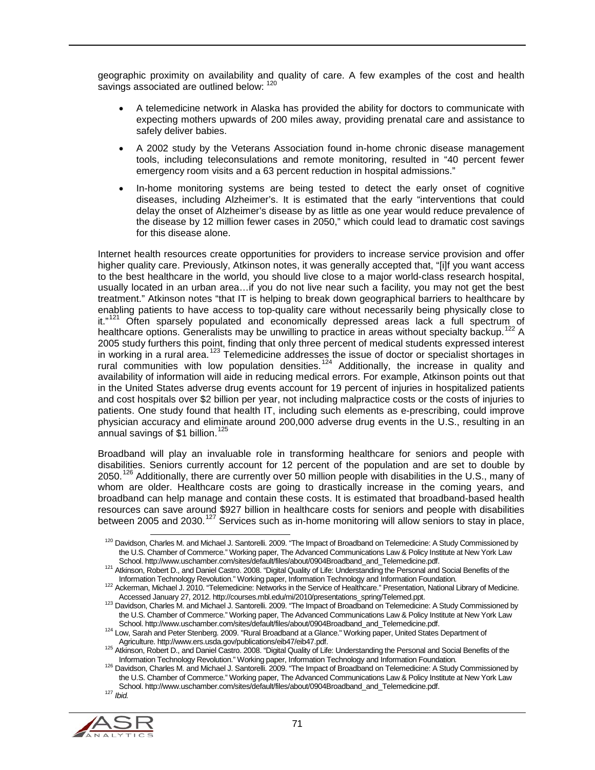geographic proximity on availability and quality of care. A few examples of the cost and health savings associated are outlined below: [120]

- A telemedicine network in Alaska has provided the ability for doctors to communicate with expecting mothers upwards of 200 miles away, providing prenatal care and assistance to safely deliver babies.
- A 2002 study by the Veterans Association found in-home chronic disease management tools, including teleconsulations and remote monitoring, resulted in "40 percent fewer emergency room visits and a 63 percent reduction in hospital admissions."
- In-home monitoring systems are being tested to detect the early onset of cognitive diseases, including Alzheimer's. It is estimated that the early "interventions that could delay the onset of Alzheimer's disease by as little as one year would reduce prevalence of the disease by 12 million fewer cases in 2050," which could lead to dramatic cost savings for this disease alone.

Internet health resources create opportunities for providers to increase service provision and offer higher quality care. Previously, Atkinson notes, it was generally accepted that, "[i]f you want access to the best healthcare in the world, you should live close to a major world-class research hospital, usually located in an urban area…if you do not live near such a facility, you may not get the best treatment." Atkinson notes "that IT is helping to break down geographical barriers to healthcare by enabling patients to have access to top-quality care without necessarily being physically close to it."[121] Often sparsely populated and economically depressed areas lack a full spectrum of healthcare options. Generalists may be unwilling to practice in areas without specialty backup.[122] A 2005 study furthers this point, finding that only three percent of medical students expressed interest in working in a rural area.[123] Telemedicine addresses the issue of doctor or specialist shortages in rural communities with low population densities.[124] Additionally, the increase in quality and availability of information will aide in reducing medical errors. For example, Atkinson points out that in the United States adverse drug events account for 19 percent of injuries in hospitalized patients and cost hospitals over $2 billion per year, not including malpractice costs or the costs of injuries to patients. One study found that health IT, including such elements as e-prescribing, could improve physician accuracy and eliminate around 200,000 adverse drug events in the U.S., resulting in an annual savings of $1 billion.[125]

Broadband will play an invaluable role in transforming healthcare for seniors and people with disabilities. Seniors currently account for 12 percent of the population and are set to double by 2050.[126] Additionally, there are currently over 50 million people with disabilities in the U.S., many of whom are older. Healthcare costs are going to drastically increase in the coming years, and broadband can help manage and contain these costs. It is estimated that broadband-based health resources can save around $927 billion in healthcare costs for seniors and people with disabilities between 2005 and 2030.[127] Services such as in-home monitoring will allow seniors to stay in place,

[120] Davidson, Charles M. and Michael J. Santorelli. 2009. "The Impact of Broadband on Telemedicine: A Study Commissioned by the U.S. Chamber of Commerce." Working paper, The Advanced Communications Law & Policy Institute at New York Law School. http://www.uschamber.com/sites/default/files/about/0904Broadband_and_Telemedicine.pdf.

[121] Atkinson, Robert D., and Daniel Castro. 2008. "Digital Quality of Life: Understanding the Personal and Social Benefits of the Information Technology Revolution." Working paper, Information Technology and Information Foundation.

[122] Ackerman, Michael J. 2010. "Telemedicine: Networks in the Service of Healthcare." Presentation, National Library of Medicine. Accessed January 27, 2012. http://courses.mbl.edu/mi/2010/presentations_spring/Telemed.ppt.

[123] Davidson, Charles M. and Michael J. Santorelli. 2009. "The Impact of Broadband on Telemedicine: A Study Commissioned by the U.S. Chamber of Commerce." Working paper, The Advanced Communications Law & Policy Institute at New York Law School. http://www.uschamber.com/sites/default/files/about/0904Broadband_and_Telemedicine.pdf.

[124] Low, Sarah and Peter Stenberg. 2009. "Rural Broadband at a Glance." Working paper, United States Department of Agriculture. http://www.ers.usda.gov/publications/eib47/eib47.pdf.

[125] Atkinson, Robert D., and Daniel Castro. 2008. "Digital Quality of Life: Understanding the Personal and Social Benefits of the Information Technology Revolution." Working paper, Information Technology and Information Foundation.

[126] Davidson, Charles M. and Michael J. Santorelli. 2009. "The Impact of Broadband on Telemedicine: A Study Commissioned by the U.S. Chamber of Commerce." Working paper, The Advanced Communications Law & Policy Institute at New York Law School. http://www.uschamber.com/sites/default/files/about/0904Broadband_and_Telemedicine.pdf.

[127] *Ibid.*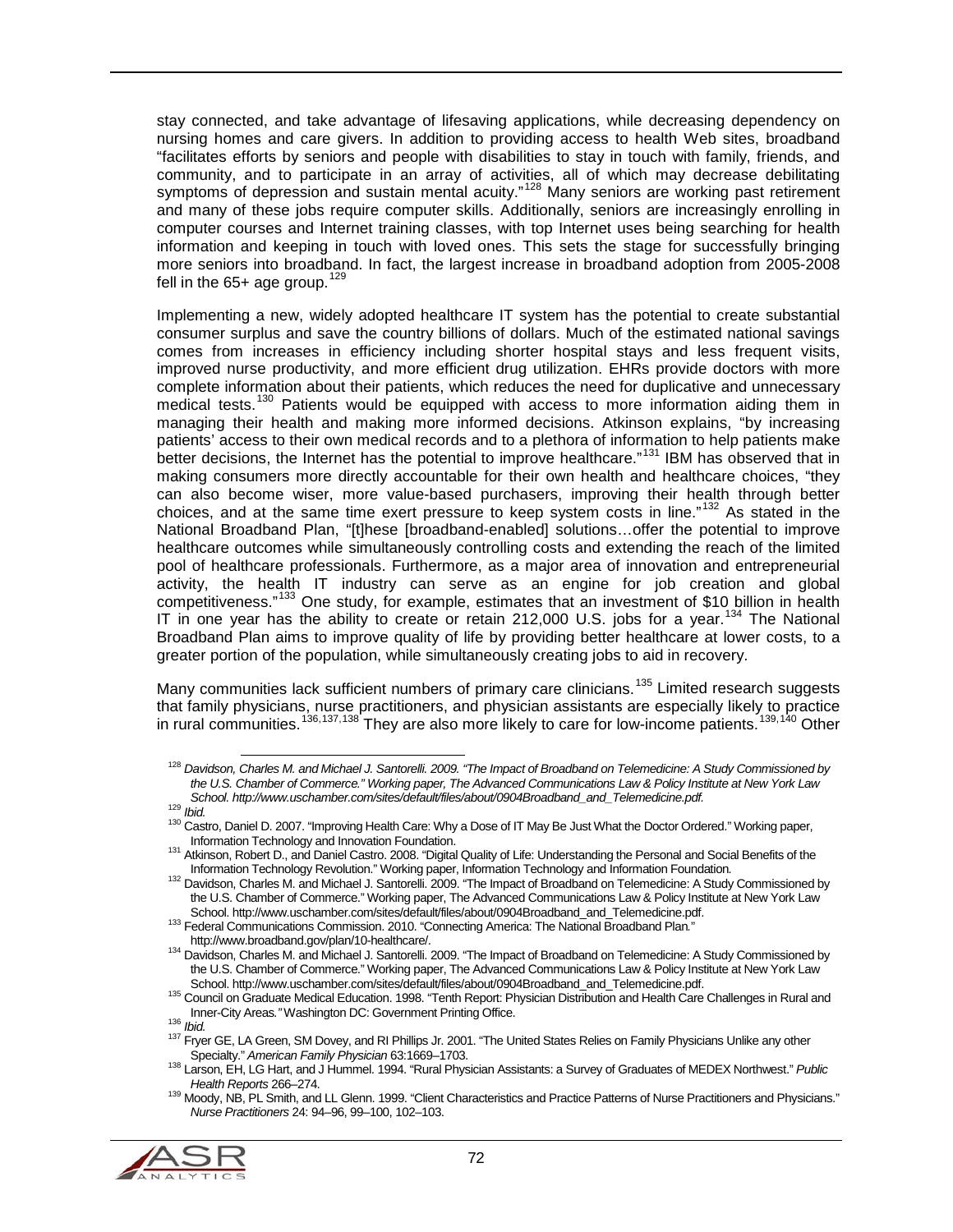stay connected, and take advantage of lifesaving applications, while decreasing dependency on nursing homes and care givers. In addition to providing access to health Web sites, broadband "facilitates efforts by seniors and people with disabilities to stay in touch with family, friends, and community, and to participate in an array of activities, all of which may decrease debilitating symptoms of depression and sustain mental acuity."[128] Many seniors are working past retirement and many of these jobs require computer skills. Additionally, seniors are increasingly enrolling in computer courses and Internet training classes, with top Internet uses being searching for health information and keeping in touch with loved ones. This sets the stage for successfully bringing more seniors into broadband. In fact, the largest increase in broadband adoption from 2005-2008 fell in the 65+ age group.[129]

Implementing a new, widely adopted healthcare IT system has the potential to create substantial consumer surplus and save the country billions of dollars. Much of the estimated national savings comes from increases in efficiency including shorter hospital stays and less frequent visits, improved nurse productivity, and more efficient drug utilization. EHRs provide doctors with more complete information about their patients, which reduces the need for duplicative and unnecessary medical tests.[130] Patients would be equipped with access to more information aiding them in managing their health and making more informed decisions. Atkinson explains, "by increasing patients' access to their own medical records and to a plethora of information to help patients make better decisions, the Internet has the potential to improve healthcare."[131] IBM has observed that in making consumers more directly accountable for their own health and healthcare choices, "they can also become wiser, more value-based purchasers, improving their health through better choices, and at the same time exert pressure to keep system costs in line."[132] As stated in the National Broadband Plan, "[t]hese [broadband-enabled] solutions…offer the potential to improve healthcare outcomes while simultaneously controlling costs and extending the reach of the limited pool of healthcare professionals. Furthermore, as a major area of innovation and entrepreneurial activity, the health IT industry can serve as an engine for job creation and global competitiveness."[133] One study, for example, estimates that an investment of $10 billion in health IT in one year has the ability to create or retain 212,000 U.S. jobs for a year.[134] The National Broadband Plan aims to improve quality of life by providing better healthcare at lower costs, to a greater portion of the population, while simultaneously creating jobs to aid in recovery.

Many communities lack sufficient numbers of primary care clinicians.[135] Limited research suggests that family physicians, nurse practitioners, and physician assistants are especially likely to practice in rural communities.[136,137,138] They are also more likely to care for low-income patients.[139,140] Other

---

[128] *Davidson, Charles M. and Michael J. Santorelli. 2009. "The Impact of Broadband on Telemedicine: A Study Commissioned by the U.S. Chamber of Commerce." Working paper, The Advanced Communications Law & Policy Institute at New York Law School. http://www.uschamber.com/sites/default/files/about/0904Broadband_and_Telemedicine.pdf.*

[129] *Ibid.*

[130] Castro, Daniel D. 2007. "Improving Health Care: Why a Dose of IT May Be Just What the Doctor Ordered." Working paper, Information Technology and Innovation Foundation.

[131] Atkinson, Robert D., and Daniel Castro. 2008. "Digital Quality of Life: Understanding the Personal and Social Benefits of the Information Technology Revolution." Working paper, Information Technology and Information Foundation.

[132] Davidson, Charles M. and Michael J. Santorelli. 2009. "The Impact of Broadband on Telemedicine: A Study Commissioned by the U.S. Chamber of Commerce." Working paper, The Advanced Communications Law & Policy Institute at New York Law School. http://www.uschamber.com/sites/default/files/about/0904Broadband_and_Telemedicine.pdf.

[133] Federal Communications Commission. 2010. "Connecting America: The National Broadband Plan." http://www.broadband.gov/plan/10-healthcare/.

[134] Davidson, Charles M. and Michael J. Santorelli. 2009. "The Impact of Broadband on Telemedicine: A Study Commissioned by the U.S. Chamber of Commerce." Working paper, The Advanced Communications Law & Policy Institute at New York Law School. http://www.uschamber.com/sites/default/files/about/0904Broadband_and_Telemedicine.pdf.

[135] Council on Graduate Medical Education. 1998. "Tenth Report: Physician Distribution and Health Care Challenges in Rural and Inner-City Areas*."* Washington DC: Government Printing Office.

[136] *Ibid.*

[137] Fryer GE, LA Green, SM Dovey, and RI Phillips Jr. 2001. "The United States Relies on Family Physicians Unlike any other Specialty." *American Family Physician* 63:1669–1703.

[138] Larson, EH, LG Hart, and J Hummel. 1994. "Rural Physician Assistants: a Survey of Graduates of MEDEX Northwest." *Public Health Reports* 266–274.

[139] Moody, NB, PL Smith, and LL Glenn. 1999. "Client Characteristics and Practice Patterns of Nurse Practitioners and Physicians." *Nurse Practitioners* 24: 94–96, 99–100, 102–103.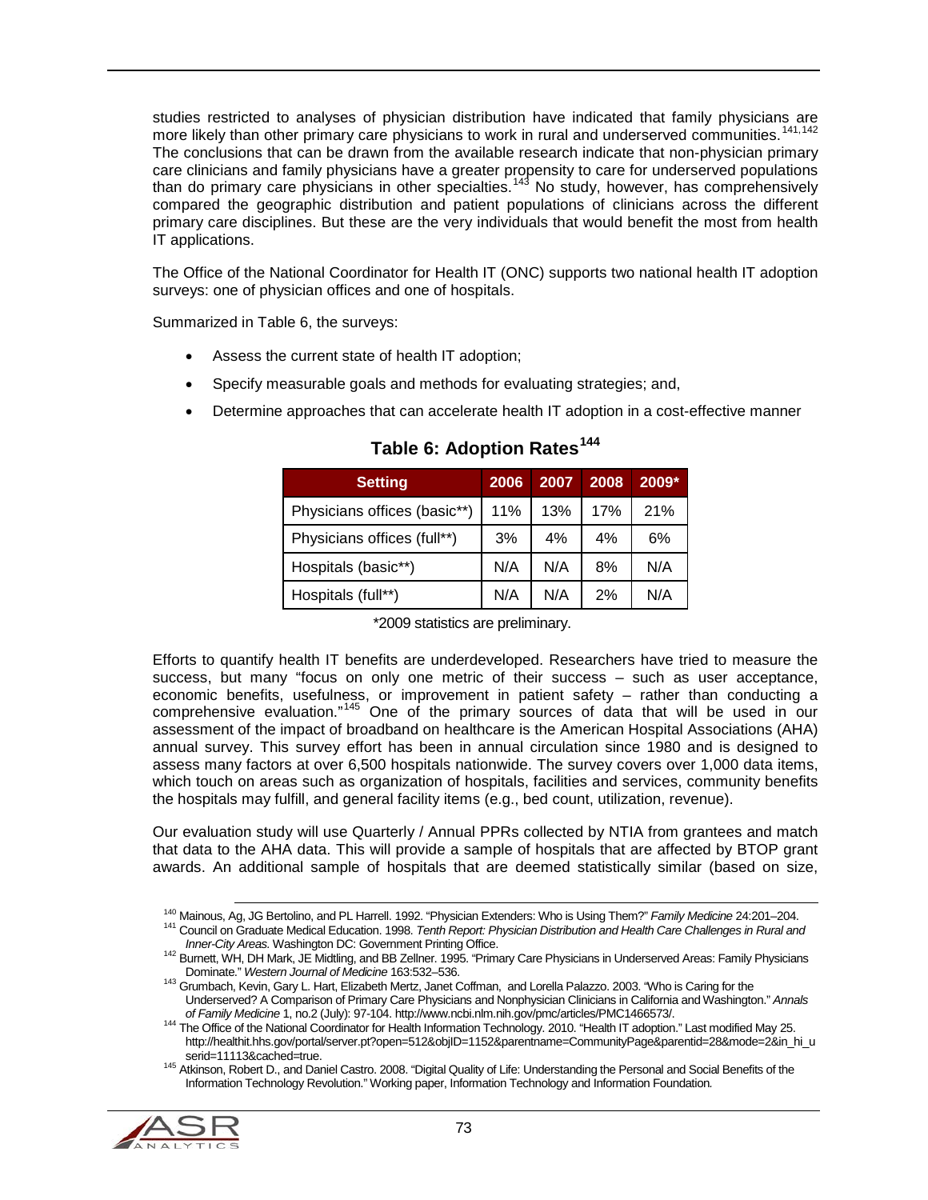studies restricted to analyses of physician distribution have indicated that family physicians are more likely than other primary care physicians to work in rural and underserved communities.[141,142] The conclusions that can be drawn from the available research indicate that non-physician primary care clinicians and family physicians have a greater propensity to care for underserved populations than do primary care physicians in other specialties.[143] No study, however, has comprehensively compared the geographic distribution and patient populations of clinicians across the different primary care disciplines. But these are the very individuals that would benefit the most from health IT applications.

The Office of the National Coordinator for Health IT (ONC) supports two national health IT adoption surveys: one of physician offices and one of hospitals.

Summarized in Table 6, the surveys:

- Assess the current state of health IT adoption;
- Specify measurable goals and methods for evaluating strategies; and,
- Determine approaches that can accelerate health IT adoption in a cost-effective manner

**Table 6: Adoption Rates[144]**

| Setting | 2006 | 2007 | 2008 | 2009* |
|---|---|---|---|---|
| Physicians offices (basic**) | 11% | 13% | 17% | 21% |
| Physicians offices (full**) | 3% | 4% | 4% | 6% |
| Hospitals (basic**) | N/A | N/A | 8% | N/A |
| Hospitals (full**) | N/A | N/A | 2% | N/A |

*2009 statistics are preliminary.

Efforts to quantify health IT benefits are underdeveloped. Researchers have tried to measure the success, but many "focus on only one metric of their success – such as user acceptance, economic benefits, usefulness, or improvement in patient safety – rather than conducting a comprehensive evaluation."[145] One of the primary sources of data that will be used in our assessment of the impact of broadband on healthcare is the American Hospital Associations (AHA) annual survey. This survey effort has been in annual circulation since 1980 and is designed to assess many factors at over 6,500 hospitals nationwide. The survey covers over 1,000 data items, which touch on areas such as organization of hospitals, facilities and services, community benefits the hospitals may fulfill, and general facility items (e.g., bed count, utilization, revenue).

Our evaluation study will use Quarterly / Annual PPRs collected by NTIA from grantees and match that data to the AHA data. This will provide a sample of hospitals that are affected by BTOP grant awards. An additional sample of hospitals that are deemed statistically similar (based on size,

[140] Mainous, Ag, JG Bertolino, and PL Harrell. 1992. "Physician Extenders: Who is Using Them?" *Family Medicine* 24:201–204.

[141] Council on Graduate Medical Education. 1998. *Tenth Report: Physician Distribution and Health Care Challenges in Rural and Inner-City Areas.* Washington DC: Government Printing Office.

[142] Burnett, WH, DH Mark, JE Midtling, and BB Zellner. 1995. "Primary Care Physicians in Underserved Areas: Family Physicians Dominate." *Western Journal of Medicine* 163:532–536.

[143] Grumbach, Kevin, Gary L. Hart, Elizabeth Mertz, Janet Coffman, and Lorella Palazzo. 2003. "Who is Caring for the Underserved? A Comparison of Primary Care Physicians and Nonphysician Clinicians in California and Washington." *Annals of Family Medicine* 1, no.2 (July): 97-104. http://www.ncbi.nlm.nih.gov/pmc/articles/PMC1466573/.

[144] The Office of the National Coordinator for Health Information Technology. 2010. "Health IT adoption." Last modified May 25. http://healthit.hhs.gov/portal/server.pt?open=512&objID=1152&parentname=CommunityPage&parentid=28&mode=2&in_hi_userid=11113&cached=true.

[145] Atkinson, Robert D., and Daniel Castro. 2008. "Digital Quality of Life: Understanding the Personal and Social Benefits of the Information Technology Revolution." Working paper, Information Technology and Information Foundation.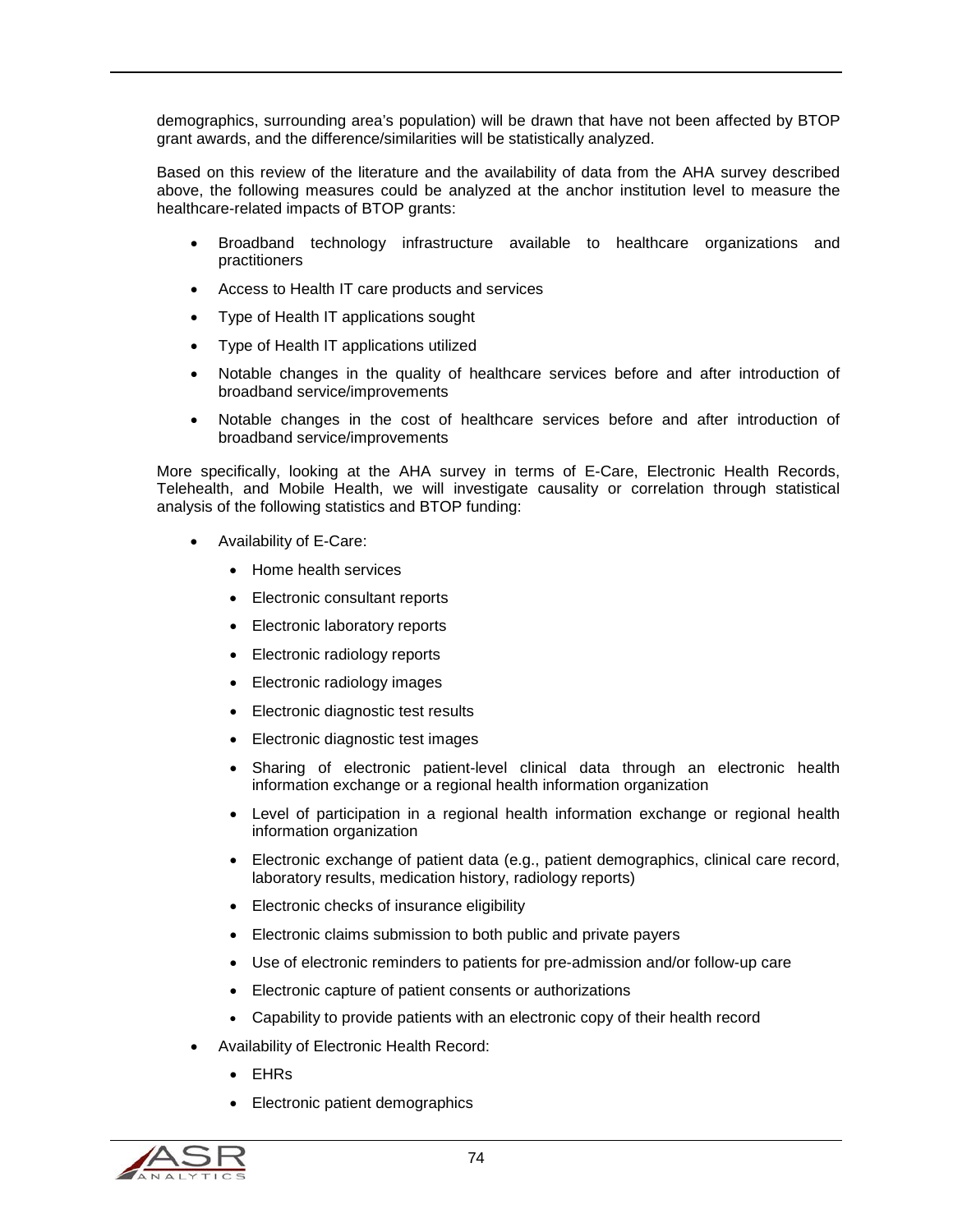demographics, surrounding area's population) will be drawn that have not been affected by BTOP grant awards, and the difference/similarities will be statistically analyzed.

Based on this review of the literature and the availability of data from the AHA survey described above, the following measures could be analyzed at the anchor institution level to measure the healthcare-related impacts of BTOP grants:

- Broadband technology infrastructure available to healthcare organizations and practitioners
- Access to Health IT care products and services
- Type of Health IT applications sought
- Type of Health IT applications utilized
- Notable changes in the quality of healthcare services before and after introduction of broadband service/improvements
- Notable changes in the cost of healthcare services before and after introduction of broadband service/improvements

More specifically, looking at the AHA survey in terms of E-Care, Electronic Health Records, Telehealth, and Mobile Health, we will investigate causality or correlation through statistical analysis of the following statistics and BTOP funding:

- Availability of E-Care:
  - Home health services
  - Electronic consultant reports
  - Electronic laboratory reports
  - Electronic radiology reports
  - Electronic radiology images
  - Electronic diagnostic test results
  - Electronic diagnostic test images
  - Sharing of electronic patient-level clinical data through an electronic health information exchange or a regional health information organization
  - Level of participation in a regional health information exchange or regional health information organization
  - Electronic exchange of patient data (e.g., patient demographics, clinical care record, laboratory results, medication history, radiology reports)
  - Electronic checks of insurance eligibility
  - Electronic claims submission to both public and private payers
  - Use of electronic reminders to patients for pre-admission and/or follow-up care
  - Electronic capture of patient consents or authorizations
  - Capability to provide patients with an electronic copy of their health record
- Availability of Electronic Health Record:
  - EHRs
  - Electronic patient demographics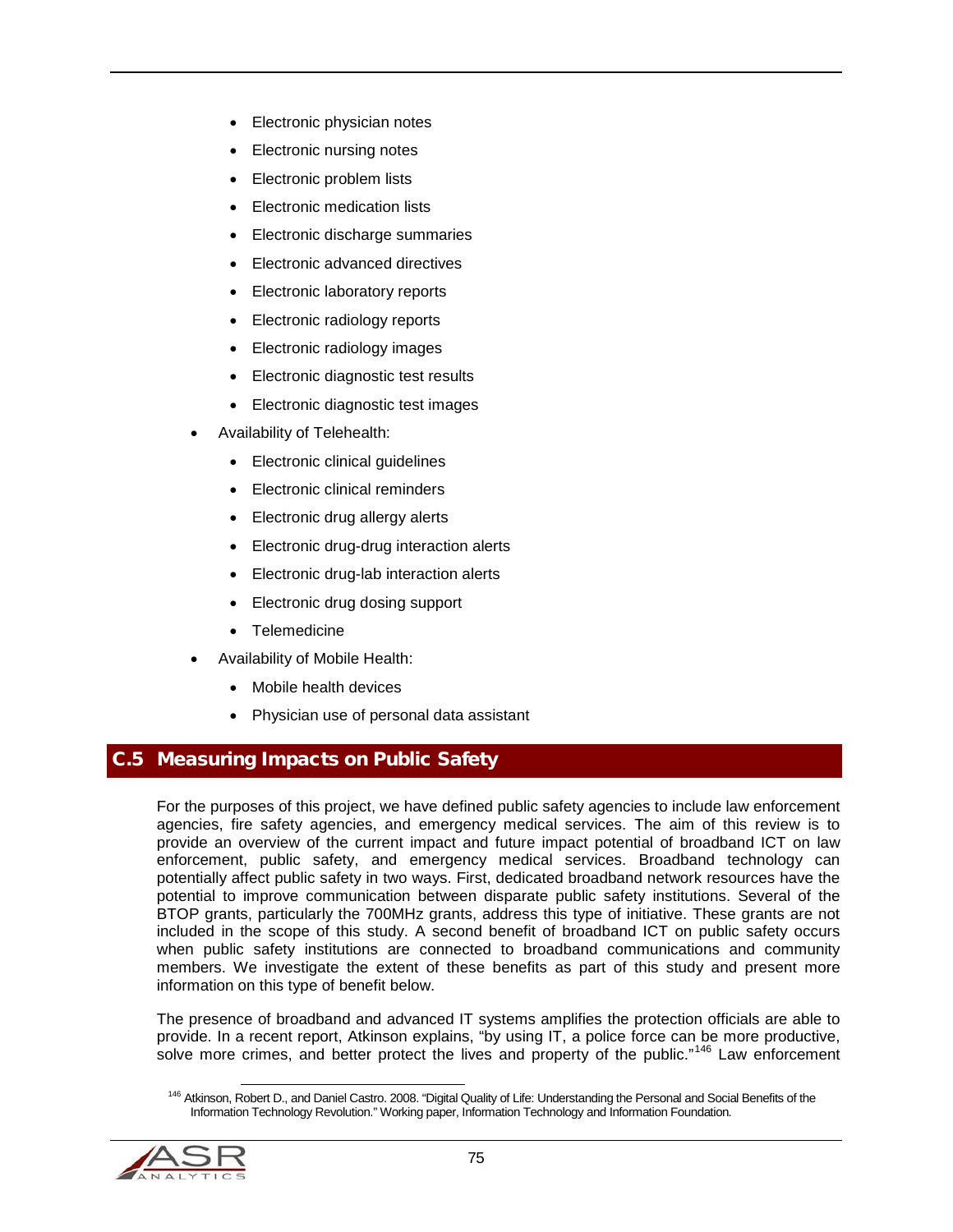- Electronic physician notes
  - Electronic nursing notes
  - Electronic problem lists
  - Electronic medication lists
  - Electronic discharge summaries
  - Electronic advanced directives
  - Electronic laboratory reports
  - Electronic radiology reports
  - Electronic radiology images
  - Electronic diagnostic test results
  - Electronic diagnostic test images
- Availability of Telehealth:
  - Electronic clinical guidelines
  - Electronic clinical reminders
  - Electronic drug allergy alerts
  - Electronic drug-drug interaction alerts
  - Electronic drug-lab interaction alerts
  - Electronic drug dosing support
  - Telemedicine
- Availability of Mobile Health:
  - Mobile health devices
  - Physician use of personal data assistant

## C.5 Measuring Impacts on Public Safety

For the purposes of this project, we have defined public safety agencies to include law enforcement agencies, fire safety agencies, and emergency medical services. The aim of this review is to provide an overview of the current impact and future impact potential of broadband ICT on law enforcement, public safety, and emergency medical services. Broadband technology can potentially affect public safety in two ways. First, dedicated broadband network resources have the potential to improve communication between disparate public safety institutions. Several of the BTOP grants, particularly the 700MHz grants, address this type of initiative. These grants are not included in the scope of this study. A second benefit of broadband ICT on public safety occurs when public safety institutions are connected to broadband communications and community members. We investigate the extent of these benefits as part of this study and present more information on this type of benefit below.

The presence of broadband and advanced IT systems amplifies the protection officials are able to provide. In a recent report, Atkinson explains, "by using IT, a police force can be more productive, solve more crimes, and better protect the lives and property of the public."[146] Law enforcement

[146] Atkinson, Robert D., and Daniel Castro. 2008. "Digital Quality of Life: Understanding the Personal and Social Benefits of the Information Technology Revolution." Working paper, Information Technology and Information Foundation.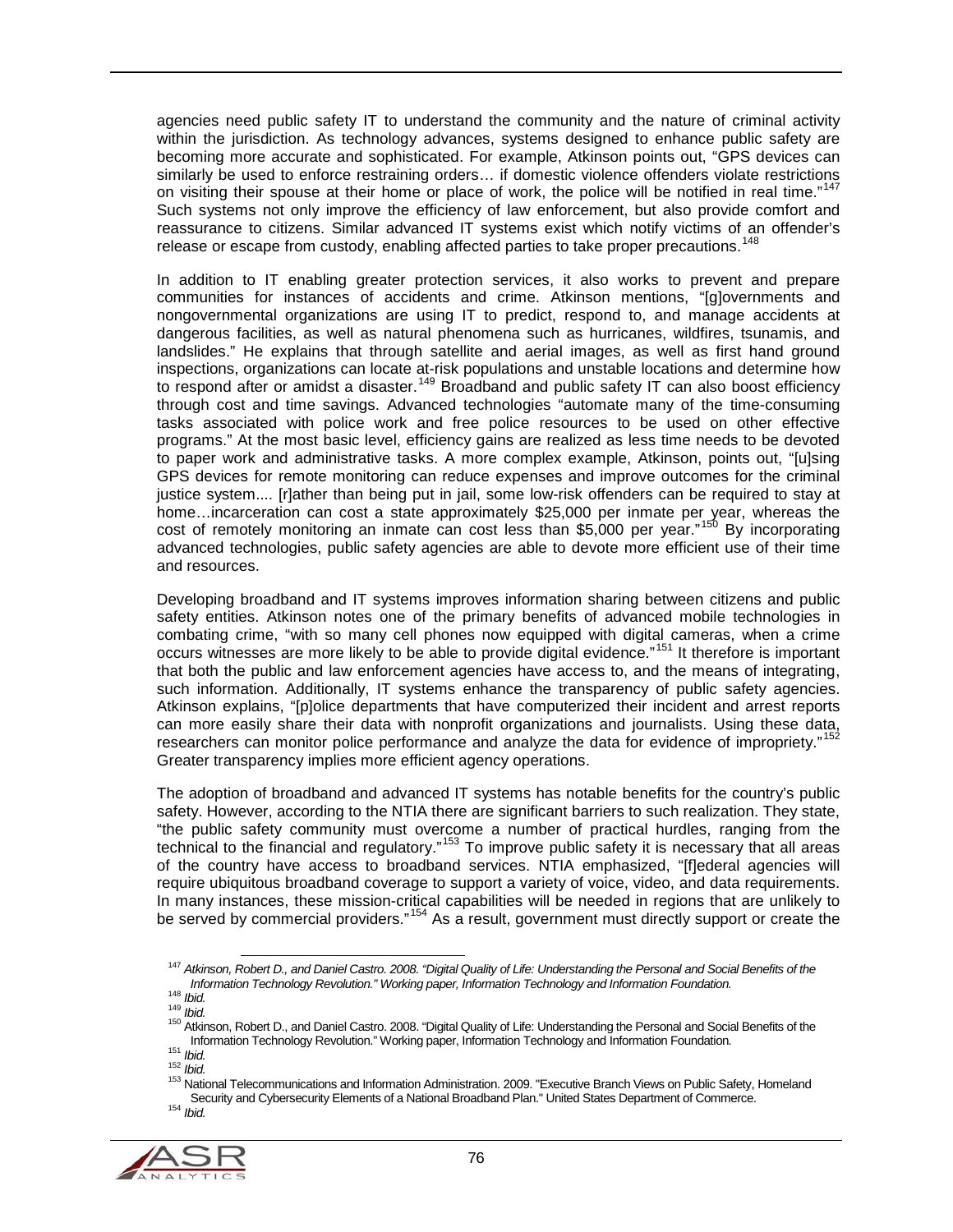agencies need public safety IT to understand the community and the nature of criminal activity within the jurisdiction. As technology advances, systems designed to enhance public safety are becoming more accurate and sophisticated. For example, Atkinson points out, "GPS devices can similarly be used to enforce restraining orders… if domestic violence offenders violate restrictions on visiting their spouse at their home or place of work, the police will be notified in real time."[147] Such systems not only improve the efficiency of law enforcement, but also provide comfort and reassurance to citizens. Similar advanced IT systems exist which notify victims of an offender's release or escape from custody, enabling affected parties to take proper precautions.[148]

In addition to IT enabling greater protection services, it also works to prevent and prepare communities for instances of accidents and crime. Atkinson mentions, "[g]overnments and nongovernmental organizations are using IT to predict, respond to, and manage accidents at dangerous facilities, as well as natural phenomena such as hurricanes, wildfires, tsunamis, and landslides." He explains that through satellite and aerial images, as well as first hand ground inspections, organizations can locate at-risk populations and unstable locations and determine how to respond after or amidst a disaster.[149] Broadband and public safety IT can also boost efficiency through cost and time savings. Advanced technologies "automate many of the time-consuming tasks associated with police work and free police resources to be used on other effective programs." At the most basic level, efficiency gains are realized as less time needs to be devoted to paper work and administrative tasks. A more complex example, Atkinson, points out, "[u]sing GPS devices for remote monitoring can reduce expenses and improve outcomes for the criminal justice system.... [r]ather than being put in jail, some low-risk offenders can be required to stay at home…incarceration can cost a state approximately $25,000 per inmate per year, whereas the cost of remotely monitoring an inmate can cost less than $5,000 per year."[150] By incorporating advanced technologies, public safety agencies are able to devote more efficient use of their time and resources.

Developing broadband and IT systems improves information sharing between citizens and public safety entities. Atkinson notes one of the primary benefits of advanced mobile technologies in combating crime, "with so many cell phones now equipped with digital cameras, when a crime occurs witnesses are more likely to be able to provide digital evidence."[151] It therefore is important that both the public and law enforcement agencies have access to, and the means of integrating, such information. Additionally, IT systems enhance the transparency of public safety agencies. Atkinson explains, "[p]olice departments that have computerized their incident and arrest reports can more easily share their data with nonprofit organizations and journalists. Using these data, researchers can monitor police performance and analyze the data for evidence of impropriety."[152] Greater transparency implies more efficient agency operations.

The adoption of broadband and advanced IT systems has notable benefits for the country's public safety. However, according to the NTIA there are significant barriers to such realization. They state, "the public safety community must overcome a number of practical hurdles, ranging from the technical to the financial and regulatory."[153] To improve public safety it is necessary that all areas of the country have access to broadband services. NTIA emphasized, "[f]ederal agencies will require ubiquitous broadband coverage to support a variety of voice, video, and data requirements. In many instances, these mission-critical capabilities will be needed in regions that are unlikely to be served by commercial providers."[154] As a result, government must directly support or create the

---

[147] *Atkinson, Robert D., and Daniel Castro. 2008. "Digital Quality of Life: Understanding the Personal and Social Benefits of the Information Technology Revolution." Working paper, Information Technology and Information Foundation.*

[148] *Ibid.*

[149] *Ibid.*

[150] Atkinson, Robert D., and Daniel Castro. 2008. "Digital Quality of Life: Understanding the Personal and Social Benefits of the Information Technology Revolution." Working paper, Information Technology and Information Foundation.

[151] *Ibid.*

[152] *Ibid.*

[153] National Telecommunications and Information Administration. 2009. "Executive Branch Views on Public Safety, Homeland Security and Cybersecurity Elements of a National Broadband Plan." United States Department of Commerce.

[154] *Ibid.*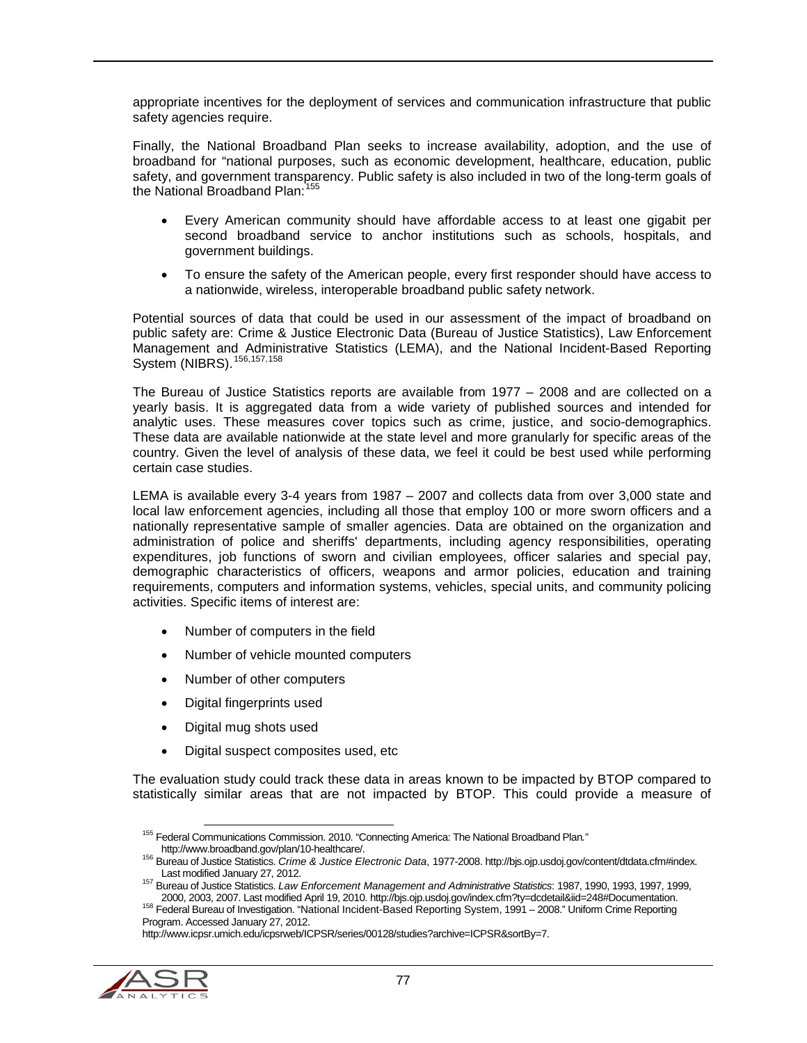appropriate incentives for the deployment of services and communication infrastructure that public safety agencies require.

Finally, the National Broadband Plan seeks to increase availability, adoption, and the use of broadband for "national purposes, such as economic development, healthcare, education, public safety, and government transparency. Public safety is also included in two of the long-term goals of the National Broadband Plan:[155]

- Every American community should have affordable access to at least one gigabit per second broadband service to anchor institutions such as schools, hospitals, and government buildings.
- To ensure the safety of the American people, every first responder should have access to a nationwide, wireless, interoperable broadband public safety network.

Potential sources of data that could be used in our assessment of the impact of broadband on public safety are: Crime & Justice Electronic Data (Bureau of Justice Statistics), Law Enforcement Management and Administrative Statistics (LEMA), and the National Incident-Based Reporting System (NIBRS).[156,157,158]

The Bureau of Justice Statistics reports are available from 1977 – 2008 and are collected on a yearly basis. It is aggregated data from a wide variety of published sources and intended for analytic uses. These measures cover topics such as crime, justice, and socio-demographics. These data are available nationwide at the state level and more granularly for specific areas of the country. Given the level of analysis of these data, we feel it could be best used while performing certain case studies.

LEMA is available every 3-4 years from 1987 – 2007 and collects data from over 3,000 state and local law enforcement agencies, including all those that employ 100 or more sworn officers and a nationally representative sample of smaller agencies. Data are obtained on the organization and administration of police and sheriffs' departments, including agency responsibilities, operating expenditures, job functions of sworn and civilian employees, officer salaries and special pay, demographic characteristics of officers, weapons and armor policies, education and training requirements, computers and information systems, vehicles, special units, and community policing activities. Specific items of interest are:

- Number of computers in the field
- Number of vehicle mounted computers
- Number of other computers
- Digital fingerprints used
- Digital mug shots used
- Digital suspect composites used, etc

The evaluation study could track these data in areas known to be impacted by BTOP compared to statistically similar areas that are not impacted by BTOP. This could provide a measure of

---

[155] Federal Communications Commission. 2010. "Connecting America: The National Broadband Plan." http://www.broadband.gov/plan/10-healthcare/.

[156] Bureau of Justice Statistics. *Crime & Justice Electronic Data*, 1977-2008. http://bjs.ojp.usdoj.gov/content/dtdata.cfm#index. Last modified January 27, 2012.

[157] Bureau of Justice Statistics. *Law Enforcement Management and Administrative Statistics*: 1987, 1990, 1993, 1997, 1999, 2000, 2003, 2007. Last modified April 19, 2010. http://bjs.ojp.usdoj.gov/index.cfm?ty=dcdetail&iid=248#Documentation.

[158] Federal Bureau of Investigation. "National Incident-Based Reporting System, 1991 – 2008." Uniform Crime Reporting Program. Accessed January 27, 2012. http://www.icpsr.umich.edu/icpsrweb/ICPSR/series/00128/studies?archive=ICPSR&sortBy=7.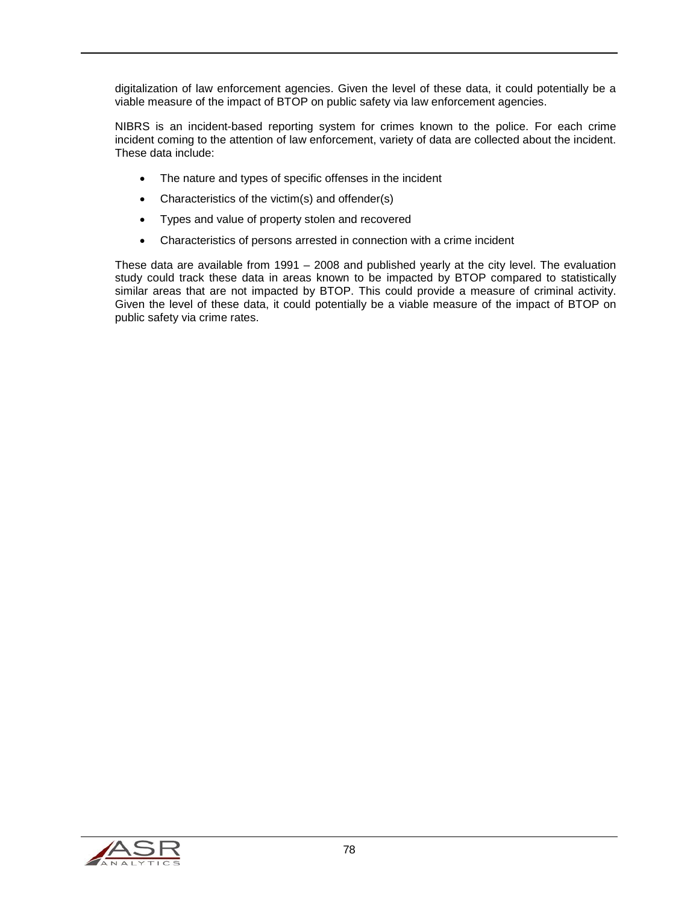digitalization of law enforcement agencies. Given the level of these data, it could potentially be a viable measure of the impact of BTOP on public safety via law enforcement agencies.

NIBRS is an incident-based reporting system for crimes known to the police. For each crime incident coming to the attention of law enforcement, variety of data are collected about the incident. These data include:

- The nature and types of specific offenses in the incident
- Characteristics of the victim(s) and offender(s)
- Types and value of property stolen and recovered
- Characteristics of persons arrested in connection with a crime incident

These data are available from 1991 – 2008 and published yearly at the city level. The evaluation study could track these data in areas known to be impacted by BTOP compared to statistically similar areas that are not impacted by BTOP. This could provide a measure of criminal activity. Given the level of these data, it could potentially be a viable measure of the impact of BTOP on public safety via crime rates.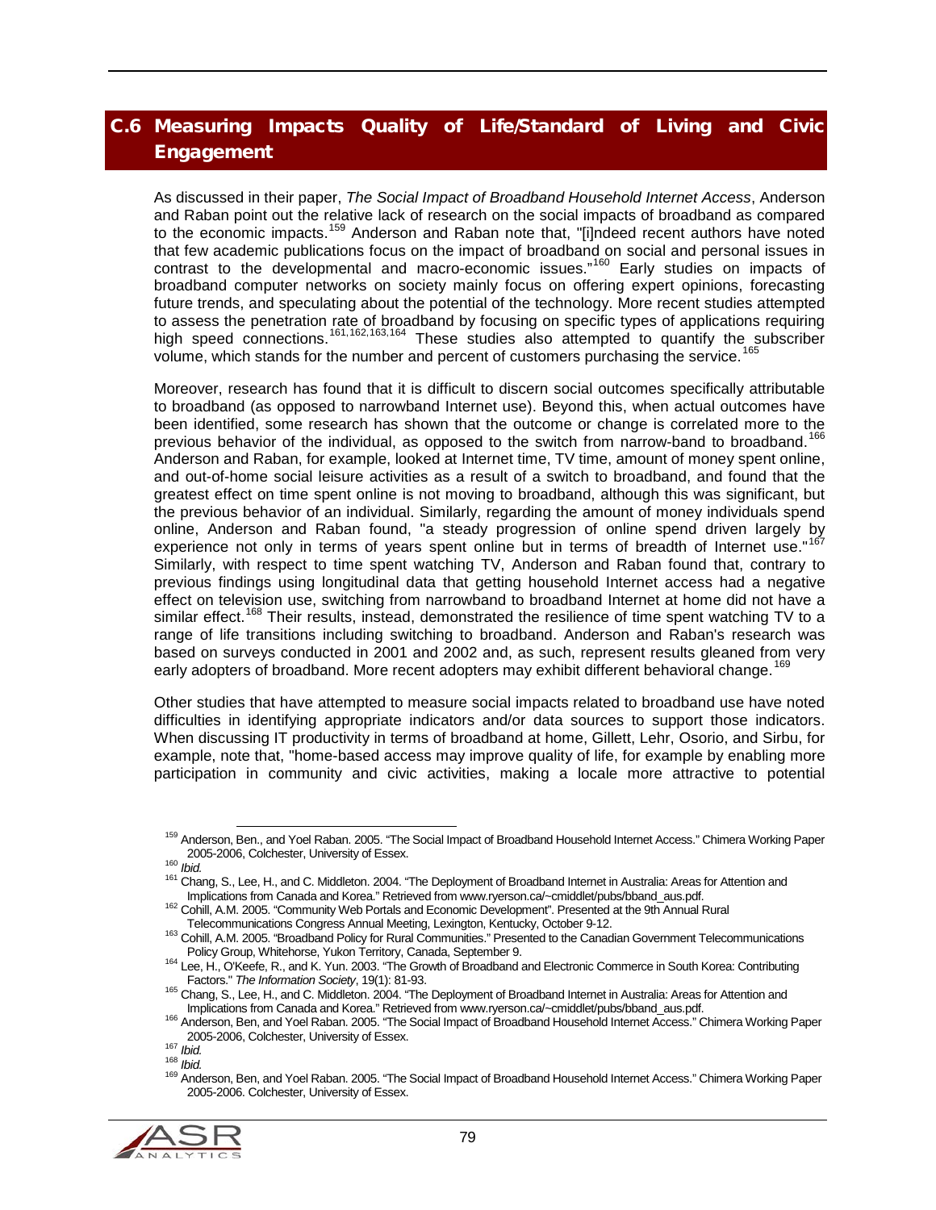## C.6 Measuring Impacts Quality of Life/Standard of Living and Civic Engagement

As discussed in their paper, *The Social Impact of Broadband Household Internet Access*, Anderson and Raban point out the relative lack of research on the social impacts of broadband as compared to the economic impacts.[159] Anderson and Raban note that, "[i]ndeed recent authors have noted that few academic publications focus on the impact of broadband on social and personal issues in contrast to the developmental and macro-economic issues."[160] Early studies on impacts of broadband computer networks on society mainly focus on offering expert opinions, forecasting future trends, and speculating about the potential of the technology. More recent studies attempted to assess the penetration rate of broadband by focusing on specific types of applications requiring high speed connections.[161,162,163,164] These studies also attempted to quantify the subscriber volume, which stands for the number and percent of customers purchasing the service.[165]

Moreover, research has found that it is difficult to discern social outcomes specifically attributable to broadband (as opposed to narrowband Internet use). Beyond this, when actual outcomes have been identified, some research has shown that the outcome or change is correlated more to the previous behavior of the individual, as opposed to the switch from narrow-band to broadband.[166] Anderson and Raban, for example, looked at Internet time, TV time, amount of money spent online, and out-of-home social leisure activities as a result of a switch to broadband, and found that the greatest effect on time spent online is not moving to broadband, although this was significant, but the previous behavior of an individual. Similarly, regarding the amount of money individuals spend online, Anderson and Raban found, "a steady progression of online spend driven largely by experience not only in terms of years spent online but in terms of breadth of Internet use."[167] Similarly, with respect to time spent watching TV, Anderson and Raban found that, contrary to previous findings using longitudinal data that getting household Internet access had a negative effect on television use, switching from narrowband to broadband Internet at home did not have a similar effect.[168] Their results, instead, demonstrated the resilience of time spent watching TV to a range of life transitions including switching to broadband. Anderson and Raban's research was based on surveys conducted in 2001 and 2002 and, as such, represent results gleaned from very early adopters of broadband. More recent adopters may exhibit different behavioral change.[169]

Other studies that have attempted to measure social impacts related to broadband use have noted difficulties in identifying appropriate indicators and/or data sources to support those indicators. When discussing IT productivity in terms of broadband at home, Gillett, Lehr, Osorio, and Sirbu, for example, note that, "home-based access may improve quality of life, for example by enabling more participation in community and civic activities, making a locale more attractive to potential

---

[159] Anderson, Ben., and Yoel Raban. 2005. "The Social Impact of Broadband Household Internet Access." Chimera Working Paper 2005-2006, Colchester, University of Essex.

[160] *Ibid.*

[161] Chang, S., Lee, H., and C. Middleton. 2004. "The Deployment of Broadband Internet in Australia: Areas for Attention and Implications from Canada and Korea." Retrieved from www.ryerson.ca/~cmiddlet/pubs/bband_aus.pdf.

[162] Cohill, A.M. 2005. "Community Web Portals and Economic Development". Presented at the 9th Annual Rural Telecommunications Congress Annual Meeting, Lexington, Kentucky, October 9-12.

[163] Cohill, A.M. 2005. "Broadband Policy for Rural Communities." Presented to the Canadian Government Telecommunications Policy Group, Whitehorse, Yukon Territory, Canada, September 9.

[164] Lee, H., O'Keefe, R., and K. Yun. 2003. "The Growth of Broadband and Electronic Commerce in South Korea: Contributing Factors." *The Information Society*, 19(1): 81-93.

[165] Chang, S., Lee, H., and C. Middleton. 2004. "The Deployment of Broadband Internet in Australia: Areas for Attention and Implications from Canada and Korea." Retrieved from www.ryerson.ca/~cmiddlet/pubs/bband_aus.pdf.

[166] Anderson, Ben, and Yoel Raban. 2005. "The Social Impact of Broadband Household Internet Access." Chimera Working Paper 2005-2006, Colchester, University of Essex.

[167] *Ibid.*

[168] *Ibid.*

[169] Anderson, Ben, and Yoel Raban. 2005. "The Social Impact of Broadband Household Internet Access." Chimera Working Paper 2005-2006. Colchester, University of Essex.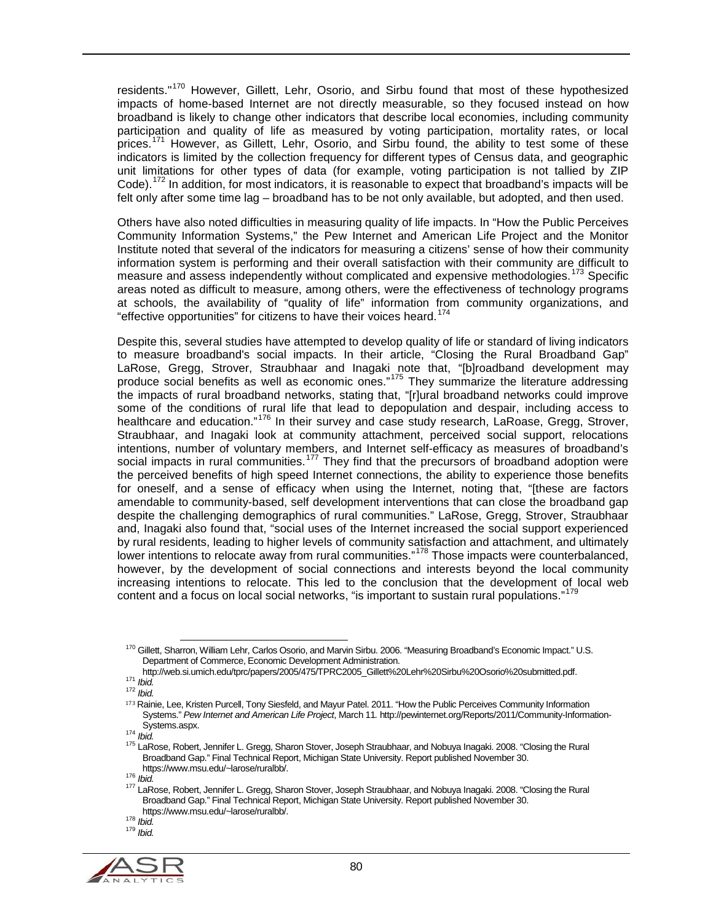residents."[170] However, Gillett, Lehr, Osorio, and Sirbu found that most of these hypothesized impacts of home-based Internet are not directly measurable, so they focused instead on how broadband is likely to change other indicators that describe local economies, including community participation and quality of life as measured by voting participation, mortality rates, or local prices.[171] However, as Gillett, Lehr, Osorio, and Sirbu found, the ability to test some of these indicators is limited by the collection frequency for different types of Census data, and geographic unit limitations for other types of data (for example, voting participation is not tallied by ZIP Code).[172] In addition, for most indicators, it is reasonable to expect that broadband's impacts will be felt only after some time lag – broadband has to be not only available, but adopted, and then used.

Others have also noted difficulties in measuring quality of life impacts. In "How the Public Perceives Community Information Systems," the Pew Internet and American Life Project and the Monitor Institute noted that several of the indicators for measuring a citizens' sense of how their community information system is performing and their overall satisfaction with their community are difficult to measure and assess independently without complicated and expensive methodologies.[173] Specific areas noted as difficult to measure, among others, were the effectiveness of technology programs at schools, the availability of "quality of life" information from community organizations, and "effective opportunities" for citizens to have their voices heard.[174]

Despite this, several studies have attempted to develop quality of life or standard of living indicators to measure broadband's social impacts. In their article, "Closing the Rural Broadband Gap" LaRose, Gregg, Strover, Straubhaar and Inagaki note that, "[b]roadband development may produce social benefits as well as economic ones."[175] They summarize the literature addressing the impacts of rural broadband networks, stating that, "[r]ural broadband networks could improve some of the conditions of rural life that lead to depopulation and despair, including access to healthcare and education."[176] In their survey and case study research, LaRoase, Gregg, Strover, Straubhaar, and Inagaki look at community attachment, perceived social support, relocations intentions, number of voluntary members, and Internet self-efficacy as measures of broadband's social impacts in rural communities.[177] They find that the precursors of broadband adoption were the perceived benefits of high speed Internet connections, the ability to experience those benefits for oneself, and a sense of efficacy when using the Internet, noting that, "[these are factors amendable to community-based, self development interventions that can close the broadband gap despite the challenging demographics of rural communities." LaRose, Gregg, Strover, Straubhaar and, Inagaki also found that, "social uses of the Internet increased the social support experienced by rural residents, leading to higher levels of community satisfaction and attachment, and ultimately lower intentions to relocate away from rural communities."[178] Those impacts were counterbalanced, however, by the development of social connections and interests beyond the local community increasing intentions to relocate. This led to the conclusion that the development of local web content and a focus on local social networks, "is important to sustain rural populations."[179]

---

[170] Gillett, Sharron, William Lehr, Carlos Osorio, and Marvin Sirbu. 2006. "Measuring Broadband's Economic Impact." U.S. Department of Commerce, Economic Development Administration. http://web.si.umich.edu/tprc/papers/2005/475/TPRC2005_Gillett%20Lehr%20Sirbu%20Osorio%20submitted.pdf.

[171] *Ibid.*

[172] *Ibid.*

[173] Rainie, Lee, Kristen Purcell, Tony Siesfeld, and Mayur Patel. 2011. "How the Public Perceives Community Information Systems." *Pew Internet and American Life Project*, March 11. http://pewinternet.org/Reports/2011/Community-Information-Systems.aspx.

[174] *Ibid.*

[175] LaRose, Robert, Jennifer L. Gregg, Sharon Stover, Joseph Straubhaar, and Nobuya Inagaki. 2008. "Closing the Rural Broadband Gap." Final Technical Report, Michigan State University. Report published November 30. https://www.msu.edu/~larose/ruralbb/.

[176] *Ibid.*

[177] LaRose, Robert, Jennifer L. Gregg, Sharon Stover, Joseph Straubhaar, and Nobuya Inagaki. 2008. "Closing the Rural Broadband Gap." Final Technical Report, Michigan State University. Report published November 30. https://www.msu.edu/~larose/ruralbb/.

[178] *Ibid.*

[179] *Ibid.*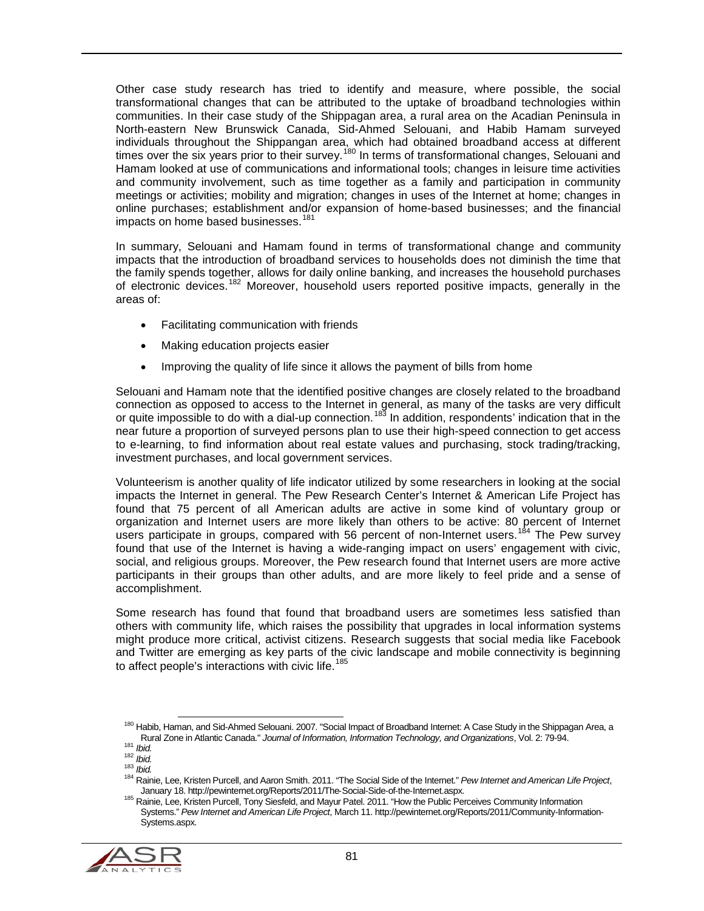Other case study research has tried to identify and measure, where possible, the social transformational changes that can be attributed to the uptake of broadband technologies within communities. In their case study of the Shippagan area, a rural area on the Acadian Peninsula in North-eastern New Brunswick Canada, Sid-Ahmed Selouani, and Habib Hamam surveyed individuals throughout the Shippagan area, which had obtained broadband access at different times over the six years prior to their survey.[180] In terms of transformational changes, Selouani and Hamam looked at use of communications and informational tools; changes in leisure time activities and community involvement, such as time together as a family and participation in community meetings or activities; mobility and migration; changes in uses of the Internet at home; changes in online purchases; establishment and/or expansion of home-based businesses; and the financial impacts on home based businesses.[181]

In summary, Selouani and Hamam found in terms of transformational change and community impacts that the introduction of broadband services to households does not diminish the time that the family spends together, allows for daily online banking, and increases the household purchases of electronic devices.[182] Moreover, household users reported positive impacts, generally in the areas of:

- Facilitating communication with friends
- Making education projects easier
- Improving the quality of life since it allows the payment of bills from home

Selouani and Hamam note that the identified positive changes are closely related to the broadband connection as opposed to access to the Internet in general, as many of the tasks are very difficult or quite impossible to do with a dial-up connection.[183] In addition, respondents' indication that in the near future a proportion of surveyed persons plan to use their high-speed connection to get access to e-learning, to find information about real estate values and purchasing, stock trading/tracking, investment purchases, and local government services.

Volunteerism is another quality of life indicator utilized by some researchers in looking at the social impacts the Internet in general. The Pew Research Center's Internet & American Life Project has found that 75 percent of all American adults are active in some kind of voluntary group or organization and Internet users are more likely than others to be active: 80 percent of Internet users participate in groups, compared with 56 percent of non-Internet users.[184] The Pew survey found that use of the Internet is having a wide-ranging impact on users' engagement with civic, social, and religious groups. Moreover, the Pew research found that Internet users are more active participants in their groups than other adults, and are more likely to feel pride and a sense of accomplishment.

Some research has found that found that broadband users are sometimes less satisfied than others with community life, which raises the possibility that upgrades in local information systems might produce more critical, activist citizens. Research suggests that social media like Facebook and Twitter are emerging as key parts of the civic landscape and mobile connectivity is beginning to affect people's interactions with civic life.[185]

---

[180] Habib, Haman, and Sid-Ahmed Selouani. 2007. "Social Impact of Broadband Internet: A Case Study in the Shippagan Area, a Rural Zone in Atlantic Canada." *Journal of Information, Information Technology, and Organizations*, Vol. 2: 79-94.

[181] *Ibid.*

[182] *Ibid.*

[183] *Ibid.*

[184] Rainie, Lee, Kristen Purcell, and Aaron Smith. 2011. "The Social Side of the Internet." *Pew Internet and American Life Project*, January 18. http://pewinternet.org/Reports/2011/The-Social-Side-of-the-Internet.aspx.

[185] Rainie, Lee, Kristen Purcell, Tony Siesfeld, and Mayur Patel. 2011. "How the Public Perceives Community Information Systems." *Pew Internet and American Life Project*, March 11. http://pewinternet.org/Reports/2011/Community-Information-Systems.aspx.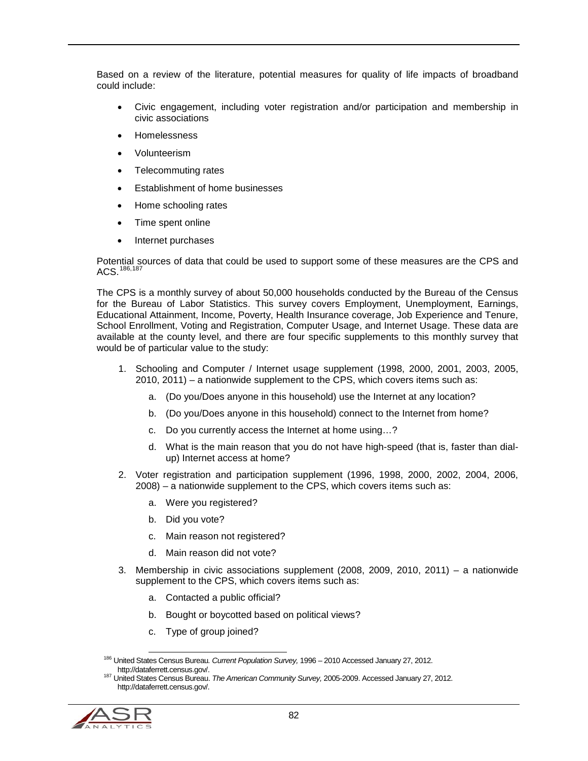Based on a review of the literature, potential measures for quality of life impacts of broadband could include:

- Civic engagement, including voter registration and/or participation and membership in civic associations
- Homelessness
- Volunteerism
- Telecommuting rates
- Establishment of home businesses
- Home schooling rates
- Time spent online
- Internet purchases

Potential sources of data that could be used to support some of these measures are the CPS and ACS.[186,187]

The CPS is a monthly survey of about 50,000 households conducted by the Bureau of the Census for the Bureau of Labor Statistics. This survey covers Employment, Unemployment, Earnings, Educational Attainment, Income, Poverty, Health Insurance coverage, Job Experience and Tenure, School Enrollment, Voting and Registration, Computer Usage, and Internet Usage. These data are available at the county level, and there are four specific supplements to this monthly survey that would be of particular value to the study:

1. Schooling and Computer / Internet usage supplement (1998, 2000, 2001, 2003, 2005, 2010, 2011) – a nationwide supplement to the CPS, which covers items such as:
    a. (Do you/Does anyone in this household) use the Internet at any location?
    b. (Do you/Does anyone in this household) connect to the Internet from home?
    c. Do you currently access the Internet at home using…?
    d. What is the main reason that you do not have high-speed (that is, faster than dial-up) Internet access at home?
2. Voter registration and participation supplement (1996, 1998, 2000, 2002, 2004, 2006, 2008) – a nationwide supplement to the CPS, which covers items such as:
    a. Were you registered?
    b. Did you vote?
    c. Main reason not registered?
    d. Main reason did not vote?
3. Membership in civic associations supplement (2008, 2009, 2010, 2011) – a nationwide supplement to the CPS, which covers items such as:
    a. Contacted a public official?
    b. Bought or boycotted based on political views?
    c. Type of group joined?

---

[186] United States Census Bureau. *Current Population Survey,* 1996 – 2010 Accessed January 27, 2012. http://dataferrett.census.gov/.

[187] United States Census Bureau. *The American Community Survey,* 2005-2009. Accessed January 27, 2012. http://dataferrett.census.gov/.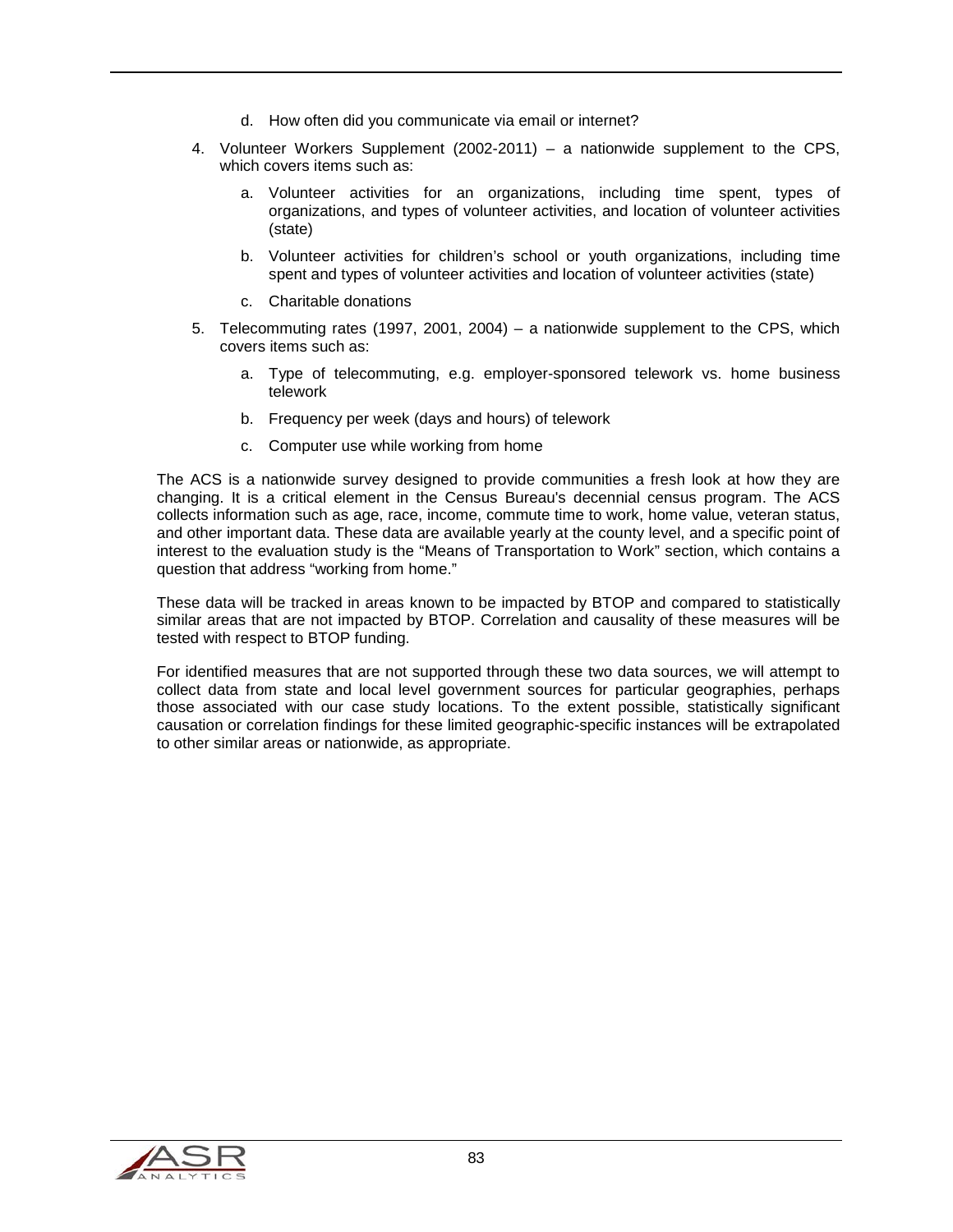d. How often did you communicate via email or internet?

4. Volunteer Workers Supplement (2002-2011) – a nationwide supplement to the CPS, which covers items such as:

    a. Volunteer activities for an organizations, including time spent, types of organizations, and types of volunteer activities, and location of volunteer activities (state)

    b. Volunteer activities for children's school or youth organizations, including time spent and types of volunteer activities and location of volunteer activities (state)

    c. Charitable donations

5. Telecommuting rates (1997, 2001, 2004) – a nationwide supplement to the CPS, which covers items such as:

    a. Type of telecommuting, e.g. employer-sponsored telework vs. home business telework

    b. Frequency per week (days and hours) of telework

    c. Computer use while working from home

The ACS is a nationwide survey designed to provide communities a fresh look at how they are changing. It is a critical element in the Census Bureau's decennial census program. The ACS collects information such as age, race, income, commute time to work, home value, veteran status, and other important data. These data are available yearly at the county level, and a specific point of interest to the evaluation study is the "Means of Transportation to Work" section, which contains a question that address "working from home."

These data will be tracked in areas known to be impacted by BTOP and compared to statistically similar areas that are not impacted by BTOP. Correlation and causality of these measures will be tested with respect to BTOP funding.

For identified measures that are not supported through these two data sources, we will attempt to collect data from state and local level government sources for particular geographies, perhaps those associated with our case study locations. To the extent possible, statistically significant causation or correlation findings for these limited geographic-specific instances will be extrapolated to other similar areas or nationwide, as appropriate.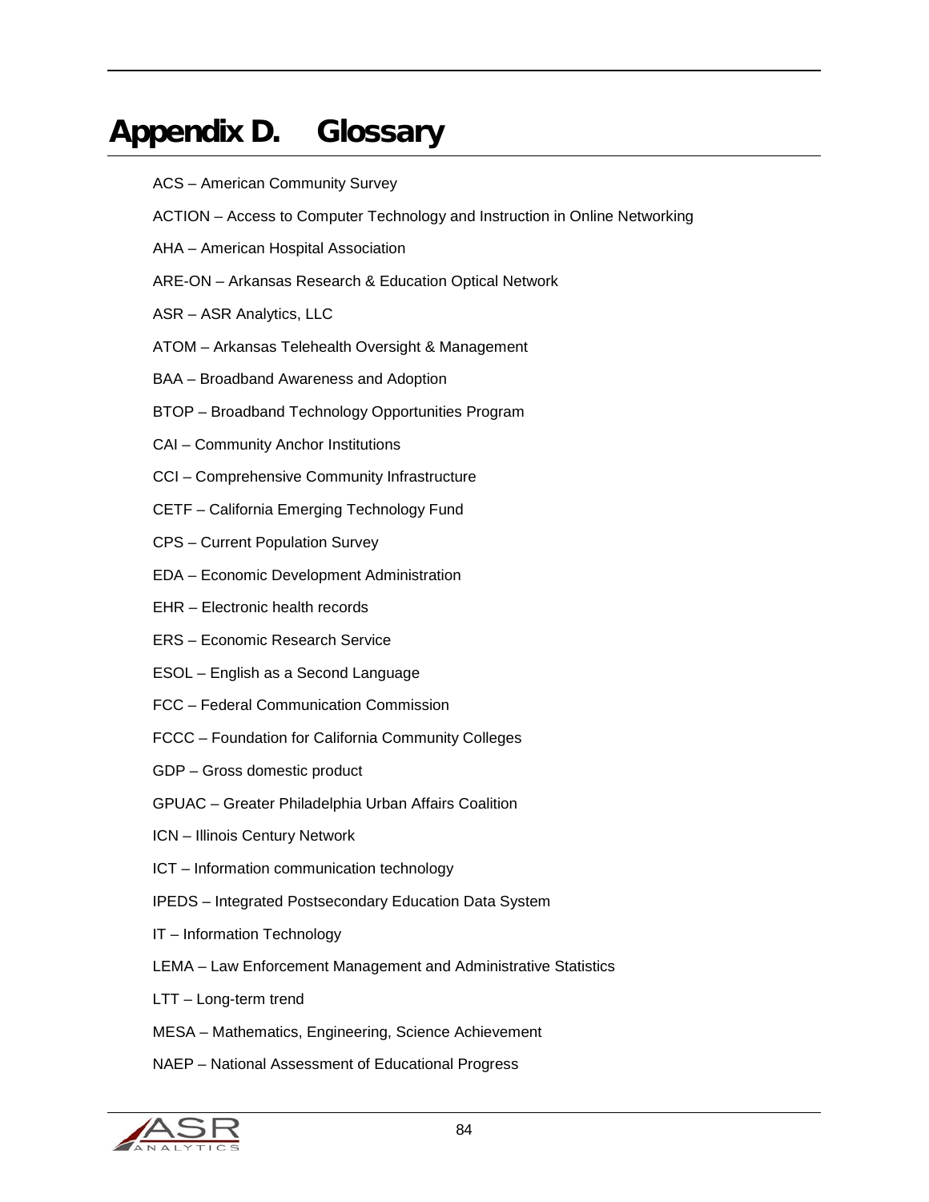# Appendix D. Glossary

ACS – American Community Survey

ACTION – Access to Computer Technology and Instruction in Online Networking

AHA – American Hospital Association

ARE-ON – Arkansas Research & Education Optical Network

ASR – ASR Analytics, LLC

ATOM – Arkansas Telehealth Oversight & Management

BAA – Broadband Awareness and Adoption

BTOP – Broadband Technology Opportunities Program

CAI – Community Anchor Institutions

CCI – Comprehensive Community Infrastructure

CETF – California Emerging Technology Fund

CPS – Current Population Survey

EDA – Economic Development Administration

EHR – Electronic health records

ERS – Economic Research Service

ESOL – English as a Second Language

FCC – Federal Communication Commission

FCCC – Foundation for California Community Colleges

GDP – Gross domestic product

GPUAC – Greater Philadelphia Urban Affairs Coalition

ICN – Illinois Century Network

ICT – Information communication technology

IPEDS – Integrated Postsecondary Education Data System

IT – Information Technology

LEMA – Law Enforcement Management and Administrative Statistics

LTT – Long-term trend

MESA – Mathematics, Engineering, Science Achievement

NAEP – National Assessment of Educational Progress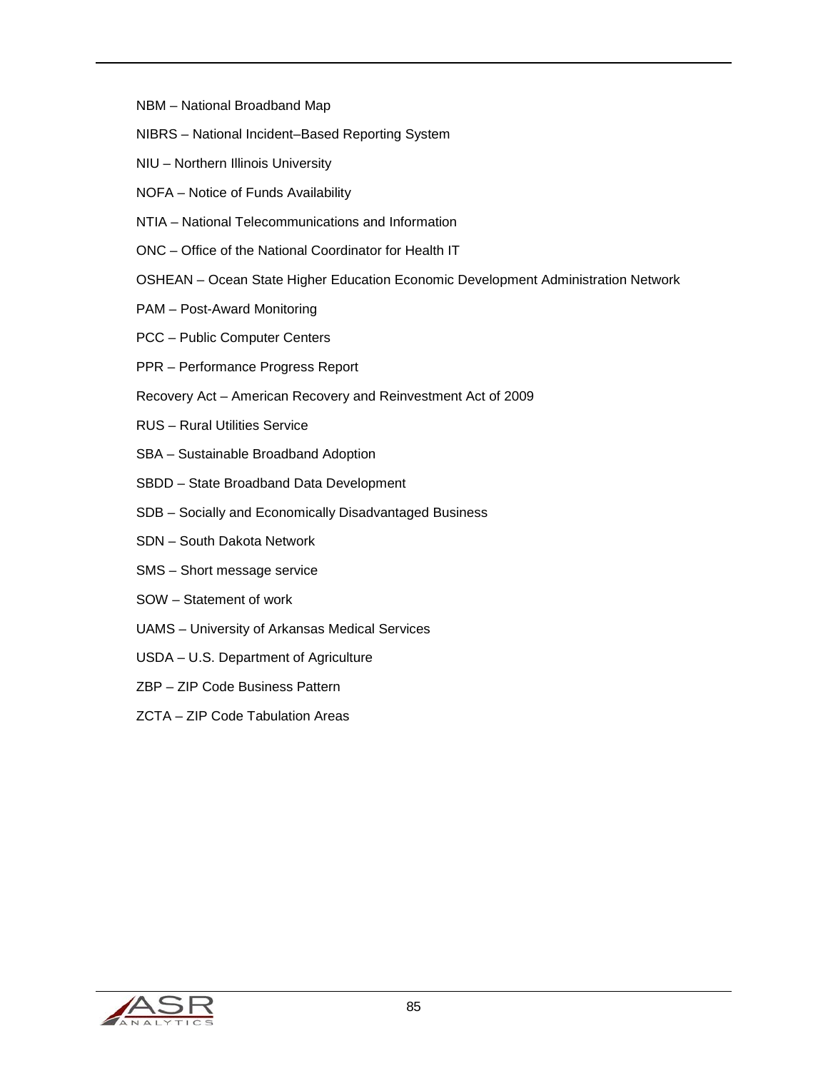NBM – National Broadband Map

NIBRS – National Incident–Based Reporting System

NIU – Northern Illinois University

NOFA – Notice of Funds Availability

NTIA – National Telecommunications and Information

ONC – Office of the National Coordinator for Health IT

OSHEAN – Ocean State Higher Education Economic Development Administration Network

PAM – Post-Award Monitoring

PCC – Public Computer Centers

PPR – Performance Progress Report

Recovery Act – American Recovery and Reinvestment Act of 2009

RUS – Rural Utilities Service

SBA – Sustainable Broadband Adoption

SBDD – State Broadband Data Development

SDB – Socially and Economically Disadvantaged Business

SDN – South Dakota Network

SMS – Short message service

SOW – Statement of work

UAMS – University of Arkansas Medical Services

USDA – U.S. Department of Agriculture

ZBP – ZIP Code Business Pattern

ZCTA – ZIP Code Tabulation Areas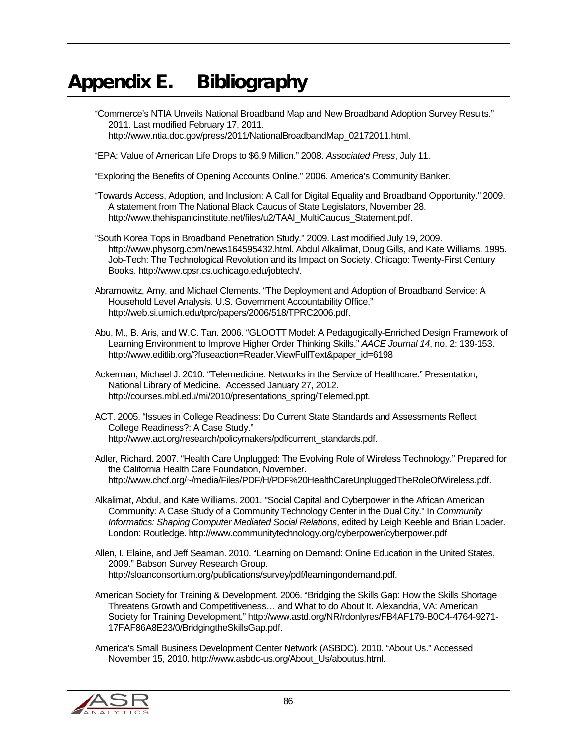# Appendix E. Bibliography

"Commerce's NTIA Unveils National Broadband Map and New Broadband Adoption Survey Results." 2011. Last modified February 17, 2011. http://www.ntia.doc.gov/press/2011/NationalBroadbandMap_02172011.html.

"EPA: Value of American Life Drops to $6.9 Million." 2008. *Associated Press*, July 11.

"Exploring the Benefits of Opening Accounts Online." 2006. America's Community Banker.

"Towards Access, Adoption, and Inclusion: A Call for Digital Equality and Broadband Opportunity." 2009. A statement from The National Black Caucus of State Legislators, November 28. http://www.thehispanicinstitute.net/files/u2/TAAI_MultiCaucus_Statement.pdf.

"South Korea Tops in Broadband Penetration Study." 2009. Last modified July 19, 2009. http://www.physorg.com/news164595432.html. Abdul Alkalimat, Doug Gills, and Kate Williams. 1995. Job-Tech: The Technological Revolution and its Impact on Society. Chicago: Twenty-First Century Books. http://www.cpsr.cs.uchicago.edu/jobtech/.

Abramowitz, Amy, and Michael Clements. "The Deployment and Adoption of Broadband Service: A Household Level Analysis. U.S. Government Accountability Office." http://web.si.umich.edu/tprc/papers/2006/518/TPRC2006.pdf.

Abu, M., B. Aris, and W.C. Tan. 2006. "GLOOTT Model: A Pedagogically-Enriched Design Framework of Learning Environment to Improve Higher Order Thinking Skills." *AACE Journal 14*, no. 2: 139-153. http://www.editlib.org/?fuseaction=Reader.ViewFullText&paper_id=6198

Ackerman, Michael J. 2010. "Telemedicine: Networks in the Service of Healthcare." Presentation, National Library of Medicine. Accessed January 27, 2012. http://courses.mbl.edu/mi/2010/presentations_spring/Telemed.ppt.

ACT. 2005. "Issues in College Readiness: Do Current State Standards and Assessments Reflect College Readiness?: A Case Study." http://www.act.org/research/policymakers/pdf/current_standards.pdf.

Adler, Richard. 2007. "Health Care Unplugged: The Evolving Role of Wireless Technology." Prepared for the California Health Care Foundation, November. http://www.chcf.org/~/media/Files/PDF/H/PDF%20HealthCareUnpluggedTheRoleOfWireless.pdf.

Alkalimat, Abdul, and Kate Williams. 2001. "Social Capital and Cyberpower in the African American Community: A Case Study of a Community Technology Center in the Dual City." In *Community Informatics: Shaping Computer Mediated Social Relations*, edited by Leigh Keeble and Brian Loader. London: Routledge. http://www.communitytechnology.org/cyberpower/cyberpower.pdf

Allen, I. Elaine, and Jeff Seaman. 2010. "Learning on Demand: Online Education in the United States, 2009." Babson Survey Research Group. http://sloanconsortium.org/publications/survey/pdf/learningondemand.pdf.

American Society for Training & Development. 2006. "Bridging the Skills Gap: How the Skills Shortage Threatens Growth and Competitiveness… and What to do About It. Alexandria, VA: American Society for Training Development." http://www.astd.org/NR/rdonlyres/FB4AF179-B0C4-4764-9271-17FAF86A8E23/0/BridgingtheSkillsGap.pdf.

America's Small Business Development Center Network (ASBDC). 2010. "About Us." Accessed November 15, 2010. http://www.asbdc-us.org/About_Us/aboutus.html.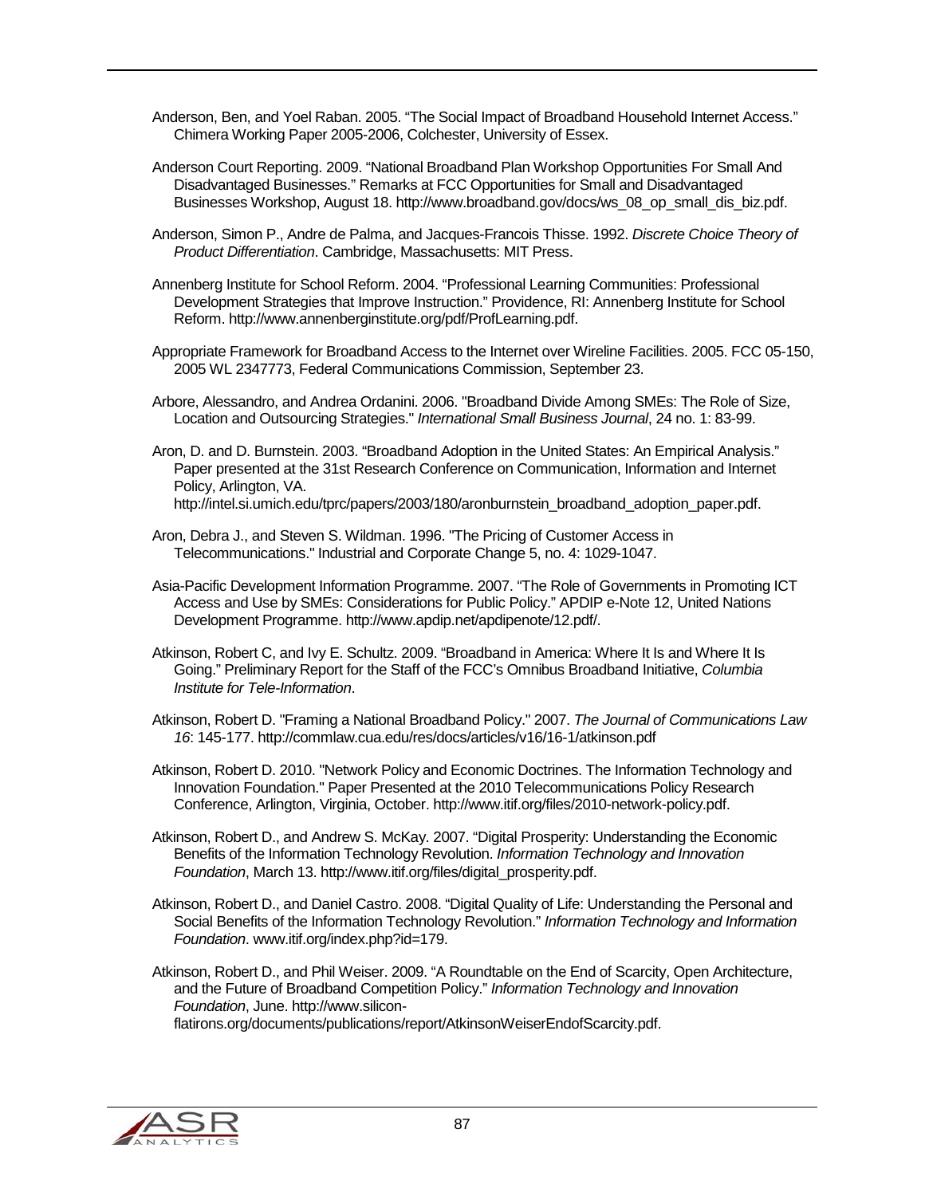Anderson, Ben, and Yoel Raban. 2005. "The Social Impact of Broadband Household Internet Access." Chimera Working Paper 2005-2006, Colchester, University of Essex.

Anderson Court Reporting. 2009. "National Broadband Plan Workshop Opportunities For Small And Disadvantaged Businesses." Remarks at FCC Opportunities for Small and Disadvantaged Businesses Workshop, August 18. http://www.broadband.gov/docs/ws_08_op_small_dis_biz.pdf.

Anderson, Simon P., Andre de Palma, and Jacques-Francois Thisse. 1992. *Discrete Choice Theory of Product Differentiation*. Cambridge, Massachusetts: MIT Press.

Annenberg Institute for School Reform. 2004. "Professional Learning Communities: Professional Development Strategies that Improve Instruction." Providence, RI: Annenberg Institute for School Reform. http://www.annenberginstitute.org/pdf/ProfLearning.pdf.

Appropriate Framework for Broadband Access to the Internet over Wireline Facilities. 2005. FCC 05-150, 2005 WL 2347773, Federal Communications Commission, September 23.

Arbore, Alessandro, and Andrea Ordanini. 2006. "Broadband Divide Among SMEs: The Role of Size, Location and Outsourcing Strategies." *International Small Business Journal*, 24 no. 1: 83-99.

Aron, D. and D. Burnstein. 2003. "Broadband Adoption in the United States: An Empirical Analysis." Paper presented at the 31st Research Conference on Communication, Information and Internet Policy, Arlington, VA. http://intel.si.umich.edu/tprc/papers/2003/180/aronburnstein_broadband_adoption_paper.pdf.

Aron, Debra J., and Steven S. Wildman. 1996. "The Pricing of Customer Access in Telecommunications." Industrial and Corporate Change 5, no. 4: 1029-1047.

Asia-Pacific Development Information Programme. 2007. "The Role of Governments in Promoting ICT Access and Use by SMEs: Considerations for Public Policy." APDIP e-Note 12, United Nations Development Programme. http://www.apdip.net/apdipenote/12.pdf/.

Atkinson, Robert C, and Ivy E. Schultz. 2009. "Broadband in America: Where It Is and Where It Is Going." Preliminary Report for the Staff of the FCC's Omnibus Broadband Initiative, *Columbia Institute for Tele-Information*.

Atkinson, Robert D. "Framing a National Broadband Policy." 2007. *The Journal of Communications Law 16*: 145-177. http://commlaw.cua.edu/res/docs/articles/v16/16-1/atkinson.pdf

Atkinson, Robert D. 2010. "Network Policy and Economic Doctrines. The Information Technology and Innovation Foundation." Paper Presented at the 2010 Telecommunications Policy Research Conference, Arlington, Virginia, October. http://www.itif.org/files/2010-network-policy.pdf.

Atkinson, Robert D., and Andrew S. McKay. 2007. "Digital Prosperity: Understanding the Economic Benefits of the Information Technology Revolution. *Information Technology and Innovation Foundation*, March 13. http://www.itif.org/files/digital_prosperity.pdf.

Atkinson, Robert D., and Daniel Castro. 2008. "Digital Quality of Life: Understanding the Personal and Social Benefits of the Information Technology Revolution." *Information Technology and Information Foundation*. www.itif.org/index.php?id=179.

Atkinson, Robert D., and Phil Weiser. 2009. "A Roundtable on the End of Scarcity, Open Architecture, and the Future of Broadband Competition Policy." *Information Technology and Innovation Foundation*, June. http://www.silicon-flatirons.org/documents/publications/report/AtkinsonWeiserEndofScarcity.pdf.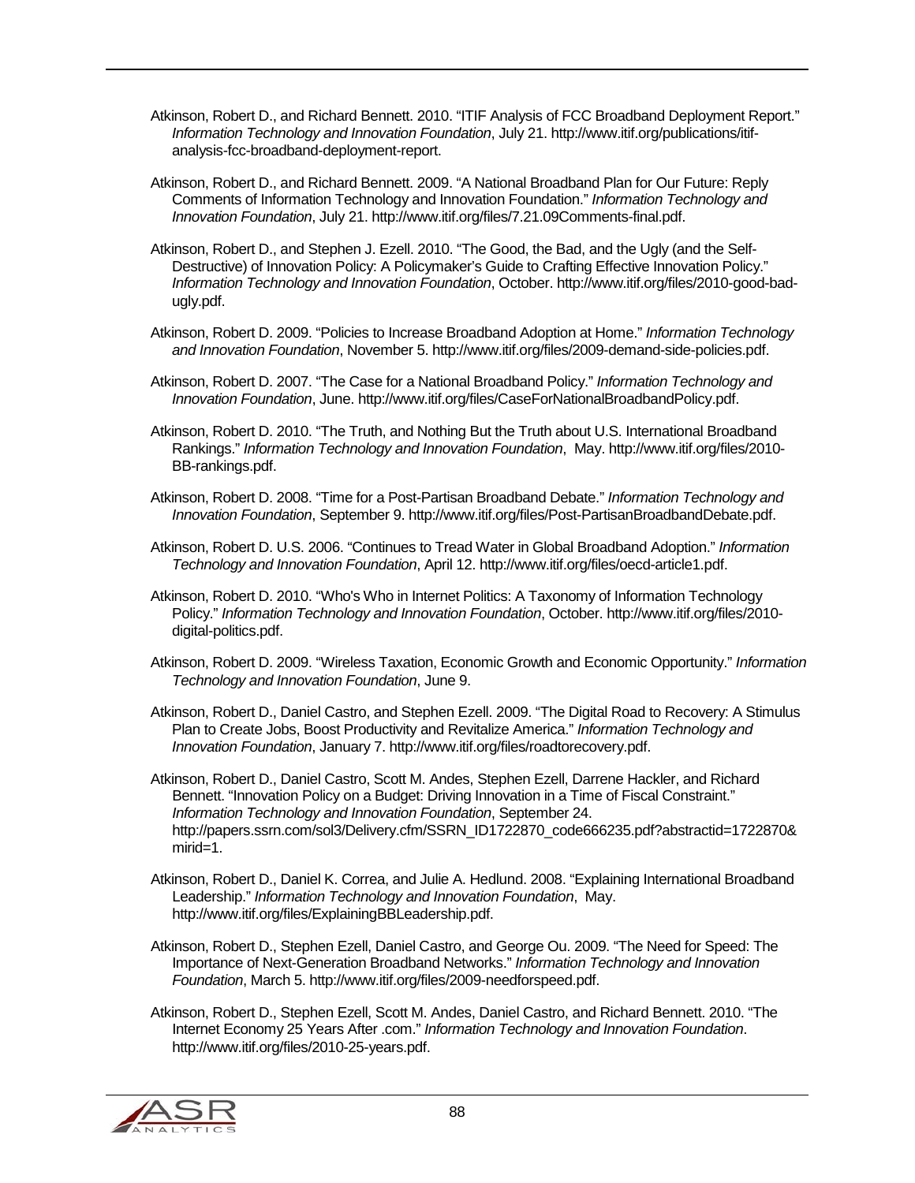Atkinson, Robert D., and Richard Bennett. 2010. "ITIF Analysis of FCC Broadband Deployment Report." *Information Technology and Innovation Foundation*, July 21. http://www.itif.org/publications/itif-analysis-fcc-broadband-deployment-report.

Atkinson, Robert D., and Richard Bennett. 2009. "A National Broadband Plan for Our Future: Reply Comments of Information Technology and Innovation Foundation." *Information Technology and Innovation Foundation*, July 21. http://www.itif.org/files/7.21.09Comments-final.pdf.

Atkinson, Robert D., and Stephen J. Ezell. 2010. "The Good, the Bad, and the Ugly (and the Self-Destructive) of Innovation Policy: A Policymaker's Guide to Crafting Effective Innovation Policy." *Information Technology and Innovation Foundation*, October. http://www.itif.org/files/2010-good-bad-ugly.pdf.

Atkinson, Robert D. 2009. "Policies to Increase Broadband Adoption at Home." *Information Technology and Innovation Foundation*, November 5. http://www.itif.org/files/2009-demand-side-policies.pdf.

Atkinson, Robert D. 2007. "The Case for a National Broadband Policy." *Information Technology and Innovation Foundation*, June. http://www.itif.org/files/CaseForNationalBroadbandPolicy.pdf.

Atkinson, Robert D. 2010. "The Truth, and Nothing But the Truth about U.S. International Broadband Rankings." *Information Technology and Innovation Foundation*, May. http://www.itif.org/files/2010-BB-rankings.pdf.

Atkinson, Robert D. 2008. "Time for a Post-Partisan Broadband Debate." *Information Technology and Innovation Foundation*, September 9. http://www.itif.org/files/Post-PartisanBroadbandDebate.pdf.

Atkinson, Robert D. U.S. 2006. "Continues to Tread Water in Global Broadband Adoption." *Information Technology and Innovation Foundation*, April 12. http://www.itif.org/files/oecd-article1.pdf.

Atkinson, Robert D. 2010. "Who's Who in Internet Politics: A Taxonomy of Information Technology Policy." *Information Technology and Innovation Foundation*, October. http://www.itif.org/files/2010-digital-politics.pdf.

Atkinson, Robert D. 2009. "Wireless Taxation, Economic Growth and Economic Opportunity." *Information Technology and Innovation Foundation*, June 9.

Atkinson, Robert D., Daniel Castro, and Stephen Ezell. 2009. "The Digital Road to Recovery: A Stimulus Plan to Create Jobs, Boost Productivity and Revitalize America." *Information Technology and Innovation Foundation*, January 7. http://www.itif.org/files/roadtorecovery.pdf.

Atkinson, Robert D., Daniel Castro, Scott M. Andes, Stephen Ezell, Darrene Hackler, and Richard Bennett. "Innovation Policy on a Budget: Driving Innovation in a Time of Fiscal Constraint." *Information Technology and Innovation Foundation*, September 24. http://papers.ssrn.com/sol3/Delivery.cfm/SSRN_ID1722870_code666235.pdf?abstractid=1722870&mirid=1.

Atkinson, Robert D., Daniel K. Correa, and Julie A. Hedlund. 2008. "Explaining International Broadband Leadership." *Information Technology and Innovation Foundation*, May. http://www.itif.org/files/ExplainingBBLeadership.pdf.

Atkinson, Robert D., Stephen Ezell, Daniel Castro, and George Ou. 2009. "The Need for Speed: The Importance of Next-Generation Broadband Networks." *Information Technology and Innovation Foundation*, March 5. http://www.itif.org/files/2009-needforspeed.pdf.

Atkinson, Robert D., Stephen Ezell, Scott M. Andes, Daniel Castro, and Richard Bennett. 2010. "The Internet Economy 25 Years After .com." *Information Technology and Innovation Foundation*. http://www.itif.org/files/2010-25-years.pdf.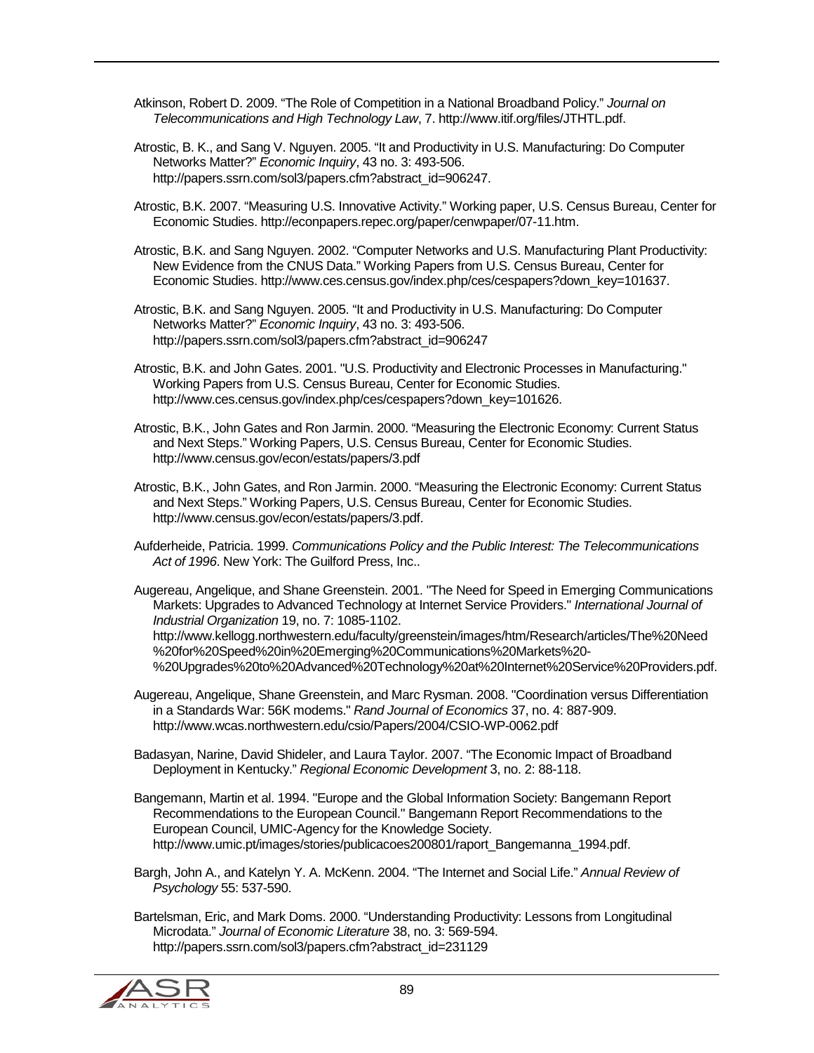Atkinson, Robert D. 2009. “The Role of Competition in a National Broadband Policy.” *Journal on Telecommunications and High Technology Law*, 7. http://www.itif.org/files/JTHTL.pdf.

Atrostic, B. K., and Sang V. Nguyen. 2005. “It and Productivity in U.S. Manufacturing: Do Computer Networks Matter?” *Economic Inquiry*, 43 no. 3: 493-506. http://papers.ssrn.com/sol3/papers.cfm?abstract_id=906247.

Atrostic, B.K. 2007. “Measuring U.S. Innovative Activity.” Working paper, U.S. Census Bureau, Center for Economic Studies. http://econpapers.repec.org/paper/cenwpaper/07-11.htm.

Atrostic, B.K. and Sang Nguyen. 2002. “Computer Networks and U.S. Manufacturing Plant Productivity: New Evidence from the CNUS Data.” Working Papers from U.S. Census Bureau, Center for Economic Studies. http://www.ces.census.gov/index.php/ces/cespapers?down_key=101637.

Atrostic, B.K. and Sang Nguyen. 2005. “It and Productivity in U.S. Manufacturing: Do Computer Networks Matter?” *Economic Inquiry*, 43 no. 3: 493-506. http://papers.ssrn.com/sol3/papers.cfm?abstract_id=906247

Atrostic, B.K. and John Gates. 2001. "U.S. Productivity and Electronic Processes in Manufacturing." Working Papers from U.S. Census Bureau, Center for Economic Studies. http://www.ces.census.gov/index.php/ces/cespapers?down_key=101626.

Atrostic, B.K., John Gates and Ron Jarmin. 2000. “Measuring the Electronic Economy: Current Status and Next Steps.” Working Papers, U.S. Census Bureau, Center for Economic Studies. http://www.census.gov/econ/estats/papers/3.pdf

Atrostic, B.K., John Gates, and Ron Jarmin. 2000. “Measuring the Electronic Economy: Current Status and Next Steps.” Working Papers, U.S. Census Bureau, Center for Economic Studies. http://www.census.gov/econ/estats/papers/3.pdf.

Aufderheide, Patricia. 1999. *Communications Policy and the Public Interest: The Telecommunications Act of 1996*. New York: The Guilford Press, Inc..

Augereau, Angelique, and Shane Greenstein. 2001. "The Need for Speed in Emerging Communications Markets: Upgrades to Advanced Technology at Internet Service Providers." *International Journal of Industrial Organization* 19, no. 7: 1085-1102. http://www.kellogg.northwestern.edu/faculty/greenstein/images/htm/Research/articles/The%20Need%20for%20Speed%20in%20Emerging%20Communications%20Markets%20-%20Upgrades%20to%20Advanced%20Technology%20at%20Internet%20Service%20Providers.pdf.

Augereau, Angelique, Shane Greenstein, and Marc Rysman. 2008. "Coordination versus Differentiation in a Standards War: 56K modems." *Rand Journal of Economics* 37, no. 4: 887-909. http://www.wcas.northwestern.edu/csio/Papers/2004/CSIO-WP-0062.pdf

Badasyan, Narine, David Shideler, and Laura Taylor. 2007. “The Economic Impact of Broadband Deployment in Kentucky.” *Regional Economic Development* 3, no. 2: 88-118.

Bangemann, Martin et al. 1994. "Europe and the Global Information Society: Bangemann Report Recommendations to the European Council." Bangemann Report Recommendations to the European Council, UMIC-Agency for the Knowledge Society. http://www.umic.pt/images/stories/publicacoes200801/raport_Bangemanna_1994.pdf.

Bargh, John A., and Katelyn Y. A. McKenn. 2004. “The Internet and Social Life.” *Annual Review of Psychology* 55: 537-590.

Bartelsman, Eric, and Mark Doms. 2000. “Understanding Productivity: Lessons from Longitudinal Microdata.” *Journal of Economic Literature* 38, no. 3: 569-594. http://papers.ssrn.com/sol3/papers.cfm?abstract_id=231129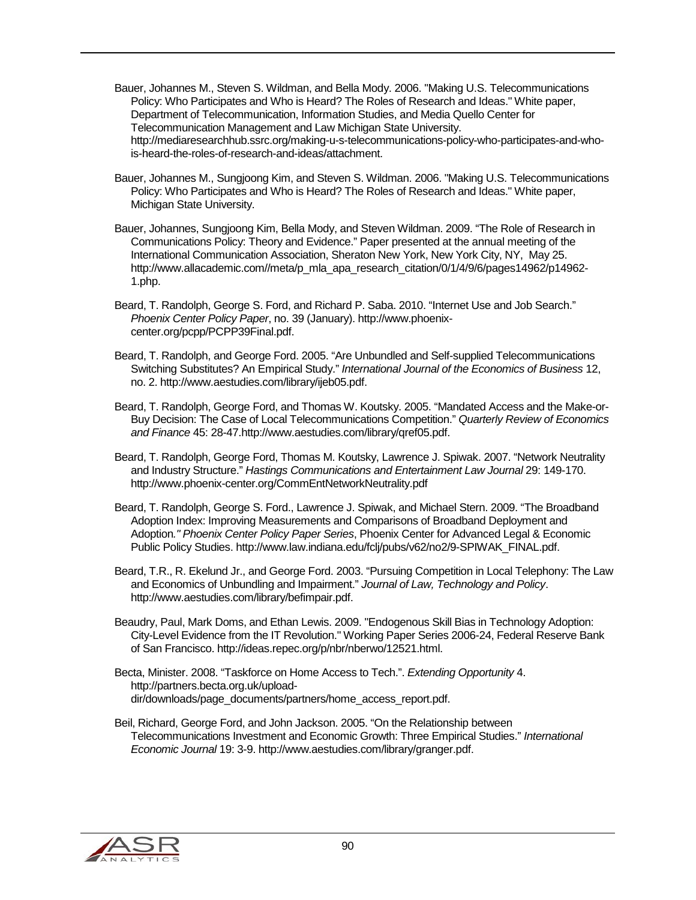Bauer, Johannes M., Steven S. Wildman, and Bella Mody. 2006. "Making U.S. Telecommunications Policy: Who Participates and Who is Heard? The Roles of Research and Ideas." White paper, Department of Telecommunication, Information Studies, and Media Quello Center for Telecommunication Management and Law Michigan State University. http://mediaresearchhub.ssrc.org/making-u-s-telecommunications-policy-who-participates-and-who-is-heard-the-roles-of-research-and-ideas/attachment.

Bauer, Johannes M., Sungjoong Kim, and Steven S. Wildman. 2006. "Making U.S. Telecommunications Policy: Who Participates and Who is Heard? The Roles of Research and Ideas." White paper, Michigan State University.

Bauer, Johannes, Sungjoong Kim, Bella Mody, and Steven Wildman. 2009. "The Role of Research in Communications Policy: Theory and Evidence." Paper presented at the annual meeting of the International Communication Association, Sheraton New York, New York City, NY, May 25. http://www.allacademic.com//meta/p_mla_apa_research_citation/0/1/4/9/6/pages14962/p14962-1.php.

Beard, T. Randolph, George S. Ford, and Richard P. Saba. 2010. "Internet Use and Job Search." *Phoenix Center Policy Paper*, no. 39 (January). http://www.phoenix-center.org/pcpp/PCPP39Final.pdf.

Beard, T. Randolph, and George Ford. 2005. "Are Unbundled and Self-supplied Telecommunications Switching Substitutes? An Empirical Study." *International Journal of the Economics of Business* 12, no. 2. http://www.aestudies.com/library/ijeb05.pdf.

Beard, T. Randolph, George Ford, and Thomas W. Koutsky. 2005. "Mandated Access and the Make-or-Buy Decision: The Case of Local Telecommunications Competition." *Quarterly Review of Economics and Finance* 45: 28-47.http://www.aestudies.com/library/qref05.pdf.

Beard, T. Randolph, George Ford, Thomas M. Koutsky, Lawrence J. Spiwak. 2007. "Network Neutrality and Industry Structure." *Hastings Communications and Entertainment Law Journal* 29: 149-170. http://www.phoenix-center.org/CommEntNetworkNeutrality.pdf

Beard, T. Randolph, George S. Ford., Lawrence J. Spiwak, and Michael Stern. 2009. "The Broadband Adoption Index: Improving Measurements and Comparisons of Broadband Deployment and Adoption*." Phoenix Center Policy Paper Series*, Phoenix Center for Advanced Legal & Economic Public Policy Studies. http://www.law.indiana.edu/fclj/pubs/v62/no2/9-SPIWAK_FINAL.pdf.

Beard, T.R., R. Ekelund Jr., and George Ford. 2003. "Pursuing Competition in Local Telephony: The Law and Economics of Unbundling and Impairment." *Journal of Law, Technology and Policy*. http://www.aestudies.com/library/befimpair.pdf.

Beaudry, Paul, Mark Doms, and Ethan Lewis. 2009. "Endogenous Skill Bias in Technology Adoption: City-Level Evidence from the IT Revolution." Working Paper Series 2006-24, Federal Reserve Bank of San Francisco. http://ideas.repec.org/p/nbr/nberwo/12521.html.

Becta, Minister. 2008. "Taskforce on Home Access to Tech.". *Extending Opportunity* 4. http://partners.becta.org.uk/upload-dir/downloads/page_documents/partners/home_access_report.pdf.

Beil, Richard, George Ford, and John Jackson. 2005. "On the Relationship between Telecommunications Investment and Economic Growth: Three Empirical Studies." *International Economic Journal* 19: 3-9. http://www.aestudies.com/library/granger.pdf.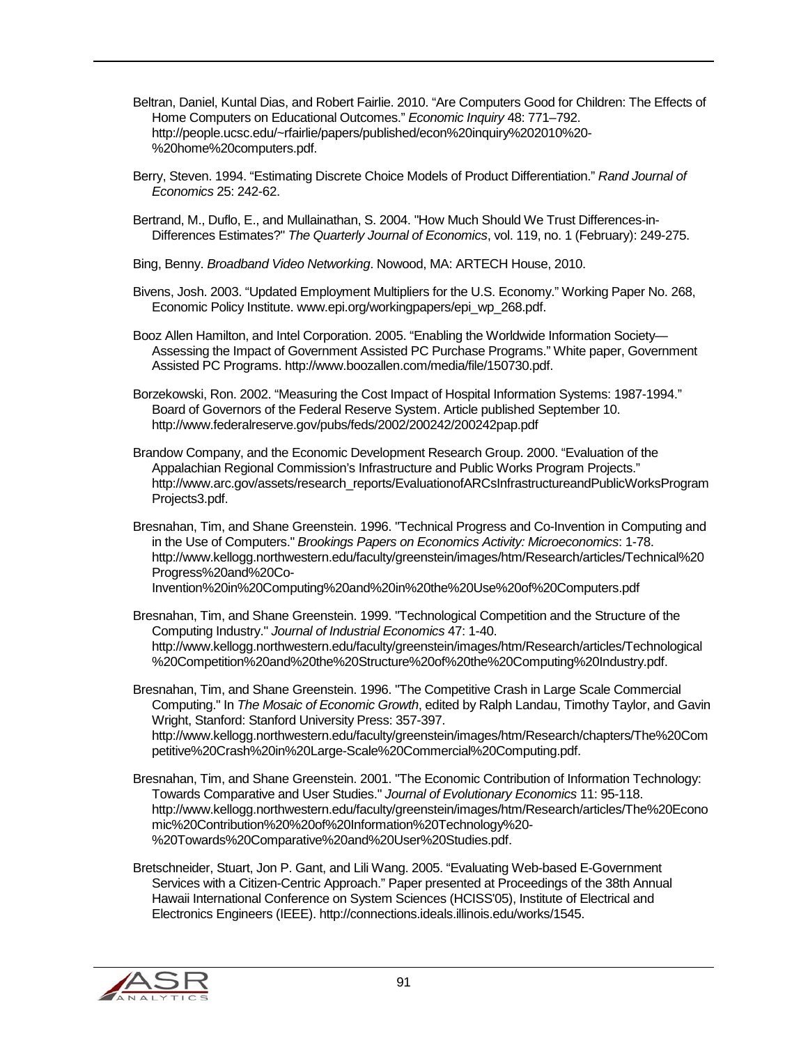Beltran, Daniel, Kuntal Dias, and Robert Fairlie. 2010. “Are Computers Good for Children: The Effects of Home Computers on Educational Outcomes.” *Economic Inquiry* 48: 771–792. http://people.ucsc.edu/~rfairlie/papers/published/econ%20inquiry%202010%20-%20home%20computers.pdf.

Berry, Steven. 1994. “Estimating Discrete Choice Models of Product Differentiation.” *Rand Journal of Economics* 25: 242-62.

Bertrand, M., Duflo, E., and Mullainathan, S. 2004. "How Much Should We Trust Differences-in-Differences Estimates?" *The Quarterly Journal of Economics*, vol. 119, no. 1 (February): 249-275.

Bing, Benny. *Broadband Video Networking*. Nowood, MA: ARTECH House, 2010.

Bivens, Josh. 2003. “Updated Employment Multipliers for the U.S. Economy.” Working Paper No. 268, Economic Policy Institute. www.epi.org/workingpapers/epi_wp_268.pdf.

Booz Allen Hamilton, and Intel Corporation. 2005. “Enabling the Worldwide Information Society—Assessing the Impact of Government Assisted PC Purchase Programs.” White paper, Government Assisted PC Programs. http://www.boozallen.com/media/file/150730.pdf.

Borzekowski, Ron. 2002. “Measuring the Cost Impact of Hospital Information Systems: 1987-1994.” Board of Governors of the Federal Reserve System. Article published September 10. http://www.federalreserve.gov/pubs/feds/2002/200242/200242pap.pdf

Brandow Company, and the Economic Development Research Group. 2000. “Evaluation of the Appalachian Regional Commission’s Infrastructure and Public Works Program Projects.” http://www.arc.gov/assets/research_reports/EvaluationofARCsInfrastructureandPublicWorksProgramProjects3.pdf.

Bresnahan, Tim, and Shane Greenstein. 1996. "Technical Progress and Co-Invention in Computing and in the Use of Computers." *Brookings Papers on Economics Activity: Microeconomics*: 1-78. http://www.kellogg.northwestern.edu/faculty/greenstein/images/htm/Research/articles/Technical%20Progress%20and%20Co-Invention%20in%20Computing%20and%20in%20the%20Use%20of%20Computers.pdf

Bresnahan, Tim, and Shane Greenstein. 1999. "Technological Competition and the Structure of the Computing Industry." *Journal of Industrial Economics* 47: 1-40. http://www.kellogg.northwestern.edu/faculty/greenstein/images/htm/Research/articles/Technological%20Competition%20and%20the%20Structure%20of%20the%20Computing%20Industry.pdf.

Bresnahan, Tim, and Shane Greenstein. 1996. "The Competitive Crash in Large Scale Commercial Computing." In *The Mosaic of Economic Growth*, edited by Ralph Landau, Timothy Taylor, and Gavin Wright, Stanford: Stanford University Press: 357-397. http://www.kellogg.northwestern.edu/faculty/greenstein/images/htm/Research/chapters/The%20Competitive%20Crash%20in%20Large-Scale%20Commercial%20Computing.pdf.

Bresnahan, Tim, and Shane Greenstein. 2001. "The Economic Contribution of Information Technology: Towards Comparative and User Studies." *Journal of Evolutionary Economics* 11: 95-118. http://www.kellogg.northwestern.edu/faculty/greenstein/images/htm/Research/articles/The%20Economic%20Contribution%20%20of%20Information%20Technology%20-%20Towards%20Comparative%20and%20User%20Studies.pdf.

Bretschneider, Stuart, Jon P. Gant, and Lili Wang. 2005. “Evaluating Web-based E-Government Services with a Citizen-Centric Approach.” Paper presented at Proceedings of the 38th Annual Hawaii International Conference on System Sciences (HCISS'05), Institute of Electrical and Electronics Engineers (IEEE). http://connections.ideals.illinois.edu/works/1545.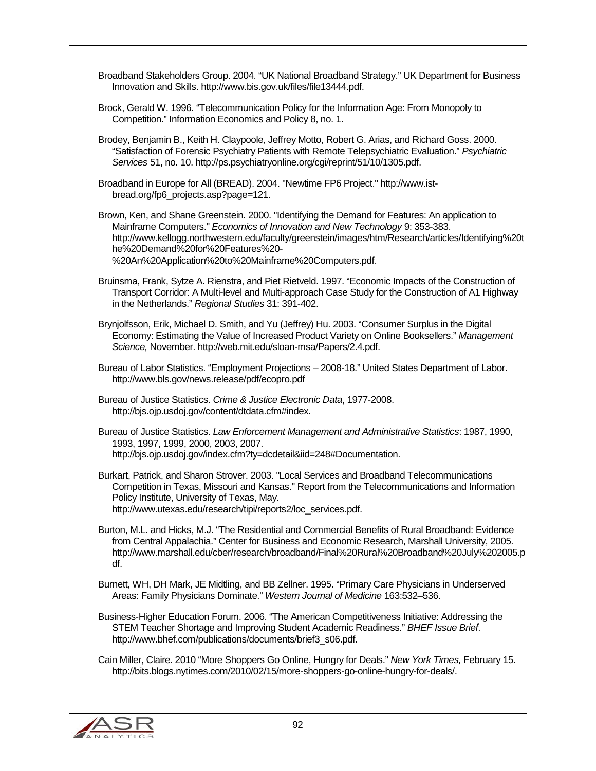Broadband Stakeholders Group. 2004. “UK National Broadband Strategy.” UK Department for Business Innovation and Skills. http://www.bis.gov.uk/files/file13444.pdf.

Brock, Gerald W. 1996. “Telecommunication Policy for the Information Age: From Monopoly to Competition.” Information Economics and Policy 8, no. 1.

Brodey, Benjamin B., Keith H. Claypoole, Jeffrey Motto, Robert G. Arias, and Richard Goss. 2000. “Satisfaction of Forensic Psychiatry Patients with Remote Telepsychiatric Evaluation.” *Psychiatric Services* 51, no. 10. http://ps.psychiatryonline.org/cgi/reprint/51/10/1305.pdf.

Broadband in Europe for All (BREAD). 2004. "Newtime FP6 Project." http://www.ist-bread.org/fp6_projects.asp?page=121.

Brown, Ken, and Shane Greenstein. 2000. "Identifying the Demand for Features: An application to Mainframe Computers." *Economics of Innovation and New Technology* 9: 353-383. http://www.kellogg.northwestern.edu/faculty/greenstein/images/htm/Research/articles/Identifying%20the%20Demand%20for%20Features%20-%20An%20Application%20to%20Mainframe%20Computers.pdf.

Bruinsma, Frank, Sytze A. Rienstra, and Piet Rietveld. 1997. “Economic Impacts of the Construction of Transport Corridor: A Multi-level and Multi-approach Case Study for the Construction of A1 Highway in the Netherlands.” *Regional Studies* 31: 391-402.

Brynjolfsson, Erik, Michael D. Smith, and Yu (Jeffrey) Hu. 2003. “Consumer Surplus in the Digital Economy: Estimating the Value of Increased Product Variety on Online Booksellers.” *Management Science,* November. http://web.mit.edu/sloan-msa/Papers/2.4.pdf.

Bureau of Labor Statistics. “Employment Projections – 2008-18.” United States Department of Labor. http://www.bls.gov/news.release/pdf/ecopro.pdf

Bureau of Justice Statistics. *Crime & Justice Electronic Data*, 1977-2008. http://bjs.ojp.usdoj.gov/content/dtdata.cfm#index.

Bureau of Justice Statistics. *Law Enforcement Management and Administrative Statistics*: 1987, 1990, 1993, 1997, 1999, 2000, 2003, 2007. http://bjs.ojp.usdoj.gov/index.cfm?ty=dcdetail&iid=248#Documentation.

Burkart, Patrick, and Sharon Strover. 2003. "Local Services and Broadband Telecommunications Competition in Texas, Missouri and Kansas." Report from the Telecommunications and Information Policy Institute, University of Texas, May. http://www.utexas.edu/research/tipi/reports2/loc_services.pdf.

Burton, M.L. and Hicks, M.J. “The Residential and Commercial Benefits of Rural Broadband: Evidence from Central Appalachia.” Center for Business and Economic Research, Marshall University, 2005. http://www.marshall.edu/cber/research/broadband/Final%20Rural%20Broadband%20July%202005.pdf.

Burnett, WH, DH Mark, JE Midtling, and BB Zellner. 1995. “Primary Care Physicians in Underserved Areas: Family Physicians Dominate.” *Western Journal of Medicine* 163:532–536.

Business-Higher Education Forum. 2006. “The American Competitiveness Initiative: Addressing the STEM Teacher Shortage and Improving Student Academic Readiness.” *BHEF Issue Brief*. http://www.bhef.com/publications/documents/brief3_s06.pdf.

Cain Miller, Claire. 2010 “More Shoppers Go Online, Hungry for Deals.” *New York Times,* February 15. http://bits.blogs.nytimes.com/2010/02/15/more-shoppers-go-online-hungry-for-deals/.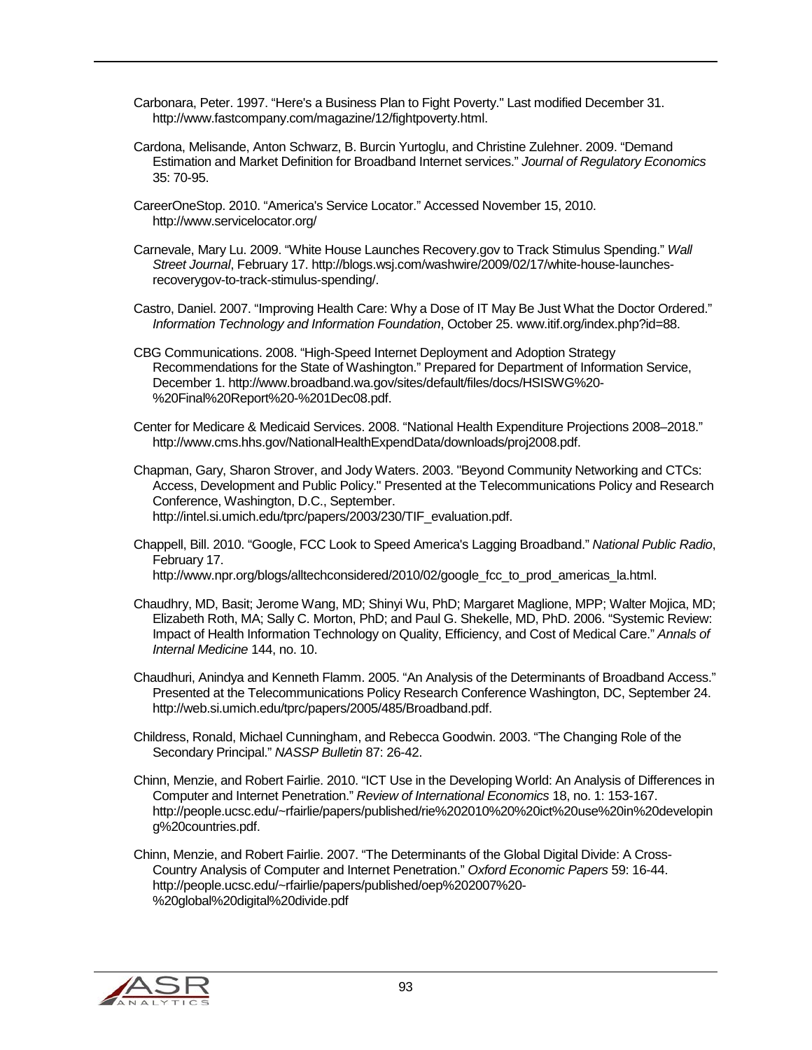Carbonara, Peter. 1997. "Here's a Business Plan to Fight Poverty." Last modified December 31. http://www.fastcompany.com/magazine/12/fightpoverty.html.

Cardona, Melisande, Anton Schwarz, B. Burcin Yurtoglu, and Christine Zulehner. 2009. "Demand Estimation and Market Definition for Broadband Internet services." *Journal of Regulatory Economics* 35: 70-95.

CareerOneStop. 2010. "America's Service Locator." Accessed November 15, 2010. http://www.servicelocator.org/

Carnevale, Mary Lu. 2009. "White House Launches Recovery.gov to Track Stimulus Spending." *Wall Street Journal*, February 17. http://blogs.wsj.com/washwire/2009/02/17/white-house-launches-recoverygov-to-track-stimulus-spending/.

Castro, Daniel. 2007. "Improving Health Care: Why a Dose of IT May Be Just What the Doctor Ordered." *Information Technology and Information Foundation*, October 25. www.itif.org/index.php?id=88.

CBG Communications. 2008. "High-Speed Internet Deployment and Adoption Strategy Recommendations for the State of Washington." Prepared for Department of Information Service, December 1. http://www.broadband.wa.gov/sites/default/files/docs/HSISWG%20-%20Final%20Report%20-%201Dec08.pdf.

Center for Medicare & Medicaid Services. 2008. "National Health Expenditure Projections 2008–2018." http://www.cms.hhs.gov/NationalHealthExpendData/downloads/proj2008.pdf.

Chapman, Gary, Sharon Strover, and Jody Waters. 2003. "Beyond Community Networking and CTCs: Access, Development and Public Policy." Presented at the Telecommunications Policy and Research Conference, Washington, D.C., September. http://intel.si.umich.edu/tprc/papers/2003/230/TIF_evaluation.pdf.

Chappell, Bill. 2010. "Google, FCC Look to Speed America's Lagging Broadband." *National Public Radio*, February 17. http://www.npr.org/blogs/alltechconsidered/2010/02/google_fcc_to_prod_americas_la.html.

Chaudhry, MD, Basit; Jerome Wang, MD; Shinyi Wu, PhD; Margaret Maglione, MPP; Walter Mojica, MD; Elizabeth Roth, MA; Sally C. Morton, PhD; and Paul G. Shekelle, MD, PhD. 2006. "Systemic Review: Impact of Health Information Technology on Quality, Efficiency, and Cost of Medical Care." *Annals of Internal Medicine* 144, no. 10.

Chaudhuri, Anindya and Kenneth Flamm. 2005. "An Analysis of the Determinants of Broadband Access." Presented at the Telecommunications Policy Research Conference Washington, DC, September 24. http://web.si.umich.edu/tprc/papers/2005/485/Broadband.pdf.

Childress, Ronald, Michael Cunningham, and Rebecca Goodwin. 2003. "The Changing Role of the Secondary Principal." *NASSP Bulletin* 87: 26-42.

Chinn, Menzie, and Robert Fairlie. 2010. "ICT Use in the Developing World: An Analysis of Differences in Computer and Internet Penetration." *Review of International Economics* 18, no. 1: 153-167. http://people.ucsc.edu/~rfairlie/papers/published/rie%202010%20%20ict%20use%20in%20developing%20countries.pdf.

Chinn, Menzie, and Robert Fairlie. 2007. "The Determinants of the Global Digital Divide: A Cross-Country Analysis of Computer and Internet Penetration." *Oxford Economic Papers* 59: 16-44. http://people.ucsc.edu/~rfairlie/papers/published/oep%202007%20-%20global%20digital%20divide.pdf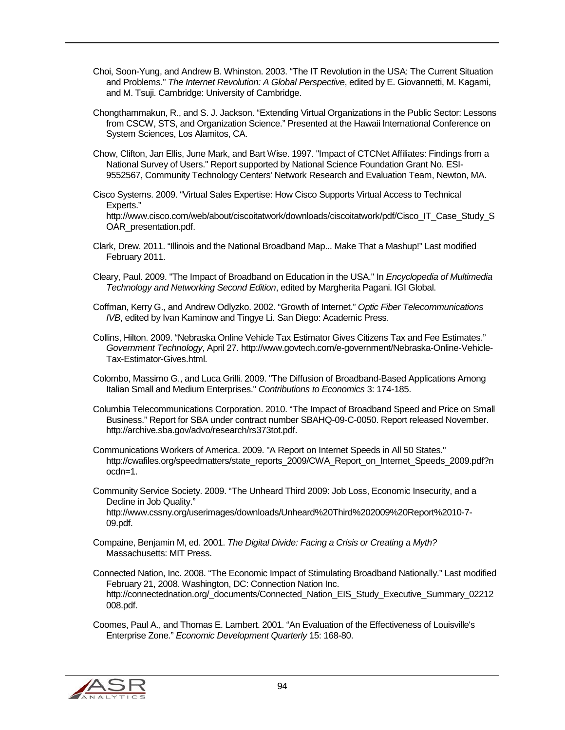Choi, Soon-Yung, and Andrew B. Whinston. 2003. “The IT Revolution in the USA: The Current Situation and Problems.” *The Internet Revolution: A Global Perspective*, edited by E. Giovannetti, M. Kagami, and M. Tsuji. Cambridge: University of Cambridge.

Chongthammakun, R., and S. J. Jackson. “Extending Virtual Organizations in the Public Sector: Lessons from CSCW, STS, and Organization Science.” Presented at the Hawaii International Conference on System Sciences, Los Alamitos, CA.

Chow, Clifton, Jan Ellis, June Mark, and Bart Wise. 1997. "Impact of CTCNet Affiliates: Findings from a National Survey of Users." Report supported by National Science Foundation Grant No. ESI-9552567, Community Technology Centers' Network Research and Evaluation Team, Newton, MA.

Cisco Systems. 2009. “Virtual Sales Expertise: How Cisco Supports Virtual Access to Technical Experts.” http://www.cisco.com/web/about/ciscoitatwork/downloads/ciscoitatwork/pdf/Cisco_IT_Case_Study_SOAR_presentation.pdf.

Clark, Drew. 2011. “Illinois and the National Broadband Map... Make That a Mashup!” Last modified February 2011.

Cleary, Paul. 2009. "The Impact of Broadband on Education in the USA." In *Encyclopedia of Multimedia Technology and Networking Second Edition*, edited by Margherita Pagani. IGI Global.

Coffman, Kerry G., and Andrew Odlyzko. 2002. “Growth of Internet.” *Optic Fiber Telecommunications IVB*, edited by Ivan Kaminow and Tingye Li. San Diego: Academic Press.

Collins, Hilton. 2009. “Nebraska Online Vehicle Tax Estimator Gives Citizens Tax and Fee Estimates.” *Government Technology*, April 27. http://www.govtech.com/e-government/Nebraska-Online-Vehicle-Tax-Estimator-Gives.html.

Colombo, Massimo G., and Luca Grilli. 2009. "The Diffusion of Broadband-Based Applications Among Italian Small and Medium Enterprises." *Contributions to Economics* 3: 174-185.

Columbia Telecommunications Corporation. 2010. “The Impact of Broadband Speed and Price on Small Business.” Report for SBA under contract number SBAHQ-09-C-0050. Report released November. http://archive.sba.gov/advo/research/rs373tot.pdf.

Communications Workers of America. 2009. "A Report on Internet Speeds in All 50 States." http://cwafiles.org/speedmatters/state_reports_2009/CWA_Report_on_Internet_Speeds_2009.pdf?nocdn=1.

Community Service Society. 2009. “The Unheard Third 2009: Job Loss, Economic Insecurity, and a Decline in Job Quality.” http://www.cssny.org/userimages/downloads/Unheard%20Third%202009%20Report%2010-7-09.pdf.

Compaine, Benjamin M, ed. 2001. *The Digital Divide: Facing a Crisis or Creating a Myth?* Massachusetts: MIT Press.

Connected Nation, Inc. 2008. “The Economic Impact of Stimulating Broadband Nationally.” Last modified February 21, 2008. Washington, DC: Connection Nation Inc. http://connectednation.org/_documents/Connected_Nation_EIS_Study_Executive_Summary_02212008.pdf.

Coomes, Paul A., and Thomas E. Lambert. 2001. “An Evaluation of the Effectiveness of Louisville's Enterprise Zone.” *Economic Development Quarterly* 15: 168-80.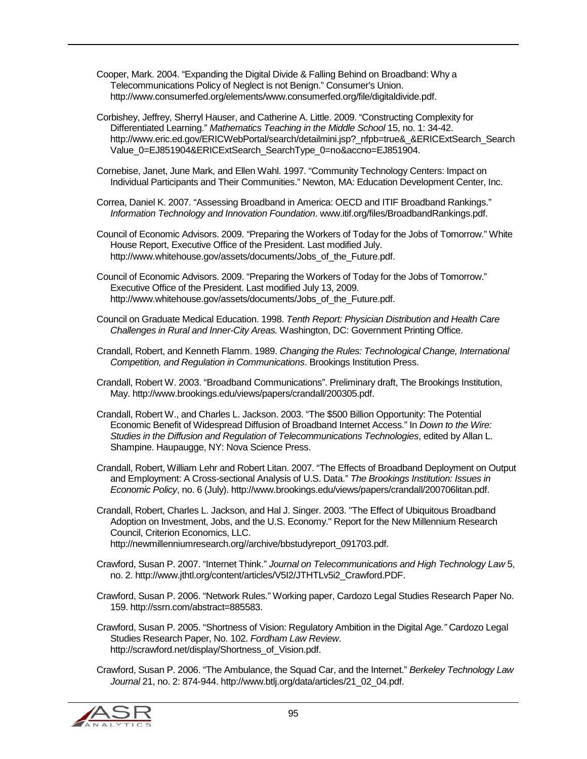Cooper, Mark. 2004. “Expanding the Digital Divide & Falling Behind on Broadband: Why a Telecommunications Policy of Neglect is not Benign.” Consumer's Union. http://www.consumerfed.org/elements/www.consumerfed.org/file/digitaldivide.pdf.

Corbishey, Jeffrey, Sherryl Hauser, and Catherine A. Little. 2009. “Constructing Complexity for Differentiated Learning.” *Mathematics Teaching in the Middle School* 15, no. 1: 34-42. http://www.eric.ed.gov/ERICWebPortal/search/detailmini.jsp?_nfpb=true&_&ERICExtSearch_SearchValue_0=EJ851904&ERICExtSearch_SearchType_0=no&accno=EJ851904.

Cornebise, Janet, June Mark, and Ellen Wahl. 1997. “Community Technology Centers: Impact on Individual Participants and Their Communities.” Newton, MA: Education Development Center, Inc.

Correa, Daniel K. 2007. “Assessing Broadband in America: OECD and ITIF Broadband Rankings.” *Information Technology and Innovation Foundation*. www.itif.org/files/BroadbandRankings.pdf.

Council of Economic Advisors. 2009. “Preparing the Workers of Today for the Jobs of Tomorrow.” White House Report, Executive Office of the President. Last modified July. http://www.whitehouse.gov/assets/documents/Jobs_of_the_Future.pdf.

Council of Economic Advisors. 2009. “Preparing the Workers of Today for the Jobs of Tomorrow.” Executive Office of the President. Last modified July 13, 2009. http://www.whitehouse.gov/assets/documents/Jobs_of_the_Future.pdf.

Council on Graduate Medical Education. 1998. *Tenth Report: Physician Distribution and Health Care Challenges in Rural and Inner-City Areas.* Washington, DC: Government Printing Office.

Crandall, Robert, and Kenneth Flamm. 1989. *Changing the Rules: Technological Change, International Competition, and Regulation in Communications*. Brookings Institution Press.

Crandall, Robert W. 2003. “Broadband Communications”. Preliminary draft, The Brookings Institution, May. http://www.brookings.edu/views/papers/crandall/200305.pdf.

Crandall, Robert W., and Charles L. Jackson. 2003. “The $500 Billion Opportunity: The Potential Economic Benefit of Widespread Diffusion of Broadband Internet Access.” In *Down to the Wire: Studies in the Diffusion and Regulation of Telecommunications Technologies*, edited by Allan L. Shampine. Haupaugge, NY: Nova Science Press.

Crandall, Robert, William Lehr and Robert Litan. 2007. “The Effects of Broadband Deployment on Output and Employment: A Cross-sectional Analysis of U.S. Data.” *The Brookings Institution: Issues in Economic Policy*, no. 6 (July). http://www.brookings.edu/views/papers/crandall/200706litan.pdf.

Crandall, Robert, Charles L. Jackson, and Hal J. Singer. 2003. "The Effect of Ubiquitous Broadband Adoption on Investment, Jobs, and the U.S. Economy." Report for the New Millennium Research Council, Criterion Economics, LLC. http://newmillenniumresearch.org//archive/bbstudyreport_091703.pdf.

Crawford, Susan P. 2007. “Internet Think.” *Journal on Telecommunications and High Technology Law* 5, no. 2. http://www.jthtl.org/content/articles/V5I2/JTHTLv5i2_Crawford.PDF.

Crawford, Susan P. 2006. “Network Rules.” Working paper, Cardozo Legal Studies Research Paper No. 159. http://ssrn.com/abstract=885583.

Crawford, Susan P. 2005. “Shortness of Vision: Regulatory Ambition in the Digital Age*.”* Cardozo Legal Studies Research Paper, No. 102. *Fordham Law Review*. http://scrawford.net/display/Shortness_of_Vision.pdf.

Crawford, Susan P. 2006. “The Ambulance, the Squad Car, and the Internet.” *Berkeley Technology Law Journal* 21, no. 2: 874-944. http://www.btlj.org/data/articles/21_02_04.pdf.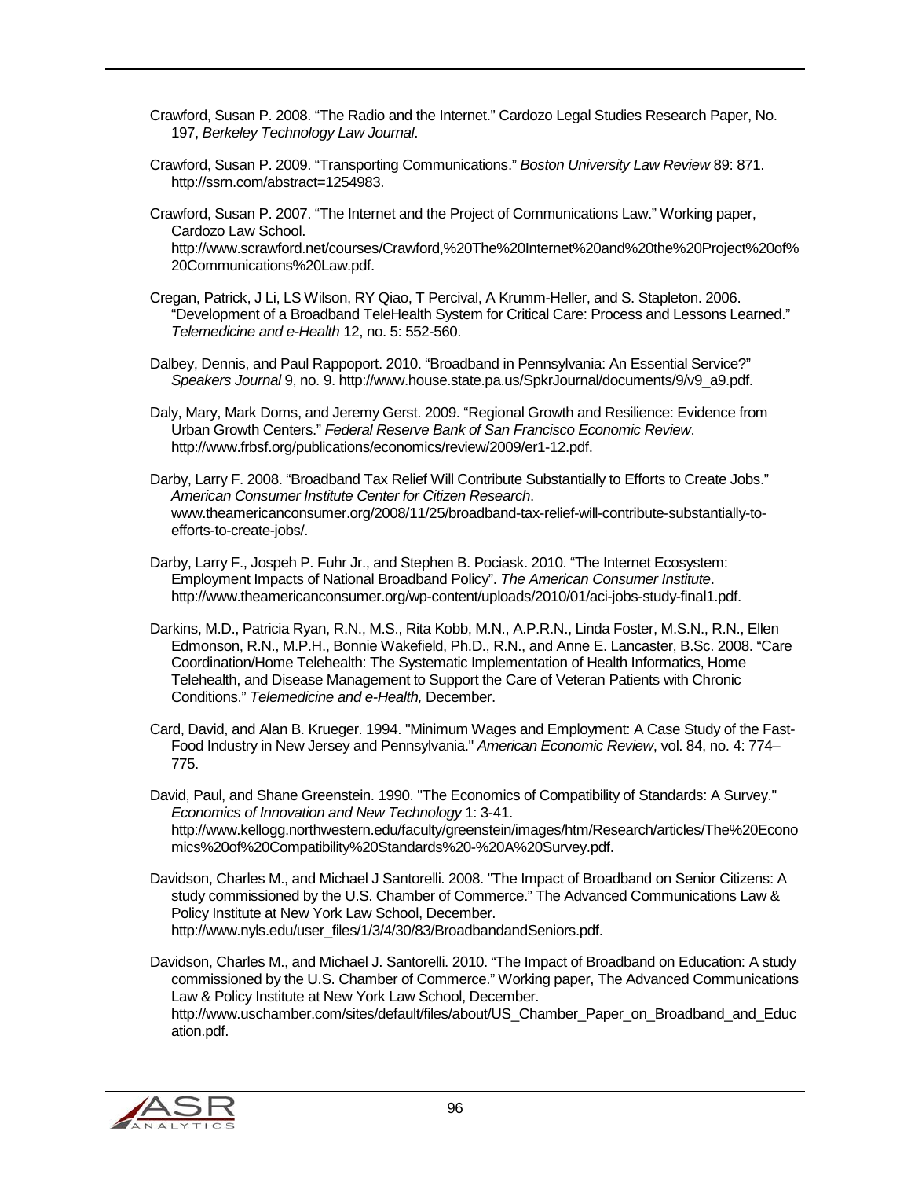Crawford, Susan P. 2008. "The Radio and the Internet." Cardozo Legal Studies Research Paper, No. 197, *Berkeley Technology Law Journal*.

Crawford, Susan P. 2009. "Transporting Communications." *Boston University Law Review* 89: 871. http://ssrn.com/abstract=1254983.

Crawford, Susan P. 2007. "The Internet and the Project of Communications Law." Working paper, Cardozo Law School. http://www.scrawford.net/courses/Crawford,%20The%20Internet%20and%20the%20Project%20of%20Communications%20Law.pdf.

Cregan, Patrick, J Li, LS Wilson, RY Qiao, T Percival, A Krumm-Heller, and S. Stapleton. 2006. "Development of a Broadband TeleHealth System for Critical Care: Process and Lessons Learned." *Telemedicine and e-Health* 12, no. 5: 552-560.

Dalbey, Dennis, and Paul Rappoport. 2010. "Broadband in Pennsylvania: An Essential Service?" *Speakers Journal* 9, no. 9. http://www.house.state.pa.us/SpkrJournal/documents/9/v9_a9.pdf.

Daly, Mary, Mark Doms, and Jeremy Gerst. 2009. "Regional Growth and Resilience: Evidence from Urban Growth Centers." *Federal Reserve Bank of San Francisco Economic Review*. http://www.frbsf.org/publications/economics/review/2009/er1-12.pdf.

Darby, Larry F. 2008. "Broadband Tax Relief Will Contribute Substantially to Efforts to Create Jobs." *American Consumer Institute Center for Citizen Research*. www.theamericanconsumer.org/2008/11/25/broadband-tax-relief-will-contribute-substantially-to-efforts-to-create-jobs/.

Darby, Larry F., Jospeh P. Fuhr Jr., and Stephen B. Pociask. 2010. "The Internet Ecosystem: Employment Impacts of National Broadband Policy". *The American Consumer Institute*. http://www.theamericanconsumer.org/wp-content/uploads/2010/01/aci-jobs-study-final1.pdf.

Darkins, M.D., Patricia Ryan, R.N., M.S., Rita Kobb, M.N., A.P.R.N., Linda Foster, M.S.N., R.N., Ellen Edmonson, R.N., M.P.H., Bonnie Wakefield, Ph.D., R.N., and Anne E. Lancaster, B.Sc. 2008. "Care Coordination/Home Telehealth: The Systematic Implementation of Health Informatics, Home Telehealth, and Disease Management to Support the Care of Veteran Patients with Chronic Conditions." *Telemedicine and e-Health,* December.

Card, David, and Alan B. Krueger. 1994. "Minimum Wages and Employment: A Case Study of the Fast-Food Industry in New Jersey and Pennsylvania." *American Economic Review*, vol. 84, no. 4: 774–775.

David, Paul, and Shane Greenstein. 1990. "The Economics of Compatibility of Standards: A Survey." *Economics of Innovation and New Technology* 1: 3-41. http://www.kellogg.northwestern.edu/faculty/greenstein/images/htm/Research/articles/The%20Economics%20of%20Compatibility%20Standards%20-%20A%20Survey.pdf.

Davidson, Charles M., and Michael J Santorelli. 2008. "The Impact of Broadband on Senior Citizens: A study commissioned by the U.S. Chamber of Commerce." The Advanced Communications Law & Policy Institute at New York Law School, December. http://www.nyls.edu/user_files/1/3/4/30/83/BroadbandandSeniors.pdf.

Davidson, Charles M., and Michael J. Santorelli. 2010. "The Impact of Broadband on Education: A study commissioned by the U.S. Chamber of Commerce." Working paper, The Advanced Communications Law & Policy Institute at New York Law School, December. http://www.uschamber.com/sites/default/files/about/US_Chamber_Paper_on_Broadband_and_Education.pdf.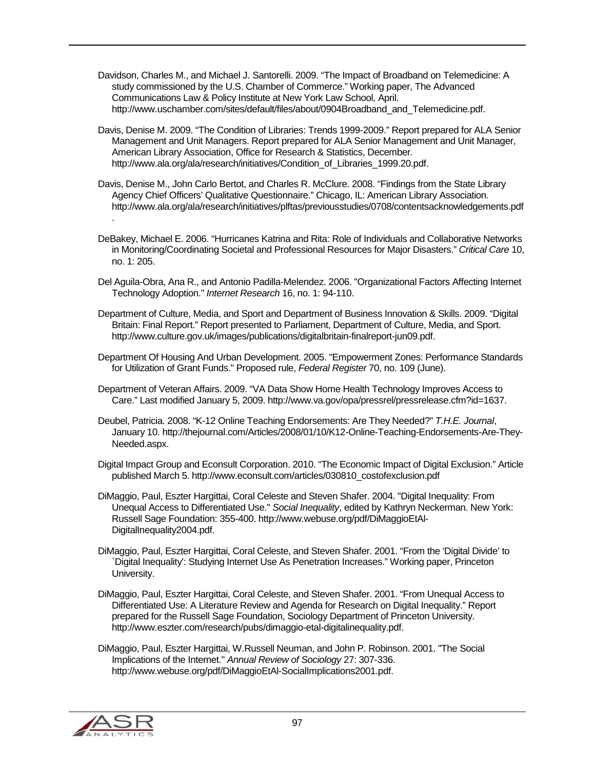Davidson, Charles M., and Michael J. Santorelli. 2009. “The Impact of Broadband on Telemedicine: A study commissioned by the U.S. Chamber of Commerce.” Working paper, The Advanced Communications Law & Policy Institute at New York Law School, April. http://www.uschamber.com/sites/default/files/about/0904Broadband_and_Telemedicine.pdf.

Davis, Denise M. 2009. “The Condition of Libraries: Trends 1999-2009.” Report prepared for ALA Senior Management and Unit Managers. Report prepared for ALA Senior Management and Unit Manager, American Library Association, Office for Research & Statistics, December. http://www.ala.org/ala/research/initiatives/Condition_of_Libraries_1999.20.pdf.

Davis, Denise M., John Carlo Bertot, and Charles R. McClure. 2008. “Findings from the State Library Agency Chief Officers’ Qualitative Questionnaire.” Chicago, IL: American Library Association. http://www.ala.org/ala/research/initiatives/plftas/previousstudies/0708/contentsacknowledgements.pdf.

DeBakey, Michael E. 2006. “Hurricanes Katrina and Rita: Role of Individuals and Collaborative Networks in Monitoring/Coordinating Societal and Professional Resources for Major Disasters.” *Critical Care* 10, no. 1: 205.

Del Aguila-Obra, Ana R., and Antonio Padilla-Melendez. 2006. "Organizational Factors Affecting Internet Technology Adoption." *Internet Research* 16, no. 1: 94-110.

Department of Culture, Media, and Sport and Department of Business Innovation & Skills. 2009. “Digital Britain: Final Report.” Report presented to Parliament, Department of Culture, Media, and Sport. http://www.culture.gov.uk/images/publications/digitalbritain-finalreport-jun09.pdf.

Department Of Housing And Urban Development. 2005. "Empowerment Zones: Performance Standards for Utilization of Grant Funds." Proposed rule, *Federal Register* 70, no. 109 (June).

Department of Veteran Affairs. 2009. “VA Data Show Home Health Technology Improves Access to Care.” Last modified January 5, 2009. http://www.va.gov/opa/pressrel/pressrelease.cfm?id=1637.

Deubel, Patricia. 2008. “K-12 Online Teaching Endorsements: Are They Needed?” *T.H.E. Journal*, January 10. http://thejournal.com/Articles/2008/01/10/K12-Online-Teaching-Endorsements-Are-They-Needed.aspx.

Digital Impact Group and Econsult Corporation. 2010. “The Economic Impact of Digital Exclusion.” Article published March 5. http://www.econsult.com/articles/030810_costofexclusion.pdf

DiMaggio, Paul, Eszter Hargittai, Coral Celeste and Steven Shafer. 2004. "Digital Inequality: From Unequal Access to Differentiated Use." *Social Inequality*, edited by Kathryn Neckerman. New York: Russell Sage Foundation: 355-400. http://www.webuse.org/pdf/DiMaggioEtAl-DigitalInequality2004.pdf.

DiMaggio, Paul, Eszter Hargittai, Coral Celeste, and Steven Shafer. 2001. “From the ‘Digital Divide’ to `Digital Inequality’: Studying Internet Use As Penetration Increases.” Working paper, Princeton University.

DiMaggio, Paul, Eszter Hargittai, Coral Celeste, and Steven Shafer. 2001. “From Unequal Access to Differentiated Use: A Literature Review and Agenda for Research on Digital Inequality.” Report prepared for the Russell Sage Foundation, Sociology Department of Princeton University. http://www.eszter.com/research/pubs/dimaggio-etal-digitalinequality.pdf.

DiMaggio, Paul, Eszter Hargittai, W.Russell Neuman, and John P. Robinson. 2001. "The Social Implications of the Internet." *Annual Review of Sociology* 27: 307-336. http://www.webuse.org/pdf/DiMaggioEtAl-SocialImplications2001.pdf.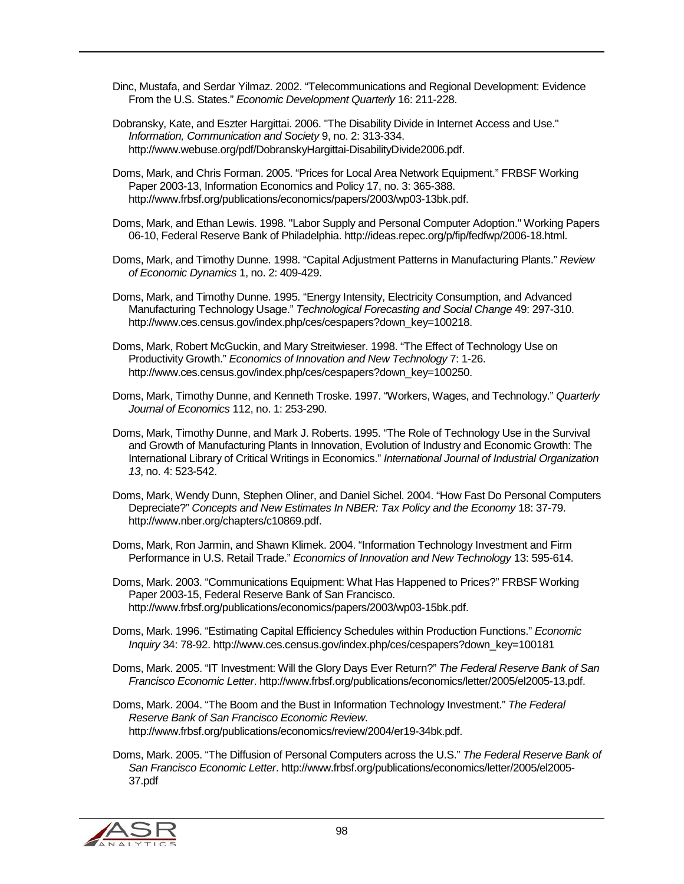Dinc, Mustafa, and Serdar Yilmaz. 2002. "Telecommunications and Regional Development: Evidence From the U.S. States." *Economic Development Quarterly* 16: 211-228.

Dobransky, Kate, and Eszter Hargittai. 2006. "The Disability Divide in Internet Access and Use." *Information, Communication and Society* 9, no. 2: 313-334. http://www.webuse.org/pdf/DobranskyHargittai-DisabilityDivide2006.pdf.

Doms, Mark, and Chris Forman. 2005. "Prices for Local Area Network Equipment." FRBSF Working Paper 2003-13, Information Economics and Policy 17, no. 3: 365-388. http://www.frbsf.org/publications/economics/papers/2003/wp03-13bk.pdf.

Doms, Mark, and Ethan Lewis. 1998. "Labor Supply and Personal Computer Adoption." Working Papers 06-10, Federal Reserve Bank of Philadelphia. http://ideas.repec.org/p/fip/fedfwp/2006-18.html.

Doms, Mark, and Timothy Dunne. 1998. "Capital Adjustment Patterns in Manufacturing Plants." *Review of Economic Dynamics* 1, no. 2: 409-429.

Doms, Mark, and Timothy Dunne. 1995. "Energy Intensity, Electricity Consumption, and Advanced Manufacturing Technology Usage." *Technological Forecasting and Social Change* 49: 297-310. http://www.ces.census.gov/index.php/ces/cespapers?down_key=100218.

Doms, Mark, Robert McGuckin, and Mary Streitwieser. 1998. "The Effect of Technology Use on Productivity Growth." *Economics of Innovation and New Technology* 7: 1-26. http://www.ces.census.gov/index.php/ces/cespapers?down_key=100250.

Doms, Mark, Timothy Dunne, and Kenneth Troske. 1997. "Workers, Wages, and Technology." *Quarterly Journal of Economics* 112, no. 1: 253-290.

Doms, Mark, Timothy Dunne, and Mark J. Roberts. 1995. "The Role of Technology Use in the Survival and Growth of Manufacturing Plants in Innovation, Evolution of Industry and Economic Growth: The International Library of Critical Writings in Economics." *International Journal of Industrial Organization 13*, no. 4: 523-542.

Doms, Mark, Wendy Dunn, Stephen Oliner, and Daniel Sichel. 2004. "How Fast Do Personal Computers Depreciate?" *Concepts and New Estimates In NBER: Tax Policy and the Economy* 18: 37-79. http://www.nber.org/chapters/c10869.pdf.

Doms, Mark, Ron Jarmin, and Shawn Klimek. 2004. "Information Technology Investment and Firm Performance in U.S. Retail Trade." *Economics of Innovation and New Technology* 13: 595-614.

Doms, Mark. 2003. "Communications Equipment: What Has Happened to Prices?" FRBSF Working Paper 2003-15, Federal Reserve Bank of San Francisco. http://www.frbsf.org/publications/economics/papers/2003/wp03-15bk.pdf.

Doms, Mark. 1996. "Estimating Capital Efficiency Schedules within Production Functions." *Economic Inquiry* 34: 78-92. http://www.ces.census.gov/index.php/ces/cespapers?down_key=100181

Doms, Mark. 2005. "IT Investment: Will the Glory Days Ever Return?" *The Federal Reserve Bank of San Francisco Economic Letter*. http://www.frbsf.org/publications/economics/letter/2005/el2005-13.pdf.

Doms, Mark. 2004. "The Boom and the Bust in Information Technology Investment." *The Federal Reserve Bank of San Francisco Economic Review*. http://www.frbsf.org/publications/economics/review/2004/er19-34bk.pdf.

Doms, Mark. 2005. "The Diffusion of Personal Computers across the U.S." *The Federal Reserve Bank of San Francisco Economic Letter*. http://www.frbsf.org/publications/economics/letter/2005/el2005-37.pdf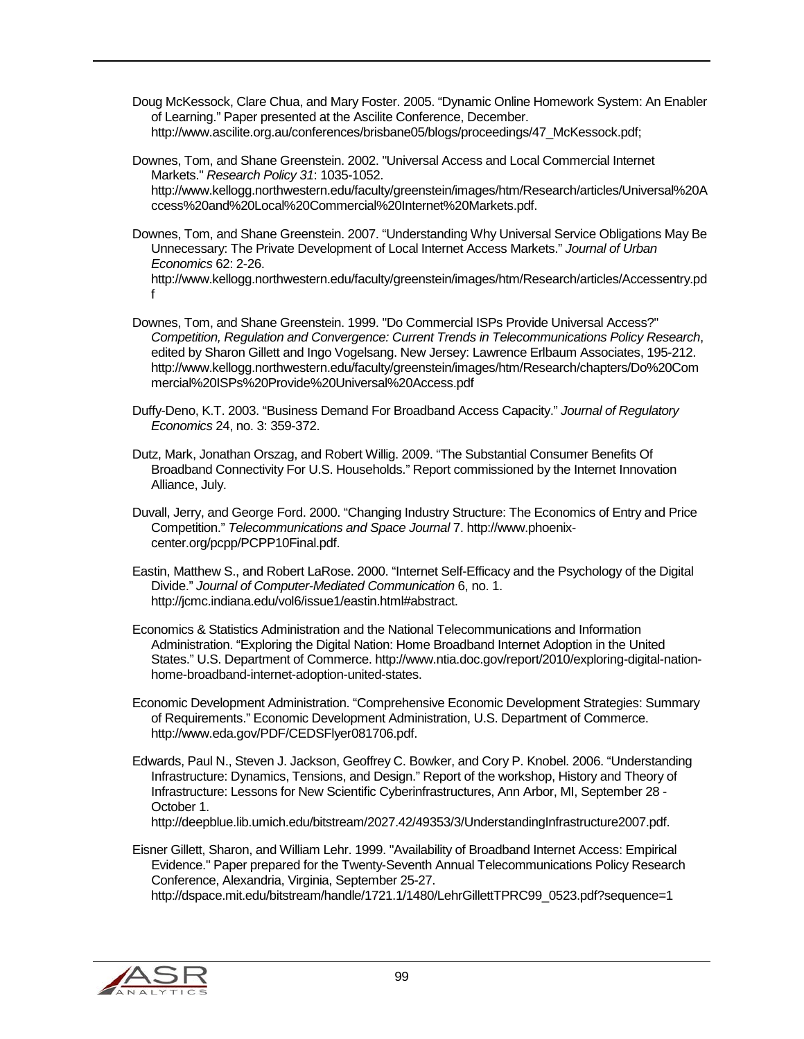Doug McKessock, Clare Chua, and Mary Foster. 2005. "Dynamic Online Homework System: An Enabler of Learning." Paper presented at the Ascilite Conference, December. http://www.ascilite.org.au/conferences/brisbane05/blogs/proceedings/47_McKessock.pdf;

Downes, Tom, and Shane Greenstein. 2002. "Universal Access and Local Commercial Internet Markets." *Research Policy 31*: 1035-1052. http://www.kellogg.northwestern.edu/faculty/greenstein/images/htm/Research/articles/Universal%20Access%20and%20Local%20Commercial%20Internet%20Markets.pdf.

Downes, Tom, and Shane Greenstein. 2007. "Understanding Why Universal Service Obligations May Be Unnecessary: The Private Development of Local Internet Access Markets." *Journal of Urban Economics* 62: 2-26. http://www.kellogg.northwestern.edu/faculty/greenstein/images/htm/Research/articles/Accessentry.pdf

Downes, Tom, and Shane Greenstein. 1999. "Do Commercial ISPs Provide Universal Access?" *Competition, Regulation and Convergence: Current Trends in Telecommunications Policy Research*, edited by Sharon Gillett and Ingo Vogelsang. New Jersey: Lawrence Erlbaum Associates, 195-212. http://www.kellogg.northwestern.edu/faculty/greenstein/images/htm/Research/chapters/Do%20Commercial%20ISPs%20Provide%20Universal%20Access.pdf

Duffy-Deno, K.T. 2003. "Business Demand For Broadband Access Capacity." *Journal of Regulatory Economics* 24, no. 3: 359-372.

Dutz, Mark, Jonathan Orszag, and Robert Willig. 2009. "The Substantial Consumer Benefits Of Broadband Connectivity For U.S. Households." Report commissioned by the Internet Innovation Alliance, July.

Duvall, Jerry, and George Ford. 2000. "Changing Industry Structure: The Economics of Entry and Price Competition." *Telecommunications and Space Journal* 7. http://www.phoenix-center.org/pcpp/PCPP10Final.pdf.

Eastin, Matthew S., and Robert LaRose. 2000. "Internet Self-Efficacy and the Psychology of the Digital Divide." *Journal of Computer-Mediated Communication* 6, no. 1. http://jcmc.indiana.edu/vol6/issue1/eastin.html#abstract.

Economics & Statistics Administration and the National Telecommunications and Information Administration. "Exploring the Digital Nation: Home Broadband Internet Adoption in the United States." U.S. Department of Commerce. http://www.ntia.doc.gov/report/2010/exploring-digital-nation-home-broadband-internet-adoption-united-states.

Economic Development Administration. "Comprehensive Economic Development Strategies: Summary of Requirements." Economic Development Administration, U.S. Department of Commerce. http://www.eda.gov/PDF/CEDSFlyer081706.pdf.

Edwards, Paul N., Steven J. Jackson, Geoffrey C. Bowker, and Cory P. Knobel. 2006. "Understanding Infrastructure: Dynamics, Tensions, and Design." Report of the workshop, History and Theory of Infrastructure: Lessons for New Scientific Cyberinfrastructures, Ann Arbor, MI, September 28 - October 1. http://deepblue.lib.umich.edu/bitstream/2027.42/49353/3/UnderstandingInfrastructure2007.pdf.

Eisner Gillett, Sharon, and William Lehr. 1999. "Availability of Broadband Internet Access: Empirical Evidence." Paper prepared for the Twenty-Seventh Annual Telecommunications Policy Research Conference, Alexandria, Virginia, September 25-27. http://dspace.mit.edu/bitstream/handle/1721.1/1480/LehrGillettTPRC99_0523.pdf?sequence=1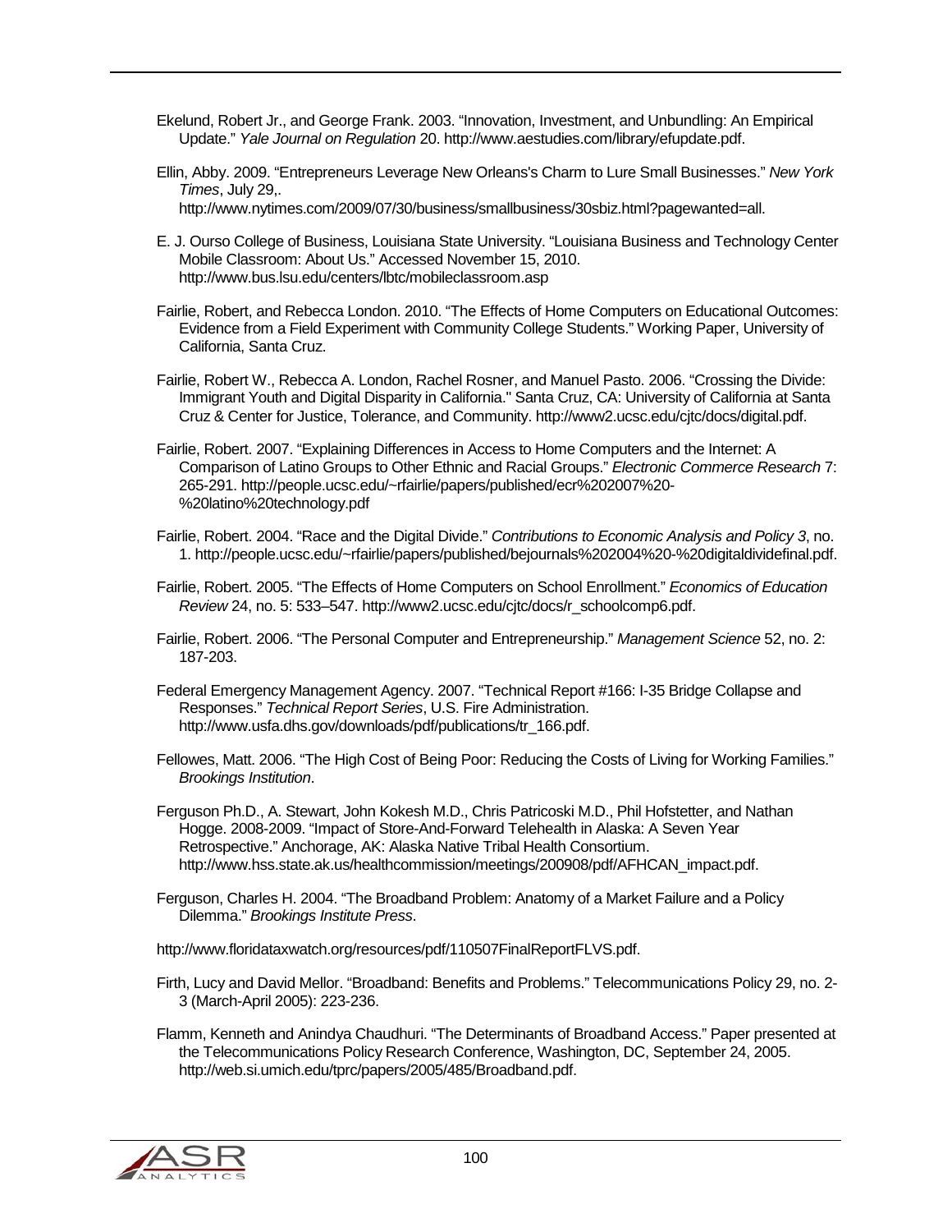Ekelund, Robert Jr., and George Frank. 2003. “Innovation, Investment, and Unbundling: An Empirical Update.” *Yale Journal on Regulation* 20. http://www.aestudies.com/library/efupdate.pdf.

Ellin, Abby. 2009. “Entrepreneurs Leverage New Orleans's Charm to Lure Small Businesses.” *New York Times*, July 29,. http://www.nytimes.com/2009/07/30/business/smallbusiness/30sbiz.html?pagewanted=all.

E. J. Ourso College of Business, Louisiana State University. “Louisiana Business and Technology Center Mobile Classroom: About Us.” Accessed November 15, 2010. http://www.bus.lsu.edu/centers/lbtc/mobileclassroom.asp

Fairlie, Robert, and Rebecca London. 2010. “The Effects of Home Computers on Educational Outcomes: Evidence from a Field Experiment with Community College Students.” Working Paper, University of California, Santa Cruz.

Fairlie, Robert W., Rebecca A. London, Rachel Rosner, and Manuel Pasto. 2006. “Crossing the Divide: Immigrant Youth and Digital Disparity in California." Santa Cruz, CA: University of California at Santa Cruz & Center for Justice, Tolerance, and Community. http://www2.ucsc.edu/cjtc/docs/digital.pdf.

Fairlie, Robert. 2007. “Explaining Differences in Access to Home Computers and the Internet: A Comparison of Latino Groups to Other Ethnic and Racial Groups.” *Electronic Commerce Research* 7: 265-291. http://people.ucsc.edu/~rfairlie/papers/published/ecr%202007%20-%20latino%20technology.pdf

Fairlie, Robert. 2004. “Race and the Digital Divide.” *Contributions to Economic Analysis and Policy 3*, no. 1. http://people.ucsc.edu/~rfairlie/papers/published/bejournals%202004%20-%20digitaldividefinal.pdf.

Fairlie, Robert. 2005. “The Effects of Home Computers on School Enrollment.” *Economics of Education Review* 24, no. 5: 533–547. http://www2.ucsc.edu/cjtc/docs/r_schoolcomp6.pdf.

Fairlie, Robert. 2006. “The Personal Computer and Entrepreneurship.” *Management Science* 52, no. 2: 187-203.

Federal Emergency Management Agency. 2007. “Technical Report #166: I-35 Bridge Collapse and Responses.” *Technical Report Series*, U.S. Fire Administration. http://www.usfa.dhs.gov/downloads/pdf/publications/tr_166.pdf.

Fellowes, Matt. 2006. “The High Cost of Being Poor: Reducing the Costs of Living for Working Families.” *Brookings Institution*.

Ferguson Ph.D., A. Stewart, John Kokesh M.D., Chris Patricoski M.D., Phil Hofstetter, and Nathan Hogge. 2008-2009. “Impact of Store-And-Forward Telehealth in Alaska: A Seven Year Retrospective.” Anchorage, AK: Alaska Native Tribal Health Consortium. http://www.hss.state.ak.us/healthcommission/meetings/200908/pdf/AFHCAN_impact.pdf.

Ferguson, Charles H. 2004. “The Broadband Problem: Anatomy of a Market Failure and a Policy Dilemma.” *Brookings Institute Press*.

http://www.floridataxwatch.org/resources/pdf/110507FinalReportFLVS.pdf.

Firth, Lucy and David Mellor. “Broadband: Benefits and Problems.” Telecommunications Policy 29, no. 2-3 (March-April 2005): 223-236.

Flamm, Kenneth and Anindya Chaudhuri. “The Determinants of Broadband Access.” Paper presented at the Telecommunications Policy Research Conference, Washington, DC, September 24, 2005. http://web.si.umich.edu/tprc/papers/2005/485/Broadband.pdf.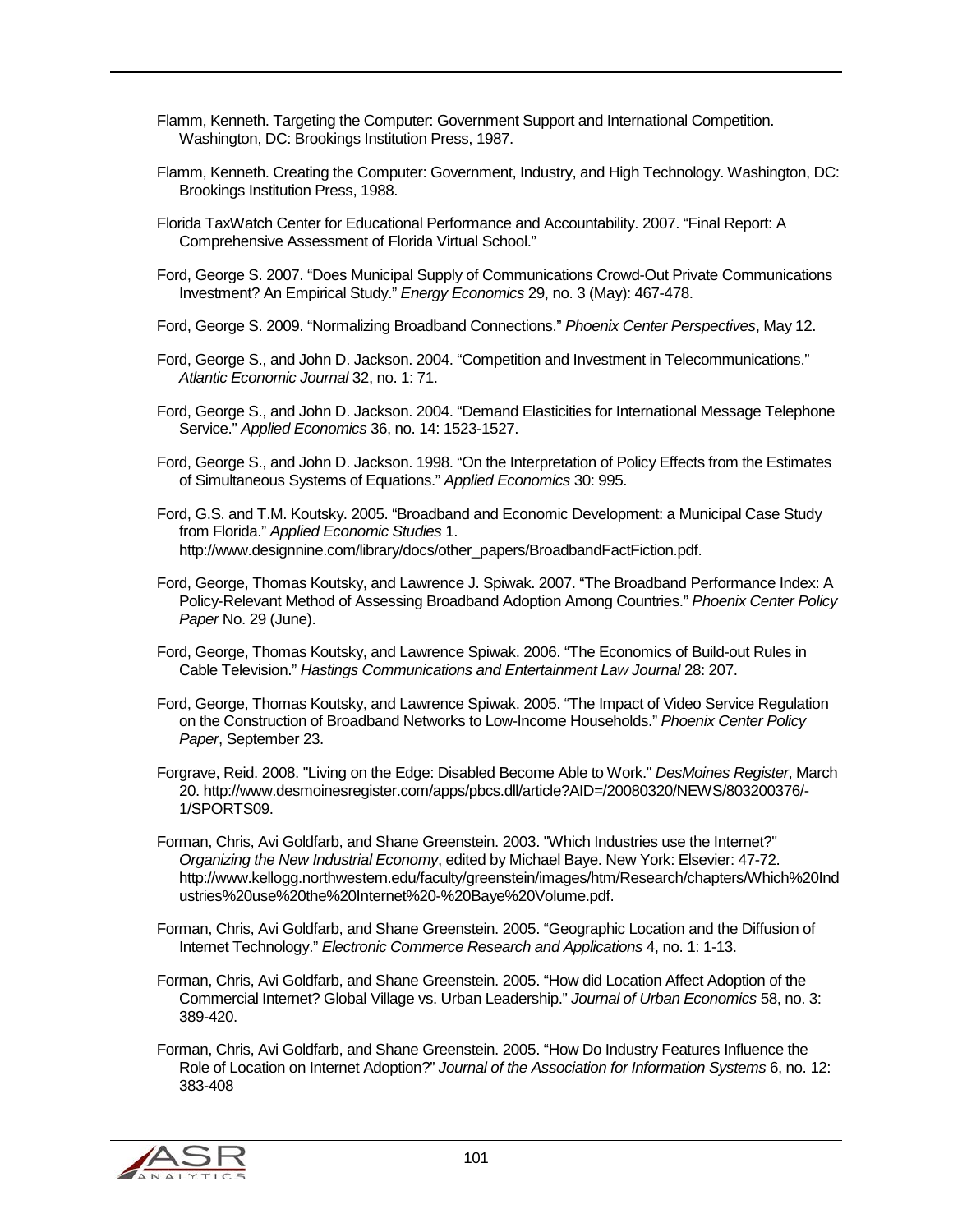Flamm, Kenneth. Targeting the Computer: Government Support and International Competition. Washington, DC: Brookings Institution Press, 1987.

Flamm, Kenneth. Creating the Computer: Government, Industry, and High Technology. Washington, DC: Brookings Institution Press, 1988.

Florida TaxWatch Center for Educational Performance and Accountability. 2007. "Final Report: A Comprehensive Assessment of Florida Virtual School."

Ford, George S. 2007. "Does Municipal Supply of Communications Crowd-Out Private Communications Investment? An Empirical Study." *Energy Economics* 29, no. 3 (May): 467-478.

Ford, George S. 2009. "Normalizing Broadband Connections." *Phoenix Center Perspectives*, May 12.

Ford, George S., and John D. Jackson. 2004. "Competition and Investment in Telecommunications." *Atlantic Economic Journal* 32, no. 1: 71.

Ford, George S., and John D. Jackson. 2004. "Demand Elasticities for International Message Telephone Service." *Applied Economics* 36, no. 14: 1523-1527.

Ford, George S., and John D. Jackson. 1998. "On the Interpretation of Policy Effects from the Estimates of Simultaneous Systems of Equations." *Applied Economics* 30: 995.

Ford, G.S. and T.M. Koutsky. 2005. "Broadband and Economic Development: a Municipal Case Study from Florida." *Applied Economic Studies* 1. http://www.designnine.com/library/docs/other_papers/BroadbandFactFiction.pdf.

Ford, George, Thomas Koutsky, and Lawrence J. Spiwak. 2007. "The Broadband Performance Index: A Policy-Relevant Method of Assessing Broadband Adoption Among Countries." *Phoenix Center Policy Paper* No. 29 (June).

Ford, George, Thomas Koutsky, and Lawrence Spiwak. 2006. "The Economics of Build-out Rules in Cable Television." *Hastings Communications and Entertainment Law Journal* 28: 207.

Ford, George, Thomas Koutsky, and Lawrence Spiwak. 2005. "The Impact of Video Service Regulation on the Construction of Broadband Networks to Low-Income Households." *Phoenix Center Policy Paper*, September 23.

Forgrave, Reid. 2008. "Living on the Edge: Disabled Become Able to Work." *DesMoines Register*, March 20. http://www.desmoinesregister.com/apps/pbcs.dll/article?AID=/20080320/NEWS/803200376/-1/SPORTS09.

Forman, Chris, Avi Goldfarb, and Shane Greenstein. 2003. "Which Industries use the Internet?" *Organizing the New Industrial Economy*, edited by Michael Baye. New York: Elsevier: 47-72. http://www.kellogg.northwestern.edu/faculty/greenstein/images/htm/Research/chapters/Which%20Industries%20use%20the%20Internet%20-%20Baye%20Volume.pdf.

Forman, Chris, Avi Goldfarb, and Shane Greenstein. 2005. "Geographic Location and the Diffusion of Internet Technology." *Electronic Commerce Research and Applications* 4, no. 1: 1-13.

Forman, Chris, Avi Goldfarb, and Shane Greenstein. 2005. "How did Location Affect Adoption of the Commercial Internet? Global Village vs. Urban Leadership." *Journal of Urban Economics* 58, no. 3: 389-420.

Forman, Chris, Avi Goldfarb, and Shane Greenstein. 2005. "How Do Industry Features Influence the Role of Location on Internet Adoption?" *Journal of the Association for Information Systems* 6, no. 12: 383-408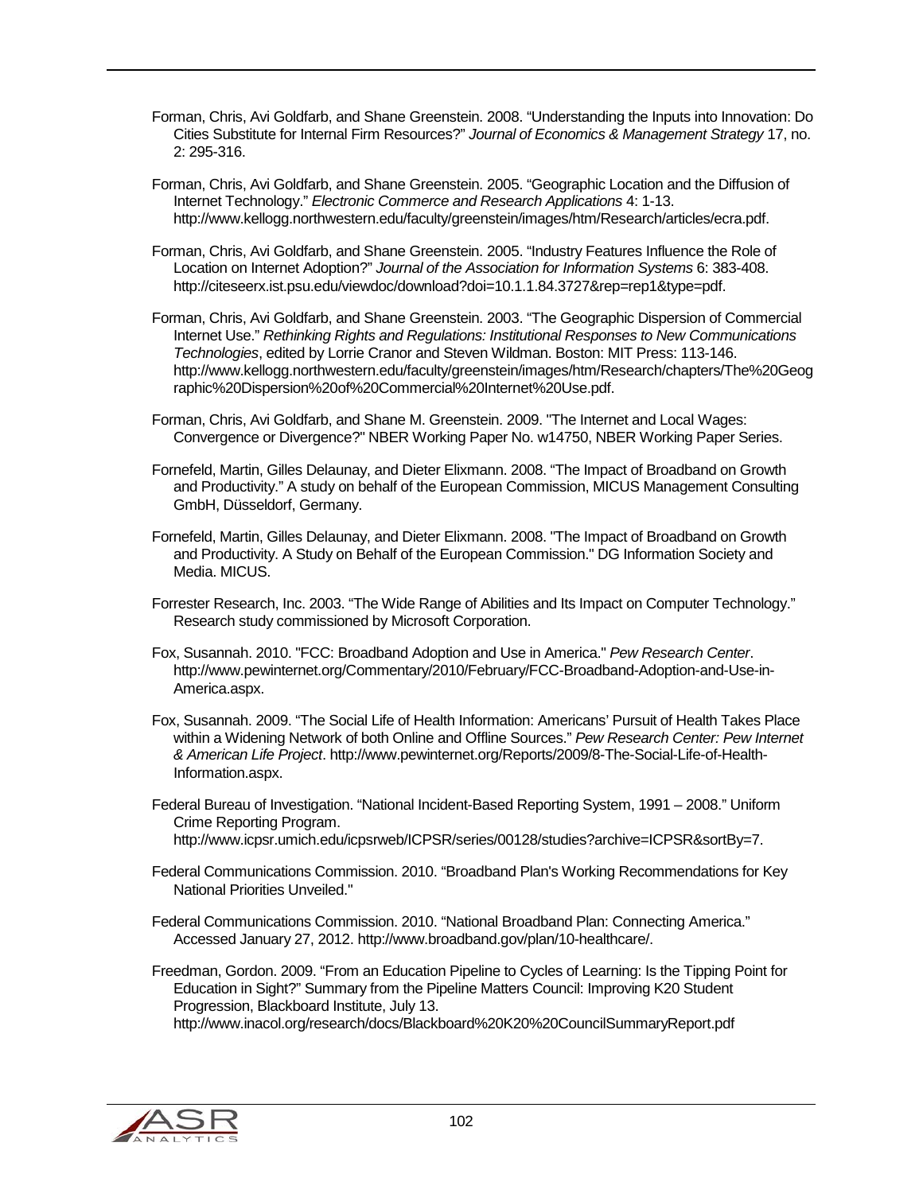Forman, Chris, Avi Goldfarb, and Shane Greenstein. 2008. “Understanding the Inputs into Innovation: Do Cities Substitute for Internal Firm Resources?” *Journal of Economics & Management Strategy* 17, no. 2: 295-316.

Forman, Chris, Avi Goldfarb, and Shane Greenstein. 2005. “Geographic Location and the Diffusion of Internet Technology.” *Electronic Commerce and Research Applications* 4: 1-13. http://www.kellogg.northwestern.edu/faculty/greenstein/images/htm/Research/articles/ecra.pdf.

Forman, Chris, Avi Goldfarb, and Shane Greenstein. 2005. “Industry Features Influence the Role of Location on Internet Adoption?” *Journal of the Association for Information Systems* 6: 383-408. http://citeseerx.ist.psu.edu/viewdoc/download?doi=10.1.1.84.3727&rep=rep1&type=pdf.

Forman, Chris, Avi Goldfarb, and Shane Greenstein. 2003. “The Geographic Dispersion of Commercial Internet Use.” *Rethinking Rights and Regulations: Institutional Responses to New Communications Technologies*, edited by Lorrie Cranor and Steven Wildman. Boston: MIT Press: 113-146. http://www.kellogg.northwestern.edu/faculty/greenstein/images/htm/Research/chapters/The%20Geographic%20Dispersion%20of%20Commercial%20Internet%20Use.pdf.

Forman, Chris, Avi Goldfarb, and Shane M. Greenstein. 2009. "The Internet and Local Wages: Convergence or Divergence?" NBER Working Paper No. w14750, NBER Working Paper Series.

Fornefeld, Martin, Gilles Delaunay, and Dieter Elixmann. 2008. “The Impact of Broadband on Growth and Productivity.” A study on behalf of the European Commission, MICUS Management Consulting GmbH, Düsseldorf, Germany.

Fornefeld, Martin, Gilles Delaunay, and Dieter Elixmann. 2008. "The Impact of Broadband on Growth and Productivity. A Study on Behalf of the European Commission." DG Information Society and Media. MICUS.

Forrester Research, Inc. 2003. “The Wide Range of Abilities and Its Impact on Computer Technology.” Research study commissioned by Microsoft Corporation.

Fox, Susannah. 2010. "FCC: Broadband Adoption and Use in America." *Pew Research Center*. http://www.pewinternet.org/Commentary/2010/February/FCC-Broadband-Adoption-and-Use-in-America.aspx.

Fox, Susannah. 2009. “The Social Life of Health Information: Americans’ Pursuit of Health Takes Place within a Widening Network of both Online and Offline Sources.” *Pew Research Center: Pew Internet & American Life Project*. http://www.pewinternet.org/Reports/2009/8-The-Social-Life-of-Health-Information.aspx.

Federal Bureau of Investigation. “National Incident-Based Reporting System, 1991 – 2008.” Uniform Crime Reporting Program. http://www.icpsr.umich.edu/icpsrweb/ICPSR/series/00128/studies?archive=ICPSR&sortBy=7.

Federal Communications Commission. 2010. “Broadband Plan's Working Recommendations for Key National Priorities Unveiled."

Federal Communications Commission. 2010. “National Broadband Plan: Connecting America.” Accessed January 27, 2012. http://www.broadband.gov/plan/10-healthcare/.

Freedman, Gordon. 2009. “From an Education Pipeline to Cycles of Learning: Is the Tipping Point for Education in Sight?” Summary from the Pipeline Matters Council: Improving K20 Student Progression, Blackboard Institute, July 13. http://www.inacol.org/research/docs/Blackboard%20K20%20CouncilSummaryReport.pdf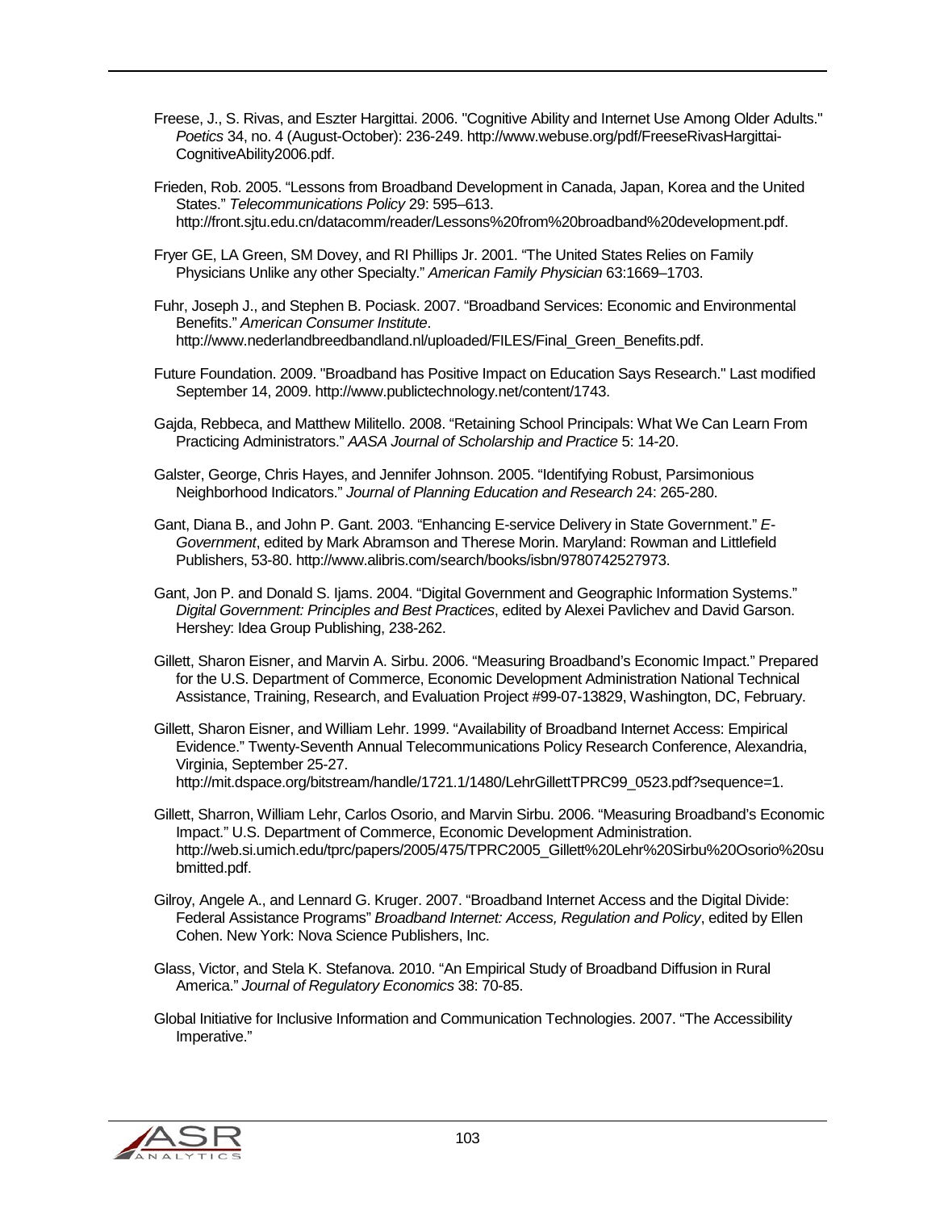Freese, J., S. Rivas, and Eszter Hargittai. 2006. "Cognitive Ability and Internet Use Among Older Adults." *Poetics* 34, no. 4 (August-October): 236-249. http://www.webuse.org/pdf/FreeseRivasHargittai-CognitiveAbility2006.pdf.

Frieden, Rob. 2005. "Lessons from Broadband Development in Canada, Japan, Korea and the United States." *Telecommunications Policy* 29: 595–613. http://front.sjtu.edu.cn/datacomm/reader/Lessons%20from%20broadband%20development.pdf.

Fryer GE, LA Green, SM Dovey, and RI Phillips Jr. 2001. "The United States Relies on Family Physicians Unlike any other Specialty." *American Family Physician* 63:1669–1703.

Fuhr, Joseph J., and Stephen B. Pociask. 2007. "Broadband Services: Economic and Environmental Benefits." *American Consumer Institute*. http://www.nederlandbreedbandland.nl/uploaded/FILES/Final_Green_Benefits.pdf.

Future Foundation. 2009. "Broadband has Positive Impact on Education Says Research." Last modified September 14, 2009. http://www.publictechnology.net/content/1743.

Gajda, Rebbeca, and Matthew Militello. 2008. "Retaining School Principals: What We Can Learn From Practicing Administrators." *AASA Journal of Scholarship and Practice* 5: 14-20.

Galster, George, Chris Hayes, and Jennifer Johnson. 2005. "Identifying Robust, Parsimonious Neighborhood Indicators." *Journal of Planning Education and Research* 24: 265-280.

Gant, Diana B., and John P. Gant. 2003. "Enhancing E-service Delivery in State Government." *E-Government*, edited by Mark Abramson and Therese Morin. Maryland: Rowman and Littlefield Publishers, 53-80. http://www.alibris.com/search/books/isbn/9780742527973.

Gant, Jon P. and Donald S. Ijams. 2004. "Digital Government and Geographic Information Systems." *Digital Government: Principles and Best Practices*, edited by Alexei Pavlichev and David Garson. Hershey: Idea Group Publishing, 238-262.

Gillett, Sharon Eisner, and Marvin A. Sirbu. 2006. "Measuring Broadband's Economic Impact." Prepared for the U.S. Department of Commerce, Economic Development Administration National Technical Assistance, Training, Research, and Evaluation Project #99-07-13829, Washington, DC, February.

Gillett, Sharon Eisner, and William Lehr. 1999. "Availability of Broadband Internet Access: Empirical Evidence." Twenty-Seventh Annual Telecommunications Policy Research Conference, Alexandria, Virginia, September 25-27. http://mit.dspace.org/bitstream/handle/1721.1/1480/LehrGillettTPRC99_0523.pdf?sequence=1.

Gillett, Sharron, William Lehr, Carlos Osorio, and Marvin Sirbu. 2006. "Measuring Broadband's Economic Impact." U.S. Department of Commerce, Economic Development Administration. http://web.si.umich.edu/tprc/papers/2005/475/TPRC2005_Gillett%20Lehr%20Sirbu%20Osorio%20submitted.pdf.

Gilroy, Angele A., and Lennard G. Kruger. 2007. "Broadband Internet Access and the Digital Divide: Federal Assistance Programs" *Broadband Internet: Access, Regulation and Policy*, edited by Ellen Cohen. New York: Nova Science Publishers, Inc.

Glass, Victor, and Stela K. Stefanova. 2010. "An Empirical Study of Broadband Diffusion in Rural America." *Journal of Regulatory Economics* 38: 70-85.

Global Initiative for Inclusive Information and Communication Technologies. 2007. "The Accessibility Imperative."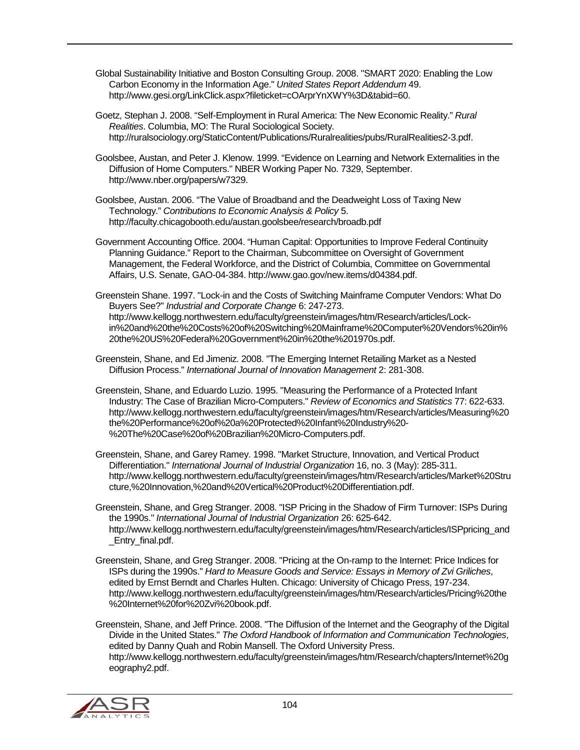Global Sustainability Initiative and Boston Consulting Group. 2008. "SMART 2020: Enabling the Low Carbon Economy in the Information Age." *United States Report Addendum* 49. http://www.gesi.org/LinkClick.aspx?fileticket=cOArprYnXWY%3D&tabid=60.

Goetz, Stephan J. 2008. "Self-Employment in Rural America: The New Economic Reality." *Rural Realities*. Columbia, MO: The Rural Sociological Society. http://ruralsociology.org/StaticContent/Publications/Ruralrealities/pubs/RuralRealities2-3.pdf.

Goolsbee, Austan, and Peter J. Klenow. 1999. "Evidence on Learning and Network Externalities in the Diffusion of Home Computers." NBER Working Paper No. 7329, September. http://www.nber.org/papers/w7329.

Goolsbee, Austan. 2006. "The Value of Broadband and the Deadweight Loss of Taxing New Technology." *Contributions to Economic Analysis & Policy* 5. http://faculty.chicagobooth.edu/austan.goolsbee/research/broadb.pdf

Government Accounting Office. 2004. "Human Capital: Opportunities to Improve Federal Continuity Planning Guidance." Report to the Chairman, Subcommittee on Oversight of Government Management, the Federal Workforce, and the District of Columbia, Committee on Governmental Affairs, U.S. Senate, GAO-04-384. http://www.gao.gov/new.items/d04384.pdf.

Greenstein Shane. 1997. "Lock-in and the Costs of Switching Mainframe Computer Vendors: What Do Buyers See?" *Industrial and Corporate Change* 6: 247-273. http://www.kellogg.northwestern.edu/faculty/greenstein/images/htm/Research/articles/Lock-in%20and%20the%20Costs%20of%20Switching%20Mainframe%20Computer%20Vendors%20in%20the%20US%20Federal%20Government%20in%20the%201970s.pdf.

Greenstein, Shane, and Ed Jimeniz. 2008. "The Emerging Internet Retailing Market as a Nested Diffusion Process." *International Journal of Innovation Management* 2: 281-308.

Greenstein, Shane, and Eduardo Luzio. 1995. "Measuring the Performance of a Protected Infant Industry: The Case of Brazilian Micro-Computers." *Review of Economics and Statistics* 77: 622-633. http://www.kellogg.northwestern.edu/faculty/greenstein/images/htm/Research/articles/Measuring%20the%20Performance%20of%20a%20Protected%20Infant%20Industry%20-%20The%20Case%20of%20Brazilian%20Micro-Computers.pdf.

Greenstein, Shane, and Garey Ramey. 1998. "Market Structure, Innovation, and Vertical Product Differentiation." *International Journal of Industrial Organization* 16, no. 3 (May): 285-311. http://www.kellogg.northwestern.edu/faculty/greenstein/images/htm/Research/articles/Market%20Structure,%20Innovation,%20and%20Vertical%20Product%20Differentiation.pdf.

Greenstein, Shane, and Greg Stranger. 2008. "ISP Pricing in the Shadow of Firm Turnover: ISPs During the 1990s." *International Journal of Industrial Organization* 26: 625-642. http://www.kellogg.northwestern.edu/faculty/greenstein/images/htm/Research/articles/ISPpricing_and_Entry_final.pdf.

Greenstein, Shane, and Greg Stranger. 2008. "Pricing at the On-ramp to the Internet: Price Indices for ISPs during the 1990s." *Hard to Measure Goods and Service: Essays in Memory of Zvi Griliches*, edited by Ernst Berndt and Charles Hulten. Chicago: University of Chicago Press, 197-234. http://www.kellogg.northwestern.edu/faculty/greenstein/images/htm/Research/articles/Pricing%20the%20Internet%20for%20Zvi%20book.pdf.

Greenstein, Shane, and Jeff Prince. 2008. "The Diffusion of the Internet and the Geography of the Digital Divide in the United States." *The Oxford Handbook of Information and Communication Technologies*, edited by Danny Quah and Robin Mansell. The Oxford University Press. http://www.kellogg.northwestern.edu/faculty/greenstein/images/htm/Research/chapters/Internet%20geography2.pdf.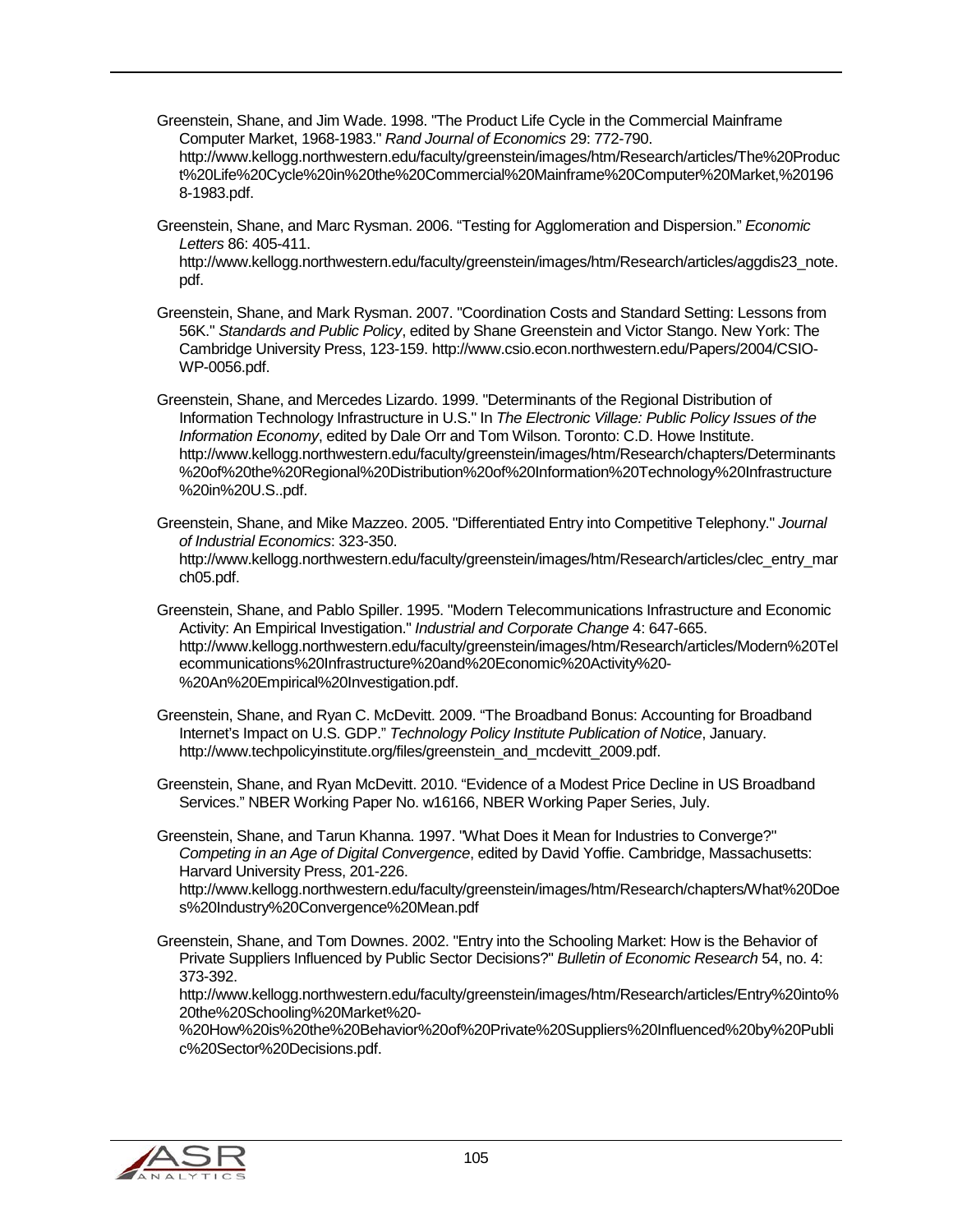Greenstein, Shane, and Jim Wade. 1998. "The Product Life Cycle in the Commercial Mainframe Computer Market, 1968-1983." *Rand Journal of Economics* 29: 772-790. http://www.kellogg.northwestern.edu/faculty/greenstein/images/htm/Research/articles/The%20Product%20Life%20Cycle%20in%20the%20Commercial%20Mainframe%20Computer%20Market,%201968-1983.pdf.

Greenstein, Shane, and Marc Rysman. 2006. "Testing for Agglomeration and Dispersion." *Economic Letters* 86: 405-411. http://www.kellogg.northwestern.edu/faculty/greenstein/images/htm/Research/articles/aggdis23_note.pdf.

Greenstein, Shane, and Mark Rysman. 2007. "Coordination Costs and Standard Setting: Lessons from 56K." *Standards and Public Policy*, edited by Shane Greenstein and Victor Stango. New York: The Cambridge University Press, 123-159. http://www.csio.econ.northwestern.edu/Papers/2004/CSIO-WP-0056.pdf.

Greenstein, Shane, and Mercedes Lizardo. 1999. "Determinants of the Regional Distribution of Information Technology Infrastructure in U.S." In *The Electronic Village: Public Policy Issues of the Information Economy*, edited by Dale Orr and Tom Wilson. Toronto: C.D. Howe Institute. http://www.kellogg.northwestern.edu/faculty/greenstein/images/htm/Research/chapters/Determinants%20of%20the%20Regional%20Distribution%20of%20Information%20Technology%20Infrastructure%20in%20U.S..pdf.

Greenstein, Shane, and Mike Mazzeo. 2005. "Differentiated Entry into Competitive Telephony." *Journal of Industrial Economics*: 323-350. http://www.kellogg.northwestern.edu/faculty/greenstein/images/htm/Research/articles/clec_entry_march05.pdf.

Greenstein, Shane, and Pablo Spiller. 1995. "Modern Telecommunications Infrastructure and Economic Activity: An Empirical Investigation." *Industrial and Corporate Change* 4: 647-665. http://www.kellogg.northwestern.edu/faculty/greenstein/images/htm/Research/articles/Modern%20Telecommunications%20Infrastructure%20and%20Economic%20Activity%20-%20An%20Empirical%20Investigation.pdf.

Greenstein, Shane, and Ryan C. McDevitt. 2009. "The Broadband Bonus: Accounting for Broadband Internet's Impact on U.S. GDP." *Technology Policy Institute Publication of Notice*, January. http://www.techpolicyinstitute.org/files/greenstein_and_mcdevitt_2009.pdf.

Greenstein, Shane, and Ryan McDevitt. 2010. "Evidence of a Modest Price Decline in US Broadband Services." NBER Working Paper No. w16166, NBER Working Paper Series, July.

Greenstein, Shane, and Tarun Khanna. 1997. "What Does it Mean for Industries to Converge?" *Competing in an Age of Digital Convergence*, edited by David Yoffie. Cambridge, Massachusetts: Harvard University Press, 201-226. http://www.kellogg.northwestern.edu/faculty/greenstein/images/htm/Research/chapters/What%20Does%20Industry%20Convergence%20Mean.pdf

Greenstein, Shane, and Tom Downes. 2002. "Entry into the Schooling Market: How is the Behavior of Private Suppliers Influenced by Public Sector Decisions?" *Bulletin of Economic Research* 54, no. 4: 373-392. http://www.kellogg.northwestern.edu/faculty/greenstein/images/htm/Research/articles/Entry%20into%20the%20Schooling%20Market%20-%20How%20is%20the%20Behavior%20of%20Private%20Suppliers%20Influenced%20by%20Public%20Sector%20Decisions.pdf.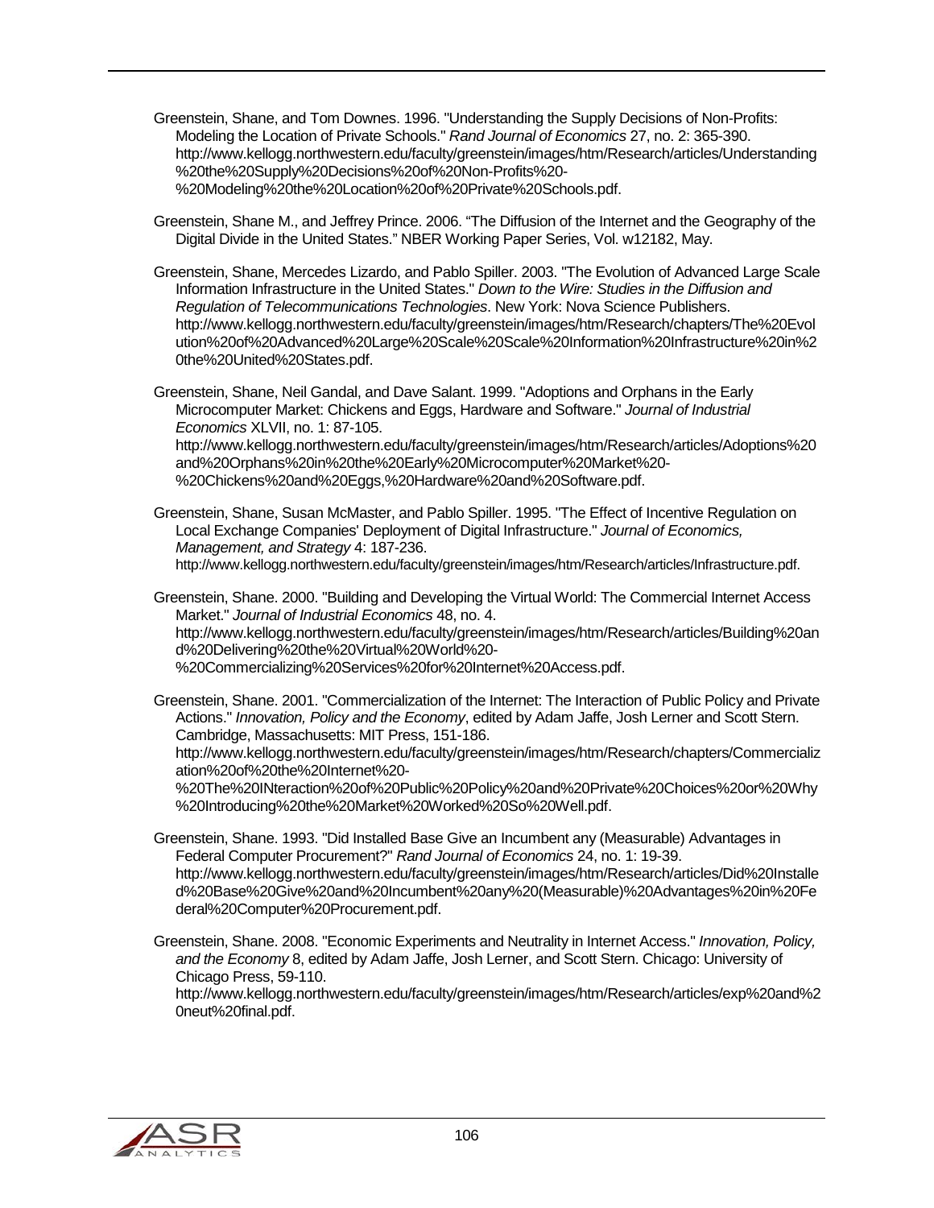Greenstein, Shane, and Tom Downes. 1996. "Understanding the Supply Decisions of Non-Profits: Modeling the Location of Private Schools." *Rand Journal of Economics* 27, no. 2: 365-390. http://www.kellogg.northwestern.edu/faculty/greenstein/images/htm/Research/articles/Understanding%20the%20Supply%20Decisions%20of%20Non-Profits%20-%20Modeling%20the%20Location%20of%20Private%20Schools.pdf.

Greenstein, Shane M., and Jeffrey Prince. 2006. "The Diffusion of the Internet and the Geography of the Digital Divide in the United States." NBER Working Paper Series, Vol. w12182, May.

Greenstein, Shane, Mercedes Lizardo, and Pablo Spiller. 2003. "The Evolution of Advanced Large Scale Information Infrastructure in the United States." *Down to the Wire: Studies in the Diffusion and Regulation of Telecommunications Technologies*. New York: Nova Science Publishers. http://www.kellogg.northwestern.edu/faculty/greenstein/images/htm/Research/chapters/The%20Evolution%20of%20Advanced%20Large%20Scale%20Scale%20Information%20Infrastructure%20in%20the%20United%20States.pdf.

Greenstein, Shane, Neil Gandal, and Dave Salant. 1999. "Adoptions and Orphans in the Early Microcomputer Market: Chickens and Eggs, Hardware and Software." *Journal of Industrial Economics* XLVII, no. 1: 87-105. http://www.kellogg.northwestern.edu/faculty/greenstein/images/htm/Research/articles/Adoptions%20and%20Orphans%20in%20the%20Early%20Microcomputer%20Market%20-%20Chickens%20and%20Eggs,%20Hardware%20and%20Software.pdf.

Greenstein, Shane, Susan McMaster, and Pablo Spiller. 1995. "The Effect of Incentive Regulation on Local Exchange Companies' Deployment of Digital Infrastructure." *Journal of Economics, Management, and Strategy* 4: 187-236. http://www.kellogg.northwestern.edu/faculty/greenstein/images/htm/Research/articles/Infrastructure.pdf.

Greenstein, Shane. 2000. "Building and Developing the Virtual World: The Commercial Internet Access Market." *Journal of Industrial Economics* 48, no. 4. http://www.kellogg.northwestern.edu/faculty/greenstein/images/htm/Research/articles/Building%20and%20Delivering%20the%20Virtual%20World%20-%20Commercializing%20Services%20for%20Internet%20Access.pdf.

Greenstein, Shane. 2001. "Commercialization of the Internet: The Interaction of Public Policy and Private Actions." *Innovation, Policy and the Economy*, edited by Adam Jaffe, Josh Lerner and Scott Stern. Cambridge, Massachusetts: MIT Press, 151-186. http://www.kellogg.northwestern.edu/faculty/greenstein/images/htm/Research/chapters/Commercialization%20of%20the%20Internet%20-%20The%20INteraction%20of%20Public%20Policy%20and%20Private%20Choices%20or%20Why%20Introducing%20the%20Market%20Worked%20So%20Well.pdf.

Greenstein, Shane. 1993. "Did Installed Base Give an Incumbent any (Measurable) Advantages in Federal Computer Procurement?" *Rand Journal of Economics* 24, no. 1: 19-39. http://www.kellogg.northwestern.edu/faculty/greenstein/images/htm/Research/articles/Did%20Installed%20Base%20Give%20and%20Incumbent%20any%20(Measurable)%20Advantages%20in%20Federal%20Computer%20Procurement.pdf.

Greenstein, Shane. 2008. "Economic Experiments and Neutrality in Internet Access." *Innovation, Policy, and the Economy* 8, edited by Adam Jaffe, Josh Lerner, and Scott Stern. Chicago: University of Chicago Press, 59-110. http://www.kellogg.northwestern.edu/faculty/greenstein/images/htm/Research/articles/exp%20and%20neut%20final.pdf.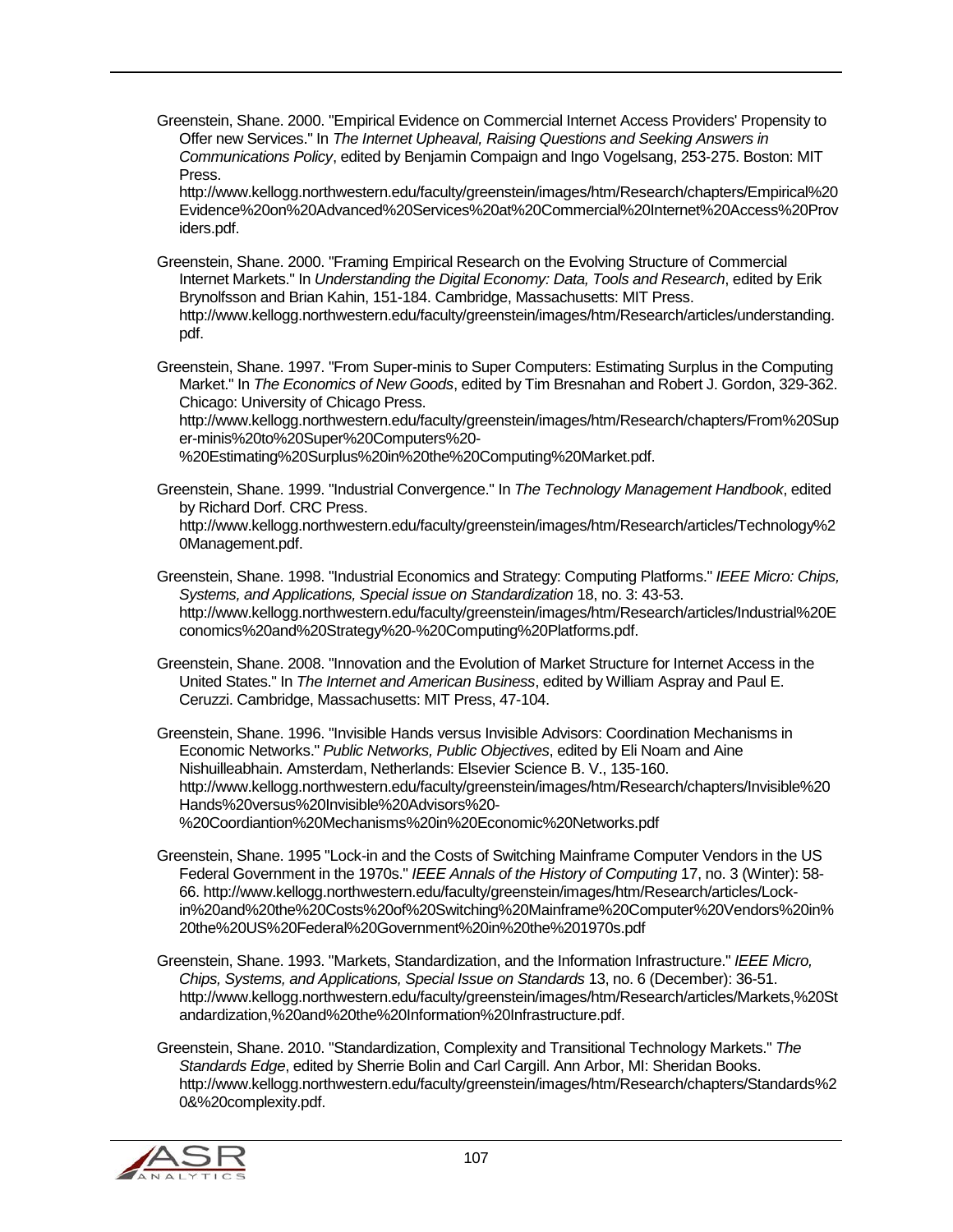Greenstein, Shane. 2000. "Empirical Evidence on Commercial Internet Access Providers' Propensity to Offer new Services." In *The Internet Upheaval, Raising Questions and Seeking Answers in Communications Policy*, edited by Benjamin Compaign and Ingo Vogelsang, 253-275. Boston: MIT Press. http://www.kellogg.northwestern.edu/faculty/greenstein/images/htm/Research/chapters/Empirical%20Evidence%20on%20Advanced%20Services%20at%20Commercial%20Internet%20Access%20Providers.pdf.

Greenstein, Shane. 2000. "Framing Empirical Research on the Evolving Structure of Commercial Internet Markets." In *Understanding the Digital Economy: Data, Tools and Research*, edited by Erik Brynolfsson and Brian Kahin, 151-184. Cambridge, Massachusetts: MIT Press. http://www.kellogg.northwestern.edu/faculty/greenstein/images/htm/Research/articles/understanding.pdf.

Greenstein, Shane. 1997. "From Super-minis to Super Computers: Estimating Surplus in the Computing Market." In *The Economics of New Goods*, edited by Tim Bresnahan and Robert J. Gordon, 329-362. Chicago: University of Chicago Press. http://www.kellogg.northwestern.edu/faculty/greenstein/images/htm/Research/chapters/From%20Super-minis%20to%20Super%20Computers%20-%20Estimating%20Surplus%20in%20the%20Computing%20Market.pdf.

Greenstein, Shane. 1999. "Industrial Convergence." In *The Technology Management Handbook*, edited by Richard Dorf. CRC Press. http://www.kellogg.northwestern.edu/faculty/greenstein/images/htm/Research/articles/Technology%20Management.pdf.

Greenstein, Shane. 1998. "Industrial Economics and Strategy: Computing Platforms." *IEEE Micro: Chips, Systems, and Applications, Special issue on Standardization* 18, no. 3: 43-53. http://www.kellogg.northwestern.edu/faculty/greenstein/images/htm/Research/articles/Industrial%20Economics%20and%20Strategy%20-%20Computing%20Platforms.pdf.

Greenstein, Shane. 2008. "Innovation and the Evolution of Market Structure for Internet Access in the United States." In *The Internet and American Business*, edited by William Aspray and Paul E. Ceruzzi. Cambridge, Massachusetts: MIT Press, 47-104.

Greenstein, Shane. 1996. "Invisible Hands versus Invisible Advisors: Coordination Mechanisms in Economic Networks." *Public Networks, Public Objectives*, edited by Eli Noam and Aine Nishuilleabhain. Amsterdam, Netherlands: Elsevier Science B. V., 135-160. http://www.kellogg.northwestern.edu/faculty/greenstein/images/htm/Research/chapters/Invisible%20Hands%20versus%20Invisible%20Advisors%20-%20Coordiantion%20Mechanisms%20in%20Economic%20Networks.pdf

Greenstein, Shane. 1995 "Lock-in and the Costs of Switching Mainframe Computer Vendors in the US Federal Government in the 1970s." *IEEE Annals of the History of Computing* 17, no. 3 (Winter): 58-66. http://www.kellogg.northwestern.edu/faculty/greenstein/images/htm/Research/articles/Lock-in%20and%20the%20Costs%20of%20Switching%20Mainframe%20Computer%20Vendors%20in%20the%20US%20Federal%20Government%20in%20the%201970s.pdf

Greenstein, Shane. 1993. "Markets, Standardization, and the Information Infrastructure." *IEEE Micro, Chips, Systems, and Applications, Special Issue on Standards* 13, no. 6 (December): 36-51. http://www.kellogg.northwestern.edu/faculty/greenstein/images/htm/Research/articles/Markets,%20Standardization,%20and%20the%20Information%20Infrastructure.pdf.

Greenstein, Shane. 2010. "Standardization, Complexity and Transitional Technology Markets." *The Standards Edge*, edited by Sherrie Bolin and Carl Cargill. Ann Arbor, MI: Sheridan Books. http://www.kellogg.northwestern.edu/faculty/greenstein/images/htm/Research/chapters/Standards%20&%20complexity.pdf.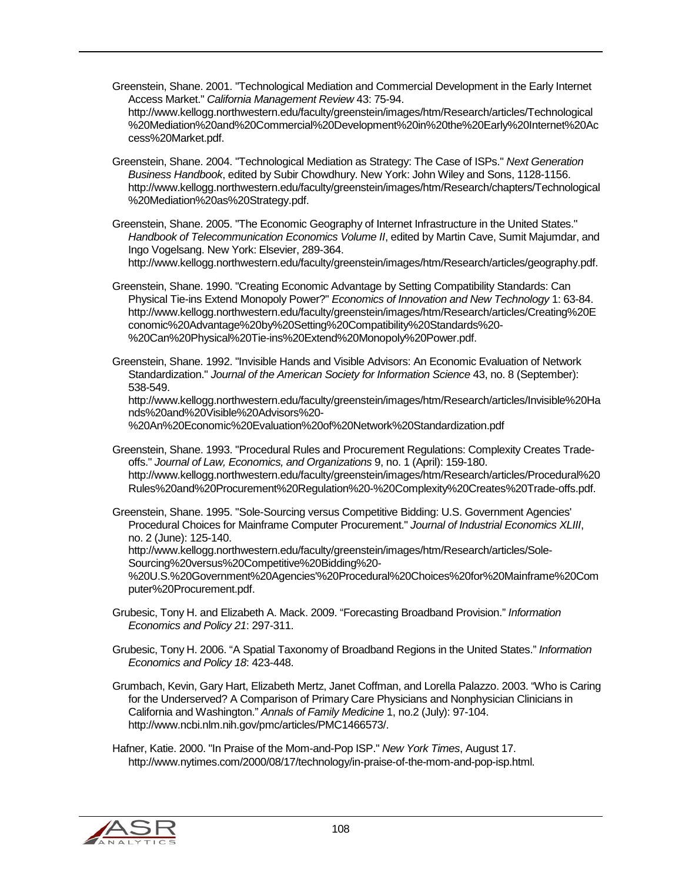Greenstein, Shane. 2001. "Technological Mediation and Commercial Development in the Early Internet Access Market." *California Management Review* 43: 75-94. http://www.kellogg.northwestern.edu/faculty/greenstein/images/htm/Research/articles/Technological%20Mediation%20and%20Commercial%20Development%20in%20the%20Early%20Internet%20Access%20Market.pdf.

Greenstein, Shane. 2004. "Technological Mediation as Strategy: The Case of ISPs." *Next Generation Business Handbook*, edited by Subir Chowdhury. New York: John Wiley and Sons, 1128-1156. http://www.kellogg.northwestern.edu/faculty/greenstein/images/htm/Research/chapters/Technological%20Mediation%20as%20Strategy.pdf.

Greenstein, Shane. 2005. "The Economic Geography of Internet Infrastructure in the United States." *Handbook of Telecommunication Economics Volume II*, edited by Martin Cave, Sumit Majumdar, and Ingo Vogelsang. New York: Elsevier, 289-364. http://www.kellogg.northwestern.edu/faculty/greenstein/images/htm/Research/articles/geography.pdf.

Greenstein, Shane. 1990. "Creating Economic Advantage by Setting Compatibility Standards: Can Physical Tie-ins Extend Monopoly Power?" *Economics of Innovation and New Technology* 1: 63-84. http://www.kellogg.northwestern.edu/faculty/greenstein/images/htm/Research/articles/Creating%20Economic%20Advantage%20by%20Setting%20Compatibility%20Standards%20-%20Can%20Physical%20Tie-ins%20Extend%20Monopoly%20Power.pdf.

Greenstein, Shane. 1992. "Invisible Hands and Visible Advisors: An Economic Evaluation of Network Standardization." *Journal of the American Society for Information Science* 43, no. 8 (September): 538-549. http://www.kellogg.northwestern.edu/faculty/greenstein/images/htm/Research/articles/Invisible%20Hands%20and%20Visible%20Advisors%20-%20An%20Economic%20Evaluation%20of%20Network%20Standardization.pdf

Greenstein, Shane. 1993. "Procedural Rules and Procurement Regulations: Complexity Creates Trade-offs." *Journal of Law, Economics, and Organizations* 9, no. 1 (April): 159-180. http://www.kellogg.northwestern.edu/faculty/greenstein/images/htm/Research/articles/Procedural%20Rules%20and%20Procurement%20Regulation%20-%20Complexity%20Creates%20Trade-offs.pdf.

Greenstein, Shane. 1995. "Sole-Sourcing versus Competitive Bidding: U.S. Government Agencies' Procedural Choices for Mainframe Computer Procurement." *Journal of Industrial Economics XLIII*, no. 2 (June): 125-140. http://www.kellogg.northwestern.edu/faculty/greenstein/images/htm/Research/articles/Sole-Sourcing%20versus%20Competitive%20Bidding%20-%20U.S.%20Government%20Agencies'%20Procedural%20Choices%20for%20Mainframe%20Computer%20Procurement.pdf.

Grubesic, Tony H. and Elizabeth A. Mack. 2009. "Forecasting Broadband Provision." *Information Economics and Policy 21*: 297-311.

Grubesic, Tony H. 2006. "A Spatial Taxonomy of Broadband Regions in the United States." *Information Economics and Policy 18*: 423-448.

Grumbach, Kevin, Gary Hart, Elizabeth Mertz, Janet Coffman, and Lorella Palazzo. 2003. "Who is Caring for the Underserved? A Comparison of Primary Care Physicians and Nonphysician Clinicians in California and Washington." *Annals of Family Medicine* 1, no.2 (July): 97-104. http://www.ncbi.nlm.nih.gov/pmc/articles/PMC1466573/.

Hafner, Katie. 2000. "In Praise of the Mom-and-Pop ISP." *New York Times*, August 17. http://www.nytimes.com/2000/08/17/technology/in-praise-of-the-mom-and-pop-isp.html.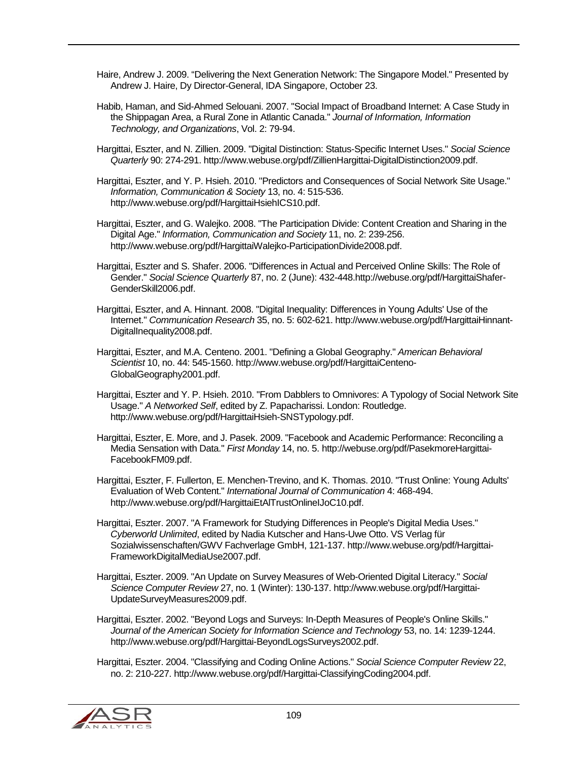Haire, Andrew J. 2009. "Delivering the Next Generation Network: The Singapore Model." Presented by Andrew J. Haire, Dy Director-General, IDA Singapore, October 23.

Habib, Haman, and Sid-Ahmed Selouani. 2007. "Social Impact of Broadband Internet: A Case Study in the Shippagan Area, a Rural Zone in Atlantic Canada." *Journal of Information, Information Technology, and Organizations*, Vol. 2: 79-94.

Hargittai, Eszter, and N. Zillien. 2009. "Digital Distinction: Status-Specific Internet Uses." *Social Science Quarterly* 90: 274-291. http://www.webuse.org/pdf/ZillienHargittai-DigitalDistinction2009.pdf.

Hargittai, Eszter, and Y. P. Hsieh. 2010. "Predictors and Consequences of Social Network Site Usage." *Information, Communication & Society* 13, no. 4: 515-536. http://www.webuse.org/pdf/HargittaiHsiehICS10.pdf.

Hargittai, Eszter, and G. Walejko. 2008. "The Participation Divide: Content Creation and Sharing in the Digital Age." *Information, Communication and Society* 11, no. 2: 239-256. http://www.webuse.org/pdf/HargittaiWalejko-ParticipationDivide2008.pdf.

Hargittai, Eszter and S. Shafer. 2006. "Differences in Actual and Perceived Online Skills: The Role of Gender." *Social Science Quarterly* 87, no. 2 (June): 432-448.http://webuse.org/pdf/HargittaiShafer-GenderSkill2006.pdf.

Hargittai, Eszter, and A. Hinnant. 2008. "Digital Inequality: Differences in Young Adults' Use of the Internet." *Communication Research* 35, no. 5: 602-621. http://www.webuse.org/pdf/HargittaiHinnant-DigitalInequality2008.pdf.

Hargittai, Eszter, and M.A. Centeno. 2001. "Defining a Global Geography." *American Behavioral Scientist* 10, no. 44: 545-1560. http://www.webuse.org/pdf/HargittaiCenteno-GlobalGeography2001.pdf.

Hargittai, Eszter and Y. P. Hsieh. 2010. "From Dabblers to Omnivores: A Typology of Social Network Site Usage." *A Networked Self*, edited by Z. Papacharissi. London: Routledge. http://www.webuse.org/pdf/HargittaiHsieh-SNSTypology.pdf.

Hargittai, Eszter, E. More, and J. Pasek. 2009. "Facebook and Academic Performance: Reconciling a Media Sensation with Data." *First Monday* 14, no. 5. http://webuse.org/pdf/PasekmoreHargittai-FacebookFM09.pdf.

Hargittai, Eszter, F. Fullerton, E. Menchen-Trevino, and K. Thomas. 2010. "Trust Online: Young Adults' Evaluation of Web Content." *International Journal of Communication* 4: 468-494. http://www.webuse.org/pdf/HargittaiEtAlTrustOnlineIJoC10.pdf.

Hargittai, Eszter. 2007. "A Framework for Studying Differences in People's Digital Media Uses." *Cyberworld Unlimited*, edited by Nadia Kutscher and Hans-Uwe Otto. VS Verlag für Sozialwissenschaften/GWV Fachverlage GmbH, 121-137. http://www.webuse.org/pdf/Hargittai-FrameworkDigitalMediaUse2007.pdf.

Hargittai, Eszter. 2009. "An Update on Survey Measures of Web-Oriented Digital Literacy." *Social Science Computer Review* 27, no. 1 (Winter): 130-137. http://www.webuse.org/pdf/Hargittai-UpdateSurveyMeasures2009.pdf.

Hargittai, Eszter. 2002. "Beyond Logs and Surveys: In-Depth Measures of People's Online Skills." *Journal of the American Society for Information Science and Technology* 53, no. 14: 1239-1244. http://www.webuse.org/pdf/Hargittai-BeyondLogsSurveys2002.pdf.

Hargittai, Eszter. 2004. "Classifying and Coding Online Actions." *Social Science Computer Review* 22, no. 2: 210-227. http://www.webuse.org/pdf/Hargittai-ClassifyingCoding2004.pdf.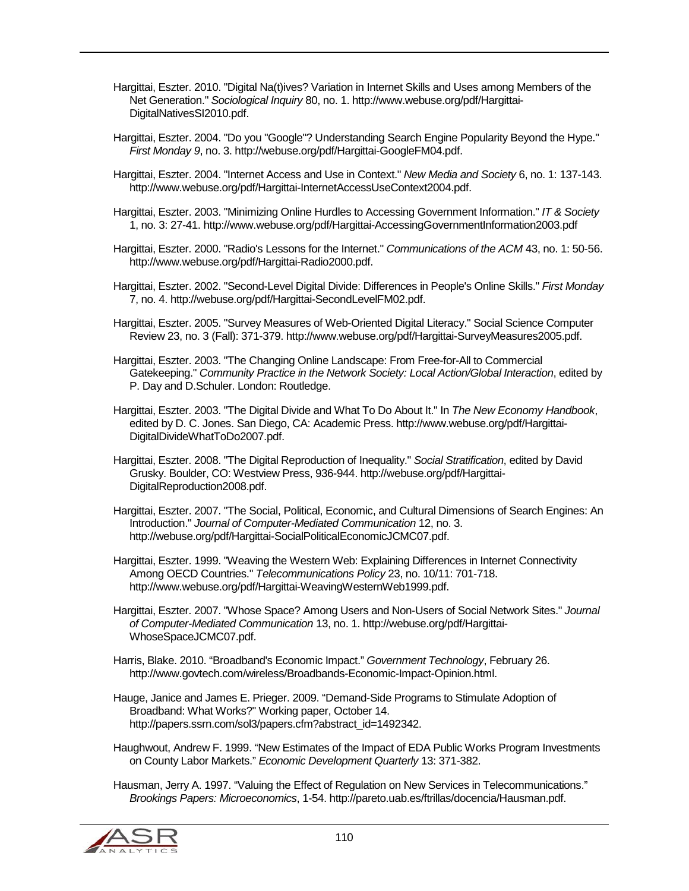Hargittai, Eszter. 2010. "Digital Na(t)ives? Variation in Internet Skills and Uses among Members of the Net Generation." *Sociological Inquiry* 80, no. 1. http://www.webuse.org/pdf/Hargittai-DigitalNativesSI2010.pdf.

Hargittai, Eszter. 2004. "Do you "Google"? Understanding Search Engine Popularity Beyond the Hype." *First Monday 9*, no. 3. http://webuse.org/pdf/Hargittai-GoogleFM04.pdf.

Hargittai, Eszter. 2004. "Internet Access and Use in Context." *New Media and Society* 6, no. 1: 137-143. http://www.webuse.org/pdf/Hargittai-InternetAccessUseContext2004.pdf.

Hargittai, Eszter. 2003. "Minimizing Online Hurdles to Accessing Government Information." *IT & Society* 1, no. 3: 27-41. http://www.webuse.org/pdf/Hargittai-AccessingGovernmentInformation2003.pdf

Hargittai, Eszter. 2000. "Radio's Lessons for the Internet." *Communications of the ACM* 43, no. 1: 50-56. http://www.webuse.org/pdf/Hargittai-Radio2000.pdf.

Hargittai, Eszter. 2002. "Second-Level Digital Divide: Differences in People's Online Skills." *First Monday* 7, no. 4. http://webuse.org/pdf/Hargittai-SecondLevelFM02.pdf.

Hargittai, Eszter. 2005. "Survey Measures of Web-Oriented Digital Literacy." Social Science Computer Review 23, no. 3 (Fall): 371-379. http://www.webuse.org/pdf/Hargittai-SurveyMeasures2005.pdf.

Hargittai, Eszter. 2003. "The Changing Online Landscape: From Free-for-All to Commercial Gatekeeping." *Community Practice in the Network Society: Local Action/Global Interaction*, edited by P. Day and D.Schuler. London: Routledge.

Hargittai, Eszter. 2003. "The Digital Divide and What To Do About It." In *The New Economy Handbook*, edited by D. C. Jones. San Diego, CA: Academic Press. http://www.webuse.org/pdf/Hargittai-DigitalDivideWhatToDo2007.pdf.

Hargittai, Eszter. 2008. "The Digital Reproduction of Inequality." *Social Stratification*, edited by David Grusky. Boulder, CO: Westview Press, 936-944. http://webuse.org/pdf/Hargittai-DigitalReproduction2008.pdf.

Hargittai, Eszter. 2007. "The Social, Political, Economic, and Cultural Dimensions of Search Engines: An Introduction." *Journal of Computer-Mediated Communication* 12, no. 3. http://webuse.org/pdf/Hargittai-SocialPoliticalEconomicJCMC07.pdf.

Hargittai, Eszter. 1999. "Weaving the Western Web: Explaining Differences in Internet Connectivity Among OECD Countries." *Telecommunications Policy* 23, no. 10/11: 701-718. http://www.webuse.org/pdf/Hargittai-WeavingWesternWeb1999.pdf.

Hargittai, Eszter. 2007. "Whose Space? Among Users and Non-Users of Social Network Sites." *Journal of Computer-Mediated Communication* 13, no. 1. http://webuse.org/pdf/Hargittai-WhoseSpaceJCMC07.pdf.

Harris, Blake. 2010. "Broadband's Economic Impact." *Government Technology*, February 26. http://www.govtech.com/wireless/Broadbands-Economic-Impact-Opinion.html.

Hauge, Janice and James E. Prieger. 2009. "Demand-Side Programs to Stimulate Adoption of Broadband: What Works?" Working paper, October 14. http://papers.ssrn.com/sol3/papers.cfm?abstract_id=1492342.

Haughwout, Andrew F. 1999. "New Estimates of the Impact of EDA Public Works Program Investments on County Labor Markets." *Economic Development Quarterly* 13: 371-382.

Hausman, Jerry A. 1997. "Valuing the Effect of Regulation on New Services in Telecommunications." *Brookings Papers: Microeconomics*, 1-54. http://pareto.uab.es/ftrillas/docencia/Hausman.pdf.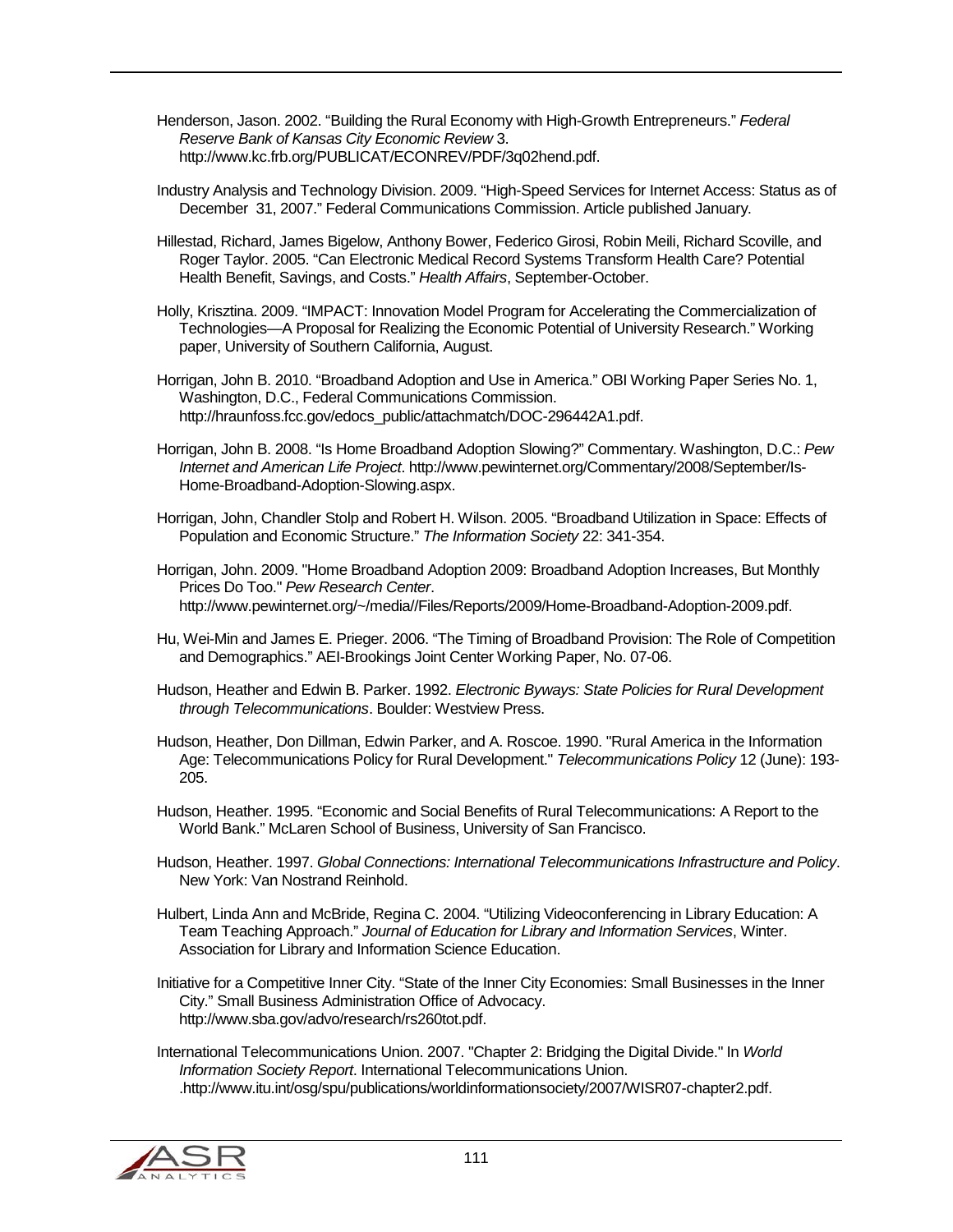Henderson, Jason. 2002. "Building the Rural Economy with High-Growth Entrepreneurs." *Federal Reserve Bank of Kansas City Economic Review* 3. http://www.kc.frb.org/PUBLICAT/ECONREV/PDF/3q02hend.pdf.

Industry Analysis and Technology Division. 2009. "High-Speed Services for Internet Access: Status as of December 31, 2007." Federal Communications Commission. Article published January.

Hillestad, Richard, James Bigelow, Anthony Bower, Federico Girosi, Robin Meili, Richard Scoville, and Roger Taylor. 2005. "Can Electronic Medical Record Systems Transform Health Care? Potential Health Benefit, Savings, and Costs." *Health Affairs*, September-October.

Holly, Krisztina. 2009. "IMPACT: Innovation Model Program for Accelerating the Commercialization of Technologies—A Proposal for Realizing the Economic Potential of University Research." Working paper, University of Southern California, August.

Horrigan, John B. 2010. "Broadband Adoption and Use in America." OBI Working Paper Series No. 1, Washington, D.C., Federal Communications Commission. http://hraunfoss.fcc.gov/edocs_public/attachmatch/DOC-296442A1.pdf.

Horrigan, John B. 2008. "Is Home Broadband Adoption Slowing?" Commentary. Washington, D.C.: *Pew Internet and American Life Project*. http://www.pewinternet.org/Commentary/2008/September/Is-Home-Broadband-Adoption-Slowing.aspx.

Horrigan, John, Chandler Stolp and Robert H. Wilson. 2005. "Broadband Utilization in Space: Effects of Population and Economic Structure." *The Information Society* 22: 341-354.

Horrigan, John. 2009. "Home Broadband Adoption 2009: Broadband Adoption Increases, But Monthly Prices Do Too." *Pew Research Center*. http://www.pewinternet.org/~/media//Files/Reports/2009/Home-Broadband-Adoption-2009.pdf.

Hu, Wei-Min and James E. Prieger. 2006. "The Timing of Broadband Provision: The Role of Competition and Demographics." AEI-Brookings Joint Center Working Paper, No. 07-06.

Hudson, Heather and Edwin B. Parker. 1992. *Electronic Byways: State Policies for Rural Development through Telecommunications*. Boulder: Westview Press.

Hudson, Heather, Don Dillman, Edwin Parker, and A. Roscoe. 1990. "Rural America in the Information Age: Telecommunications Policy for Rural Development." *Telecommunications Policy* 12 (June): 193-205.

Hudson, Heather. 1995. "Economic and Social Benefits of Rural Telecommunications: A Report to the World Bank." McLaren School of Business, University of San Francisco.

Hudson, Heather. 1997. *Global Connections: International Telecommunications Infrastructure and Policy*. New York: Van Nostrand Reinhold.

Hulbert, Linda Ann and McBride, Regina C. 2004. "Utilizing Videoconferencing in Library Education: A Team Teaching Approach." *Journal of Education for Library and Information Services*, Winter. Association for Library and Information Science Education.

Initiative for a Competitive Inner City. "State of the Inner City Economies: Small Businesses in the Inner City." Small Business Administration Office of Advocacy. http://www.sba.gov/advo/research/rs260tot.pdf.

International Telecommunications Union. 2007. "Chapter 2: Bridging the Digital Divide." In *World Information Society Report*. International Telecommunications Union. .http://www.itu.int/osg/spu/publications/worldinformationsociety/2007/WISR07-chapter2.pdf.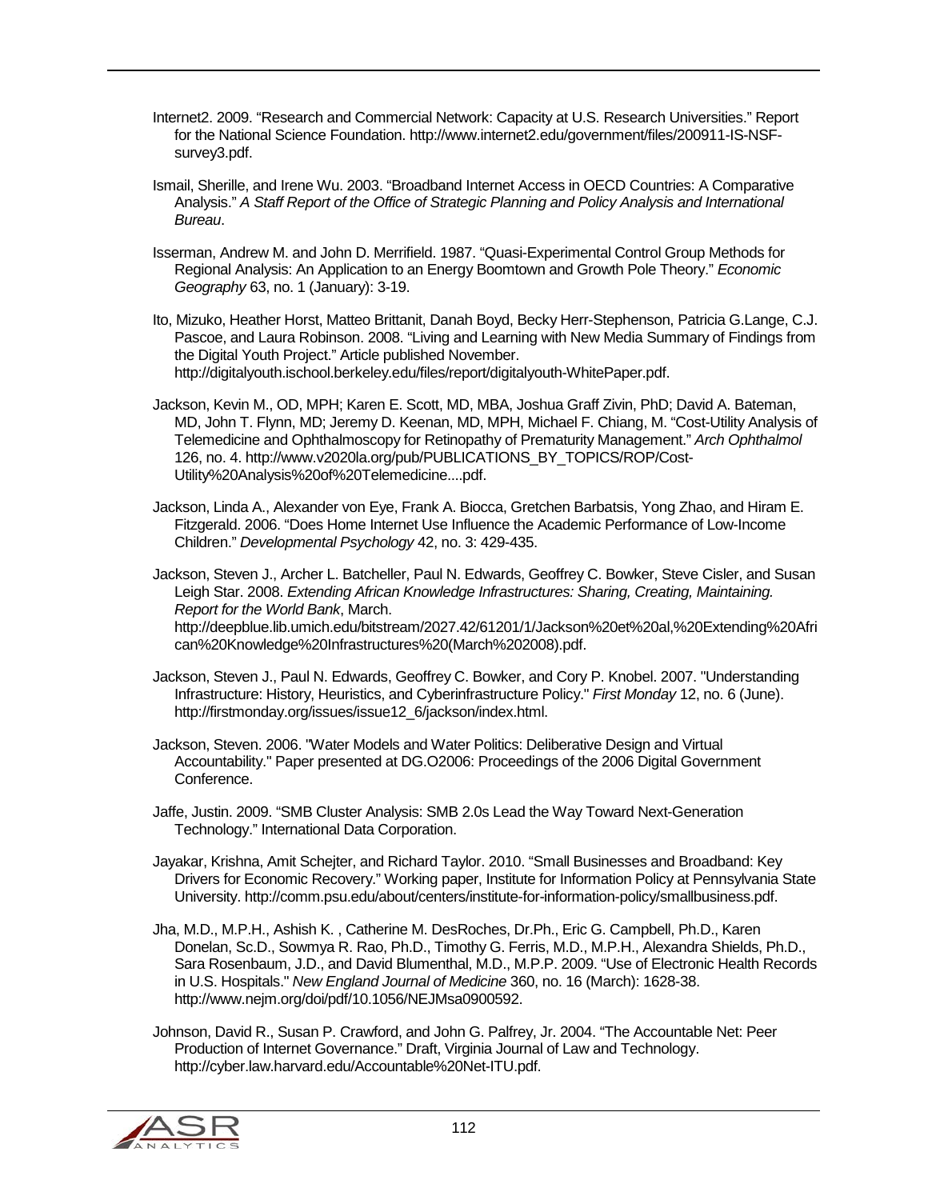Internet2. 2009. “Research and Commercial Network: Capacity at U.S. Research Universities.” Report for the National Science Foundation. http://www.internet2.edu/government/files/200911-IS-NSF-survey3.pdf.

Ismail, Sherille, and Irene Wu. 2003. “Broadband Internet Access in OECD Countries: A Comparative Analysis.” *A Staff Report of the Office of Strategic Planning and Policy Analysis and International Bureau*.

Isserman, Andrew M. and John D. Merrifield. 1987. “Quasi-Experimental Control Group Methods for Regional Analysis: An Application to an Energy Boomtown and Growth Pole Theory.” *Economic Geography* 63, no. 1 (January): 3-19.

Ito, Mizuko, Heather Horst, Matteo Brittanit, Danah Boyd, Becky Herr-Stephenson, Patricia G.Lange, C.J. Pascoe, and Laura Robinson. 2008. “Living and Learning with New Media Summary of Findings from the Digital Youth Project.” Article published November. http://digitalyouth.ischool.berkeley.edu/files/report/digitalyouth-WhitePaper.pdf.

Jackson, Kevin M., OD, MPH; Karen E. Scott, MD, MBA, Joshua Graff Zivin, PhD; David A. Bateman, MD, John T. Flynn, MD; Jeremy D. Keenan, MD, MPH, Michael F. Chiang, M. “Cost-Utility Analysis of Telemedicine and Ophthalmoscopy for Retinopathy of Prematurity Management.” *Arch Ophthalmol* 126, no. 4. http://www.v2020la.org/pub/PUBLICATIONS_BY_TOPICS/ROP/Cost-Utility%20Analysis%20of%20Telemedicine....pdf.

Jackson, Linda A., Alexander von Eye, Frank A. Biocca, Gretchen Barbatsis, Yong Zhao, and Hiram E. Fitzgerald. 2006. “Does Home Internet Use Influence the Academic Performance of Low-Income Children.” *Developmental Psychology* 42, no. 3: 429-435.

Jackson, Steven J., Archer L. Batcheller, Paul N. Edwards, Geoffrey C. Bowker, Steve Cisler, and Susan Leigh Star. 2008. *Extending African Knowledge Infrastructures: Sharing, Creating, Maintaining. Report for the World Bank*, March. http://deepblue.lib.umich.edu/bitstream/2027.42/61201/1/Jackson%20et%20al,%20Extending%20African%20Knowledge%20Infrastructures%20(March%202008).pdf.

Jackson, Steven J., Paul N. Edwards, Geoffrey C. Bowker, and Cory P. Knobel. 2007. "Understanding Infrastructure: History, Heuristics, and Cyberinfrastructure Policy." *First Monday* 12, no. 6 (June). http://firstmonday.org/issues/issue12_6/jackson/index.html.

Jackson, Steven. 2006. "Water Models and Water Politics: Deliberative Design and Virtual Accountability." Paper presented at DG.O2006: Proceedings of the 2006 Digital Government Conference.

Jaffe, Justin. 2009. “SMB Cluster Analysis: SMB 2.0s Lead the Way Toward Next-Generation Technology.” International Data Corporation.

Jayakar, Krishna, Amit Schejter, and Richard Taylor. 2010. “Small Businesses and Broadband: Key Drivers for Economic Recovery.” Working paper, Institute for Information Policy at Pennsylvania State University. http://comm.psu.edu/about/centers/institute-for-information-policy/smallbusiness.pdf.

Jha, M.D., M.P.H., Ashish K. , Catherine M. DesRoches, Dr.Ph., Eric G. Campbell, Ph.D., Karen Donelan, Sc.D., Sowmya R. Rao, Ph.D., Timothy G. Ferris, M.D., M.P.H., Alexandra Shields, Ph.D., Sara Rosenbaum, J.D., and David Blumenthal, M.D., M.P.P. 2009. “Use of Electronic Health Records in U.S. Hospitals." *New England Journal of Medicine* 360, no. 16 (March): 1628-38. http://www.nejm.org/doi/pdf/10.1056/NEJMsa0900592.

Johnson, David R., Susan P. Crawford, and John G. Palfrey, Jr. 2004. “The Accountable Net: Peer Production of Internet Governance.” Draft, Virginia Journal of Law and Technology. http://cyber.law.harvard.edu/Accountable%20Net-ITU.pdf.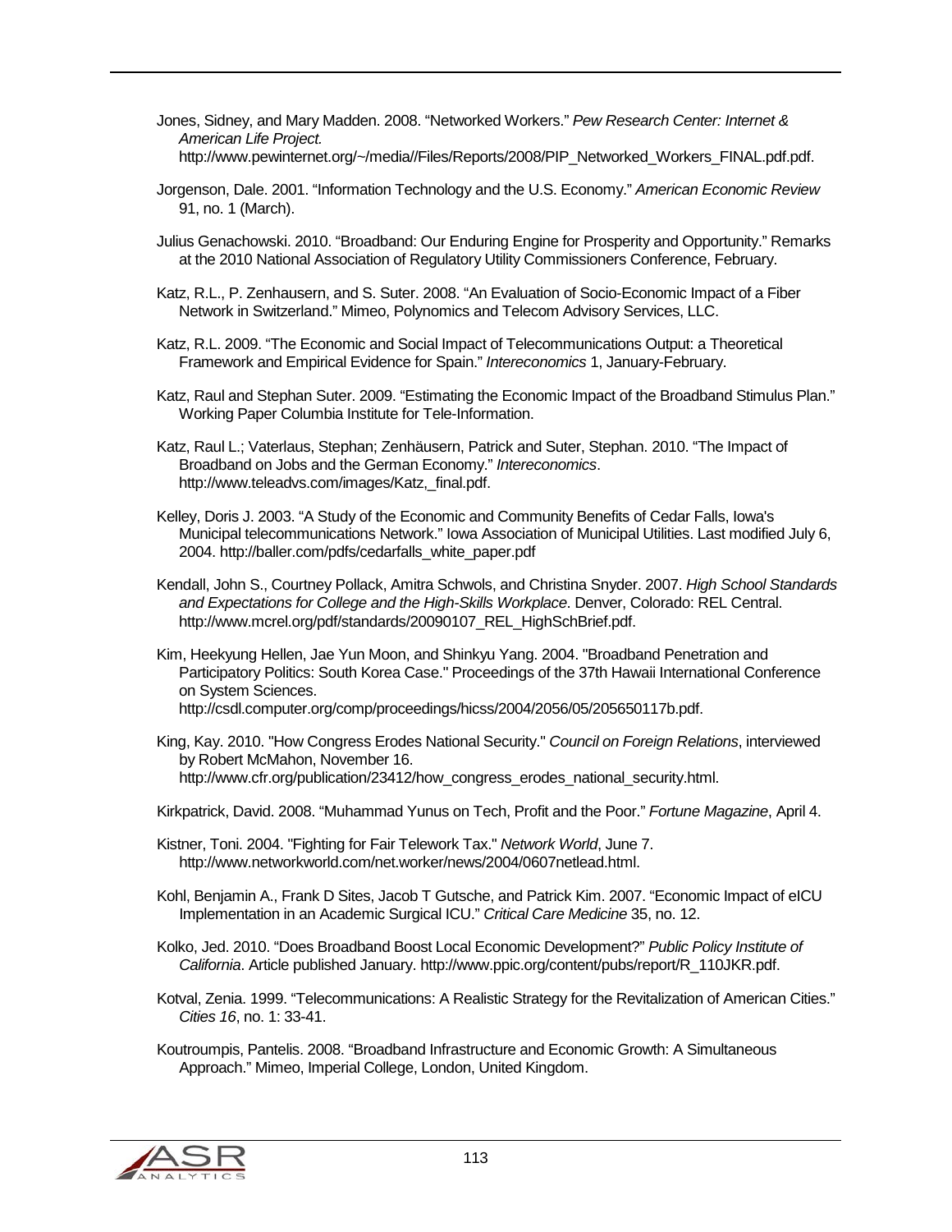Jones, Sidney, and Mary Madden. 2008. “Networked Workers.” *Pew Research Center: Internet & American Life Project.* http://www.pewinternet.org/~/media//Files/Reports/2008/PIP_Networked_Workers_FINAL.pdf.pdf.

Jorgenson, Dale. 2001. “Information Technology and the U.S. Economy.” *American Economic Review* 91, no. 1 (March).

Julius Genachowski. 2010. “Broadband: Our Enduring Engine for Prosperity and Opportunity.” Remarks at the 2010 National Association of Regulatory Utility Commissioners Conference, February.

Katz, R.L., P. Zenhausern, and S. Suter. 2008. “An Evaluation of Socio-Economic Impact of a Fiber Network in Switzerland.” Mimeo, Polynomics and Telecom Advisory Services, LLC.

Katz, R.L. 2009. “The Economic and Social Impact of Telecommunications Output: a Theoretical Framework and Empirical Evidence for Spain.” *Intereconomics* 1, January-February.

Katz, Raul and Stephan Suter. 2009. “Estimating the Economic Impact of the Broadband Stimulus Plan.” Working Paper Columbia Institute for Tele-Information.

Katz, Raul L.; Vaterlaus, Stephan; Zenhäusern, Patrick and Suter, Stephan. 2010. “The Impact of Broadband on Jobs and the German Economy.” *Intereconomics*. http://www.teleadvs.com/images/Katz,_final.pdf.

Kelley, Doris J. 2003. “A Study of the Economic and Community Benefits of Cedar Falls, Iowa's Municipal telecommunications Network.” Iowa Association of Municipal Utilities. Last modified July 6, 2004. http://baller.com/pdfs/cedarfalls_white_paper.pdf

Kendall, John S., Courtney Pollack, Amitra Schwols, and Christina Snyder. 2007. *High School Standards and Expectations for College and the High-Skills Workplace*. Denver, Colorado: REL Central. http://www.mcrel.org/pdf/standards/20090107_REL_HighSchBrief.pdf.

Kim, Heekyung Hellen, Jae Yun Moon, and Shinkyu Yang. 2004. "Broadband Penetration and Participatory Politics: South Korea Case." Proceedings of the 37th Hawaii International Conference on System Sciences. http://csdl.computer.org/comp/proceedings/hicss/2004/2056/05/205650117b.pdf.

King, Kay. 2010. "How Congress Erodes National Security." *Council on Foreign Relations*, interviewed by Robert McMahon, November 16. http://www.cfr.org/publication/23412/how_congress_erodes_national_security.html.

Kirkpatrick, David. 2008. “Muhammad Yunus on Tech, Profit and the Poor.” *Fortune Magazine*, April 4.

Kistner, Toni. 2004. "Fighting for Fair Telework Tax." *Network World*, June 7. http://www.networkworld.com/net.worker/news/2004/0607netlead.html.

Kohl, Benjamin A., Frank D Sites, Jacob T Gutsche, and Patrick Kim. 2007. “Economic Impact of eICU Implementation in an Academic Surgical ICU.” *Critical Care Medicine* 35, no. 12.

Kolko, Jed. 2010. “Does Broadband Boost Local Economic Development?” *Public Policy Institute of California*. Article published January. http://www.ppic.org/content/pubs/report/R_110JKR.pdf.

Kotval, Zenia. 1999. “Telecommunications: A Realistic Strategy for the Revitalization of American Cities.” *Cities 16*, no. 1: 33-41.

Koutroumpis, Pantelis. 2008. “Broadband Infrastructure and Economic Growth: A Simultaneous Approach.” Mimeo, Imperial College, London, United Kingdom.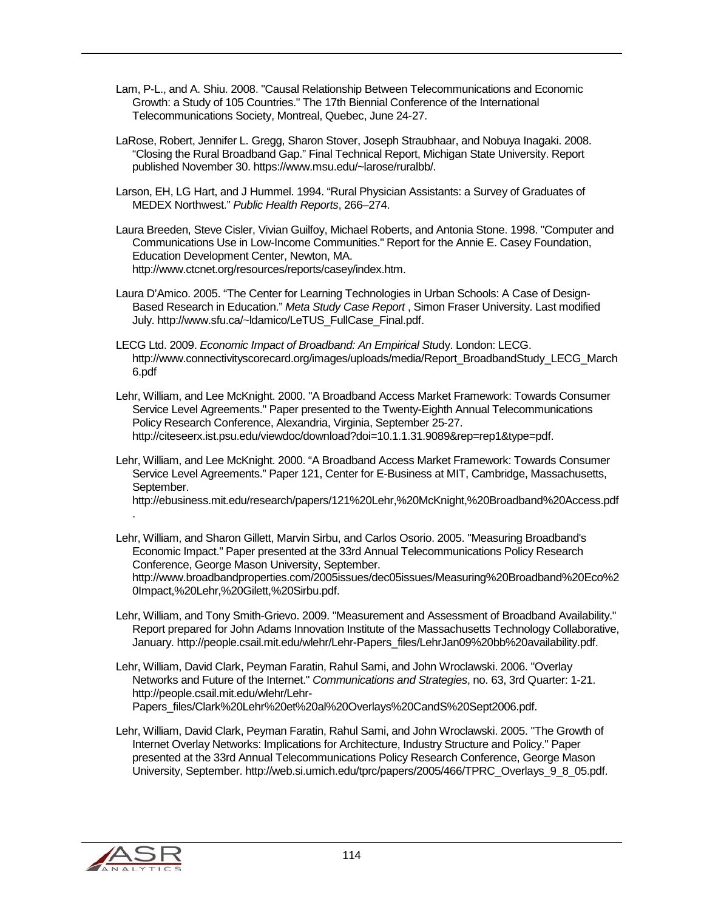Lam, P-L., and A. Shiu. 2008. "Causal Relationship Between Telecommunications and Economic Growth: a Study of 105 Countries." The 17th Biennial Conference of the International Telecommunications Society, Montreal, Quebec, June 24-27.

LaRose, Robert, Jennifer L. Gregg, Sharon Stover, Joseph Straubhaar, and Nobuya Inagaki. 2008. "Closing the Rural Broadband Gap." Final Technical Report, Michigan State University. Report published November 30. https://www.msu.edu/~larose/ruralbb/.

Larson, EH, LG Hart, and J Hummel. 1994. "Rural Physician Assistants: a Survey of Graduates of MEDEX Northwest." *Public Health Reports*, 266–274.

Laura Breeden, Steve Cisler, Vivian Guilfoy, Michael Roberts, and Antonia Stone. 1998. "Computer and Communications Use in Low-Income Communities." Report for the Annie E. Casey Foundation, Education Development Center, Newton, MA. http://www.ctcnet.org/resources/reports/casey/index.htm.

Laura D'Amico. 2005. "The Center for Learning Technologies in Urban Schools: A Case of Design-Based Research in Education." *Meta Study Case Report* , Simon Fraser University. Last modified July. http://www.sfu.ca/~ldamico/LeTUS_FullCase_Final.pdf.

LECG Ltd. 2009. *Economic Impact of Broadband: An Empirical Stu*dy. London: LECG. http://www.connectivityscorecard.org/images/uploads/media/Report_BroadbandStudy_LECG_March6.pdf

Lehr, William, and Lee McKnight. 2000. "A Broadband Access Market Framework: Towards Consumer Service Level Agreements." Paper presented to the Twenty-Eighth Annual Telecommunications Policy Research Conference, Alexandria, Virginia, September 25-27. http://citeseerx.ist.psu.edu/viewdoc/download?doi=10.1.1.31.9089&rep=rep1&type=pdf.

Lehr, William, and Lee McKnight. 2000. "A Broadband Access Market Framework: Towards Consumer Service Level Agreements." Paper 121, Center for E-Business at MIT, Cambridge, Massachusetts, September. http://ebusiness.mit.edu/research/papers/121%20Lehr,%20McKnight,%20Broadband%20Access.pdf.

Lehr, William, and Sharon Gillett, Marvin Sirbu, and Carlos Osorio. 2005. "Measuring Broadband's Economic Impact." Paper presented at the 33rd Annual Telecommunications Policy Research Conference, George Mason University, September. http://www.broadbandproperties.com/2005issues/dec05issues/Measuring%20Broadband%20Eco%20Impact,%20Lehr,%20Gilett,%20Sirbu.pdf.

Lehr, William, and Tony Smith-Grievo. 2009. "Measurement and Assessment of Broadband Availability." Report prepared for John Adams Innovation Institute of the Massachusetts Technology Collaborative, January. http://people.csail.mit.edu/wlehr/Lehr-Papers_files/LehrJan09%20bb%20availability.pdf.

Lehr, William, David Clark, Peyman Faratin, Rahul Sami, and John Wroclawski. 2006. "Overlay Networks and Future of the Internet." *Communications and Strategies*, no. 63, 3rd Quarter: 1-21. http://people.csail.mit.edu/wlehr/Lehr-Papers_files/Clark%20Lehr%20et%20al%20Overlays%20CandS%20Sept2006.pdf.

Lehr, William, David Clark, Peyman Faratin, Rahul Sami, and John Wroclawski. 2005. "The Growth of Internet Overlay Networks: Implications for Architecture, Industry Structure and Policy." Paper presented at the 33rd Annual Telecommunications Policy Research Conference, George Mason University, September. http://web.si.umich.edu/tprc/papers/2005/466/TPRC_Overlays_9_8_05.pdf.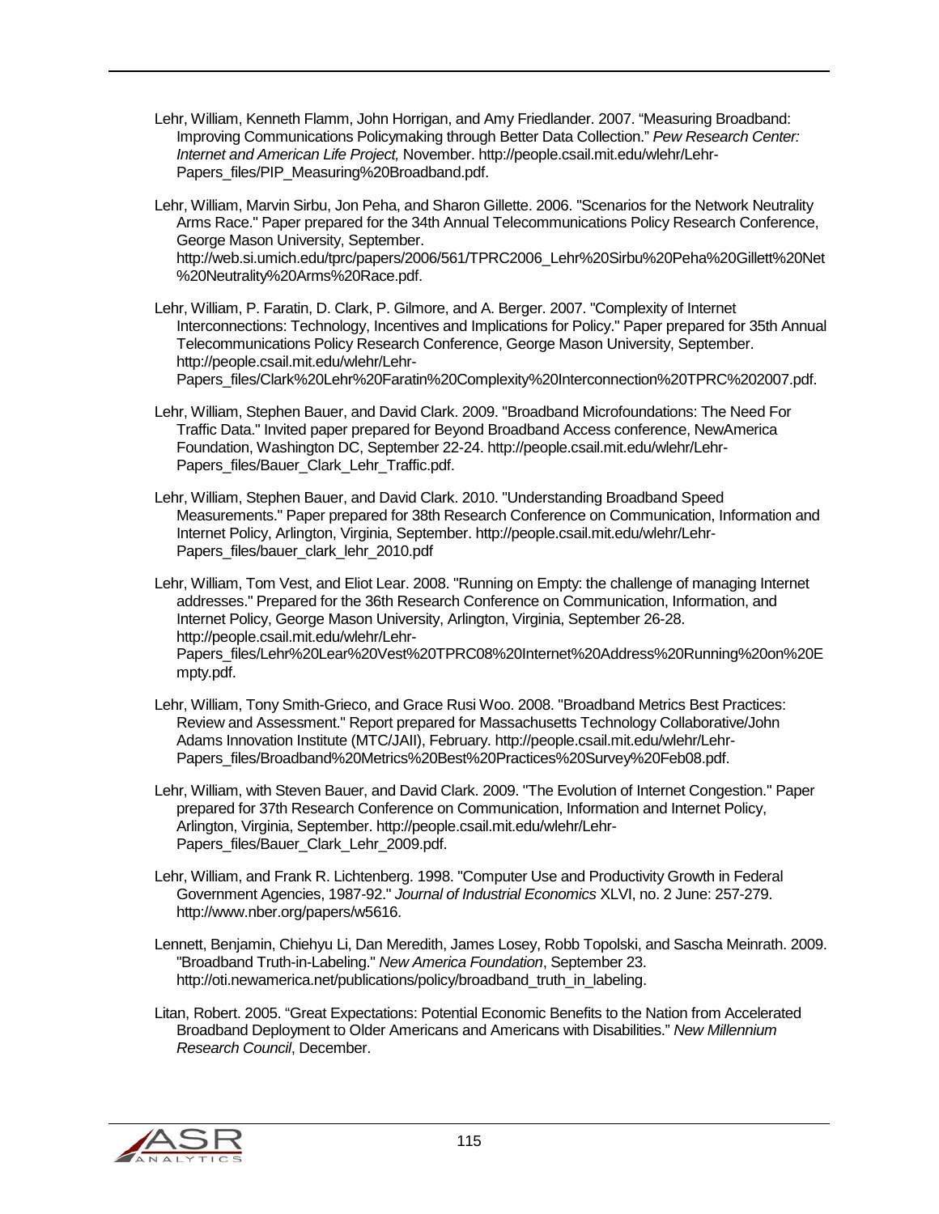Lehr, William, Kenneth Flamm, John Horrigan, and Amy Friedlander. 2007. "Measuring Broadband: Improving Communications Policymaking through Better Data Collection." *Pew Research Center: Internet and American Life Project,* November. http://people.csail.mit.edu/wlehr/Lehr-Papers_files/PIP_Measuring%20Broadband.pdf.

Lehr, William, Marvin Sirbu, Jon Peha, and Sharon Gillette. 2006. "Scenarios for the Network Neutrality Arms Race." Paper prepared for the 34th Annual Telecommunications Policy Research Conference, George Mason University, September. http://web.si.umich.edu/tprc/papers/2006/561/TPRC2006_Lehr%20Sirbu%20Peha%20Gillett%20Net%20Neutrality%20Arms%20Race.pdf.

Lehr, William, P. Faratin, D. Clark, P. Gilmore, and A. Berger. 2007. "Complexity of Internet Interconnections: Technology, Incentives and Implications for Policy." Paper prepared for 35th Annual Telecommunications Policy Research Conference, George Mason University, September. http://people.csail.mit.edu/wlehr/Lehr-Papers_files/Clark%20Lehr%20Faratin%20Complexity%20Interconnection%20TPRC%202007.pdf.

Lehr, William, Stephen Bauer, and David Clark. 2009. "Broadband Microfoundations: The Need For Traffic Data." Invited paper prepared for Beyond Broadband Access conference, NewAmerica Foundation, Washington DC, September 22-24. http://people.csail.mit.edu/wlehr/Lehr-Papers_files/Bauer_Clark_Lehr_Traffic.pdf.

Lehr, William, Stephen Bauer, and David Clark. 2010. "Understanding Broadband Speed Measurements." Paper prepared for 38th Research Conference on Communication, Information and Internet Policy, Arlington, Virginia, September. http://people.csail.mit.edu/wlehr/Lehr-Papers_files/bauer_clark_lehr_2010.pdf

Lehr, William, Tom Vest, and Eliot Lear. 2008. "Running on Empty: the challenge of managing Internet addresses." Prepared for the 36th Research Conference on Communication, Information, and Internet Policy, George Mason University, Arlington, Virginia, September 26-28. http://people.csail.mit.edu/wlehr/Lehr-Papers_files/Lehr%20Lear%20Vest%20TPRC08%20Internet%20Address%20Running%20on%20Empty.pdf.

Lehr, William, Tony Smith-Grieco, and Grace Rusi Woo. 2008. "Broadband Metrics Best Practices: Review and Assessment." Report prepared for Massachusetts Technology Collaborative/John Adams Innovation Institute (MTC/JAII), February. http://people.csail.mit.edu/wlehr/Lehr-Papers_files/Broadband%20Metrics%20Best%20Practices%20Survey%20Feb08.pdf.

Lehr, William, with Steven Bauer, and David Clark. 2009. "The Evolution of Internet Congestion." Paper prepared for 37th Research Conference on Communication, Information and Internet Policy, Arlington, Virginia, September. http://people.csail.mit.edu/wlehr/Lehr-Papers_files/Bauer_Clark_Lehr_2009.pdf.

Lehr, William, and Frank R. Lichtenberg. 1998. "Computer Use and Productivity Growth in Federal Government Agencies, 1987-92." *Journal of Industrial Economics* XLVI, no. 2 June: 257-279. http://www.nber.org/papers/w5616.

Lennett, Benjamin, Chiehyu Li, Dan Meredith, James Losey, Robb Topolski, and Sascha Meinrath. 2009. "Broadband Truth-in-Labeling." *New America Foundation*, September 23. http://oti.newamerica.net/publications/policy/broadband_truth_in_labeling.

Litan, Robert. 2005. "Great Expectations: Potential Economic Benefits to the Nation from Accelerated Broadband Deployment to Older Americans and Americans with Disabilities." *New Millennium Research Council*, December.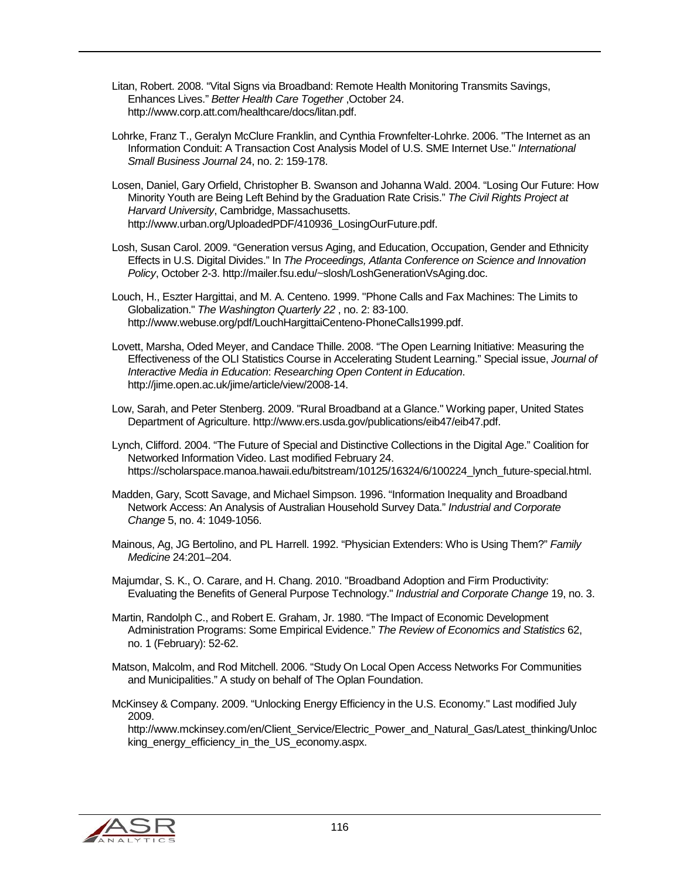Litan, Robert. 2008. “Vital Signs via Broadband: Remote Health Monitoring Transmits Savings, Enhances Lives.” *Better Health Care Together* ,October 24. http://www.corp.att.com/healthcare/docs/litan.pdf.

Lohrke, Franz T., Geralyn McClure Franklin, and Cynthia Frownfelter-Lohrke. 2006. "The Internet as an Information Conduit: A Transaction Cost Analysis Model of U.S. SME Internet Use." *International Small Business Journal* 24, no. 2: 159-178.

Losen, Daniel, Gary Orfield, Christopher B. Swanson and Johanna Wald. 2004. “Losing Our Future: How Minority Youth are Being Left Behind by the Graduation Rate Crisis.” *The Civil Rights Project at Harvard University*, Cambridge, Massachusetts. http://www.urban.org/UploadedPDF/410936_LosingOurFuture.pdf.

Losh, Susan Carol. 2009. “Generation versus Aging, and Education, Occupation, Gender and Ethnicity Effects in U.S. Digital Divides.” In *The Proceedings, Atlanta Conference on Science and Innovation Policy*, October 2-3. http://mailer.fsu.edu/~slosh/LoshGenerationVsAging.doc.

Louch, H., Eszter Hargittai, and M. A. Centeno. 1999. "Phone Calls and Fax Machines: The Limits to Globalization." *The Washington Quarterly 22* , no. 2: 83-100. http://www.webuse.org/pdf/LouchHargittaiCenteno-PhoneCalls1999.pdf.

Lovett, Marsha, Oded Meyer, and Candace Thille. 2008. “The Open Learning Initiative: Measuring the Effectiveness of the OLI Statistics Course in Accelerating Student Learning.” Special issue, *Journal of Interactive Media in Education*: *Researching Open Content in Education*. http://jime.open.ac.uk/jime/article/view/2008-14.

Low, Sarah, and Peter Stenberg. 2009. "Rural Broadband at a Glance." Working paper, United States Department of Agriculture. http://www.ers.usda.gov/publications/eib47/eib47.pdf.

Lynch, Clifford. 2004. “The Future of Special and Distinctive Collections in the Digital Age.” Coalition for Networked Information Video. Last modified February 24. https://scholarspace.manoa.hawaii.edu/bitstream/10125/16324/6/100224_lynch_future-special.html.

Madden, Gary, Scott Savage, and Michael Simpson. 1996. “Information Inequality and Broadband Network Access: An Analysis of Australian Household Survey Data.” *Industrial and Corporate Change* 5, no. 4: 1049-1056.

Mainous, Ag, JG Bertolino, and PL Harrell. 1992. “Physician Extenders: Who is Using Them?” *Family Medicine* 24:201–204.

Majumdar, S. K., O. Carare, and H. Chang. 2010. "Broadband Adoption and Firm Productivity: Evaluating the Benefits of General Purpose Technology." *Industrial and Corporate Change* 19, no. 3.

Martin, Randolph C., and Robert E. Graham, Jr. 1980. “The Impact of Economic Development Administration Programs: Some Empirical Evidence.” *The Review of Economics and Statistics* 62, no. 1 (February): 52-62.

Matson, Malcolm, and Rod Mitchell. 2006. “Study On Local Open Access Networks For Communities and Municipalities.” A study on behalf of The Oplan Foundation.

McKinsey & Company. 2009. “Unlocking Energy Efficiency in the U.S. Economy." Last modified July 2009. http://www.mckinsey.com/en/Client_Service/Electric_Power_and_Natural_Gas/Latest_thinking/Unlocking_energy_efficiency_in_the_US_economy.aspx.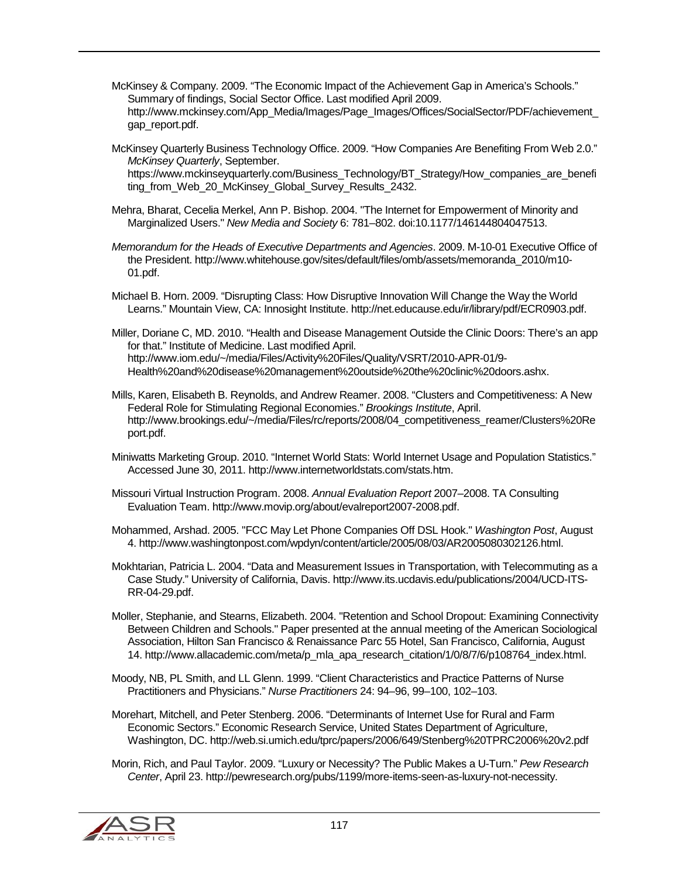McKinsey & Company. 2009. "The Economic Impact of the Achievement Gap in America's Schools." Summary of findings, Social Sector Office. Last modified April 2009. http://www.mckinsey.com/App_Media/Images/Page_Images/Offices/SocialSector/PDF/achievement_gap_report.pdf.

McKinsey Quarterly Business Technology Office. 2009. "How Companies Are Benefiting From Web 2.0." *McKinsey Quarterly*, September. https://www.mckinseyquarterly.com/Business_Technology/BT_Strategy/How_companies_are_benefiting_from_Web_20_McKinsey_Global_Survey_Results_2432.

Mehra, Bharat, Cecelia Merkel, Ann P. Bishop. 2004. "The Internet for Empowerment of Minority and Marginalized Users." *New Media and Society* 6: 781–802. doi:10.1177/146144804047513.

*Memorandum for the Heads of Executive Departments and Agencies*. 2009. M-10-01 Executive Office of the President. http://www.whitehouse.gov/sites/default/files/omb/assets/memoranda_2010/m10-01.pdf.

Michael B. Horn. 2009. "Disrupting Class: How Disruptive Innovation Will Change the Way the World Learns." Mountain View, CA: Innosight Institute. http://net.educause.edu/ir/library/pdf/ECR0903.pdf.

Miller, Doriane C, MD. 2010. "Health and Disease Management Outside the Clinic Doors: There's an app for that." Institute of Medicine. Last modified April. http://www.iom.edu/~/media/Files/Activity%20Files/Quality/VSRT/2010-APR-01/9-Health%20and%20disease%20management%20outside%20the%20clinic%20doors.ashx.

Mills, Karen, Elisabeth B. Reynolds, and Andrew Reamer. 2008. "Clusters and Competitiveness: A New Federal Role for Stimulating Regional Economies." *Brookings Institute*, April. http://www.brookings.edu/~/media/Files/rc/reports/2008/04_competitiveness_reamer/Clusters%20Report.pdf.

Miniwatts Marketing Group. 2010. "Internet World Stats: World Internet Usage and Population Statistics." Accessed June 30, 2011. http://www.internetworldstats.com/stats.htm.

Missouri Virtual Instruction Program. 2008. *Annual Evaluation Report* 2007–2008. TA Consulting Evaluation Team. http://www.movip.org/about/evalreport2007-2008.pdf.

Mohammed, Arshad. 2005. "FCC May Let Phone Companies Off DSL Hook." *Washington Post*, August 4. http://www.washingtonpost.com/wpdyn/content/article/2005/08/03/AR2005080302126.html.

Mokhtarian, Patricia L. 2004. "Data and Measurement Issues in Transportation, with Telecommuting as a Case Study." University of California, Davis. http://www.its.ucdavis.edu/publications/2004/UCD-ITS-RR-04-29.pdf.

Moller, Stephanie, and Stearns, Elizabeth. 2004. "Retention and School Dropout: Examining Connectivity Between Children and Schools." Paper presented at the annual meeting of the American Sociological Association, Hilton San Francisco & Renaissance Parc 55 Hotel, San Francisco, California, August 14. http://www.allacademic.com/meta/p_mla_apa_research_citation/1/0/8/7/6/p108764_index.html.

Moody, NB, PL Smith, and LL Glenn. 1999. "Client Characteristics and Practice Patterns of Nurse Practitioners and Physicians." *Nurse Practitioners* 24: 94–96, 99–100, 102–103.

Morehart, Mitchell, and Peter Stenberg. 2006. "Determinants of Internet Use for Rural and Farm Economic Sectors." Economic Research Service, United States Department of Agriculture, Washington, DC. http://web.si.umich.edu/tprc/papers/2006/649/Stenberg%20TPRC2006%20v2.pdf

Morin, Rich, and Paul Taylor. 2009. "Luxury or Necessity? The Public Makes a U-Turn." *Pew Research Center*, April 23. http://pewresearch.org/pubs/1199/more-items-seen-as-luxury-not-necessity.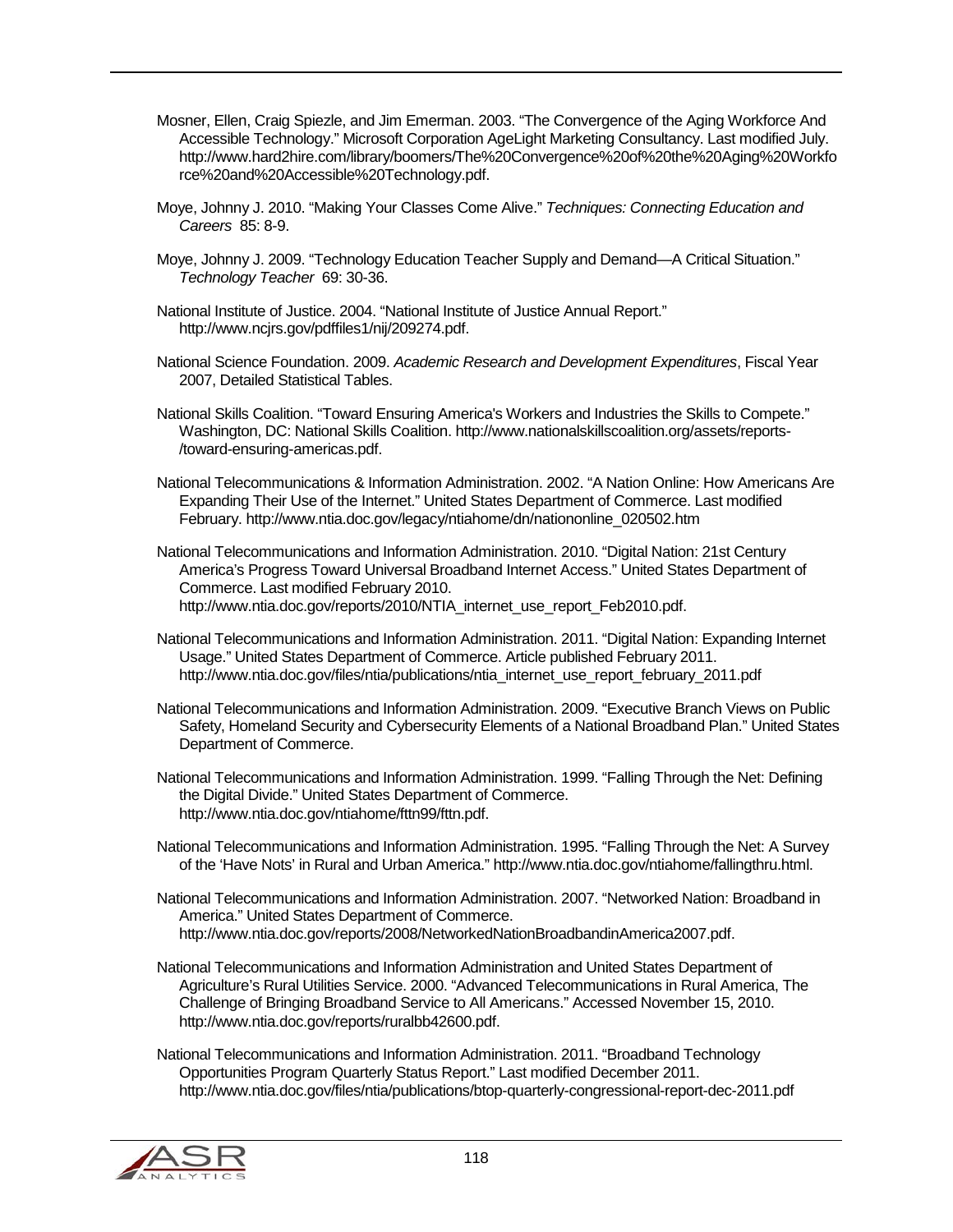Mosner, Ellen, Craig Spiezle, and Jim Emerman. 2003. "The Convergence of the Aging Workforce And Accessible Technology." Microsoft Corporation AgeLight Marketing Consultancy. Last modified July. http://www.hard2hire.com/library/boomers/The%20Convergence%20of%20the%20Aging%20Workforce%20and%20Accessible%20Technology.pdf.

Moye, Johnny J. 2010. "Making Your Classes Come Alive." *Techniques: Connecting Education and Careers* 85: 8-9.

Moye, Johnny J. 2009. "Technology Education Teacher Supply and Demand—A Critical Situation." *Technology Teacher* 69: 30-36.

National Institute of Justice. 2004. "National Institute of Justice Annual Report." http://www.ncjrs.gov/pdffiles1/nij/209274.pdf.

National Science Foundation. 2009. *Academic Research and Development Expenditures*, Fiscal Year 2007, Detailed Statistical Tables.

National Skills Coalition. "Toward Ensuring America's Workers and Industries the Skills to Compete." Washington, DC: National Skills Coalition. http://www.nationalskillscoalition.org/assets/reports-/toward-ensuring-americas.pdf.

National Telecommunications & Information Administration. 2002. "A Nation Online: How Americans Are Expanding Their Use of the Internet." United States Department of Commerce. Last modified February. http://www.ntia.doc.gov/legacy/ntiahome/dn/nationonline_020502.htm

National Telecommunications and Information Administration. 2010. "Digital Nation: 21st Century America's Progress Toward Universal Broadband Internet Access." United States Department of Commerce. Last modified February 2010. http://www.ntia.doc.gov/reports/2010/NTIA_internet_use_report_Feb2010.pdf.

National Telecommunications and Information Administration. 2011. "Digital Nation: Expanding Internet Usage." United States Department of Commerce. Article published February 2011. http://www.ntia.doc.gov/files/ntia/publications/ntia_internet_use_report_february_2011.pdf

National Telecommunications and Information Administration. 2009. "Executive Branch Views on Public Safety, Homeland Security and Cybersecurity Elements of a National Broadband Plan." United States Department of Commerce.

National Telecommunications and Information Administration. 1999. "Falling Through the Net: Defining the Digital Divide." United States Department of Commerce. http://www.ntia.doc.gov/ntiahome/fttn99/fttn.pdf.

National Telecommunications and Information Administration. 1995. "Falling Through the Net: A Survey of the 'Have Nots' in Rural and Urban America." http://www.ntia.doc.gov/ntiahome/fallingthru.html.

National Telecommunications and Information Administration. 2007. "Networked Nation: Broadband in America." United States Department of Commerce. http://www.ntia.doc.gov/reports/2008/NetworkedNationBroadbandinAmerica2007.pdf.

National Telecommunications and Information Administration and United States Department of Agriculture's Rural Utilities Service. 2000. "Advanced Telecommunications in Rural America, The Challenge of Bringing Broadband Service to All Americans." Accessed November 15, 2010. http://www.ntia.doc.gov/reports/ruralbb42600.pdf.

National Telecommunications and Information Administration. 2011. "Broadband Technology Opportunities Program Quarterly Status Report." Last modified December 2011. http://www.ntia.doc.gov/files/ntia/publications/btop-quarterly-congressional-report-dec-2011.pdf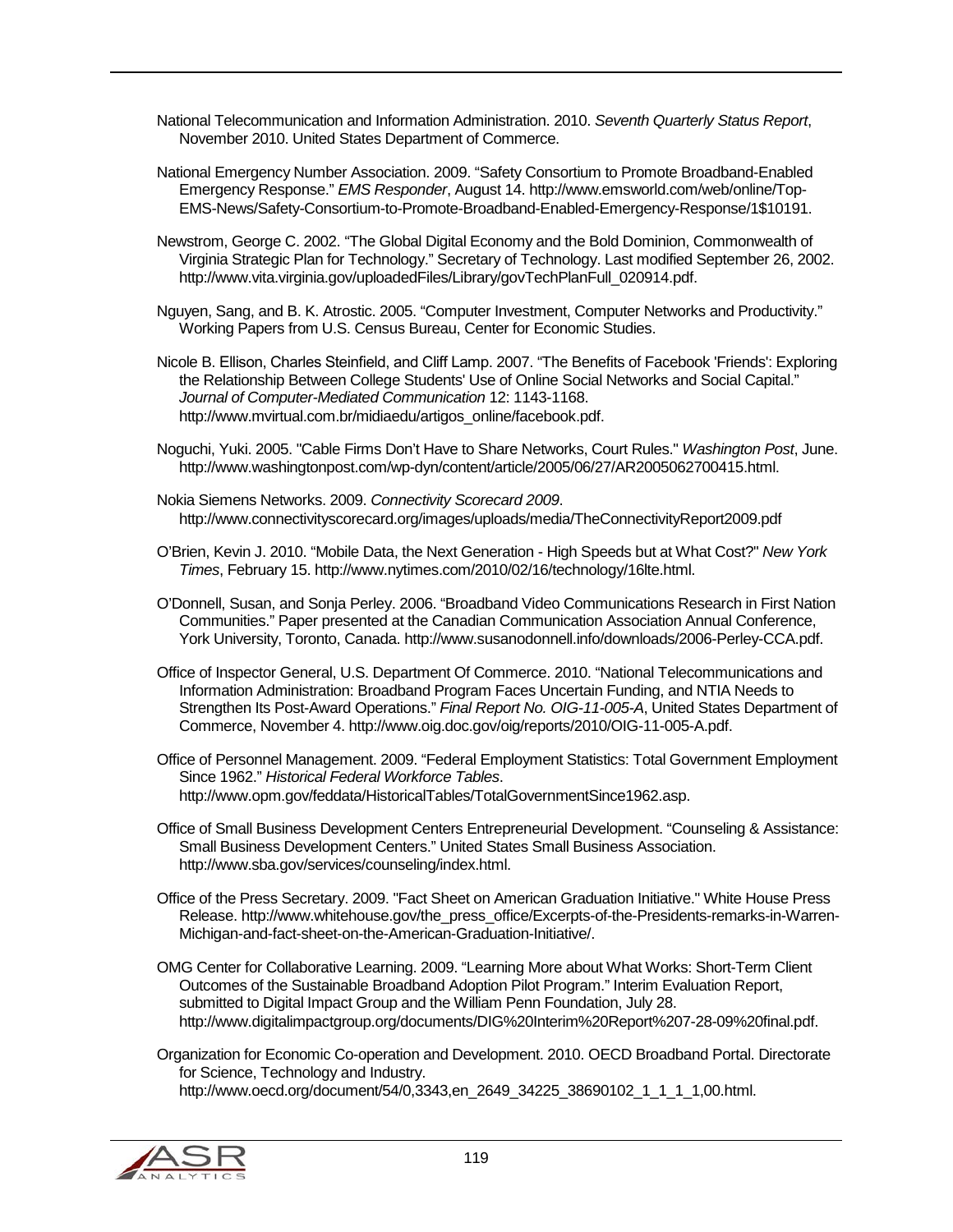National Telecommunication and Information Administration. 2010. *Seventh Quarterly Status Report*, November 2010. United States Department of Commerce.

National Emergency Number Association. 2009. “Safety Consortium to Promote Broadband-Enabled Emergency Response.” *EMS Responder*, August 14. http://www.emsworld.com/web/online/Top-EMS-News/Safety-Consortium-to-Promote-Broadband-Enabled-Emergency-Response/1$10191.

Newstrom, George C. 2002. “The Global Digital Economy and the Bold Dominion, Commonwealth of Virginia Strategic Plan for Technology.” Secretary of Technology. Last modified September 26, 2002. http://www.vita.virginia.gov/uploadedFiles/Library/govTechPlanFull_020914.pdf.

Nguyen, Sang, and B. K. Atrostic. 2005. “Computer Investment, Computer Networks and Productivity.” Working Papers from U.S. Census Bureau, Center for Economic Studies.

Nicole B. Ellison, Charles Steinfield, and Cliff Lamp. 2007. “The Benefits of Facebook 'Friends': Exploring the Relationship Between College Students' Use of Online Social Networks and Social Capital.” *Journal of Computer-Mediated Communication* 12: 1143-1168. http://www.mvirtual.com.br/midiaedu/artigos_online/facebook.pdf.

Noguchi, Yuki. 2005. "Cable Firms Don’t Have to Share Networks, Court Rules." *Washington Post*, June. http://www.washingtonpost.com/wp-dyn/content/article/2005/06/27/AR2005062700415.html.

Nokia Siemens Networks. 2009. *Connectivity Scorecard 2009*. http://www.connectivityscorecard.org/images/uploads/media/TheConnectivityReport2009.pdf

O’Brien, Kevin J. 2010. “Mobile Data, the Next Generation - High Speeds but at What Cost?" *New York Times*, February 15. http://www.nytimes.com/2010/02/16/technology/16lte.html.

O’Donnell, Susan, and Sonja Perley. 2006. “Broadband Video Communications Research in First Nation Communities.” Paper presented at the Canadian Communication Association Annual Conference, York University, Toronto, Canada. http://www.susanodonnell.info/downloads/2006-Perley-CCA.pdf.

Office of Inspector General, U.S. Department Of Commerce. 2010. “National Telecommunications and Information Administration: Broadband Program Faces Uncertain Funding, and NTIA Needs to Strengthen Its Post-Award Operations.” *Final Report No. OIG-11-005-A*, United States Department of Commerce, November 4. http://www.oig.doc.gov/oig/reports/2010/OIG-11-005-A.pdf.

Office of Personnel Management. 2009. “Federal Employment Statistics: Total Government Employment Since 1962.” *Historical Federal Workforce Tables*. http://www.opm.gov/feddata/HistoricalTables/TotalGovernmentSince1962.asp.

Office of Small Business Development Centers Entrepreneurial Development. “Counseling & Assistance: Small Business Development Centers.” United States Small Business Association. http://www.sba.gov/services/counseling/index.html.

Office of the Press Secretary. 2009. "Fact Sheet on American Graduation Initiative." White House Press Release. http://www.whitehouse.gov/the_press_office/Excerpts-of-the-Presidents-remarks-in-Warren-Michigan-and-fact-sheet-on-the-American-Graduation-Initiative/.

OMG Center for Collaborative Learning. 2009. “Learning More about What Works: Short-Term Client Outcomes of the Sustainable Broadband Adoption Pilot Program.” Interim Evaluation Report, submitted to Digital Impact Group and the William Penn Foundation, July 28. http://www.digitalimpactgroup.org/documents/DIG%20Interim%20Report%207-28-09%20final.pdf.

Organization for Economic Co-operation and Development. 2010. OECD Broadband Portal. Directorate for Science, Technology and Industry. http://www.oecd.org/document/54/0,3343,en_2649_34225_38690102_1_1_1_1,00.html.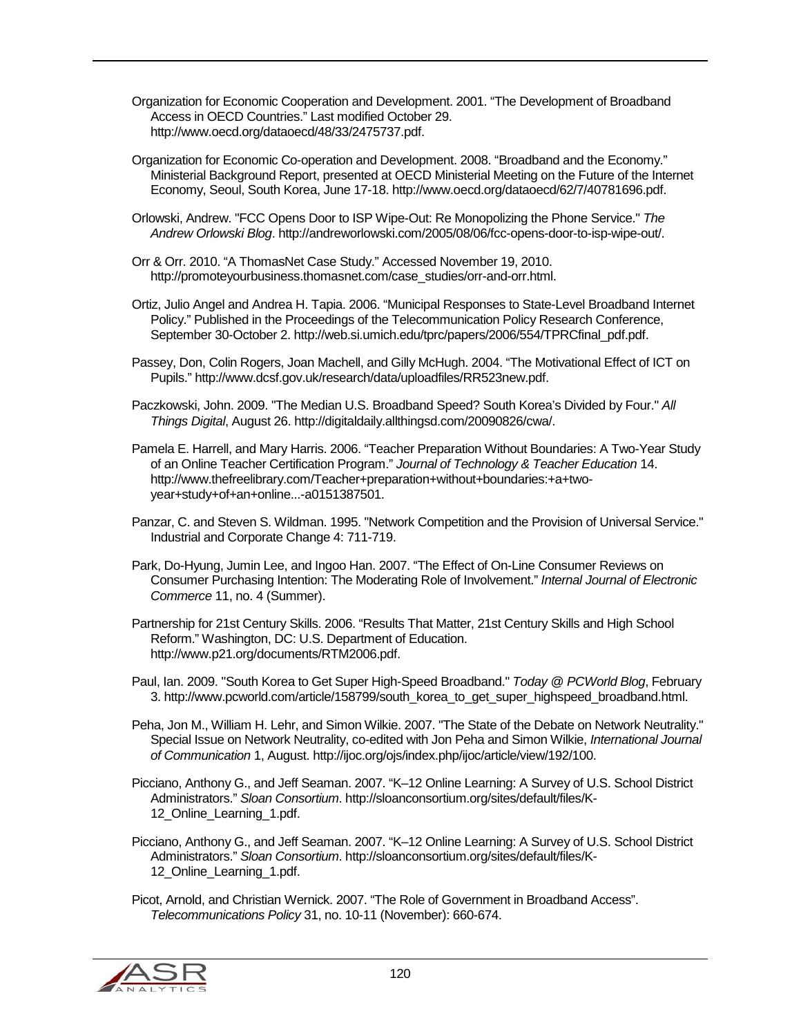Organization for Economic Cooperation and Development. 2001. “The Development of Broadband Access in OECD Countries.” Last modified October 29. http://www.oecd.org/dataoecd/48/33/2475737.pdf.

Organization for Economic Co-operation and Development. 2008. “Broadband and the Economy.” Ministerial Background Report, presented at OECD Ministerial Meeting on the Future of the Internet Economy, Seoul, South Korea, June 17-18. http://www.oecd.org/dataoecd/62/7/40781696.pdf.

Orlowski, Andrew. "FCC Opens Door to ISP Wipe-Out: Re Monopolizing the Phone Service." *The Andrew Orlowski Blog*. http://andreworlowski.com/2005/08/06/fcc-opens-door-to-isp-wipe-out/.

Orr & Orr. 2010. “A ThomasNet Case Study.” Accessed November 19, 2010. http://promoteyourbusiness.thomasnet.com/case_studies/orr-and-orr.html.

Ortiz, Julio Angel and Andrea H. Tapia. 2006. “Municipal Responses to State-Level Broadband Internet Policy.” Published in the Proceedings of the Telecommunication Policy Research Conference, September 30-October 2. http://web.si.umich.edu/tprc/papers/2006/554/TPRCfinal_pdf.pdf.

Passey, Don, Colin Rogers, Joan Machell, and Gilly McHugh. 2004. “The Motivational Effect of ICT on Pupils.” http://www.dcsf.gov.uk/research/data/uploadfiles/RR523new.pdf.

Paczkowski, John. 2009. "The Median U.S. Broadband Speed? South Korea’s Divided by Four." *All Things Digital*, August 26. http://digitaldaily.allthingsd.com/20090826/cwa/.

Pamela E. Harrell, and Mary Harris. 2006. “Teacher Preparation Without Boundaries: A Two-Year Study of an Online Teacher Certification Program.” *Journal of Technology & Teacher Education* 14. http://www.thefreelibrary.com/Teacher+preparation+without+boundaries:+a+two-year+study+of+an+online...-a0151387501.

Panzar, C. and Steven S. Wildman. 1995. "Network Competition and the Provision of Universal Service." Industrial and Corporate Change 4: 711-719.

Park, Do-Hyung, Jumin Lee, and Ingoo Han. 2007. “The Effect of On-Line Consumer Reviews on Consumer Purchasing Intention: The Moderating Role of Involvement.” *Internal Journal of Electronic Commerce* 11, no. 4 (Summer).

Partnership for 21st Century Skills. 2006. “Results That Matter, 21st Century Skills and High School Reform.” Washington, DC: U.S. Department of Education. http://www.p21.org/documents/RTM2006.pdf.

Paul, Ian. 2009. "South Korea to Get Super High-Speed Broadband." *Today @ PCWorld Blog*, February 3. http://www.pcworld.com/article/158799/south_korea_to_get_super_highspeed_broadband.html.

Peha, Jon M., William H. Lehr, and Simon Wilkie. 2007. "The State of the Debate on Network Neutrality." Special Issue on Network Neutrality, co-edited with Jon Peha and Simon Wilkie, *International Journal of Communication* 1, August. http://ijoc.org/ojs/index.php/ijoc/article/view/192/100.

Picciano, Anthony G., and Jeff Seaman. 2007. “K–12 Online Learning: A Survey of U.S. School District Administrators.” *Sloan Consortium*. http://sloanconsortium.org/sites/default/files/K-12_Online_Learning_1.pdf.

Picciano, Anthony G., and Jeff Seaman. 2007. “K–12 Online Learning: A Survey of U.S. School District Administrators.” *Sloan Consortium*. http://sloanconsortium.org/sites/default/files/K-12_Online_Learning_1.pdf.

Picot, Arnold, and Christian Wernick. 2007. “The Role of Government in Broadband Access”. *Telecommunications Policy* 31, no. 10-11 (November): 660-674.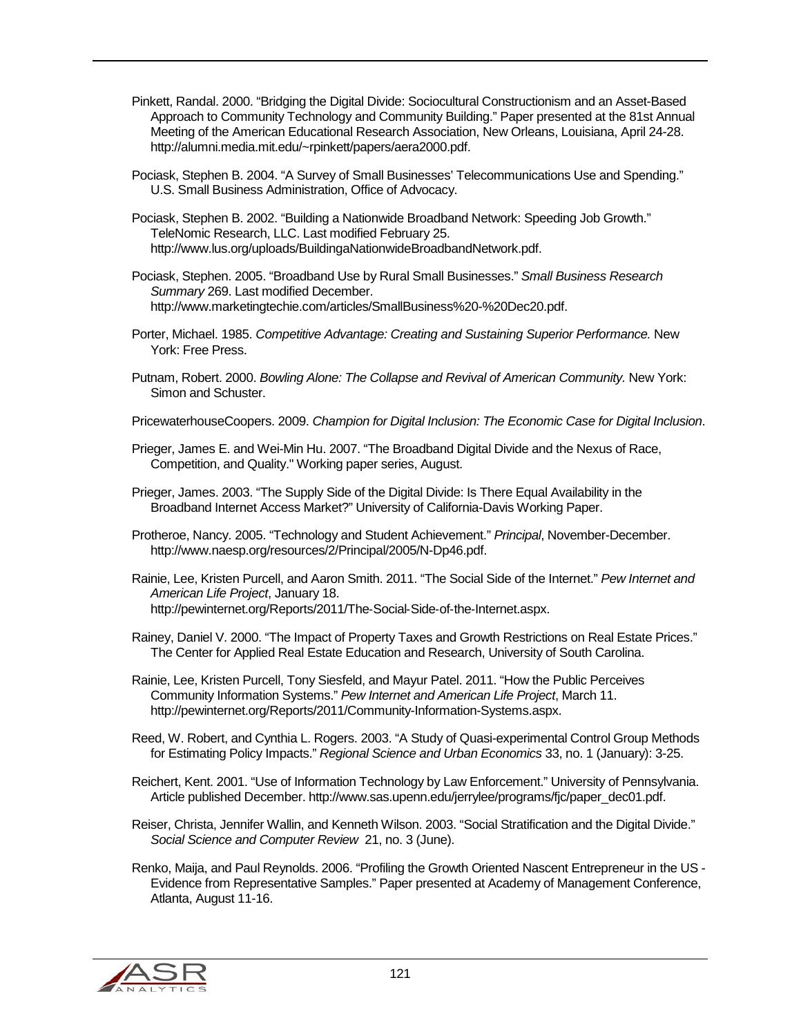Pinkett, Randal. 2000. "Bridging the Digital Divide: Sociocultural Constructionism and an Asset-Based Approach to Community Technology and Community Building." Paper presented at the 81st Annual Meeting of the American Educational Research Association, New Orleans, Louisiana, April 24-28. http://alumni.media.mit.edu/~rpinkett/papers/aera2000.pdf.

Pociask, Stephen B. 2004. "A Survey of Small Businesses' Telecommunications Use and Spending." U.S. Small Business Administration, Office of Advocacy.

Pociask, Stephen B. 2002. "Building a Nationwide Broadband Network: Speeding Job Growth." TeleNomic Research, LLC. Last modified February 25. http://www.lus.org/uploads/BuildingaNationwideBroadbandNetwork.pdf.

Pociask, Stephen. 2005. "Broadband Use by Rural Small Businesses." *Small Business Research Summary* 269. Last modified December. http://www.marketingtechie.com/articles/SmallBusiness%20-%20Dec20.pdf.

Porter, Michael. 1985. *Competitive Advantage: Creating and Sustaining Superior Performance.* New York: Free Press.

Putnam, Robert. 2000. *Bowling Alone: The Collapse and Revival of American Community.* New York: Simon and Schuster.

PricewaterhouseCoopers. 2009. *Champion for Digital Inclusion: The Economic Case for Digital Inclusion*.

Prieger, James E. and Wei-Min Hu. 2007. "The Broadband Digital Divide and the Nexus of Race, Competition, and Quality." Working paper series, August.

Prieger, James. 2003. "The Supply Side of the Digital Divide: Is There Equal Availability in the Broadband Internet Access Market?" University of California-Davis Working Paper.

Protheroe, Nancy. 2005. "Technology and Student Achievement." *Principal*, November-December. http://www.naesp.org/resources/2/Principal/2005/N-Dp46.pdf.

Rainie, Lee, Kristen Purcell, and Aaron Smith. 2011. "The Social Side of the Internet." *Pew Internet and American Life Project*, January 18. http://pewinternet.org/Reports/2011/The-Social-Side-of-the-Internet.aspx.

Rainey, Daniel V. 2000. "The Impact of Property Taxes and Growth Restrictions on Real Estate Prices." The Center for Applied Real Estate Education and Research, University of South Carolina.

Rainie, Lee, Kristen Purcell, Tony Siesfeld, and Mayur Patel. 2011. "How the Public Perceives Community Information Systems." *Pew Internet and American Life Project*, March 11. http://pewinternet.org/Reports/2011/Community-Information-Systems.aspx.

Reed, W. Robert, and Cynthia L. Rogers. 2003. "A Study of Quasi-experimental Control Group Methods for Estimating Policy Impacts." *Regional Science and Urban Economics* 33, no. 1 (January): 3-25.

Reichert, Kent. 2001. "Use of Information Technology by Law Enforcement." University of Pennsylvania. Article published December. http://www.sas.upenn.edu/jerrylee/programs/fjc/paper_dec01.pdf.

Reiser, Christa, Jennifer Wallin, and Kenneth Wilson. 2003. "Social Stratification and the Digital Divide." *Social Science and Computer Review* 21, no. 3 (June).

Renko, Maija, and Paul Reynolds. 2006. "Profiling the Growth Oriented Nascent Entrepreneur in the US - Evidence from Representative Samples." Paper presented at Academy of Management Conference, Atlanta, August 11-16.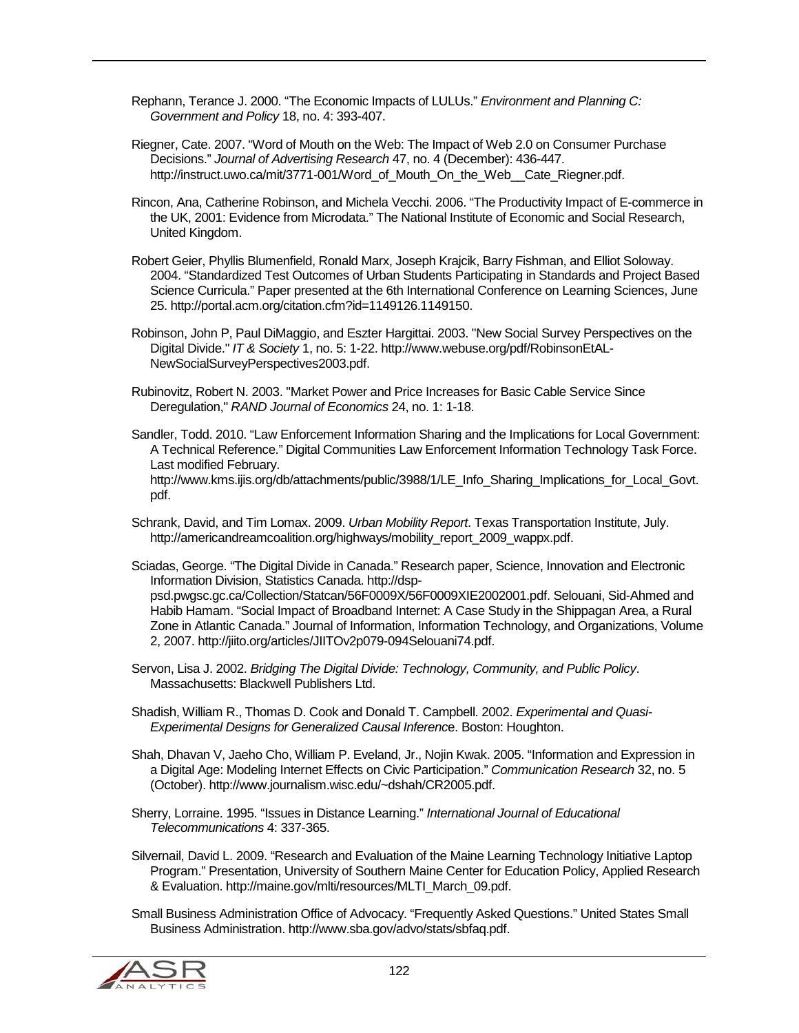Rephann, Terance J. 2000. "The Economic Impacts of LULUs." *Environment and Planning C: Government and Policy* 18, no. 4: 393-407.

Riegner, Cate. 2007. "Word of Mouth on the Web: The Impact of Web 2.0 on Consumer Purchase Decisions." *Journal of Advertising Research* 47, no. 4 (December): 436-447. http://instruct.uwo.ca/mit/3771-001/Word_of_Mouth_On_the_Web__Cate_Riegner.pdf.

Rincon, Ana, Catherine Robinson, and Michela Vecchi. 2006. "The Productivity Impact of E-commerce in the UK, 2001: Evidence from Microdata." The National Institute of Economic and Social Research, United Kingdom.

Robert Geier, Phyllis Blumenfield, Ronald Marx, Joseph Krajcik, Barry Fishman, and Elliot Soloway. 2004. "Standardized Test Outcomes of Urban Students Participating in Standards and Project Based Science Curricula." Paper presented at the 6th International Conference on Learning Sciences, June 25. http://portal.acm.org/citation.cfm?id=1149126.1149150.

Robinson, John P, Paul DiMaggio, and Eszter Hargittai. 2003. "New Social Survey Perspectives on the Digital Divide." *IT & Society* 1, no. 5: 1-22. http://www.webuse.org/pdf/RobinsonEtAL-NewSocialSurveyPerspectives2003.pdf.

Rubinovitz, Robert N. 2003. "Market Power and Price Increases for Basic Cable Service Since Deregulation," *RAND Journal of Economics* 24, no. 1: 1-18.

Sandler, Todd. 2010. "Law Enforcement Information Sharing and the Implications for Local Government: A Technical Reference." Digital Communities Law Enforcement Information Technology Task Force. Last modified February. http://www.kms.ijis.org/db/attachments/public/3988/1/LE_Info_Sharing_Implications_for_Local_Govt.pdf.

Schrank, David, and Tim Lomax. 2009. *Urban Mobility Report*. Texas Transportation Institute, July. http://americandreamcoalition.org/highways/mobility_report_2009_wappx.pdf.

Sciadas, George. "The Digital Divide in Canada." Research paper, Science, Innovation and Electronic Information Division, Statistics Canada. http://dsp-psd.pwgsc.gc.ca/Collection/Statcan/56F0009X/56F0009XIE2002001.pdf. Selouani, Sid-Ahmed and Habib Hamam. "Social Impact of Broadband Internet: A Case Study in the Shippagan Area, a Rural Zone in Atlantic Canada." Journal of Information, Information Technology, and Organizations, Volume 2, 2007. http://jiito.org/articles/JIITOv2p079-094Selouani74.pdf.

Servon, Lisa J. 2002. *Bridging The Digital Divide: Technology, Community, and Public Policy*. Massachusetts: Blackwell Publishers Ltd.

Shadish, William R., Thomas D. Cook and Donald T. Campbell. 2002. *Experimental and Quasi-Experimental Designs for Generalized Causal Inferenc*e. Boston: Houghton.

Shah, Dhavan V, Jaeho Cho, William P. Eveland, Jr., Nojin Kwak. 2005. "Information and Expression in a Digital Age: Modeling Internet Effects on Civic Participation." *Communication Research* 32, no. 5 (October). http://www.journalism.wisc.edu/~dshah/CR2005.pdf.

Sherry, Lorraine. 1995. "Issues in Distance Learning." *International Journal of Educational Telecommunications* 4: 337-365.

Silvernail, David L. 2009. "Research and Evaluation of the Maine Learning Technology Initiative Laptop Program." Presentation, University of Southern Maine Center for Education Policy, Applied Research & Evaluation. http://maine.gov/mlti/resources/MLTI_March_09.pdf.

Small Business Administration Office of Advocacy. "Frequently Asked Questions." United States Small Business Administration. http://www.sba.gov/advo/stats/sbfaq.pdf.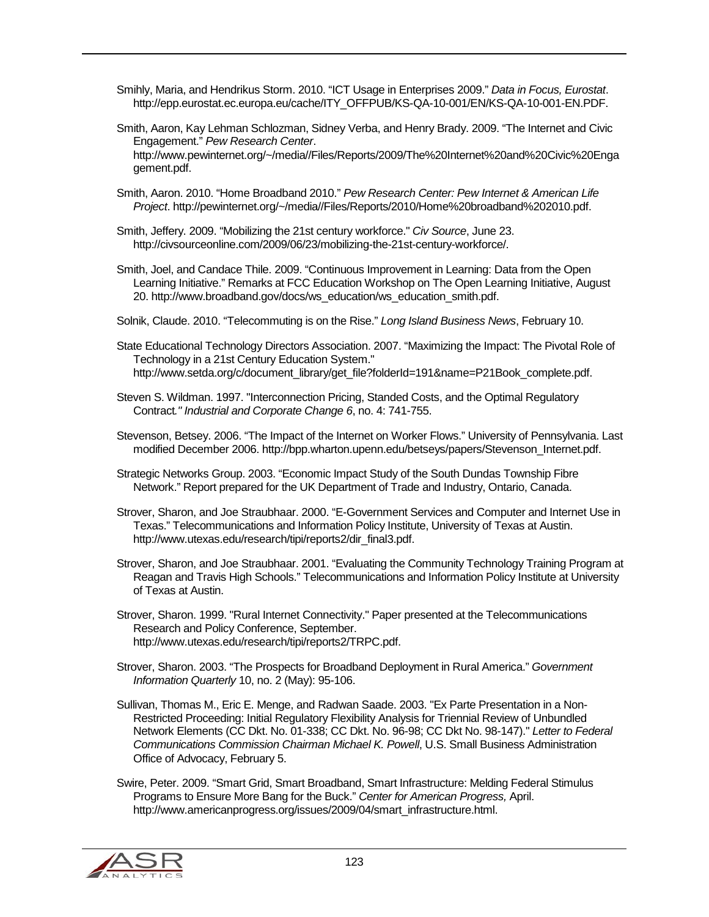Smihly, Maria, and Hendrikus Storm. 2010. "ICT Usage in Enterprises 2009." *Data in Focus, Eurostat*. http://epp.eurostat.ec.europa.eu/cache/ITY_OFFPUB/KS-QA-10-001/EN/KS-QA-10-001-EN.PDF.

Smith, Aaron, Kay Lehman Schlozman, Sidney Verba, and Henry Brady. 2009. "The Internet and Civic Engagement." *Pew Research Center*. http://www.pewinternet.org/~/media//Files/Reports/2009/The%20Internet%20and%20Civic%20Engagement.pdf.

Smith, Aaron. 2010. "Home Broadband 2010." *Pew Research Center: Pew Internet & American Life Project*. http://pewinternet.org/~/media//Files/Reports/2010/Home%20broadband%202010.pdf.

Smith, Jeffery. 2009. "Mobilizing the 21st century workforce." *Civ Source*, June 23. http://civsourceonline.com/2009/06/23/mobilizing-the-21st-century-workforce/.

Smith, Joel, and Candace Thile. 2009. "Continuous Improvement in Learning: Data from the Open Learning Initiative." Remarks at FCC Education Workshop on The Open Learning Initiative, August 20. http://www.broadband.gov/docs/ws_education/ws_education_smith.pdf.

Solnik, Claude. 2010. "Telecommuting is on the Rise." *Long Island Business News*, February 10.

State Educational Technology Directors Association. 2007. "Maximizing the Impact: The Pivotal Role of Technology in a 21st Century Education System." http://www.setda.org/c/document_library/get_file?folderId=191&name=P21Book_complete.pdf.

Steven S. Wildman. 1997. "Interconnection Pricing, Standed Costs, and the Optimal Regulatory Contract*." Industrial and Corporate Change 6*, no. 4: 741-755.

Stevenson, Betsey. 2006. "The Impact of the Internet on Worker Flows." University of Pennsylvania. Last modified December 2006. http://bpp.wharton.upenn.edu/betseys/papers/Stevenson_Internet.pdf.

Strategic Networks Group. 2003. "Economic Impact Study of the South Dundas Township Fibre Network." Report prepared for the UK Department of Trade and Industry, Ontario, Canada.

Strover, Sharon, and Joe Straubhaar. 2000. "E-Government Services and Computer and Internet Use in Texas." Telecommunications and Information Policy Institute, University of Texas at Austin. http://www.utexas.edu/research/tipi/reports2/dir_final3.pdf.

Strover, Sharon, and Joe Straubhaar. 2001. "Evaluating the Community Technology Training Program at Reagan and Travis High Schools." Telecommunications and Information Policy Institute at University of Texas at Austin.

Strover, Sharon. 1999. "Rural Internet Connectivity." Paper presented at the Telecommunications Research and Policy Conference, September. http://www.utexas.edu/research/tipi/reports2/TRPC.pdf.

Strover, Sharon. 2003. "The Prospects for Broadband Deployment in Rural America." *Government Information Quarterly* 10, no. 2 (May): 95-106.

Sullivan, Thomas M., Eric E. Menge, and Radwan Saade. 2003. "Ex Parte Presentation in a Non-Restricted Proceeding: Initial Regulatory Flexibility Analysis for Triennial Review of Unbundled Network Elements (CC Dkt. No. 01-338; CC Dkt. No. 96-98; CC Dkt No. 98-147)." *Letter to Federal Communications Commission Chairman Michael K. Powell*, U.S. Small Business Administration Office of Advocacy, February 5.

Swire, Peter. 2009. "Smart Grid, Smart Broadband, Smart Infrastructure: Melding Federal Stimulus Programs to Ensure More Bang for the Buck." *Center for American Progress,* April. http://www.americanprogress.org/issues/2009/04/smart_infrastructure.html.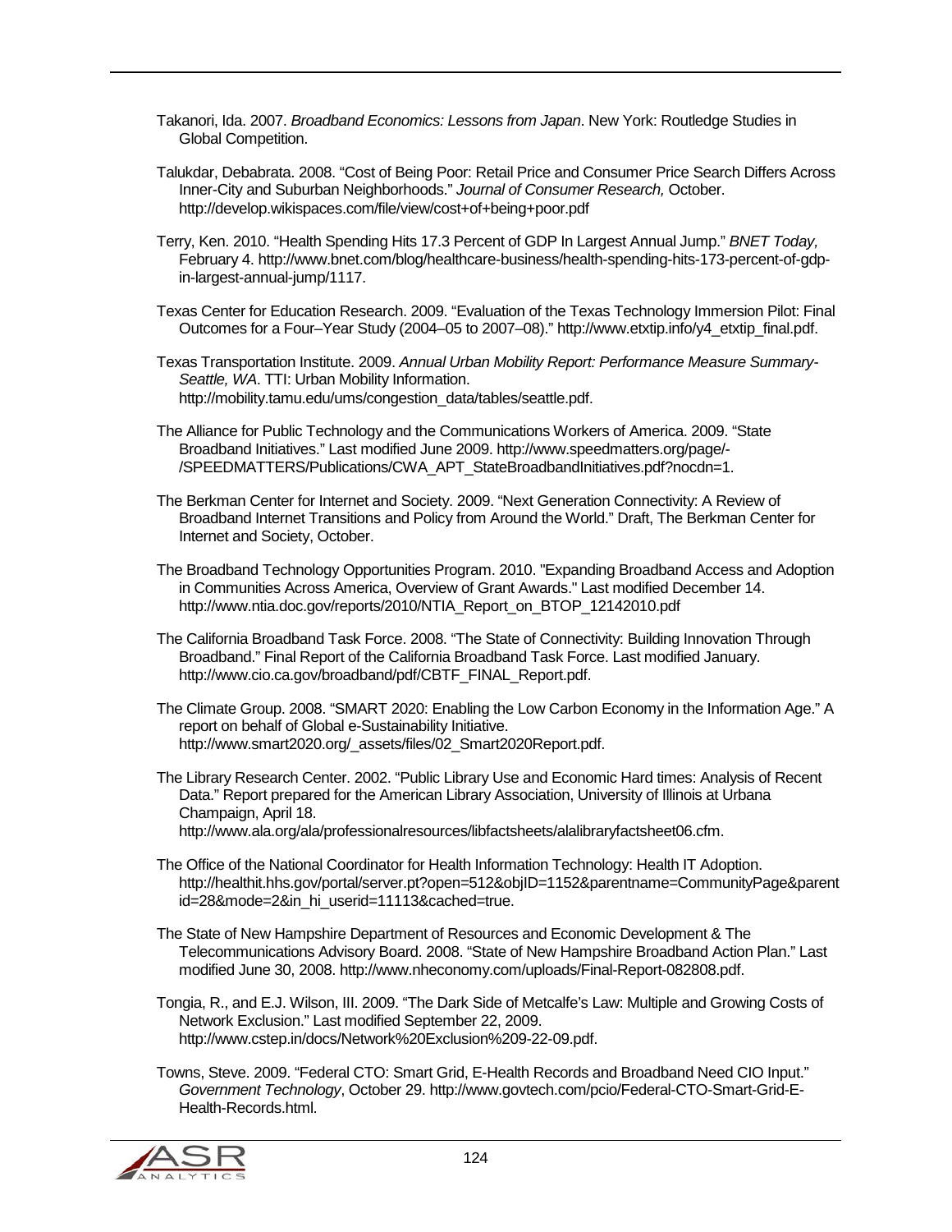Takanori, Ida. 2007. *Broadband Economics: Lessons from Japan*. New York: Routledge Studies in Global Competition.

Talukdar, Debabrata. 2008. "Cost of Being Poor: Retail Price and Consumer Price Search Differs Across Inner-City and Suburban Neighborhoods." *Journal of Consumer Research,* October. http://develop.wikispaces.com/file/view/cost+of+being+poor.pdf

Terry, Ken. 2010. "Health Spending Hits 17.3 Percent of GDP In Largest Annual Jump." *BNET Today,* February 4. http://www.bnet.com/blog/healthcare-business/health-spending-hits-173-percent-of-gdp-in-largest-annual-jump/1117.

Texas Center for Education Research. 2009. "Evaluation of the Texas Technology Immersion Pilot: Final Outcomes for a Four–Year Study (2004–05 to 2007–08)." http://www.etxtip.info/y4_etxtip_final.pdf.

Texas Transportation Institute. 2009. *Annual Urban Mobility Report: Performance Measure Summary-Seattle, WA*. TTI: Urban Mobility Information. http://mobility.tamu.edu/ums/congestion_data/tables/seattle.pdf.

The Alliance for Public Technology and the Communications Workers of America. 2009. "State Broadband Initiatives." Last modified June 2009. http://www.speedmatters.org/page/-/SPEEDMATTERS/Publications/CWA_APT_StateBroadbandInitiatives.pdf?nocdn=1.

The Berkman Center for Internet and Society. 2009. "Next Generation Connectivity: A Review of Broadband Internet Transitions and Policy from Around the World." Draft, The Berkman Center for Internet and Society, October.

The Broadband Technology Opportunities Program. 2010. "Expanding Broadband Access and Adoption in Communities Across America, Overview of Grant Awards." Last modified December 14. http://www.ntia.doc.gov/reports/2010/NTIA_Report_on_BTOP_12142010.pdf

The California Broadband Task Force. 2008. "The State of Connectivity: Building Innovation Through Broadband." Final Report of the California Broadband Task Force. Last modified January. http://www.cio.ca.gov/broadband/pdf/CBTF_FINAL_Report.pdf.

The Climate Group. 2008. "SMART 2020: Enabling the Low Carbon Economy in the Information Age." A report on behalf of Global e-Sustainability Initiative. http://www.smart2020.org/_assets/files/02_Smart2020Report.pdf.

The Library Research Center. 2002. "Public Library Use and Economic Hard times: Analysis of Recent Data." Report prepared for the American Library Association, University of Illinois at Urbana Champaign, April 18. http://www.ala.org/ala/professionalresources/libfactsheets/alalibraryfactsheet06.cfm.

The Office of the National Coordinator for Health Information Technology: Health IT Adoption. http://healthit.hhs.gov/portal/server.pt?open=512&objID=1152&parentname=CommunityPage&parentid=28&mode=2&in_hi_userid=11113&cached=true.

The State of New Hampshire Department of Resources and Economic Development & The Telecommunications Advisory Board. 2008. "State of New Hampshire Broadband Action Plan." Last modified June 30, 2008. http://www.nheconomy.com/uploads/Final-Report-082808.pdf.

Tongia, R., and E.J. Wilson, III. 2009. "The Dark Side of Metcalfe's Law: Multiple and Growing Costs of Network Exclusion." Last modified September 22, 2009. http://www.cstep.in/docs/Network%20Exclusion%209-22-09.pdf.

Towns, Steve. 2009. "Federal CTO: Smart Grid, E-Health Records and Broadband Need CIO Input." *Government Technology*, October 29. http://www.govtech.com/pcio/Federal-CTO-Smart-Grid-E-Health-Records.html.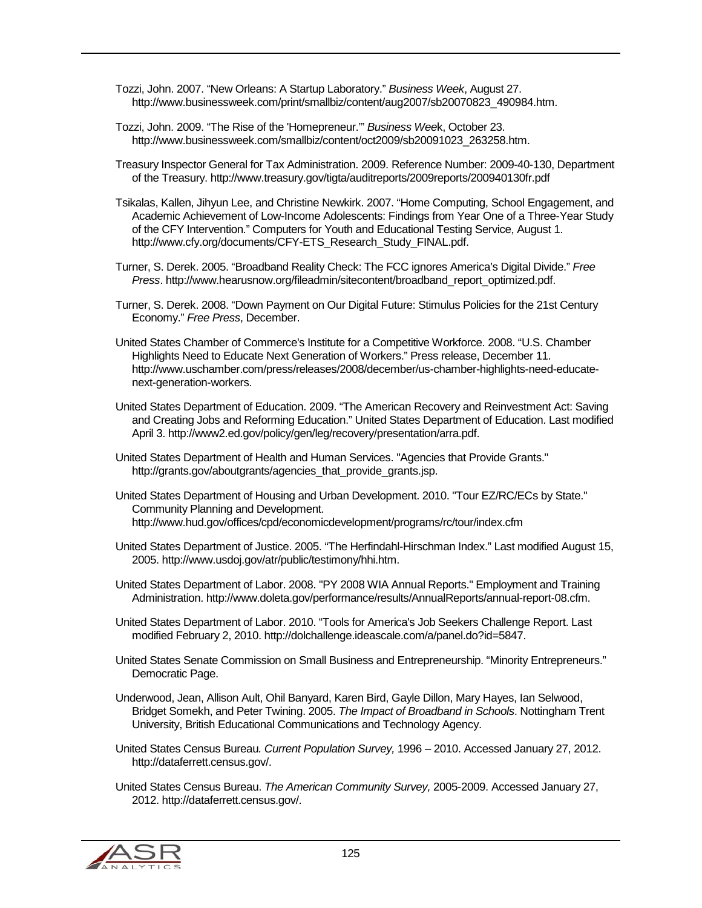Tozzi, John. 2007. “New Orleans: A Startup Laboratory.” *Business Week*, August 27. http://www.businessweek.com/print/smallbiz/content/aug2007/sb20070823_490984.htm.

Tozzi, John. 2009. “The Rise of the 'Homepreneur.'” *Business Wee*k, October 23. http://www.businessweek.com/smallbiz/content/oct2009/sb20091023_263258.htm.

Treasury Inspector General for Tax Administration. 2009. Reference Number: 2009-40-130, Department of the Treasury. http://www.treasury.gov/tigta/auditreports/2009reports/200940130fr.pdf

Tsikalas, Kallen, Jihyun Lee, and Christine Newkirk. 2007. “Home Computing, School Engagement, and Academic Achievement of Low-Income Adolescents: Findings from Year One of a Three-Year Study of the CFY Intervention.” Computers for Youth and Educational Testing Service, August 1. http://www.cfy.org/documents/CFY-ETS_Research_Study_FINAL.pdf.

Turner, S. Derek. 2005. “Broadband Reality Check: The FCC ignores America’s Digital Divide.” *Free Press*. http://www.hearusnow.org/fileadmin/sitecontent/broadband_report_optimized.pdf.

Turner, S. Derek. 2008. “Down Payment on Our Digital Future: Stimulus Policies for the 21st Century Economy.” *Free Press*, December.

United States Chamber of Commerce's Institute for a Competitive Workforce. 2008. “U.S. Chamber Highlights Need to Educate Next Generation of Workers.” Press release, December 11. http://www.uschamber.com/press/releases/2008/december/us-chamber-highlights-need-educate-next-generation-workers.

United States Department of Education. 2009. “The American Recovery and Reinvestment Act: Saving and Creating Jobs and Reforming Education.” United States Department of Education. Last modified April 3. http://www2.ed.gov/policy/gen/leg/recovery/presentation/arra.pdf.

United States Department of Health and Human Services. "Agencies that Provide Grants." http://grants.gov/aboutgrants/agencies_that_provide_grants.jsp.

United States Department of Housing and Urban Development. 2010. "Tour EZ/RC/ECs by State." Community Planning and Development. http://www.hud.gov/offices/cpd/economicdevelopment/programs/rc/tour/index.cfm

United States Department of Justice. 2005. “The Herfindahl-Hirschman Index.” Last modified August 15, 2005. http://www.usdoj.gov/atr/public/testimony/hhi.htm.

United States Department of Labor. 2008. "PY 2008 WIA Annual Reports." Employment and Training Administration. http://www.doleta.gov/performance/results/AnnualReports/annual-report-08.cfm.

United States Department of Labor. 2010. “Tools for America's Job Seekers Challenge Report. Last modified February 2, 2010. http://dolchallenge.ideascale.com/a/panel.do?id=5847.

United States Senate Commission on Small Business and Entrepreneurship. “Minority Entrepreneurs.” Democratic Page.

Underwood, Jean, Allison Ault, Ohil Banyard, Karen Bird, Gayle Dillon, Mary Hayes, Ian Selwood, Bridget Somekh, and Peter Twining. 2005. *The Impact of Broadband in Schools*. Nottingham Trent University, British Educational Communications and Technology Agency.

United States Census Bureau*. Current Population Survey,* 1996 – 2010. Accessed January 27, 2012. http://dataferrett.census.gov/.

United States Census Bureau. *The American Community Survey,* 2005-2009. Accessed January 27, 2012. http://dataferrett.census.gov/.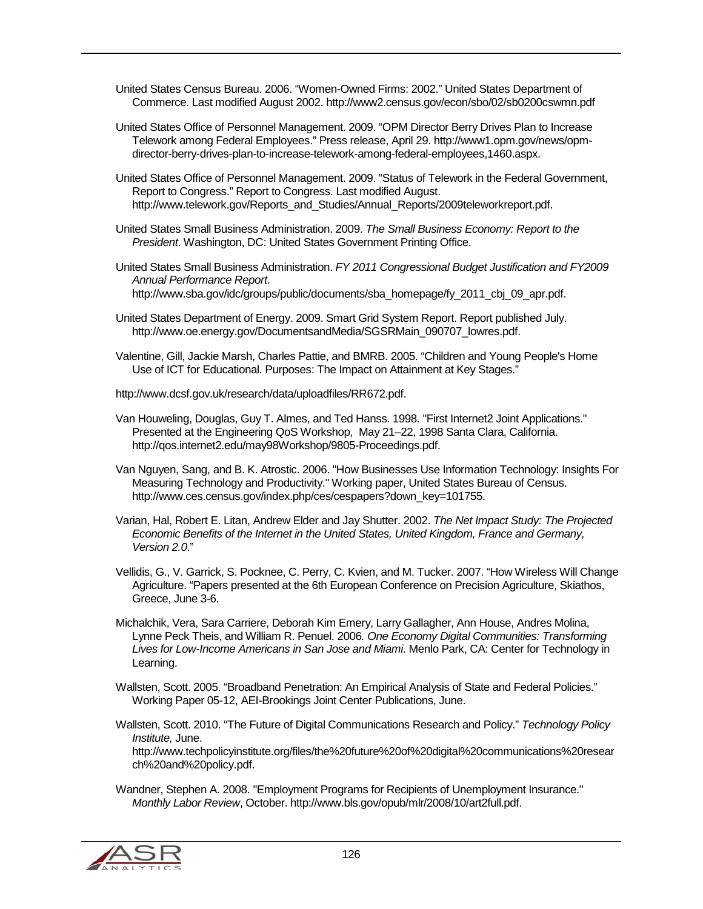United States Census Bureau. 2006. "Women-Owned Firms: 2002." United States Department of Commerce. Last modified August 2002. http://www2.census.gov/econ/sbo/02/sb0200cswmn.pdf

United States Office of Personnel Management. 2009. "OPM Director Berry Drives Plan to Increase Telework among Federal Employees." Press release, April 29. http://www1.opm.gov/news/opm-director-berry-drives-plan-to-increase-telework-among-federal-employees,1460.aspx.

United States Office of Personnel Management. 2009. "Status of Telework in the Federal Government, Report to Congress." Report to Congress. Last modified August. http://www.telework.gov/Reports_and_Studies/Annual_Reports/2009teleworkreport.pdf.

United States Small Business Administration. 2009. *The Small Business Economy: Report to the President*. Washington, DC: United States Government Printing Office.

United States Small Business Administration. *FY 2011 Congressional Budget Justification and FY2009 Annual Performance Report*. http://www.sba.gov/idc/groups/public/documents/sba_homepage/fy_2011_cbj_09_apr.pdf.

United States Department of Energy. 2009. Smart Grid System Report. Report published July. http://www.oe.energy.gov/DocumentsandMedia/SGSRMain_090707_lowres.pdf.

Valentine, Gill, Jackie Marsh, Charles Pattie, and BMRB. 2005. "Children and Young People's Home Use of ICT for Educational. Purposes: The Impact on Attainment at Key Stages."

http://www.dcsf.gov.uk/research/data/uploadfiles/RR672.pdf.

Van Houweling, Douglas, Guy T. Almes, and Ted Hanss. 1998. "First Internet2 Joint Applications." Presented at the Engineering QoS Workshop, May 21–22, 1998 Santa Clara, California. http://qos.internet2.edu/may98Workshop/9805-Proceedings.pdf.

Van Nguyen, Sang, and B. K. Atrostic. 2006. "How Businesses Use Information Technology: Insights For Measuring Technology and Productivity." Working paper, United States Bureau of Census. http://www.ces.census.gov/index.php/ces/cespapers?down_key=101755.

Varian, Hal, Robert E. Litan, Andrew Elder and Jay Shutter. 2002. *The Net Impact Study: The Projected Economic Benefits of the Internet in the United States, United Kingdom, France and Germany, Version 2.0*."

Vellidis, G., V. Garrick, S. Pocknee, C. Perry, C. Kvien, and M. Tucker. 2007. "How Wireless Will Change Agriculture. "Papers presented at the 6th European Conference on Precision Agriculture, Skiathos, Greece, June 3-6.

Michalchik, Vera, Sara Carriere, Deborah Kim Emery, Larry Gallagher, Ann House, Andres Molina, Lynne Peck Theis, and William R. Penuel. 2006. *One Economy Digital Communities: Transforming Lives for Low-Income Americans in San Jose and Miami*. Menlo Park, CA: Center for Technology in Learning.

Wallsten, Scott. 2005. "Broadband Penetration: An Empirical Analysis of State and Federal Policies." Working Paper 05-12, AEI-Brookings Joint Center Publications, June.

Wallsten, Scott. 2010. "The Future of Digital Communications Research and Policy." *Technology Policy Institute,* June. http://www.techpolicyinstitute.org/files/the%20future%20of%20digital%20communications%20research%20and%20policy.pdf.

Wandner, Stephen A. 2008. "Employment Programs for Recipients of Unemployment Insurance." *Monthly Labor Review*, October. http://www.bls.gov/opub/mlr/2008/10/art2full.pdf.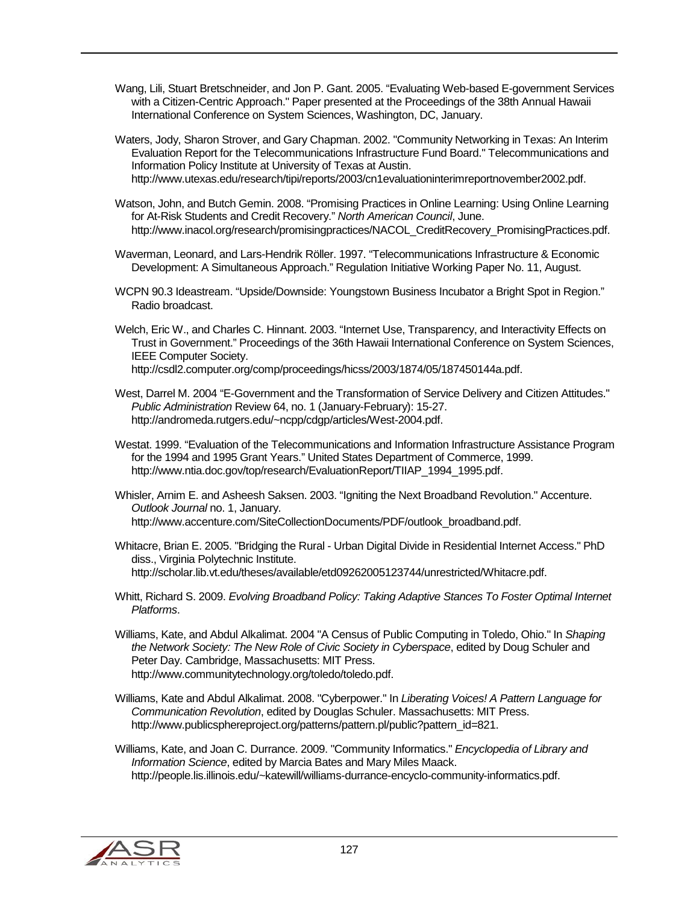Wang, Lili, Stuart Bretschneider, and Jon P. Gant. 2005. "Evaluating Web-based E-government Services with a Citizen-Centric Approach." Paper presented at the Proceedings of the 38th Annual Hawaii International Conference on System Sciences, Washington, DC, January.

Waters, Jody, Sharon Strover, and Gary Chapman. 2002. "Community Networking in Texas: An Interim Evaluation Report for the Telecommunications Infrastructure Fund Board." Telecommunications and Information Policy Institute at University of Texas at Austin. http://www.utexas.edu/research/tipi/reports/2003/cn1evaluationinterimreportnovember2002.pdf.

Watson, John, and Butch Gemin. 2008. "Promising Practices in Online Learning: Using Online Learning for At-Risk Students and Credit Recovery." *North American Council*, June. http://www.inacol.org/research/promisingpractices/NACOL_CreditRecovery_PromisingPractices.pdf.

Waverman, Leonard, and Lars-Hendrik Röller. 1997. "Telecommunications Infrastructure & Economic Development: A Simultaneous Approach." Regulation Initiative Working Paper No. 11, August.

WCPN 90.3 Ideastream. "Upside/Downside: Youngstown Business Incubator a Bright Spot in Region." Radio broadcast.

Welch, Eric W., and Charles C. Hinnant. 2003. "Internet Use, Transparency, and Interactivity Effects on Trust in Government." Proceedings of the 36th Hawaii International Conference on System Sciences, IEEE Computer Society. http://csdl2.computer.org/comp/proceedings/hicss/2003/1874/05/187450144a.pdf.

West, Darrel M. 2004 "E-Government and the Transformation of Service Delivery and Citizen Attitudes." *Public Administration* Review 64, no. 1 (January-February): 15-27. http://andromeda.rutgers.edu/~ncpp/cdgp/articles/West-2004.pdf.

Westat. 1999. "Evaluation of the Telecommunications and Information Infrastructure Assistance Program for the 1994 and 1995 Grant Years." United States Department of Commerce, 1999. http://www.ntia.doc.gov/top/research/EvaluationReport/TIIAP_1994_1995.pdf.

Whisler, Arnim E. and Asheesh Saksen. 2003. "Igniting the Next Broadband Revolution." Accenture. *Outlook Journal* no. 1, January. http://www.accenture.com/SiteCollectionDocuments/PDF/outlook_broadband.pdf.

Whitacre, Brian E. 2005. "Bridging the Rural - Urban Digital Divide in Residential Internet Access." PhD diss., Virginia Polytechnic Institute. http://scholar.lib.vt.edu/theses/available/etd09262005123744/unrestricted/Whitacre.pdf.

Whitt, Richard S. 2009. *Evolving Broadband Policy: Taking Adaptive Stances To Foster Optimal Internet Platforms*.

Williams, Kate, and Abdul Alkalimat. 2004 "A Census of Public Computing in Toledo, Ohio." In *Shaping the Network Society: The New Role of Civic Society in Cyberspace*, edited by Doug Schuler and Peter Day. Cambridge, Massachusetts: MIT Press. http://www.communitytechnology.org/toledo/toledo.pdf.

Williams, Kate and Abdul Alkalimat. 2008. "Cyberpower." In *Liberating Voices! A Pattern Language for Communication Revolution*, edited by Douglas Schuler. Massachusetts: MIT Press. http://www.publicsphereproject.org/patterns/pattern.pl/public?pattern_id=821.

Williams, Kate, and Joan C. Durrance. 2009. "Community Informatics." *Encyclopedia of Library and Information Science*, edited by Marcia Bates and Mary Miles Maack. http://people.lis.illinois.edu/~katewill/williams-durrance-encyclo-community-informatics.pdf.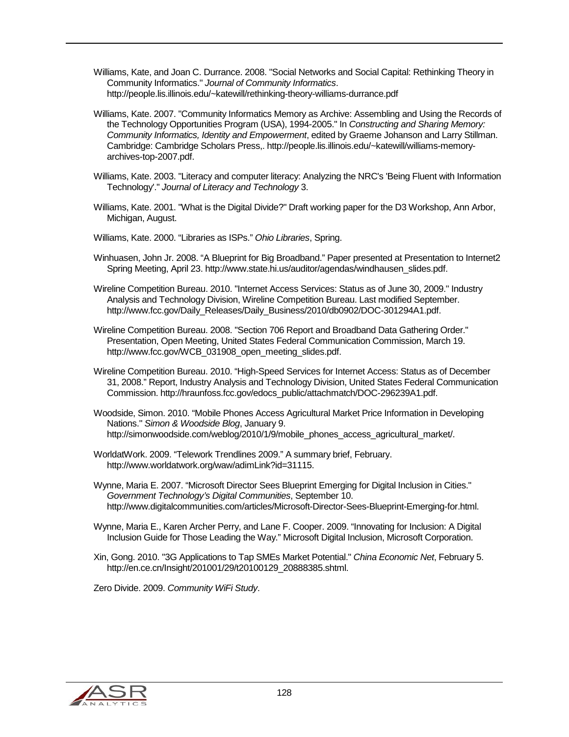Williams, Kate, and Joan C. Durrance. 2008. "Social Networks and Social Capital: Rethinking Theory in Community Informatics." *Journal of Community Informatics*. http://people.lis.illinois.edu/~katewill/rethinking-theory-williams-durrance.pdf

Williams, Kate. 2007. "Community Informatics Memory as Archive: Assembling and Using the Records of the Technology Opportunities Program (USA), 1994-2005." In *Constructing and Sharing Memory: Community Informatics, Identity and Empowerment*, edited by Graeme Johanson and Larry Stillman. Cambridge: Cambridge Scholars Press,. http://people.lis.illinois.edu/~katewill/williams-memory-archives-top-2007.pdf.

Williams, Kate. 2003. "Literacy and computer literacy: Analyzing the NRC's 'Being Fluent with Information Technology'." *Journal of Literacy and Technology* 3.

Williams, Kate. 2001. "What is the Digital Divide?" Draft working paper for the D3 Workshop, Ann Arbor, Michigan, August.

Williams, Kate. 2000. "Libraries as ISPs." *Ohio Libraries*, Spring.

Winhuasen, John Jr. 2008. "A Blueprint for Big Broadband." Paper presented at Presentation to Internet2 Spring Meeting, April 23. http://www.state.hi.us/auditor/agendas/windhausen_slides.pdf.

Wireline Competition Bureau. 2010. "Internet Access Services: Status as of June 30, 2009." Industry Analysis and Technology Division, Wireline Competition Bureau. Last modified September. http://www.fcc.gov/Daily_Releases/Daily_Business/2010/db0902/DOC-301294A1.pdf.

Wireline Competition Bureau. 2008. "Section 706 Report and Broadband Data Gathering Order." Presentation, Open Meeting, United States Federal Communication Commission, March 19. http://www.fcc.gov/WCB_031908_open_meeting_slides.pdf.

Wireline Competition Bureau. 2010. "High-Speed Services for Internet Access: Status as of December 31, 2008." Report, Industry Analysis and Technology Division, United States Federal Communication Commission. http://hraunfoss.fcc.gov/edocs_public/attachmatch/DOC-296239A1.pdf.

Woodside, Simon. 2010. "Mobile Phones Access Agricultural Market Price Information in Developing Nations." *Simon & Woodside Blog*, January 9. http://simonwoodside.com/weblog/2010/1/9/mobile_phones_access_agricultural_market/.

WorldatWork. 2009. "Telework Trendlines 2009." A summary brief, February. http://www.worldatwork.org/waw/adimLink?id=31115.

Wynne, Maria E. 2007. "Microsoft Director Sees Blueprint Emerging for Digital Inclusion in Cities." *Government Technology's Digital Communities*, September 10. http://www.digitalcommunities.com/articles/Microsoft-Director-Sees-Blueprint-Emerging-for.html.

Wynne, Maria E., Karen Archer Perry, and Lane F. Cooper. 2009. "Innovating for Inclusion: A Digital Inclusion Guide for Those Leading the Way." Microsoft Digital Inclusion, Microsoft Corporation.

Xin, Gong. 2010. "3G Applications to Tap SMEs Market Potential." *China Economic Net*, February 5. http://en.ce.cn/Insight/201001/29/t20100129_20888385.shtml.

Zero Divide. 2009. *Community WiFi Study*.